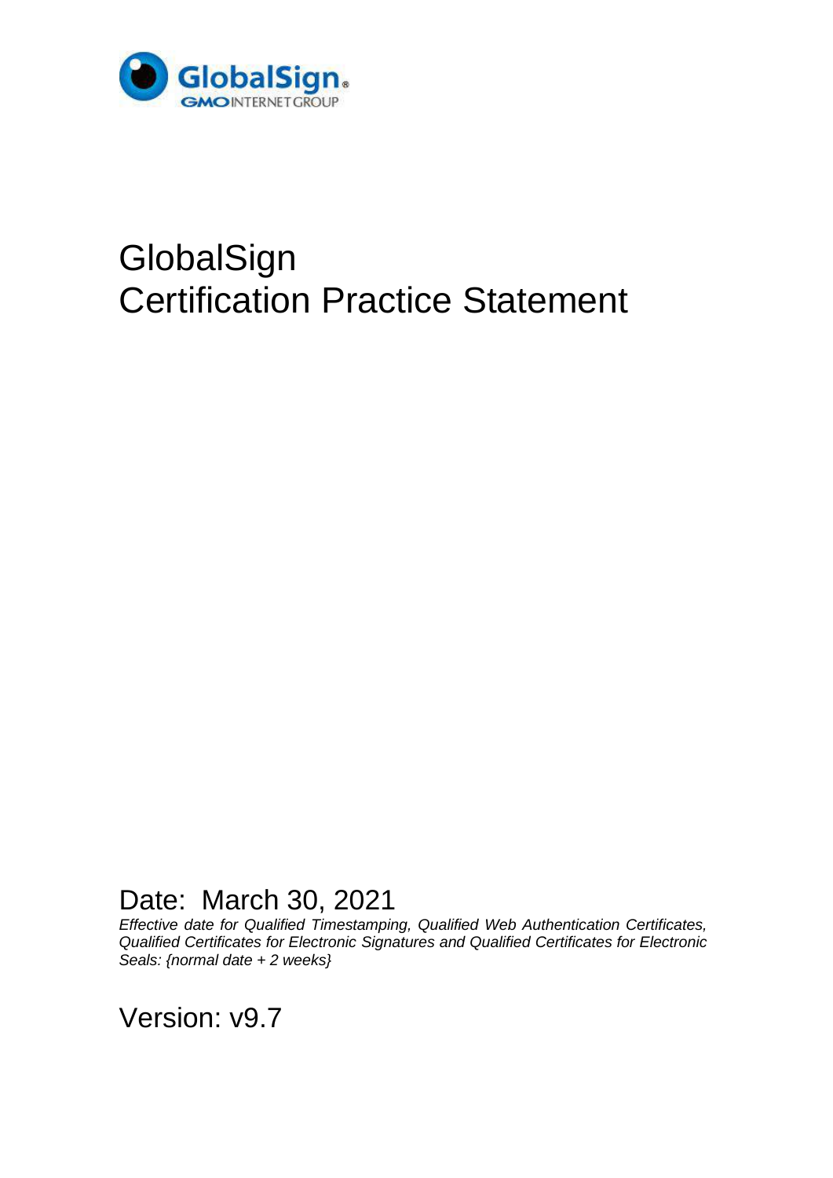GlobalSign
GMO INTERNET GROUP

# GlobalSign Certification Practice Statement

Date: March 30, 2021

*Effective date for Qualified Timestamping, Qualified Web Authentication Certificates, Qualified Certificates for Electronic Signatures and Qualified Certificates for Electronic Seals: {normal date + 2 weeks}*

Version: v9.7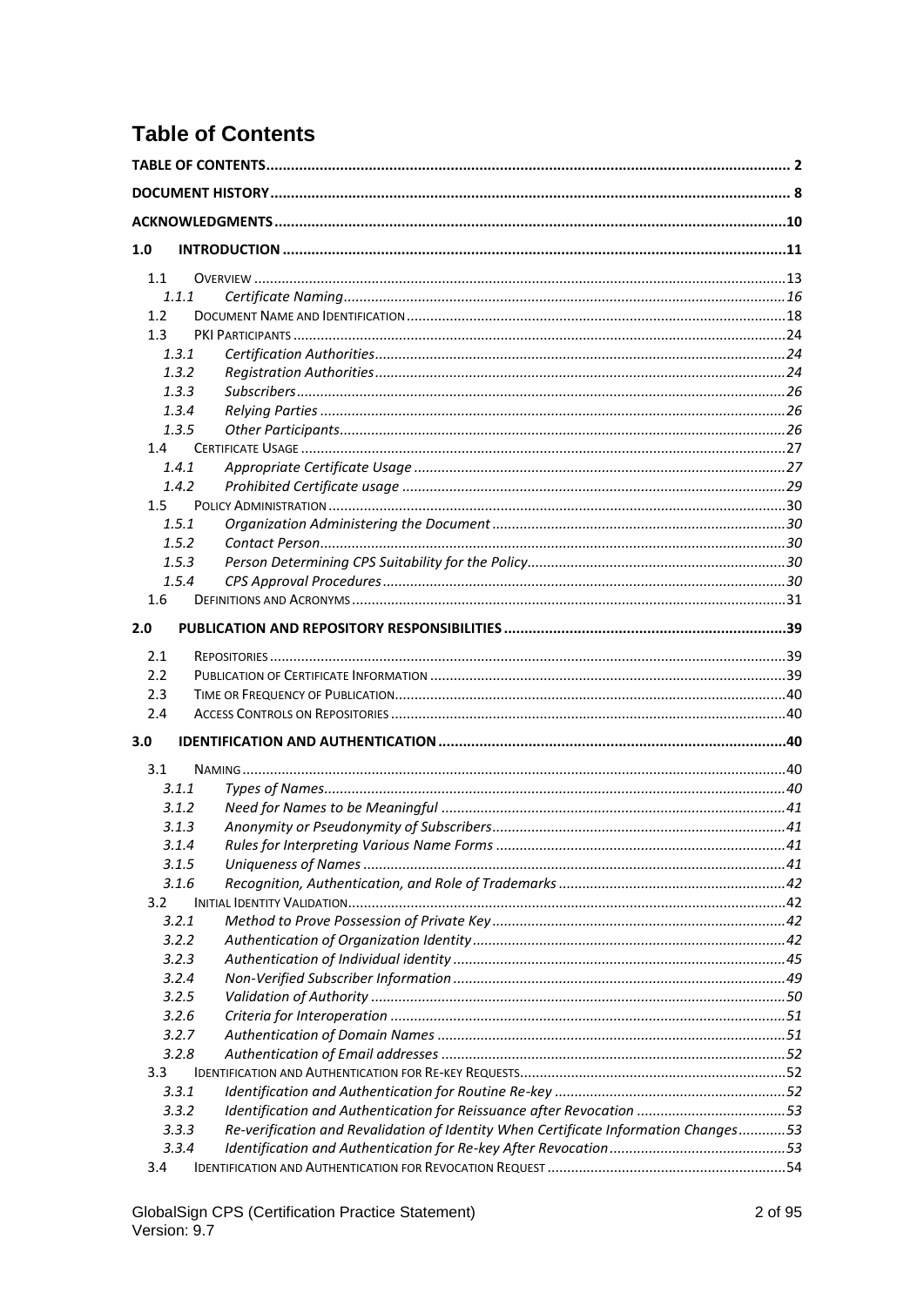# Table of Contents

TABLE OF CONTENTS ..... 2

DOCUMENT HISTORY ..... 8

ACKNOWLEDGMENTS ..... 10

1.0 INTRODUCTION ..... 11

- 1.1 OVERVIEW ..... 13
  - 1.1.1 *Certificate Naming* ..... 16
- 1.2 DOCUMENT NAME AND IDENTIFICATION ..... 18
- 1.3 PKI PARTICIPANTS ..... 24
  - 1.3.1 *Certification Authorities* ..... 24
  - 1.3.2 *Registration Authorities* ..... 24
  - 1.3.3 *Subscribers* ..... 26
  - 1.3.4 *Relying Parties* ..... 26
  - 1.3.5 *Other Participants* ..... 26
- 1.4 CERTIFICATE USAGE ..... 27
  - 1.4.1 *Appropriate Certificate Usage* ..... 27
  - 1.4.2 *Prohibited Certificate usage* ..... 29
- 1.5 POLICY ADMINISTRATION ..... 30
  - 1.5.1 *Organization Administering the Document* ..... 30
  - 1.5.2 *Contact Person* ..... 30
  - 1.5.3 *Person Determining CPS Suitability for the Policy* ..... 30
  - 1.5.4 *CPS Approval Procedures* ..... 30
- 1.6 DEFINITIONS AND ACRONYMS ..... 31

2.0 PUBLICATION AND REPOSITORY RESPONSIBILITIES ..... 39

- 2.1 REPOSITORIES ..... 39
- 2.2 PUBLICATION OF CERTIFICATE INFORMATION ..... 39
- 2.3 TIME OR FREQUENCY OF PUBLICATION ..... 40
- 2.4 ACCESS CONTROLS ON REPOSITORIES ..... 40

3.0 IDENTIFICATION AND AUTHENTICATION ..... 40

- 3.1 NAMING ..... 40
  - 3.1.1 *Types of Names* ..... 40
  - 3.1.2 *Need for Names to be Meaningful* ..... 41
  - 3.1.3 *Anonymity or Pseudonymity of Subscribers* ..... 41
  - 3.1.4 *Rules for Interpreting Various Name Forms* ..... 41
  - 3.1.5 *Uniqueness of Names* ..... 41
  - 3.1.6 *Recognition, Authentication, and Role of Trademarks* ..... 42
- 3.2 INITIAL IDENTITY VALIDATION ..... 42
  - 3.2.1 *Method to Prove Possession of Private Key* ..... 42
  - 3.2.2 *Authentication of Organization Identity* ..... 42
  - 3.2.3 *Authentication of Individual identity* ..... 45
  - 3.2.4 *Non-Verified Subscriber Information* ..... 49
  - 3.2.5 *Validation of Authority* ..... 50
  - 3.2.6 *Criteria for Interoperation* ..... 51
  - 3.2.7 *Authentication of Domain Names* ..... 51
  - 3.2.8 *Authentication of Email addresses* ..... 52
- 3.3 IDENTIFICATION AND AUTHENTICATION FOR RE-KEY REQUESTS ..... 52
  - 3.3.1 *Identification and Authentication for Routine Re-key* ..... 52
  - 3.3.2 *Identification and Authentication for Reissuance after Revocation* ..... 53
  - 3.3.3 *Re-verification and Revalidation of Identity When Certificate Information Changes* ..... 53
  - 3.3.4 *Identification and Authentication for Re-key After Revocation* ..... 53
- 3.4 IDENTIFICATION AND AUTHENTICATION FOR REVOCATION REQUEST ..... 54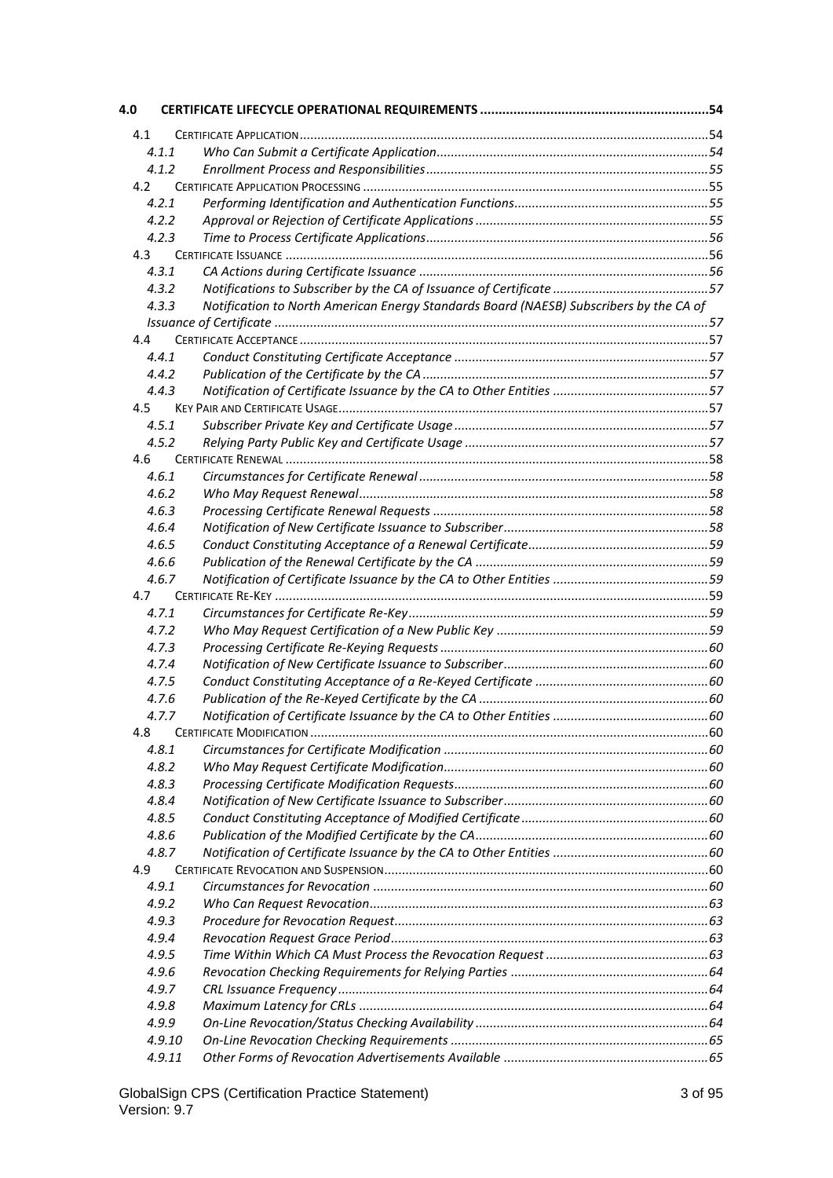4.0 CERTIFICATE LIFECYCLE OPERATIONAL REQUIREMENTS ..... 54

- 4.1 CERTIFICATE APPLICATION ..... 54
  - 4.1.1 Who Can Submit a Certificate Application ..... 54
  - 4.1.2 Enrollment Process and Responsibilities ..... 55
- 4.2 CERTIFICATE APPLICATION PROCESSING ..... 55
  - 4.2.1 Performing Identification and Authentication Functions ..... 55
  - 4.2.2 Approval or Rejection of Certificate Applications ..... 55
  - 4.2.3 Time to Process Certificate Applications ..... 56
- 4.3 CERTIFICATE ISSUANCE ..... 56
  - 4.3.1 CA Actions during Certificate Issuance ..... 56
  - 4.3.2 Notifications to Subscriber by the CA of Issuance of Certificate ..... 57
  - 4.3.3 Notification to North American Energy Standards Board (NAESB) Subscribers by the CA of Issuance of Certificate ..... 57
- 4.4 CERTIFICATE ACCEPTANCE ..... 57
  - 4.4.1 Conduct Constituting Certificate Acceptance ..... 57
  - 4.4.2 Publication of the Certificate by the CA ..... 57
  - 4.4.3 Notification of Certificate Issuance by the CA to Other Entities ..... 57
- 4.5 KEY PAIR AND CERTIFICATE USAGE ..... 57
  - 4.5.1 Subscriber Private Key and Certificate Usage ..... 57
  - 4.5.2 Relying Party Public Key and Certificate Usage ..... 57
- 4.6 CERTIFICATE RENEWAL ..... 58
  - 4.6.1 Circumstances for Certificate Renewal ..... 58
  - 4.6.2 Who May Request Renewal ..... 58
  - 4.6.3 Processing Certificate Renewal Requests ..... 58
  - 4.6.4 Notification of New Certificate Issuance to Subscriber ..... 58
  - 4.6.5 Conduct Constituting Acceptance of a Renewal Certificate ..... 59
  - 4.6.6 Publication of the Renewal Certificate by the CA ..... 59
  - 4.6.7 Notification of Certificate Issuance by the CA to Other Entities ..... 59
- 4.7 CERTIFICATE RE-KEY ..... 59
  - 4.7.1 Circumstances for Certificate Re-Key ..... 59
  - 4.7.2 Who May Request Certification of a New Public Key ..... 59
  - 4.7.3 Processing Certificate Re-Keying Requests ..... 60
  - 4.7.4 Notification of New Certificate Issuance to Subscriber ..... 60
  - 4.7.5 Conduct Constituting Acceptance of a Re-Keyed Certificate ..... 60
  - 4.7.6 Publication of the Re-Keyed Certificate by the CA ..... 60
  - 4.7.7 Notification of Certificate Issuance by the CA to Other Entities ..... 60
- 4.8 CERTIFICATE MODIFICATION ..... 60
  - 4.8.1 Circumstances for Certificate Modification ..... 60
  - 4.8.2 Who May Request Certificate Modification ..... 60
  - 4.8.3 Processing Certificate Modification Requests ..... 60
  - 4.8.4 Notification of New Certificate Issuance to Subscriber ..... 60
  - 4.8.5 Conduct Constituting Acceptance of Modified Certificate ..... 60
  - 4.8.6 Publication of the Modified Certificate by the CA ..... 60
  - 4.8.7 Notification of Certificate Issuance by the CA to Other Entities ..... 60
- 4.9 CERTIFICATE REVOCATION AND SUSPENSION ..... 60
  - 4.9.1 Circumstances for Revocation ..... 60
  - 4.9.2 Who Can Request Revocation ..... 63
  - 4.9.3 Procedure for Revocation Request ..... 63
  - 4.9.4 Revocation Request Grace Period ..... 63
  - 4.9.5 Time Within Which CA Must Process the Revocation Request ..... 63
  - 4.9.6 Revocation Checking Requirements for Relying Parties ..... 64
  - 4.9.7 CRL Issuance Frequency ..... 64
  - 4.9.8 Maximum Latency for CRLs ..... 64
  - 4.9.9 On-Line Revocation/Status Checking Availability ..... 64
  - 4.9.10 On-Line Revocation Checking Requirements ..... 65
  - 4.9.11 Other Forms of Revocation Advertisements Available ..... 65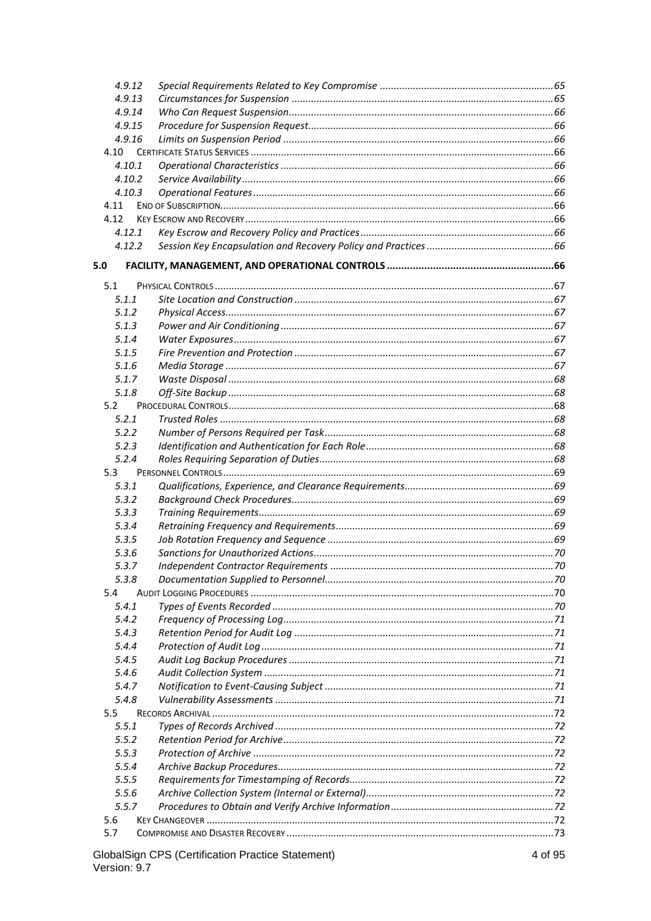4.9.12 Special Requirements Related to Key Compromise ..... 65
4.9.13 Circumstances for Suspension ..... 65
4.9.14 Who Can Request Suspension ..... 66
4.9.15 Procedure for Suspension Request ..... 66
4.9.16 Limits on Suspension Period ..... 66
4.10 CERTIFICATE STATUS SERVICES ..... 66
4.10.1 Operational Characteristics ..... 66
4.10.2 Service Availability ..... 66
4.10.3 Operational Features ..... 66
4.11 END OF SUBSCRIPTION ..... 66
4.12 KEY ESCROW AND RECOVERY ..... 66
4.12.1 Key Escrow and Recovery Policy and Practices ..... 66
4.12.2 Session Key Encapsulation and Recovery Policy and Practices ..... 66

**5.0 FACILITY, MANAGEMENT, AND OPERATIONAL CONTROLS ..... 66**

5.1 PHYSICAL CONTROLS ..... 67
5.1.1 Site Location and Construction ..... 67
5.1.2 Physical Access ..... 67
5.1.3 Power and Air Conditioning ..... 67
5.1.4 Water Exposures ..... 67
5.1.5 Fire Prevention and Protection ..... 67
5.1.6 Media Storage ..... 67
5.1.7 Waste Disposal ..... 68
5.1.8 Off-Site Backup ..... 68
5.2 PROCEDURAL CONTROLS ..... 68
5.2.1 Trusted Roles ..... 68
5.2.2 Number of Persons Required per Task ..... 68
5.2.3 Identification and Authentication for Each Role ..... 68
5.2.4 Roles Requiring Separation of Duties ..... 68
5.3 PERSONNEL CONTROLS ..... 69
5.3.1 Qualifications, Experience, and Clearance Requirements ..... 69
5.3.2 Background Check Procedures ..... 69
5.3.3 Training Requirements ..... 69
5.3.4 Retraining Frequency and Requirements ..... 69
5.3.5 Job Rotation Frequency and Sequence ..... 69
5.3.6 Sanctions for Unauthorized Actions ..... 70
5.3.7 Independent Contractor Requirements ..... 70
5.3.8 Documentation Supplied to Personnel ..... 70
5.4 AUDIT LOGGING PROCEDURES ..... 70
5.4.1 Types of Events Recorded ..... 70
5.4.2 Frequency of Processing Log ..... 71
5.4.3 Retention Period for Audit Log ..... 71
5.4.4 Protection of Audit Log ..... 71
5.4.5 Audit Log Backup Procedures ..... 71
5.4.6 Audit Collection System ..... 71
5.4.7 Notification to Event-Causing Subject ..... 71
5.4.8 Vulnerability Assessments ..... 71
5.5 RECORDS ARCHIVAL ..... 72
5.5.1 Types of Records Archived ..... 72
5.5.2 Retention Period for Archive ..... 72
5.5.3 Protection of Archive ..... 72
5.5.4 Archive Backup Procedures ..... 72
5.5.5 Requirements for Timestamping of Records ..... 72
5.5.6 Archive Collection System (Internal or External) ..... 72
5.5.7 Procedures to Obtain and Verify Archive Information ..... 72
5.6 KEY CHANGEOVER ..... 72
5.7 COMPROMISE AND DISASTER RECOVERY ..... 73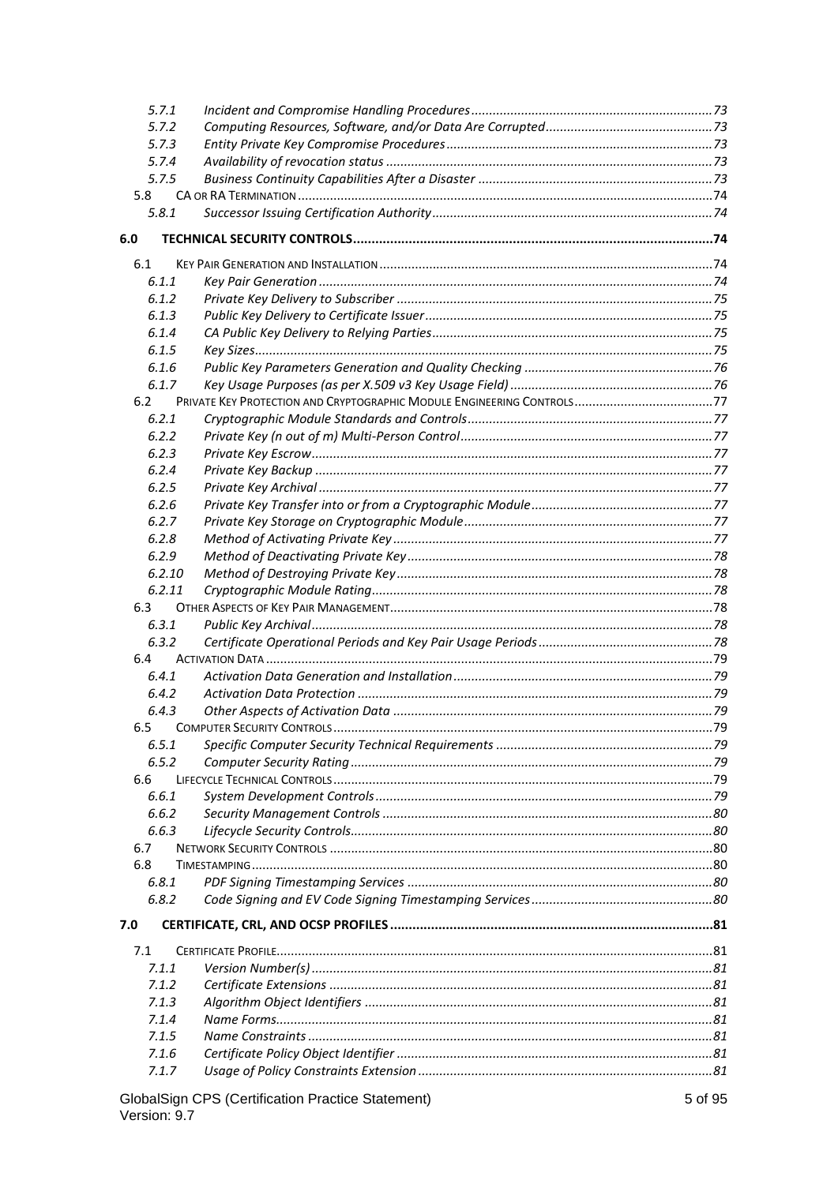| | | |
|---|---|---|
| 5.7.1 | *Incident and Compromise Handling Procedures* | *73* |
| 5.7.2 | *Computing Resources, Software, and/or Data Are Corrupted* | *73* |
| 5.7.3 | *Entity Private Key Compromise Procedures* | *73* |
| 5.7.4 | *Availability of revocation status* | *73* |
| 5.7.5 | *Business Continuity Capabilities After a Disaster* | *73* |
| 5.8 | CA OR RA TERMINATION | 74 |
| 5.8.1 | *Successor Issuing Certification Authority* | *74* |
| **6.0** | **TECHNICAL SECURITY CONTROLS** | **74** |
| 6.1 | KEY PAIR GENERATION AND INSTALLATION | 74 |
| 6.1.1 | *Key Pair Generation* | *74* |
| 6.1.2 | *Private Key Delivery to Subscriber* | *75* |
| 6.1.3 | *Public Key Delivery to Certificate Issuer* | *75* |
| 6.1.4 | *CA Public Key Delivery to Relying Parties* | *75* |
| 6.1.5 | *Key Sizes* | *75* |
| 6.1.6 | *Public Key Parameters Generation and Quality Checking* | *76* |
| 6.1.7 | *Key Usage Purposes (as per X.509 v3 Key Usage Field)* | *76* |
| 6.2 | PRIVATE KEY PROTECTION AND CRYPTOGRAPHIC MODULE ENGINEERING CONTROLS | 77 |
| 6.2.1 | *Cryptographic Module Standards and Controls* | *77* |
| 6.2.2 | *Private Key (n out of m) Multi-Person Control* | *77* |
| 6.2.3 | *Private Key Escrow* | *77* |
| 6.2.4 | *Private Key Backup* | *77* |
| 6.2.5 | *Private Key Archival* | *77* |
| 6.2.6 | *Private Key Transfer into or from a Cryptographic Module* | *77* |
| 6.2.7 | *Private Key Storage on Cryptographic Module* | *77* |
| 6.2.8 | *Method of Activating Private Key* | *77* |
| 6.2.9 | *Method of Deactivating Private Key* | *78* |
| 6.2.10 | *Method of Destroying Private Key* | *78* |
| 6.2.11 | *Cryptographic Module Rating* | *78* |
| 6.3 | OTHER ASPECTS OF KEY PAIR MANAGEMENT | 78 |
| 6.3.1 | *Public Key Archival* | *78* |
| 6.3.2 | *Certificate Operational Periods and Key Pair Usage Periods* | *78* |
| 6.4 | ACTIVATION DATA | 79 |
| 6.4.1 | *Activation Data Generation and Installation* | *79* |
| 6.4.2 | *Activation Data Protection* | *79* |
| 6.4.3 | *Other Aspects of Activation Data* | *79* |
| 6.5 | COMPUTER SECURITY CONTROLS | 79 |
| 6.5.1 | *Specific Computer Security Technical Requirements* | *79* |
| 6.5.2 | *Computer Security Rating* | *79* |
| 6.6 | LIFECYCLE TECHNICAL CONTROLS | 79 |
| 6.6.1 | *System Development Controls* | *79* |
| 6.6.2 | *Security Management Controls* | *80* |
| 6.6.3 | *Lifecycle Security Controls* | *80* |
| 6.7 | NETWORK SECURITY CONTROLS | 80 |
| 6.8 | TIMESTAMPING | 80 |
| 6.8.1 | *PDF Signing Timestamping Services* | *80* |
| 6.8.2 | *Code Signing and EV Code Signing Timestamping Services* | *80* |
| **7.0** | **CERTIFICATE, CRL, AND OCSP PROFILES** | **81** |
| 7.1 | CERTIFICATE PROFILE | 81 |
| 7.1.1 | *Version Number(s)* | *81* |
| 7.1.2 | *Certificate Extensions* | *81* |
| 7.1.3 | *Algorithm Object Identifiers* | *81* |
| 7.1.4 | *Name Forms* | *81* |
| 7.1.5 | *Name Constraints* | *81* |
| 7.1.6 | *Certificate Policy Object Identifier* | *81* |
| 7.1.7 | *Usage of Policy Constraints Extension* | *81* |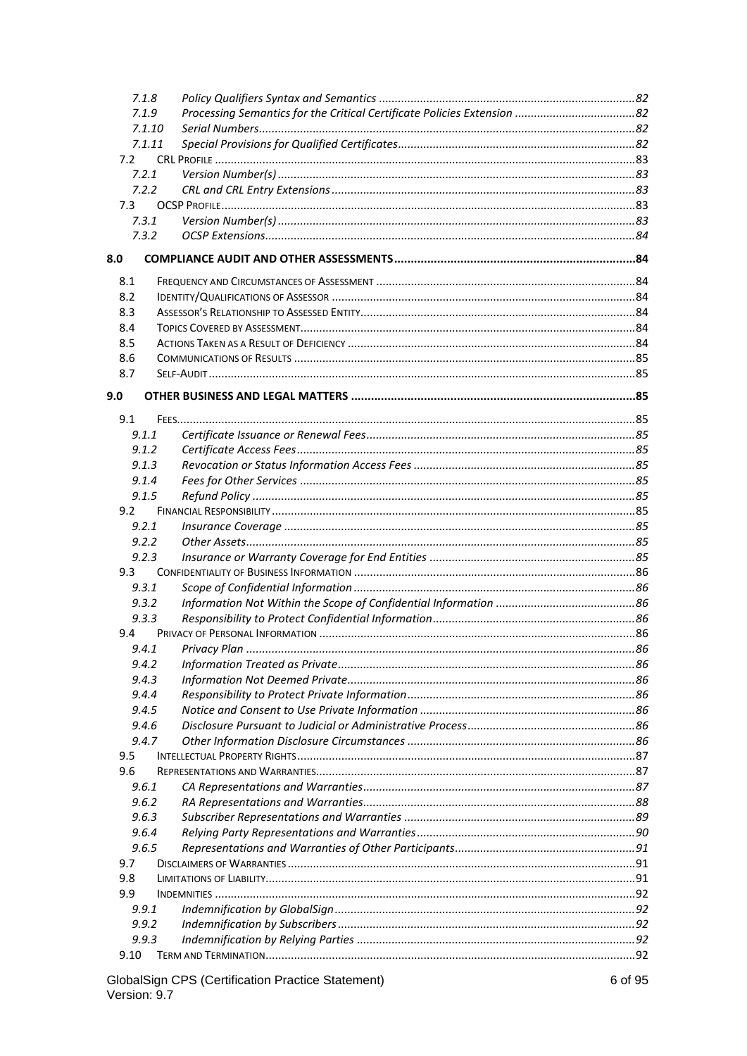7.1.8 Policy Qualifiers Syntax and Semantics ....................................................................................82
7.1.9 Processing Semantics for the Critical Certificate Policies Extension ......................................82
7.1.10 Serial Numbers.......................................................................................................................82
7.1.11 Special Provisions for Qualified Certificates...........................................................................82
7.2 CRL PROFILE ....................................................................................................................................83
7.2.1 Version Number(s) ..................................................................................................................83
7.2.2 CRL and CRL Entry Extensions ...............................................................................................83
7.3 OCSP PROFILE...................................................................................................................................83
7.3.1 Version Number(s) ..................................................................................................................83
7.3.2 OCSP Extensions.....................................................................................................................84

**8.0 COMPLIANCE AUDIT AND OTHER ASSESSMENTS..........................................................................84**

8.1 FREQUENCY AND CIRCUMSTANCES OF ASSESSMENT ..................................................................................84
8.2 IDENTITY/QUALIFICATIONS OF ASSESSOR ................................................................................................84
8.3 ASSESSOR'S RELATIONSHIP TO ASSESSED ENTITY.......................................................................................84
8.4 TOPICS COVERED BY ASSESSMENT..........................................................................................................84
8.5 ACTIONS TAKEN AS A RESULT OF DEFICIENCY ...........................................................................................84
8.6 COMMUNICATIONS OF RESULTS ............................................................................................................85
8.7 SELF-AUDIT .......................................................................................................................................85

**9.0 OTHER BUSINESS AND LEGAL MATTERS ......................................................................................85**

9.1 FEES.................................................................................................................................................85
9.1.1 Certificate Issuance or Renewal Fees.....................................................................................85
9.1.2 Certificate Access Fees...........................................................................................................85
9.1.3 Revocation or Status Information Access Fees ......................................................................85
9.1.4 Fees for Other Services ..........................................................................................................85
9.1.5 Refund Policy .........................................................................................................................85
9.2 FINANCIAL RESPONSIBILITY ...................................................................................................................85
9.2.1 Insurance Coverage ...............................................................................................................85
9.2.2 Other Assets...........................................................................................................................85
9.2.3 Insurance or Warranty Coverage for End Entities .................................................................85
9.3 CONFIDENTIALITY OF BUSINESS INFORMATION .........................................................................................86
9.3.1 Scope of Confidential Information .........................................................................................86
9.3.2 Information Not Within the Scope of Confidential Information ............................................86
9.3.3 Responsibility to Protect Confidential Information................................................................86
9.4 PRIVACY OF PERSONAL INFORMATION ....................................................................................................86
9.4.1 Privacy Plan ...........................................................................................................................86
9.4.2 Information Treated as Private..............................................................................................86
9.4.3 Information Not Deemed Private...........................................................................................86
9.4.4 Responsibility to Protect Private Information........................................................................86
9.4.5 Notice and Consent to Use Private Information ....................................................................86
9.4.6 Disclosure Pursuant to Judicial or Administrative Process.....................................................86
9.4.7 Other Information Disclosure Circumstances ........................................................................86
9.5 INTELLECTUAL PROPERTY RIGHTS...........................................................................................................87
9.6 REPRESENTATIONS AND WARRANTIES.....................................................................................................87
9.6.1 CA Representations and Warranties......................................................................................87
9.6.2 RA Representations and Warranties......................................................................................88
9.6.3 Subscriber Representations and Warranties .........................................................................89
9.6.4 Relying Party Representations and Warranties.....................................................................90
9.6.5 Representations and Warranties of Other Participants.........................................................91
9.7 DISCLAIMERS OF WARRANTIES ..............................................................................................................91
9.8 LIMITATIONS OF LIABILITY.....................................................................................................................91
9.9 INDEMNITIES .....................................................................................................................................92
9.9.1 Indemnification by GlobalSign...............................................................................................92
9.9.2 Indemnification by Subscribers ..............................................................................................92
9.9.3 Indemnification by Relying Parties ........................................................................................92
9.10 TERM AND TERMINATION.....................................................................................................................92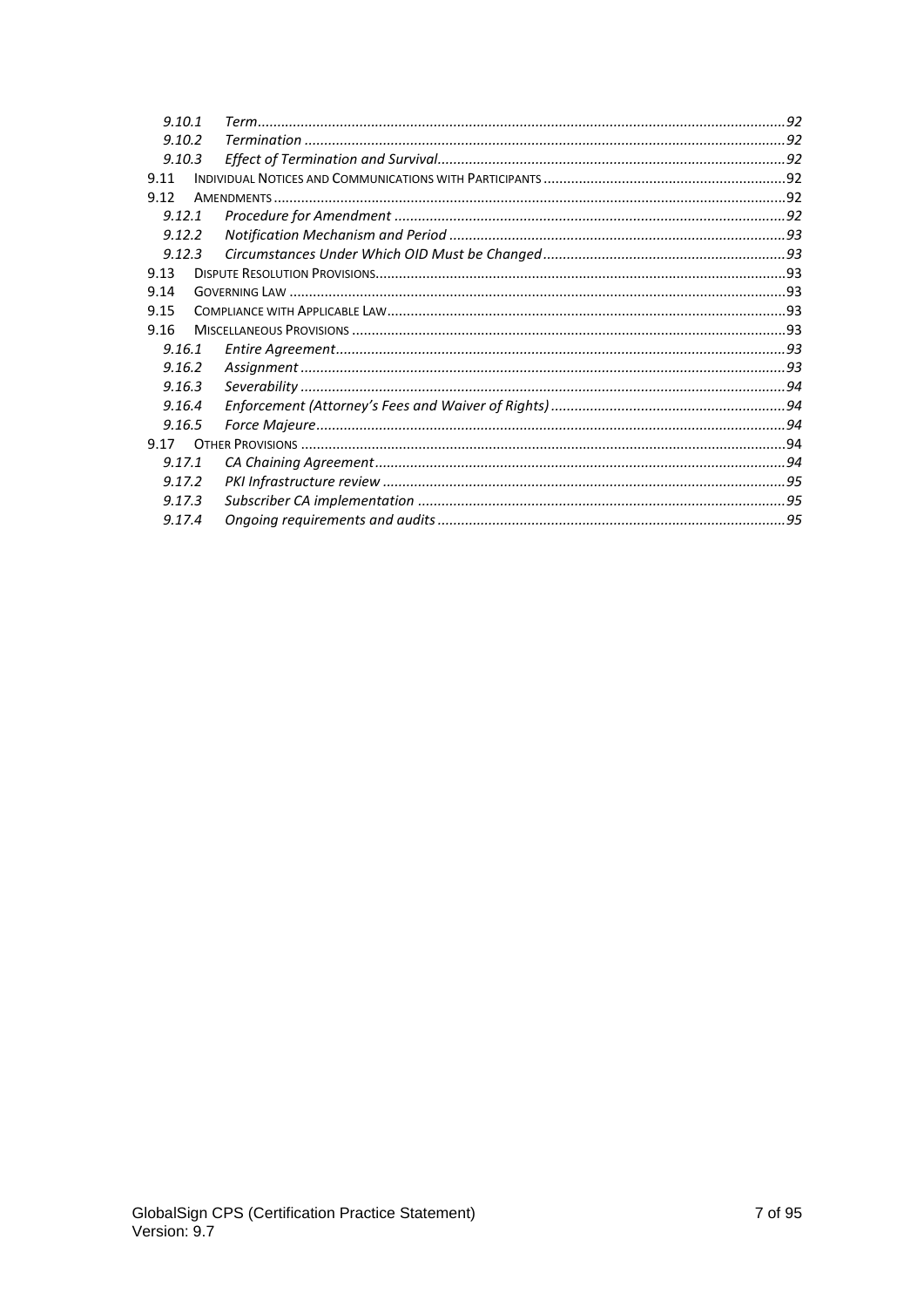- 9.10.1 *Term* ... 92
- 9.10.2 *Termination* ... 92
- 9.10.3 *Effect of Termination and Survival* ... 92
- 9.11 INDIVIDUAL NOTICES AND COMMUNICATIONS WITH PARTICIPANTS ... 92
- 9.12 AMENDMENTS ... 92
- 9.12.1 *Procedure for Amendment* ... 92
- 9.12.2 *Notification Mechanism and Period* ... 93
- 9.12.3 *Circumstances Under Which OID Must be Changed* ... 93
- 9.13 DISPUTE RESOLUTION PROVISIONS ... 93
- 9.14 GOVERNING LAW ... 93
- 9.15 COMPLIANCE WITH APPLICABLE LAW ... 93
- 9.16 MISCELLANEOUS PROVISIONS ... 93
- 9.16.1 *Entire Agreement* ... 93
- 9.16.2 *Assignment* ... 93
- 9.16.3 *Severability* ... 94
- 9.16.4 *Enforcement (Attorney's Fees and Waiver of Rights)* ... 94
- 9.16.5 *Force Majeure* ... 94
- 9.17 OTHER PROVISIONS ... 94
- 9.17.1 *CA Chaining Agreement* ... 94
- 9.17.2 *PKI Infrastructure review* ... 95
- 9.17.3 *Subscriber CA implementation* ... 95
- 9.17.4 *Ongoing requirements and audits* ... 95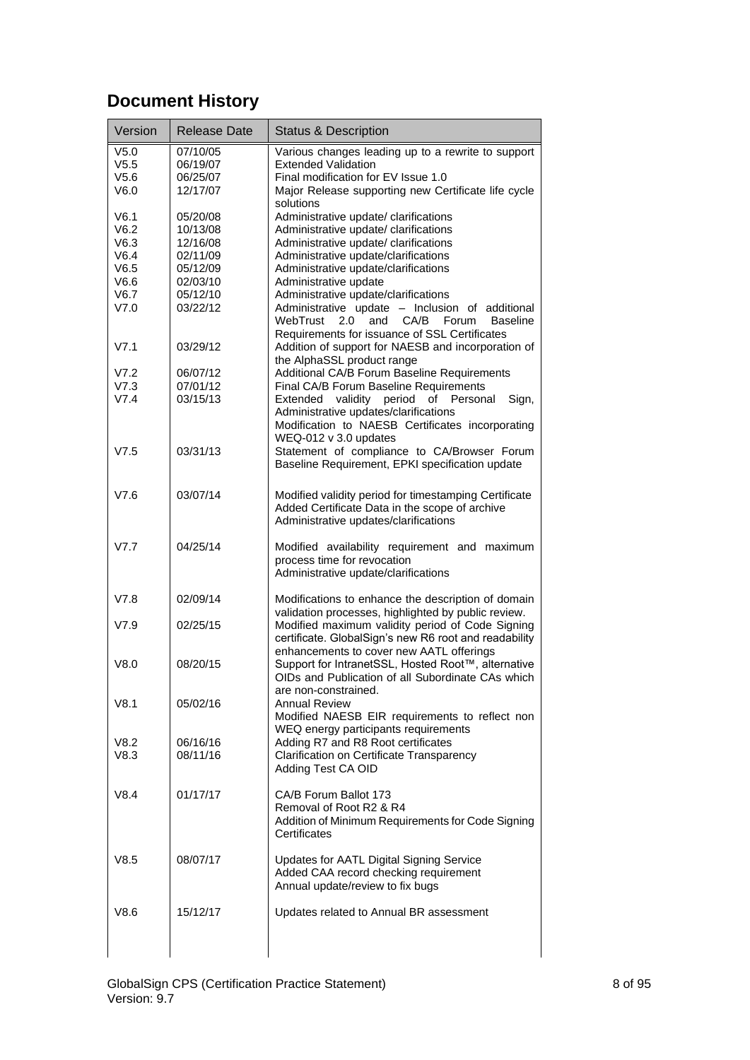# Document History

| Version | Release Date | Status & Description |
|---|---|---|
| V5.0 | 07/10/05 | Various changes leading up to a rewrite to support |
| V5.5 | 06/19/07 | Extended Validation |
| V5.6 | 06/25/07 | Final modification for EV Issue 1.0 |
| V6.0 | 12/17/07 | Major Release supporting new Certificate life cycle solutions |
| V6.1 | 05/20/08 | Administrative update/ clarifications |
| V6.2 | 10/13/08 | Administrative update/ clarifications |
| V6.3 | 12/16/08 | Administrative update/ clarifications |
| V6.4 | 02/11/09 | Administrative update/clarifications |
| V6.5 | 05/12/09 | Administrative update/clarifications |
| V6.6 | 02/03/10 | Administrative update |
| V6.7 | 05/12/10 | Administrative update/clarifications |
| V7.0 | 03/22/12 | Administrative update – Inclusion of additional WebTrust 2.0 and CA/B Forum Baseline Requirements for issuance of SSL Certificates |
| V7.1 | 03/29/12 | Addition of support for NAESB and incorporation of the AlphaSSL product range |
| V7.2 | 06/07/12 | Additional CA/B Forum Baseline Requirements |
| V7.3 | 07/01/12 | Final CA/B Forum Baseline Requirements |
| V7.4 | 03/15/13 | Extended validity period of Personal Sign, Administrative updates/clarifications<br>Modification to NAESB Certificates incorporating WEQ-012 v 3.0 updates |
| V7.5 | 03/31/13 | Statement of compliance to CA/Browser Forum Baseline Requirement, EPKI specification update |
| V7.6 | 03/07/14 | Modified validity period for timestamping Certificate<br>Added Certificate Data in the scope of archive<br>Administrative updates/clarifications |
| V7.7 | 04/25/14 | Modified availability requirement and maximum process time for revocation<br>Administrative update/clarifications |
| V7.8 | 02/09/14 | Modifications to enhance the description of domain validation processes, highlighted by public review. |
| V7.9 | 02/25/15 | Modified maximum validity period of Code Signing certificate. GlobalSign's new R6 root and readability enhancements to cover new AATL offerings |
| V8.0 | 08/20/15 | Support for IntranetSSL, Hosted Root™, alternative OIDs and Publication of all Subordinate CAs which are non-constrained. |
| V8.1 | 05/02/16 | Annual Review<br>Modified NAESB EIR requirements to reflect non WEQ energy participants requirements |
| V8.2 | 06/16/16 | Adding R7 and R8 Root certificates |
| V8.3 | 08/11/16 | Clarification on Certificate Transparency<br>Adding Test CA OID |
| V8.4 | 01/17/17 | CA/B Forum Ballot 173<br>Removal of Root R2 & R4<br>Addition of Minimum Requirements for Code Signing Certificates |
| V8.5 | 08/07/17 | Updates for AATL Digital Signing Service<br>Added CAA record checking requirement<br>Annual update/review to fix bugs |
| V8.6 | 15/12/17 | Updates related to Annual BR assessment |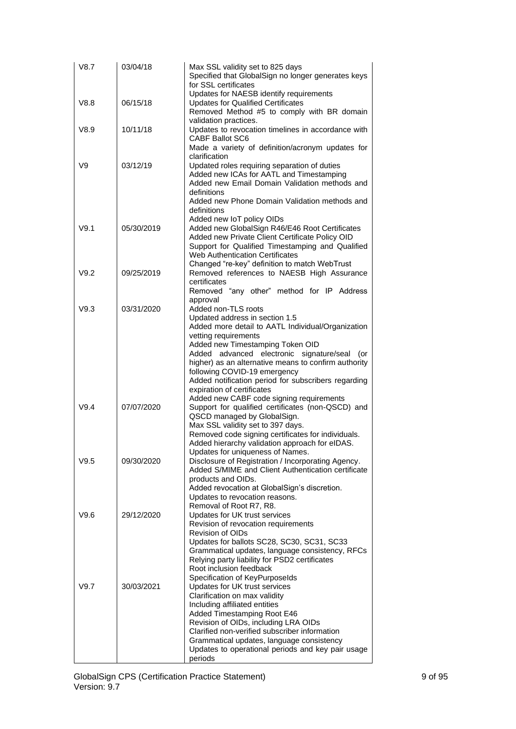| | | |
|---|---|---|
| V8.7 | 03/04/18 | Max SSL validity set to 825 days<br>Specified that GlobalSign no longer generates keys for SSL certificates<br>Updates for NAESB identify requirements |
| V8.8 | 06/15/18 | Updates for Qualified Certificates<br>Removed Method #5 to comply with BR domain validation practices. |
| V8.9 | 10/11/18 | Updates to revocation timelines in accordance with CABF Ballot SC6<br>Made a variety of definition/acronym updates for clarification |
| V9 | 03/12/19 | Updated roles requiring separation of duties<br>Added new ICAs for AATL and Timestamping<br>Added new Email Domain Validation methods and definitions<br>Added new Phone Domain Validation methods and definitions<br>Added new IoT policy OIDs |
| V9.1 | 05/30/2019 | Added new GlobalSign R46/E46 Root Certificates<br>Added new Private Client Certificate Policy OID<br>Support for Qualified Timestamping and Qualified Web Authentication Certificates<br>Changed "re-key" definition to match WebTrust |
| V9.2 | 09/25/2019 | Removed references to NAESB High Assurance certificates<br>Removed "any other" method for IP Address approval |
| V9.3 | 03/31/2020 | Added non-TLS roots<br>Updated address in section 1.5<br>Added more detail to AATL Individual/Organization vetting requirements<br>Added new Timestamping Token OID<br>Added advanced electronic signature/seal (or higher) as an alternative means to confirm authority following COVID-19 emergency<br>Added notification period for subscribers regarding expiration of certificates<br>Added new CABF code signing requirements |
| V9.4 | 07/07/2020 | Support for qualified certificates (non-QSCD) and QSCD managed by GlobalSign.<br>Max SSL validity set to 397 days.<br>Removed code signing certificates for individuals.<br>Added hierarchy validation approach for eIDAS.<br>Updates for uniqueness of Names. |
| V9.5 | 09/30/2020 | Disclosure of Registration / Incorporating Agency.<br>Added S/MIME and Client Authentication certificate products and OIDs.<br>Added revocation at GlobalSign's discretion.<br>Updates to revocation reasons.<br>Removal of Root R7, R8. |
| V9.6 | 29/12/2020 | Updates for UK trust services<br>Revision of revocation requirements<br>Revision of OIDs<br>Updates for ballots SC28, SC30, SC31, SC33<br>Grammatical updates, language consistency, RFCs<br>Relying party liability for PSD2 certificates<br>Root inclusion feedback<br>Specification of KeyPurposeIds |
| V9.7 | 30/03/2021 | Updates for UK trust services<br>Clarification on max validity<br>Including affiliated entities<br>Added Timestamping Root E46<br>Revision of OIDs, including LRA OIDs<br>Clarified non-verified subscriber information<br>Grammatical updates, language consistency<br>Updates to operational periods and key pair usage periods |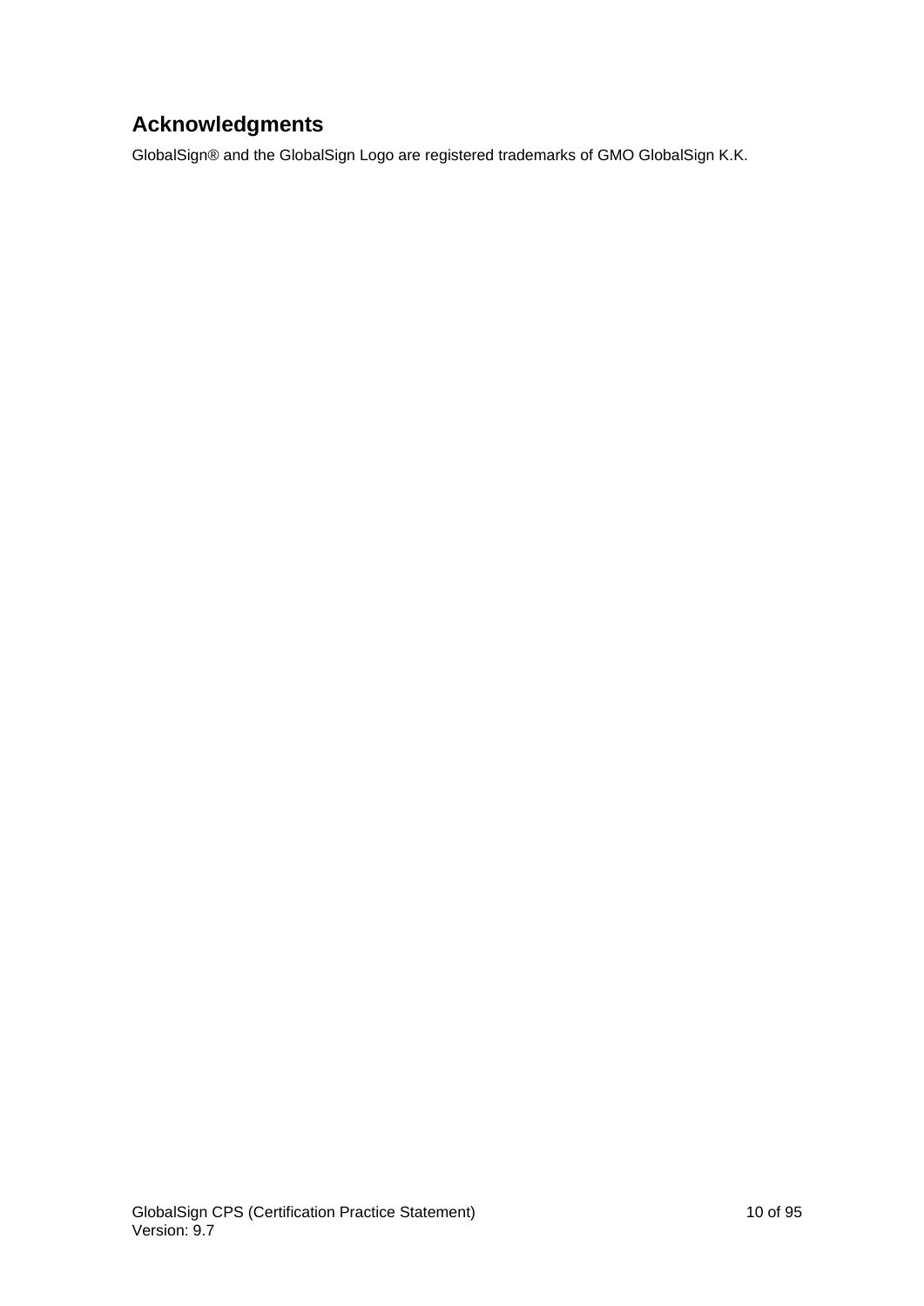## Acknowledgments

GlobalSign® and the GlobalSign Logo are registered trademarks of GMO GlobalSign K.K.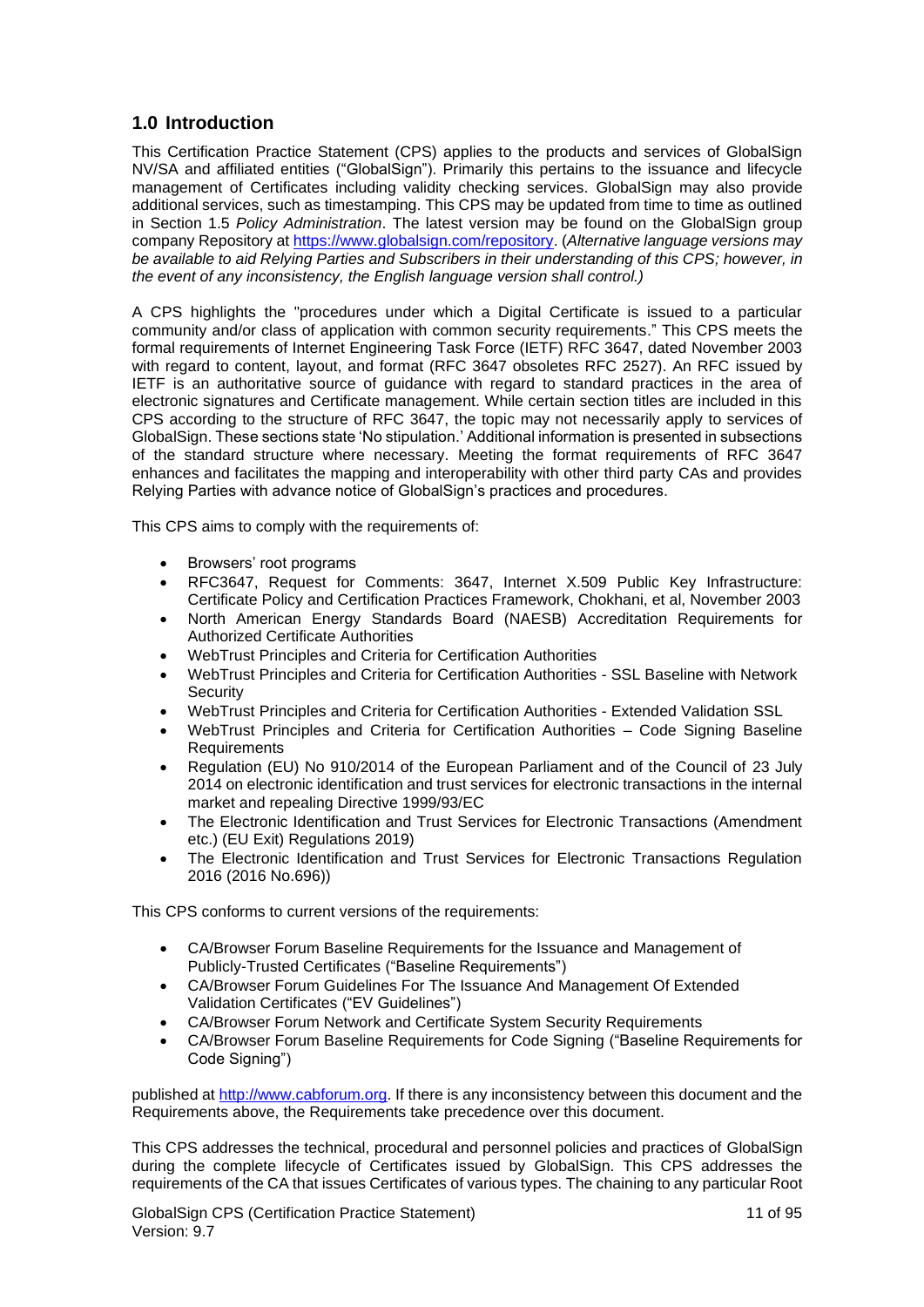## 1.0 Introduction

This Certification Practice Statement (CPS) applies to the products and services of GlobalSign NV/SA and affiliated entities ("GlobalSign"). Primarily this pertains to the issuance and lifecycle management of Certificates including validity checking services. GlobalSign may also provide additional services, such as timestamping. This CPS may be updated from time to time as outlined in Section 1.5 *Policy Administration*. The latest version may be found on the GlobalSign group company Repository at https://www.globalsign.com/repository. (*Alternative language versions may be available to aid Relying Parties and Subscribers in their understanding of this CPS; however, in the event of any inconsistency, the English language version shall control.)*

A CPS highlights the "procedures under which a Digital Certificate is issued to a particular community and/or class of application with common security requirements." This CPS meets the formal requirements of Internet Engineering Task Force (IETF) RFC 3647, dated November 2003 with regard to content, layout, and format (RFC 3647 obsoletes RFC 2527). An RFC issued by IETF is an authoritative source of guidance with regard to standard practices in the area of electronic signatures and Certificate management. While certain section titles are included in this CPS according to the structure of RFC 3647, the topic may not necessarily apply to services of GlobalSign. These sections state 'No stipulation.' Additional information is presented in subsections of the standard structure where necessary. Meeting the format requirements of RFC 3647 enhances and facilitates the mapping and interoperability with other third party CAs and provides Relying Parties with advance notice of GlobalSign's practices and procedures.

This CPS aims to comply with the requirements of:

- Browsers' root programs
- RFC3647, Request for Comments: 3647, Internet X.509 Public Key Infrastructure: Certificate Policy and Certification Practices Framework, Chokhani, et al, November 2003
- North American Energy Standards Board (NAESB) Accreditation Requirements for Authorized Certificate Authorities
- WebTrust Principles and Criteria for Certification Authorities
- WebTrust Principles and Criteria for Certification Authorities - SSL Baseline with Network Security
- WebTrust Principles and Criteria for Certification Authorities - Extended Validation SSL
- WebTrust Principles and Criteria for Certification Authorities – Code Signing Baseline Requirements
- Regulation (EU) No 910/2014 of the European Parliament and of the Council of 23 July 2014 on electronic identification and trust services for electronic transactions in the internal market and repealing Directive 1999/93/EC
- The Electronic Identification and Trust Services for Electronic Transactions (Amendment etc.) (EU Exit) Regulations 2019)
- The Electronic Identification and Trust Services for Electronic Transactions Regulation 2016 (2016 No.696))

This CPS conforms to current versions of the requirements:

- CA/Browser Forum Baseline Requirements for the Issuance and Management of Publicly-Trusted Certificates ("Baseline Requirements")
- CA/Browser Forum Guidelines For The Issuance And Management Of Extended Validation Certificates ("EV Guidelines")
- CA/Browser Forum Network and Certificate System Security Requirements
- CA/Browser Forum Baseline Requirements for Code Signing ("Baseline Requirements for Code Signing")

published at http://www.cabforum.org. If there is any inconsistency between this document and the Requirements above, the Requirements take precedence over this document.

This CPS addresses the technical, procedural and personnel policies and practices of GlobalSign during the complete lifecycle of Certificates issued by GlobalSign. This CPS addresses the requirements of the CA that issues Certificates of various types. The chaining to any particular Root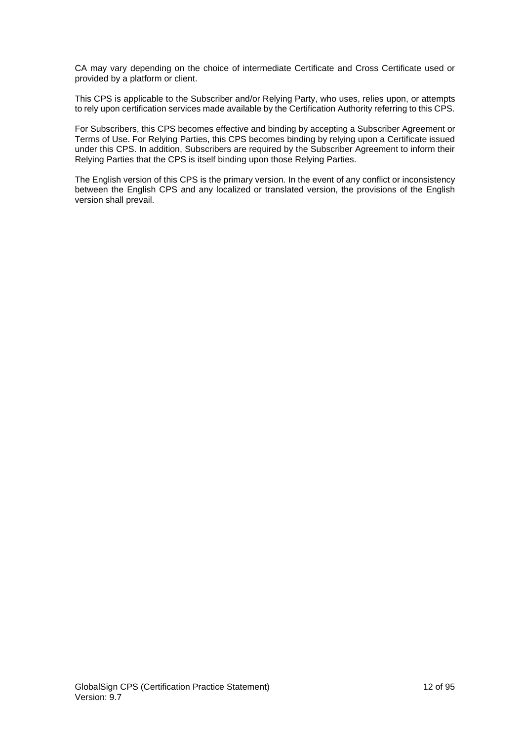CA may vary depending on the choice of intermediate Certificate and Cross Certificate used or provided by a platform or client.

This CPS is applicable to the Subscriber and/or Relying Party, who uses, relies upon, or attempts to rely upon certification services made available by the Certification Authority referring to this CPS.

For Subscribers, this CPS becomes effective and binding by accepting a Subscriber Agreement or Terms of Use. For Relying Parties, this CPS becomes binding by relying upon a Certificate issued under this CPS. In addition, Subscribers are required by the Subscriber Agreement to inform their Relying Parties that the CPS is itself binding upon those Relying Parties.

The English version of this CPS is the primary version. In the event of any conflict or inconsistency between the English CPS and any localized or translated version, the provisions of the English version shall prevail.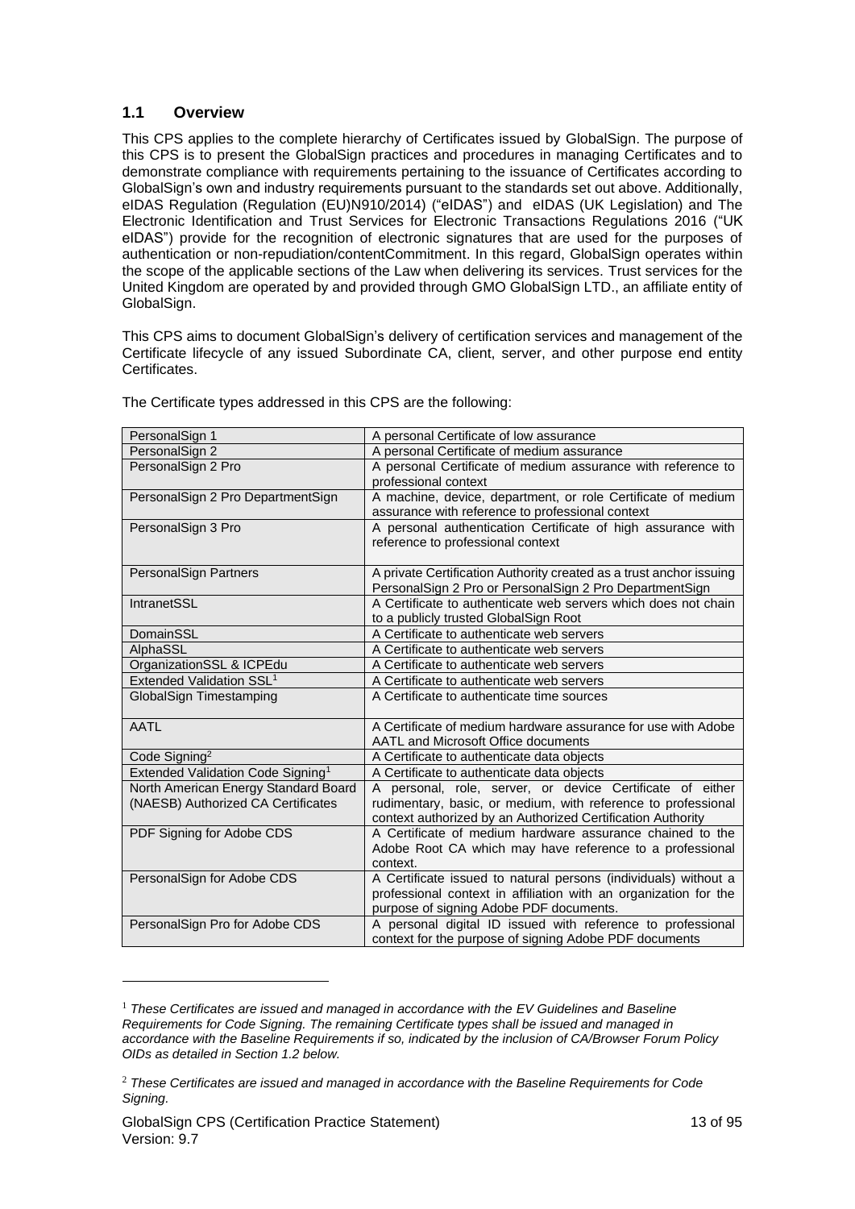## 1.1 Overview

This CPS applies to the complete hierarchy of Certificates issued by GlobalSign. The purpose of this CPS is to present the GlobalSign practices and procedures in managing Certificates and to demonstrate compliance with requirements pertaining to the issuance of Certificates according to GlobalSign's own and industry requirements pursuant to the standards set out above. Additionally, eIDAS Regulation (Regulation (EU)N910/2014) ("eIDAS") and eIDAS (UK Legislation) and The Electronic Identification and Trust Services for Electronic Transactions Regulations 2016 ("UK eIDAS") provide for the recognition of electronic signatures that are used for the purposes of authentication or non-repudiation/contentCommitment. In this regard, GlobalSign operates within the scope of the applicable sections of the Law when delivering its services. Trust services for the United Kingdom are operated by and provided through GMO GlobalSign LTD., an affiliate entity of GlobalSign.

This CPS aims to document GlobalSign's delivery of certification services and management of the Certificate lifecycle of any issued Subordinate CA, client, server, and other purpose end entity Certificates.

The Certificate types addressed in this CPS are the following:

| Certificate Type | Description |
|---|---|
| PersonalSign 1 | A personal Certificate of low assurance |
| PersonalSign 2 | A personal Certificate of medium assurance |
| PersonalSign 2 Pro | A personal Certificate of medium assurance with reference to professional context |
| PersonalSign 2 Pro DepartmentSign | A machine, device, department, or role Certificate of medium assurance with reference to professional context |
| PersonalSign 3 Pro | A personal authentication Certificate of high assurance with reference to professional context |
| PersonalSign Partners | A private Certification Authority created as a trust anchor issuing PersonalSign 2 Pro or PersonalSign 2 Pro DepartmentSign |
| IntranetSSL | A Certificate to authenticate web servers which does not chain to a publicly trusted GlobalSign Root |
| DomainSSL | A Certificate to authenticate web servers |
| AlphaSSL | A Certificate to authenticate web servers |
| OrganizationSSL & ICPEdu | A Certificate to authenticate web servers |
| Extended Validation SSL[1] | A Certificate to authenticate web servers |
| GlobalSign Timestamping | A Certificate to authenticate time sources |
| AATL | A Certificate of medium hardware assurance for use with Adobe AATL and Microsoft Office documents |
| Code Signing[2] | A Certificate to authenticate data objects |
| Extended Validation Code Signing[1] | A Certificate to authenticate data objects |
| North American Energy Standard Board (NAESB) Authorized CA Certificates | A personal, role, server, or device Certificate of either rudimentary, basic, or medium, with reference to professional context authorized by an Authorized Certification Authority |
| PDF Signing for Adobe CDS | A Certificate of medium hardware assurance chained to the Adobe Root CA which may have reference to a professional context. |
| PersonalSign for Adobe CDS | A Certificate issued to natural persons (individuals) without a professional context in affiliation with an organization for the purpose of signing Adobe PDF documents. |
| PersonalSign Pro for Adobe CDS | A personal digital ID issued with reference to professional context for the purpose of signing Adobe PDF documents |

[1] *These Certificates are issued and managed in accordance with the EV Guidelines and Baseline Requirements for Code Signing. The remaining Certificate types shall be issued and managed in accordance with the Baseline Requirements if so, indicated by the inclusion of CA/Browser Forum Policy OIDs as detailed in Section 1.2 below.*

[2] *These Certificates are issued and managed in accordance with the Baseline Requirements for Code Signing.*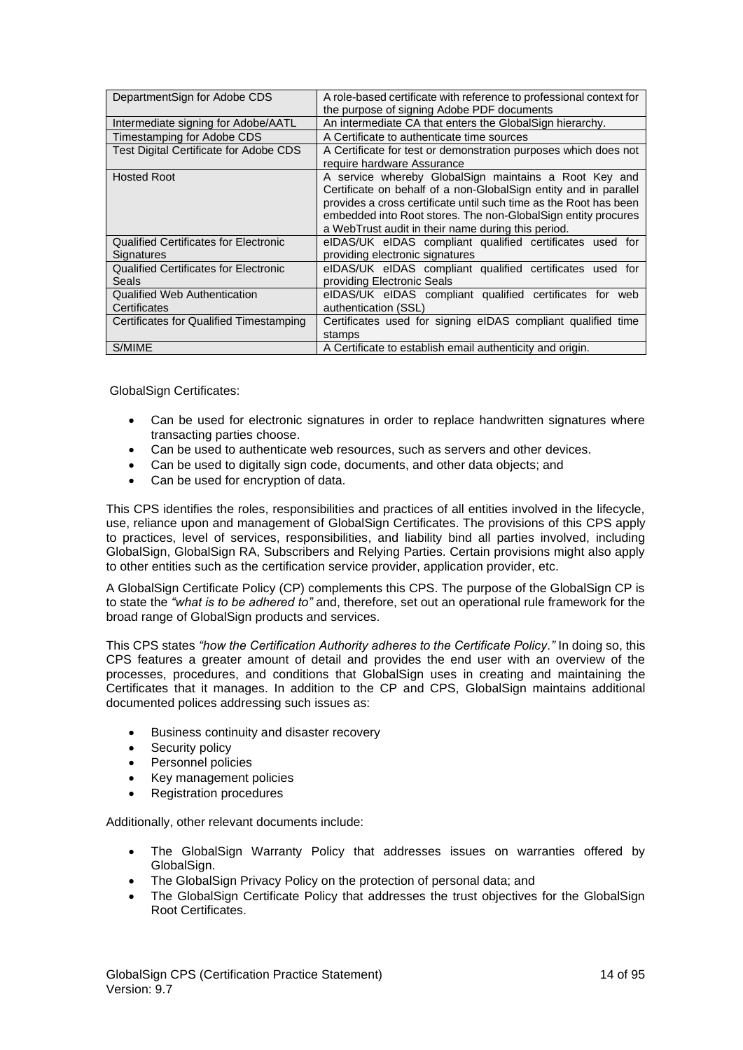| | |
|---|---|
| DepartmentSign for Adobe CDS | A role-based certificate with reference to professional context for the purpose of signing Adobe PDF documents |
| Intermediate signing for Adobe/AATL | An intermediate CA that enters the GlobalSign hierarchy. |
| Timestamping for Adobe CDS | A Certificate to authenticate time sources |
| Test Digital Certificate for Adobe CDS | A Certificate for test or demonstration purposes which does not require hardware Assurance |
| Hosted Root | A service whereby GlobalSign maintains a Root Key and Certificate on behalf of a non-GlobalSign entity and in parallel provides a cross certificate until such time as the Root has been embedded into Root stores. The non-GlobalSign entity procures a WebTrust audit in their name during this period. |
| Qualified Certificates for Electronic Signatures | eIDAS/UK eIDAS compliant qualified certificates used for providing electronic signatures |
| Qualified Certificates for Electronic Seals | eIDAS/UK eIDAS compliant qualified certificates used for providing Electronic Seals |
| Qualified Web Authentication Certificates | eIDAS/UK eIDAS compliant qualified certificates for web authentication (SSL) |
| Certificates for Qualified Timestamping | Certificates used for signing eIDAS compliant qualified time stamps |
| S/MIME | A Certificate to establish email authenticity and origin. |

GlobalSign Certificates:

- Can be used for electronic signatures in order to replace handwritten signatures where transacting parties choose.
- Can be used to authenticate web resources, such as servers and other devices.
- Can be used to digitally sign code, documents, and other data objects; and
- Can be used for encryption of data.

This CPS identifies the roles, responsibilities and practices of all entities involved in the lifecycle, use, reliance upon and management of GlobalSign Certificates. The provisions of this CPS apply to practices, level of services, responsibilities, and liability bind all parties involved, including GlobalSign, GlobalSign RA, Subscribers and Relying Parties. Certain provisions might also apply to other entities such as the certification service provider, application provider, etc.

A GlobalSign Certificate Policy (CP) complements this CPS. The purpose of the GlobalSign CP is to state the *"what is to be adhered to"* and, therefore, set out an operational rule framework for the broad range of GlobalSign products and services.

This CPS states *"how the Certification Authority adheres to the Certificate Policy."* In doing so, this CPS features a greater amount of detail and provides the end user with an overview of the processes, procedures, and conditions that GlobalSign uses in creating and maintaining the Certificates that it manages. In addition to the CP and CPS, GlobalSign maintains additional documented polices addressing such issues as:

- Business continuity and disaster recovery
- Security policy
- Personnel policies
- Key management policies
- Registration procedures

Additionally, other relevant documents include:

- The GlobalSign Warranty Policy that addresses issues on warranties offered by GlobalSign.
- The GlobalSign Privacy Policy on the protection of personal data; and
- The GlobalSign Certificate Policy that addresses the trust objectives for the GlobalSign Root Certificates.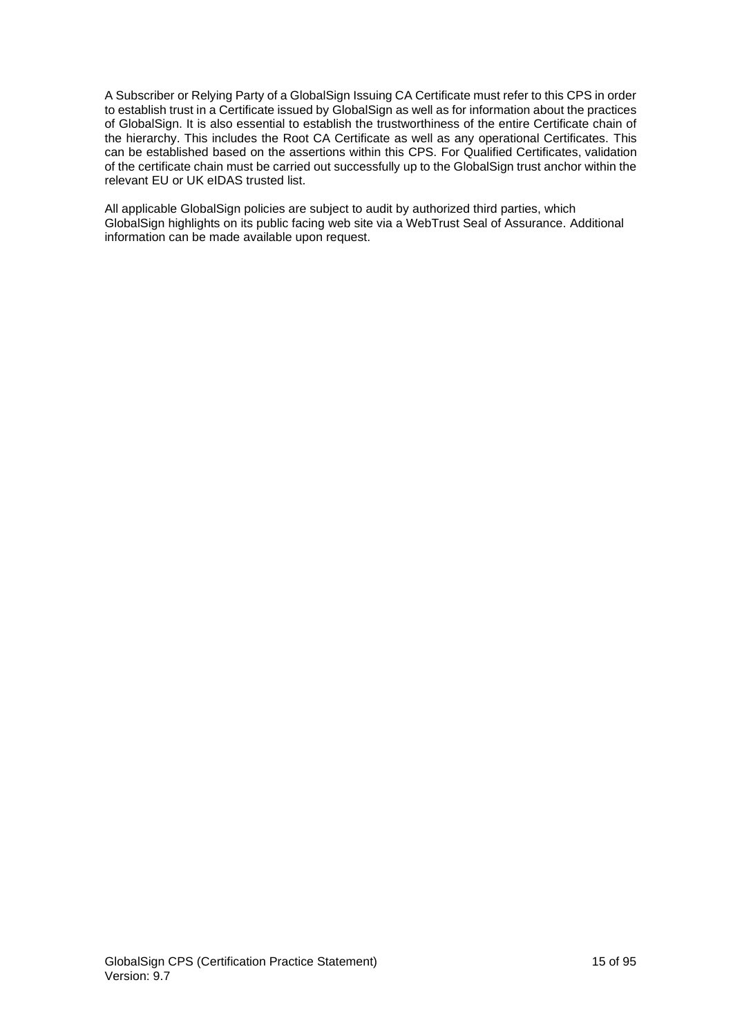A Subscriber or Relying Party of a GlobalSign Issuing CA Certificate must refer to this CPS in order to establish trust in a Certificate issued by GlobalSign as well as for information about the practices of GlobalSign. It is also essential to establish the trustworthiness of the entire Certificate chain of the hierarchy. This includes the Root CA Certificate as well as any operational Certificates. This can be established based on the assertions within this CPS. For Qualified Certificates, validation of the certificate chain must be carried out successfully up to the GlobalSign trust anchor within the relevant EU or UK eIDAS trusted list.

All applicable GlobalSign policies are subject to audit by authorized third parties, which GlobalSign highlights on its public facing web site via a WebTrust Seal of Assurance. Additional information can be made available upon request.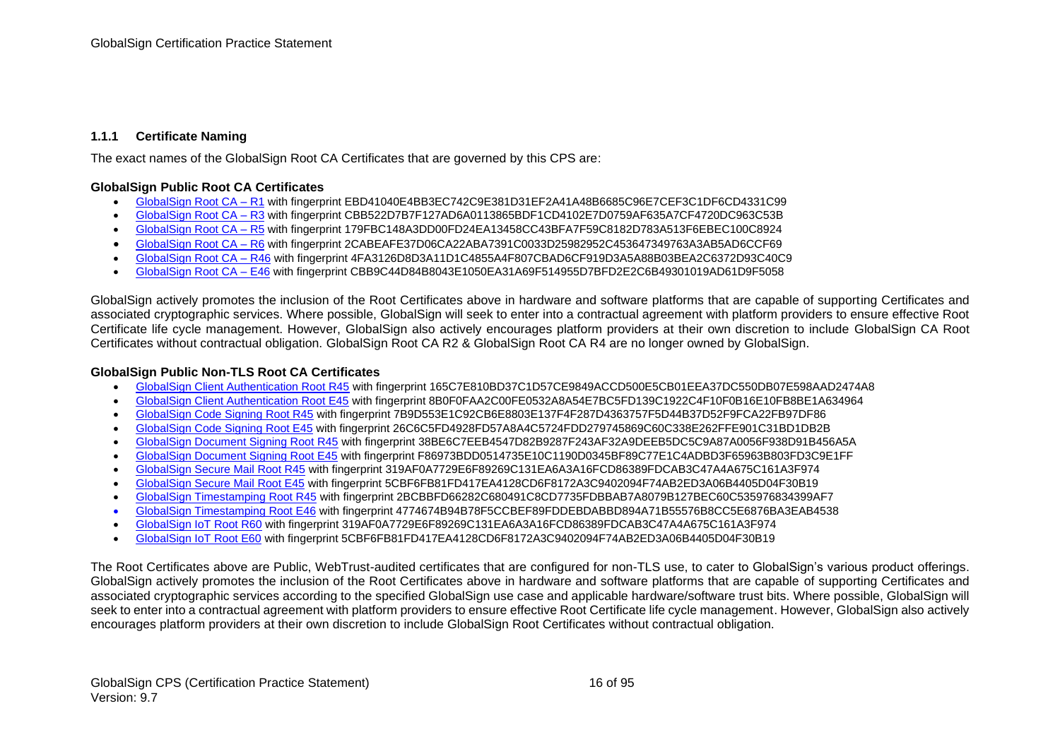### 1.1.1 Certificate Naming

The exact names of the GlobalSign Root CA Certificates that are governed by this CPS are:

**GlobalSign Public Root CA Certificates**

- GlobalSign Root CA – R1 with fingerprint EBD41040E4BB3EC742C9E381D31EF2A41A48B6685C96E7CEF3C1DF6CD4331C99
- GlobalSign Root CA – R3 with fingerprint CBB522D7B7F127AD6A0113865BDF1CD4102E7D0759AF635A7CF4720DC963C53B
- GlobalSign Root CA – R5 with fingerprint 179FBC148A3DD00FD24EA13458CC43BFA7F59C8182D783A513F6EBEC100C8924
- GlobalSign Root CA – R6 with fingerprint 2CABEAFE37D06CA22ABA7391C0033D25982952C453647349763A3AB5AD6CCF69
- GlobalSign Root CA – R46 with fingerprint 4FA3126D8D3A11D1C4855A4F807CBAD6CF919D3A5A88B03BEA2C6372D93C40C9
- GlobalSign Root CA – E46 with fingerprint CBB9C44D84B8043E1050EA31A69F514955D7BFD2E2C6B49301019AD61D9F5058

GlobalSign actively promotes the inclusion of the Root Certificates above in hardware and software platforms that are capable of supporting Certificates and associated cryptographic services. Where possible, GlobalSign will seek to enter into a contractual agreement with platform providers to ensure effective Root Certificate life cycle management. However, GlobalSign also actively encourages platform providers at their own discretion to include GlobalSign CA Root Certificates without contractual obligation. GlobalSign Root CA R2 & GlobalSign Root CA R4 are no longer owned by GlobalSign.

**GlobalSign Public Non-TLS Root CA Certificates**

- GlobalSign Client Authentication Root R45 with fingerprint 165C7E810BD37C1D57CE9849ACCD500E5CB01EEA37DC550DB07E598AAD2474A8
- GlobalSign Client Authentication Root E45 with fingerprint 8B0F0FAA2C00FE0532A8A54E7BC5FD139C1922C4F10F0B16E10FB8BE1A634964
- GlobalSign Code Signing Root R45 with fingerprint 7B9D553E1C92CB6E8803E137F4F287D4363757F5D44B37D52F9FCA22FB97DF86
- GlobalSign Code Signing Root E45 with fingerprint 26C6C5FD4928FD57A8A4C5724FDD279745869C60C338E262FFE901C31BD1DB2B
- GlobalSign Document Signing Root R45 with fingerprint 38BE6C7EEB4547D82B9287F243AF32A9DEEB5DC5C9A87A0056F938D91B456A5A
- GlobalSign Document Signing Root E45 with fingerprint F86973BDD0514735E10C1190D0345BF89C77E1C4ADBD3F65963B803FD3C9E1FF
- GlobalSign Secure Mail Root R45 with fingerprint 319AF0A7729E6F89269C131EA6A3A16FCD86389FDCAB3C47A4A675C161A3F974
- GlobalSign Secure Mail Root E45 with fingerprint 5CBF6FB81FD417EA4128CD6F8172A3C9402094F74AB2ED3A06B4405D04F30B19
- GlobalSign Timestamping Root R45 with fingerprint 2BCBBFD66282C680491C8CD7735FDBBAB7A8079B127BEC60C535976834399AF7
- GlobalSign Timestamping Root E46 with fingerprint 4774674B94B78F5CCBEF89FDDEBDABBD894A71B55576B8CC5E6876BA3EAB4538
- GlobalSign IoT Root R60 with fingerprint 319AF0A7729E6F89269C131EA6A3A16FCD86389FDCAB3C47A4A675C161A3F974
- GlobalSign IoT Root E60 with fingerprint 5CBF6FB81FD417EA4128CD6F8172A3C9402094F74AB2ED3A06B4405D04F30B19

The Root Certificates above are Public, WebTrust-audited certificates that are configured for non-TLS use, to cater to GlobalSign's various product offerings. GlobalSign actively promotes the inclusion of the Root Certificates above in hardware and software platforms that are capable of supporting Certificates and associated cryptographic services according to the specified GlobalSign use case and applicable hardware/software trust bits. Where possible, GlobalSign will seek to enter into a contractual agreement with platform providers to ensure effective Root Certificate life cycle management. However, GlobalSign also actively encourages platform providers at their own discretion to include GlobalSign Root Certificates without contractual obligation.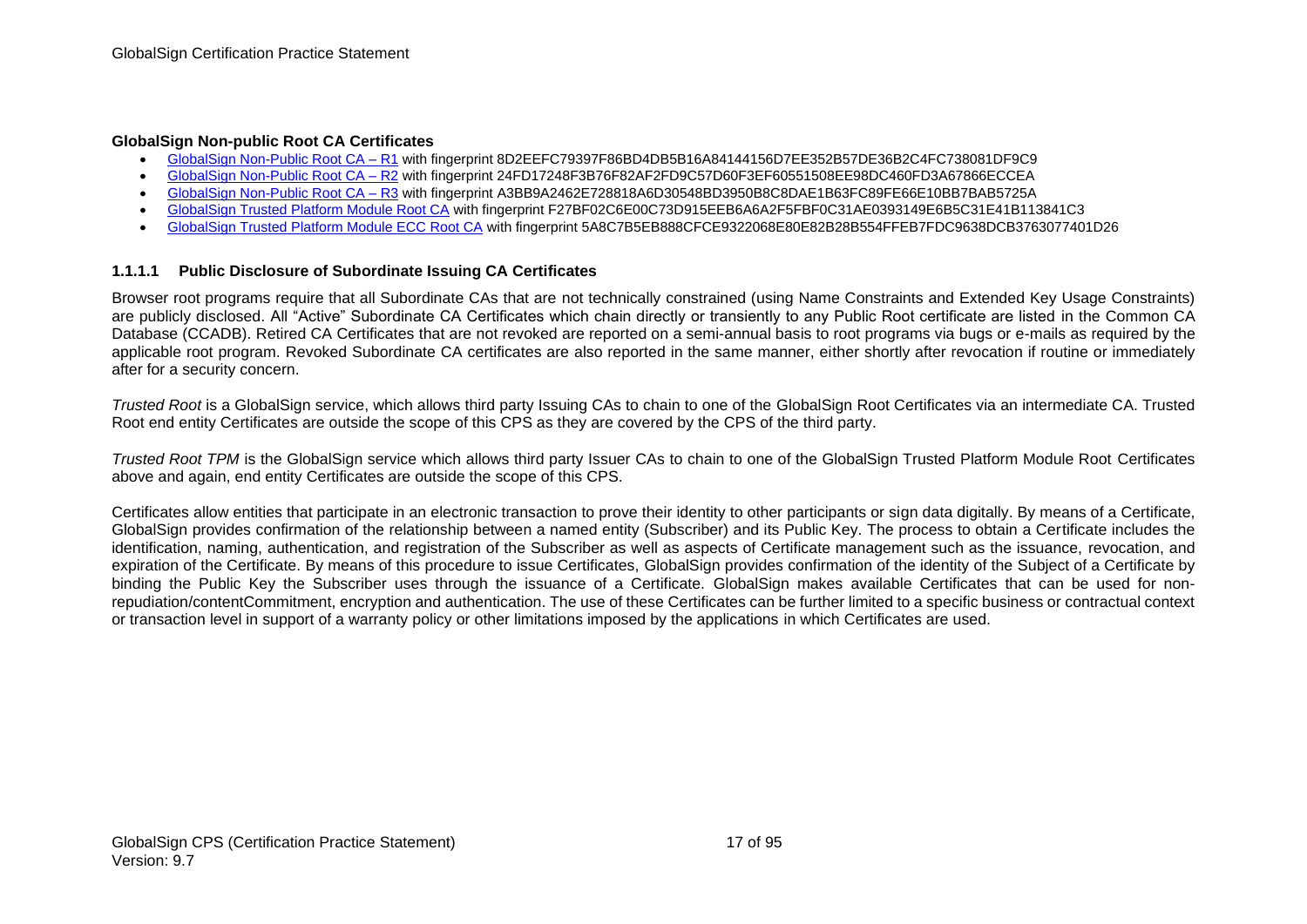**GlobalSign Non-public Root CA Certificates**

- GlobalSign Non-Public Root CA – R1 with fingerprint 8D2EEFC79397F86BD4DB5B16A84144156D7EE352B57DE36B2C4FC738081DF9C9
- GlobalSign Non-Public Root CA – R2 with fingerprint 24FD17248F3B76F82AF2FD9C57D60F3EF60551508EE98DC460FD3A67866ECCEA
- GlobalSign Non-Public Root CA – R3 with fingerprint A3BB9A2462E728818A6D30548BD3950B8C8DAE1B63FC89FE66E10BB7BAB5725A
- GlobalSign Trusted Platform Module Root CA with fingerprint F27BF02C6E00C73D915EEB6A6A2F5FBF0C31AE0393149E6B5C31E41B113841C3
- GlobalSign Trusted Platform Module ECC Root CA with fingerprint 5A8C7B5EB888CFCE9322068E80E82B28B554FFEB7FDC9638DCB3763077401D26

#### 1.1.1.1 Public Disclosure of Subordinate Issuing CA Certificates

Browser root programs require that all Subordinate CAs that are not technically constrained (using Name Constraints and Extended Key Usage Constraints) are publicly disclosed. All "Active" Subordinate CA Certificates which chain directly or transiently to any Public Root certificate are listed in the Common CA Database (CCADB). Retired CA Certificates that are not revoked are reported on a semi-annual basis to root programs via bugs or e-mails as required by the applicable root program. Revoked Subordinate CA certificates are also reported in the same manner, either shortly after revocation if routine or immediately after for a security concern.

*Trusted Root* is a GlobalSign service, which allows third party Issuing CAs to chain to one of the GlobalSign Root Certificates via an intermediate CA. Trusted Root end entity Certificates are outside the scope of this CPS as they are covered by the CPS of the third party.

*Trusted Root TPM* is the GlobalSign service which allows third party Issuer CAs to chain to one of the GlobalSign Trusted Platform Module Root Certificates above and again, end entity Certificates are outside the scope of this CPS.

Certificates allow entities that participate in an electronic transaction to prove their identity to other participants or sign data digitally. By means of a Certificate, GlobalSign provides confirmation of the relationship between a named entity (Subscriber) and its Public Key. The process to obtain a Certificate includes the identification, naming, authentication, and registration of the Subscriber as well as aspects of Certificate management such as the issuance, revocation, and expiration of the Certificate. By means of this procedure to issue Certificates, GlobalSign provides confirmation of the identity of the Subject of a Certificate by binding the Public Key the Subscriber uses through the issuance of a Certificate. GlobalSign makes available Certificates that can be used for non-repudiation/contentCommitment, encryption and authentication. The use of these Certificates can be further limited to a specific business or contractual context or transaction level in support of a warranty policy or other limitations imposed by the applications in which Certificates are used.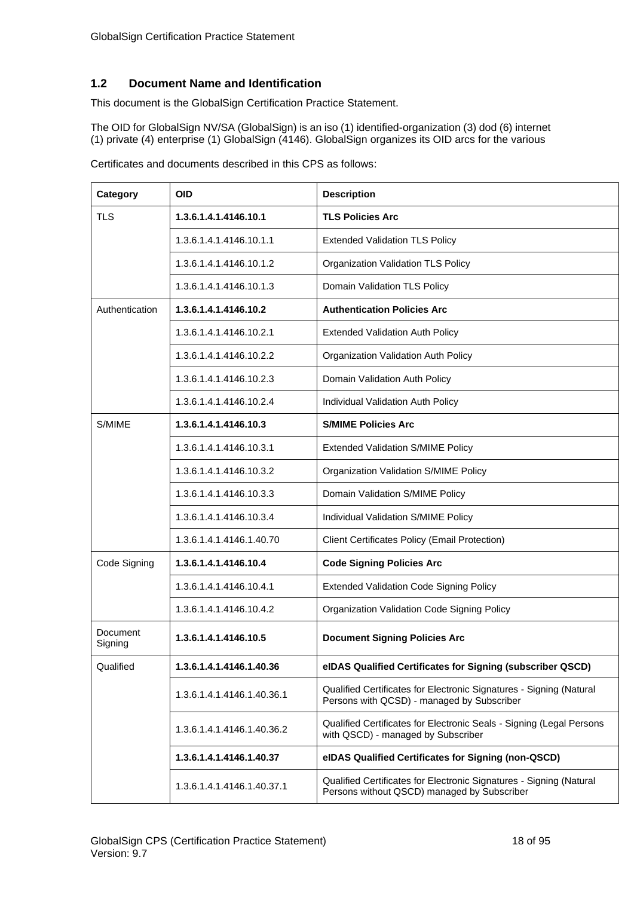## 1.2 Document Name and Identification

This document is the GlobalSign Certification Practice Statement.

The OID for GlobalSign NV/SA (GlobalSign) is an iso (1) identified-organization (3) dod (6) internet (1) private (4) enterprise (1) GlobalSign (4146). GlobalSign organizes its OID arcs for the various

Certificates and documents described in this CPS as follows:

| Category | OID | Description |
|---|---|---|
| TLS | **1.3.6.1.4.1.4146.10.1** | **TLS Policies Arc** |
| | 1.3.6.1.4.1.4146.10.1.1 | Extended Validation TLS Policy |
| | 1.3.6.1.4.1.4146.10.1.2 | Organization Validation TLS Policy |
| | 1.3.6.1.4.1.4146.10.1.3 | Domain Validation TLS Policy |
| Authentication | **1.3.6.1.4.1.4146.10.2** | **Authentication Policies Arc** |
| | 1.3.6.1.4.1.4146.10.2.1 | Extended Validation Auth Policy |
| | 1.3.6.1.4.1.4146.10.2.2 | Organization Validation Auth Policy |
| | 1.3.6.1.4.1.4146.10.2.3 | Domain Validation Auth Policy |
| | 1.3.6.1.4.1.4146.10.2.4 | Individual Validation Auth Policy |
| S/MIME | **1.3.6.1.4.1.4146.10.3** | **S/MIME Policies Arc** |
| | 1.3.6.1.4.1.4146.10.3.1 | Extended Validation S/MIME Policy |
| | 1.3.6.1.4.1.4146.10.3.2 | Organization Validation S/MIME Policy |
| | 1.3.6.1.4.1.4146.10.3.3 | Domain Validation S/MIME Policy |
| | 1.3.6.1.4.1.4146.10.3.4 | Individual Validation S/MIME Policy |
| | 1.3.6.1.4.1.4146.1.40.70 | Client Certificates Policy (Email Protection) |
| Code Signing | **1.3.6.1.4.1.4146.10.4** | **Code Signing Policies Arc** |
| | 1.3.6.1.4.1.4146.10.4.1 | Extended Validation Code Signing Policy |
| | 1.3.6.1.4.1.4146.10.4.2 | Organization Validation Code Signing Policy |
| Document Signing | **1.3.6.1.4.1.4146.10.5** | **Document Signing Policies Arc** |
| Qualified | **1.3.6.1.4.1.4146.1.40.36** | **eIDAS Qualified Certificates for Signing (subscriber QSCD)** |
| | 1.3.6.1.4.1.4146.1.40.36.1 | Qualified Certificates for Electronic Signatures - Signing (Natural Persons with QCSD) - managed by Subscriber |
| | 1.3.6.1.4.1.4146.1.40.36.2 | Qualified Certificates for Electronic Seals - Signing (Legal Persons with QSCD) - managed by Subscriber |
| | **1.3.6.1.4.1.4146.1.40.37** | **eIDAS Qualified Certificates for Signing (non-QSCD)** |
| | 1.3.6.1.4.1.4146.1.40.37.1 | Qualified Certificates for Electronic Signatures - Signing (Natural Persons without QSCD) managed by Subscriber |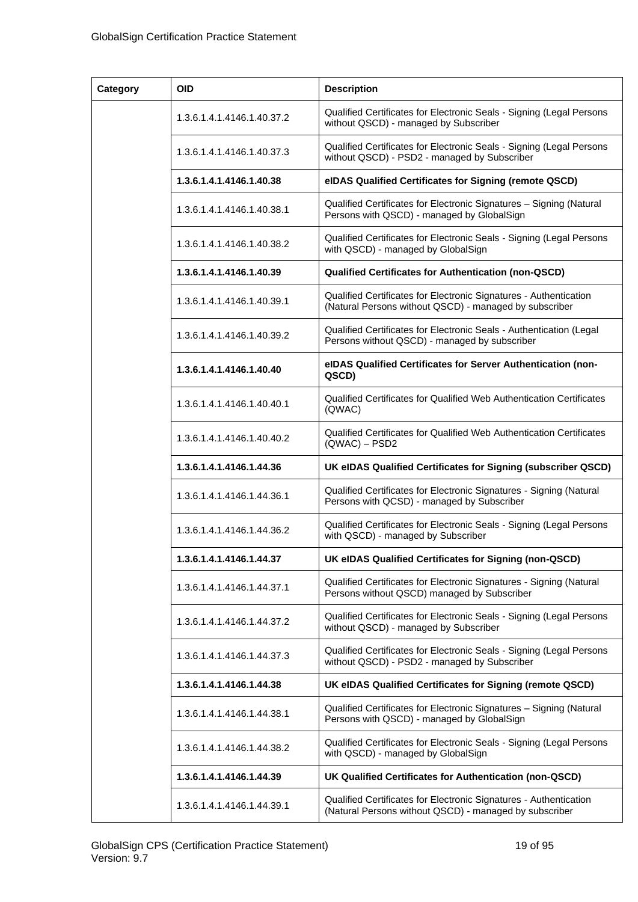| Category | OID | Description |
| --- | --- | --- |
| | 1.3.6.1.4.1.4146.1.40.37.2 | Qualified Certificates for Electronic Seals - Signing (Legal Persons without QSCD) - managed by Subscriber |
| | 1.3.6.1.4.1.4146.1.40.37.3 | Qualified Certificates for Electronic Seals - Signing (Legal Persons without QSCD) - PSD2 - managed by Subscriber |
| | **1.3.6.1.4.1.4146.1.40.38** | **eIDAS Qualified Certificates for Signing (remote QSCD)** |
| | 1.3.6.1.4.1.4146.1.40.38.1 | Qualified Certificates for Electronic Signatures – Signing (Natural Persons with QSCD) - managed by GlobalSign |
| | 1.3.6.1.4.1.4146.1.40.38.2 | Qualified Certificates for Electronic Seals - Signing (Legal Persons with QSCD) - managed by GlobalSign |
| | **1.3.6.1.4.1.4146.1.40.39** | **Qualified Certificates for Authentication (non-QSCD)** |
| | 1.3.6.1.4.1.4146.1.40.39.1 | Qualified Certificates for Electronic Signatures - Authentication (Natural Persons without QSCD) - managed by subscriber |
| | 1.3.6.1.4.1.4146.1.40.39.2 | Qualified Certificates for Electronic Seals - Authentication (Legal Persons without QSCD) - managed by subscriber |
| | **1.3.6.1.4.1.4146.1.40.40** | **eIDAS Qualified Certificates for Server Authentication (non-QSCD)** |
| | 1.3.6.1.4.1.4146.1.40.40.1 | Qualified Certificates for Qualified Web Authentication Certificates (QWAC) |
| | 1.3.6.1.4.1.4146.1.40.40.2 | Qualified Certificates for Qualified Web Authentication Certificates (QWAC) – PSD2 |
| | **1.3.6.1.4.1.4146.1.44.36** | **UK eIDAS Qualified Certificates for Signing (subscriber QSCD)** |
| | 1.3.6.1.4.1.4146.1.44.36.1 | Qualified Certificates for Electronic Signatures - Signing (Natural Persons with QCSD) - managed by Subscriber |
| | 1.3.6.1.4.1.4146.1.44.36.2 | Qualified Certificates for Electronic Seals - Signing (Legal Persons with QSCD) - managed by Subscriber |
| | **1.3.6.1.4.1.4146.1.44.37** | **UK eIDAS Qualified Certificates for Signing (non-QSCD)** |
| | 1.3.6.1.4.1.4146.1.44.37.1 | Qualified Certificates for Electronic Signatures - Signing (Natural Persons without QSCD) managed by Subscriber |
| | 1.3.6.1.4.1.4146.1.44.37.2 | Qualified Certificates for Electronic Seals - Signing (Legal Persons without QSCD) - managed by Subscriber |
| | 1.3.6.1.4.1.4146.1.44.37.3 | Qualified Certificates for Electronic Seals - Signing (Legal Persons without QSCD) - PSD2 - managed by Subscriber |
| | **1.3.6.1.4.1.4146.1.44.38** | **UK eIDAS Qualified Certificates for Signing (remote QSCD)** |
| | 1.3.6.1.4.1.4146.1.44.38.1 | Qualified Certificates for Electronic Signatures – Signing (Natural Persons with QSCD) - managed by GlobalSign |
| | 1.3.6.1.4.1.4146.1.44.38.2 | Qualified Certificates for Electronic Seals - Signing (Legal Persons with QSCD) - managed by GlobalSign |
| | **1.3.6.1.4.1.4146.1.44.39** | **UK Qualified Certificates for Authentication (non-QSCD)** |
| | 1.3.6.1.4.1.4146.1.44.39.1 | Qualified Certificates for Electronic Signatures - Authentication (Natural Persons without QSCD) - managed by subscriber |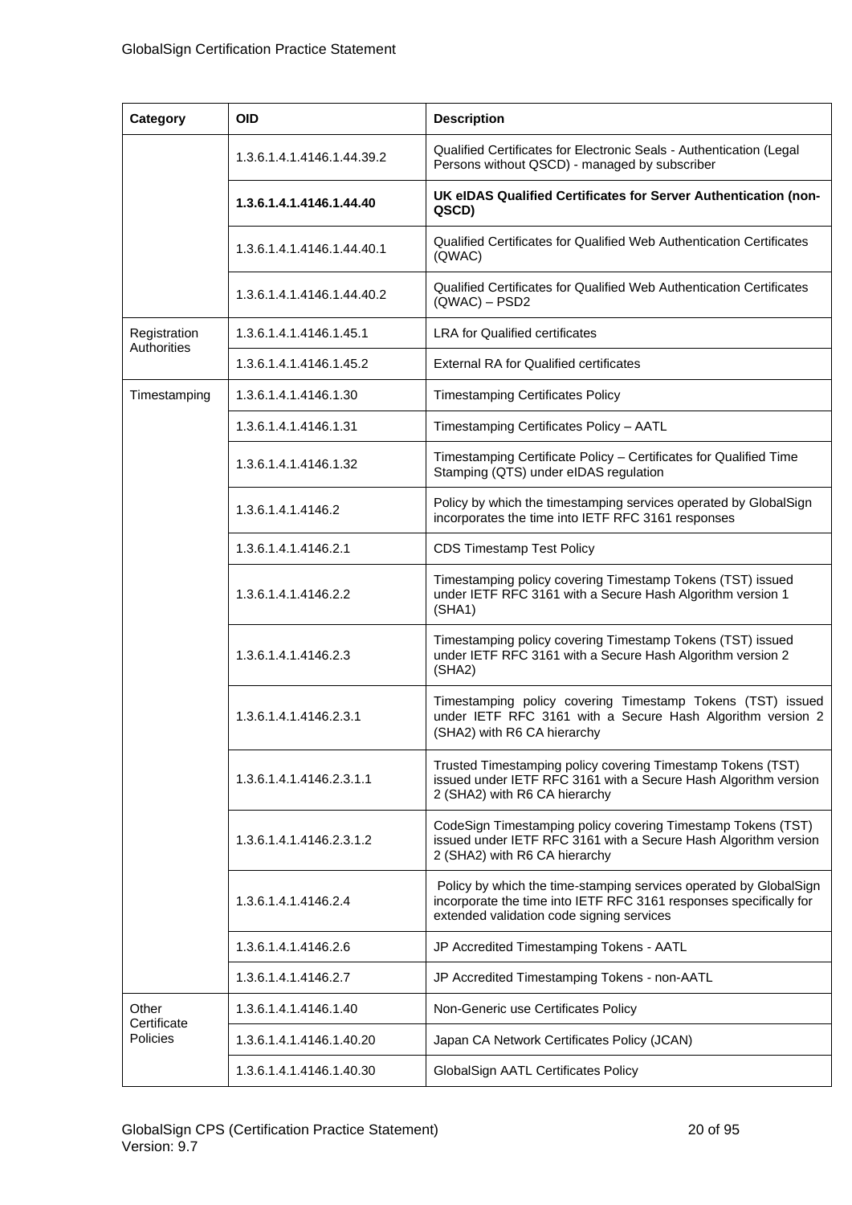| Category | OID | Description |
|---|---|---|
| | 1.3.6.1.4.1.4146.1.44.39.2 | Qualified Certificates for Electronic Seals - Authentication (Legal Persons without QSCD) - managed by subscriber |
| | **1.3.6.1.4.1.4146.1.44.40** | **UK eIDAS Qualified Certificates for Server Authentication (non-QSCD)** |
| | 1.3.6.1.4.1.4146.1.44.40.1 | Qualified Certificates for Qualified Web Authentication Certificates (QWAC) |
| | 1.3.6.1.4.1.4146.1.44.40.2 | Qualified Certificates for Qualified Web Authentication Certificates (QWAC) – PSD2 |
| Registration Authorities | 1.3.6.1.4.1.4146.1.45.1 | LRA for Qualified certificates |
| | 1.3.6.1.4.1.4146.1.45.2 | External RA for Qualified certificates |
| Timestamping | 1.3.6.1.4.1.4146.1.30 | Timestamping Certificates Policy |
| | 1.3.6.1.4.1.4146.1.31 | Timestamping Certificates Policy – AATL |
| | 1.3.6.1.4.1.4146.1.32 | Timestamping Certificate Policy – Certificates for Qualified Time Stamping (QTS) under eIDAS regulation |
| | 1.3.6.1.4.1.4146.2 | Policy by which the timestamping services operated by GlobalSign incorporates the time into IETF RFC 3161 responses |
| | 1.3.6.1.4.1.4146.2.1 | CDS Timestamp Test Policy |
| | 1.3.6.1.4.1.4146.2.2 | Timestamping policy covering Timestamp Tokens (TST) issued under IETF RFC 3161 with a Secure Hash Algorithm version 1 (SHA1) |
| | 1.3.6.1.4.1.4146.2.3 | Timestamping policy covering Timestamp Tokens (TST) issued under IETF RFC 3161 with a Secure Hash Algorithm version 2 (SHA2) |
| | 1.3.6.1.4.1.4146.2.3.1 | Timestamping policy covering Timestamp Tokens (TST) issued under IETF RFC 3161 with a Secure Hash Algorithm version 2 (SHA2) with R6 CA hierarchy |
| | 1.3.6.1.4.1.4146.2.3.1.1 | Trusted Timestamping policy covering Timestamp Tokens (TST) issued under IETF RFC 3161 with a Secure Hash Algorithm version 2 (SHA2) with R6 CA hierarchy |
| | 1.3.6.1.4.1.4146.2.3.1.2 | CodeSign Timestamping policy covering Timestamp Tokens (TST) issued under IETF RFC 3161 with a Secure Hash Algorithm version 2 (SHA2) with R6 CA hierarchy |
| | 1.3.6.1.4.1.4146.2.4 | Policy by which the time-stamping services operated by GlobalSign incorporate the time into IETF RFC 3161 responses specifically for extended validation code signing services |
| | 1.3.6.1.4.1.4146.2.6 | JP Accredited Timestamping Tokens - AATL |
| | 1.3.6.1.4.1.4146.2.7 | JP Accredited Timestamping Tokens - non-AATL |
| Other Certificate Policies | 1.3.6.1.4.1.4146.1.40 | Non-Generic use Certificates Policy |
| | 1.3.6.1.4.1.4146.1.40.20 | Japan CA Network Certificates Policy (JCAN) |
| | 1.3.6.1.4.1.4146.1.40.30 | GlobalSign AATL Certificates Policy |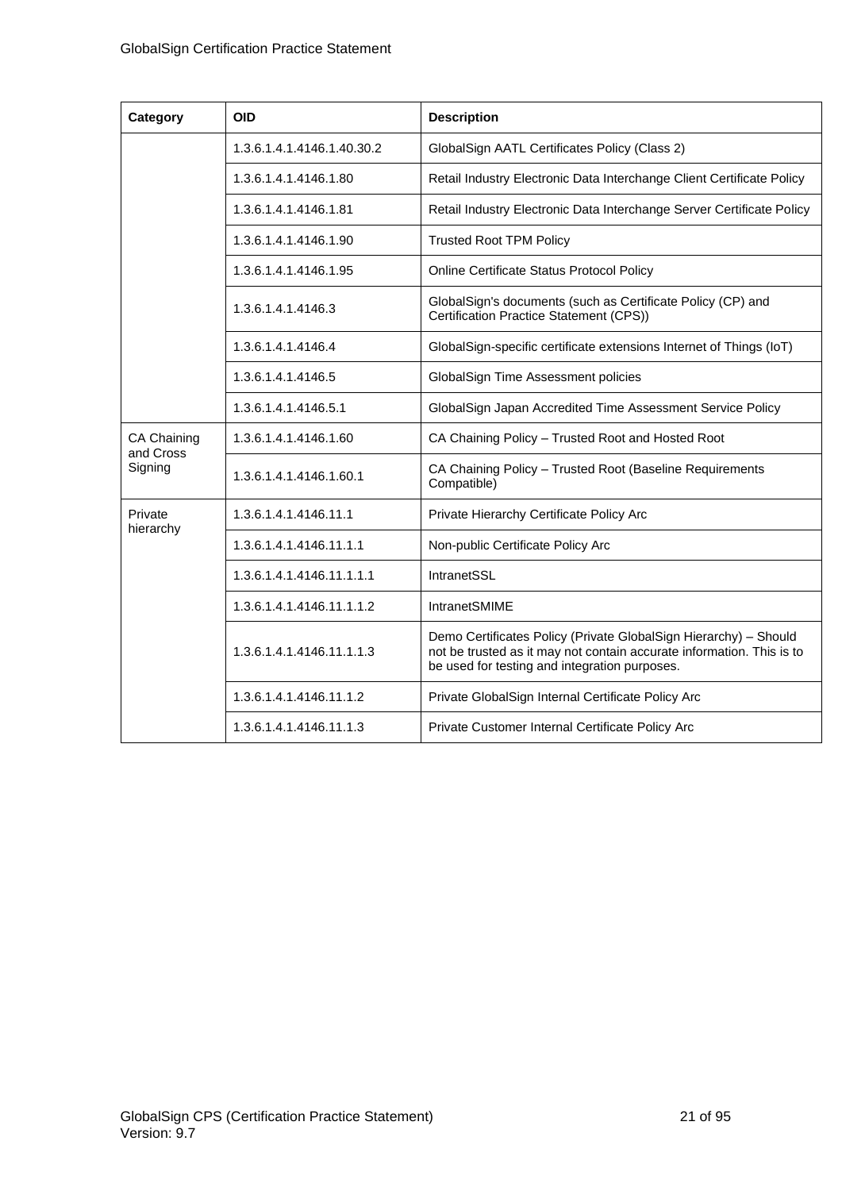| Category | OID | Description |
|---|---|---|
| | 1.3.6.1.4.1.4146.1.40.30.2 | GlobalSign AATL Certificates Policy (Class 2) |
| | 1.3.6.1.4.1.4146.1.80 | Retail Industry Electronic Data Interchange Client Certificate Policy |
| | 1.3.6.1.4.1.4146.1.81 | Retail Industry Electronic Data Interchange Server Certificate Policy |
| | 1.3.6.1.4.1.4146.1.90 | Trusted Root TPM Policy |
| | 1.3.6.1.4.1.4146.1.95 | Online Certificate Status Protocol Policy |
| | 1.3.6.1.4.1.4146.3 | GlobalSign's documents (such as Certificate Policy (CP) and Certification Practice Statement (CPS)) |
| | 1.3.6.1.4.1.4146.4 | GlobalSign-specific certificate extensions Internet of Things (IoT) |
| | 1.3.6.1.4.1.4146.5 | GlobalSign Time Assessment policies |
| | 1.3.6.1.4.1.4146.5.1 | GlobalSign Japan Accredited Time Assessment Service Policy |
| CA Chaining and Cross Signing | 1.3.6.1.4.1.4146.1.60 | CA Chaining Policy – Trusted Root and Hosted Root |
| | 1.3.6.1.4.1.4146.1.60.1 | CA Chaining Policy – Trusted Root (Baseline Requirements Compatible) |
| Private hierarchy | 1.3.6.1.4.1.4146.11.1 | Private Hierarchy Certificate Policy Arc |
| | 1.3.6.1.4.1.4146.11.1.1 | Non-public Certificate Policy Arc |
| | 1.3.6.1.4.1.4146.11.1.1.1 | IntranetSSL |
| | 1.3.6.1.4.1.4146.11.1.1.2 | IntranetSMIME |
| | 1.3.6.1.4.1.4146.11.1.1.3 | Demo Certificates Policy (Private GlobalSign Hierarchy) – Should not be trusted as it may not contain accurate information. This is to be used for testing and integration purposes. |
| | 1.3.6.1.4.1.4146.11.1.2 | Private GlobalSign Internal Certificate Policy Arc |
| | 1.3.6.1.4.1.4146.11.1.3 | Private Customer Internal Certificate Policy Arc |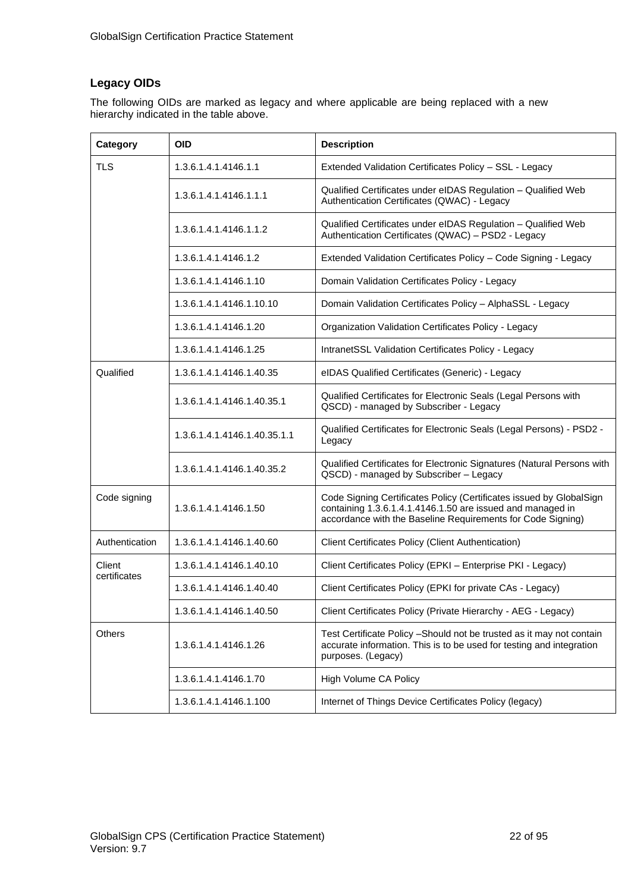### Legacy OIDs

The following OIDs are marked as legacy and where applicable are being replaced with a new hierarchy indicated in the table above.

| Category | OID | Description |
|---|---|---|
| TLS | 1.3.6.1.4.1.4146.1.1 | Extended Validation Certificates Policy – SSL - Legacy |
| | 1.3.6.1.4.1.4146.1.1.1 | Qualified Certificates under eIDAS Regulation – Qualified Web Authentication Certificates (QWAC) - Legacy |
| | 1.3.6.1.4.1.4146.1.1.2 | Qualified Certificates under eIDAS Regulation – Qualified Web Authentication Certificates (QWAC) – PSD2 - Legacy |
| | 1.3.6.1.4.1.4146.1.2 | Extended Validation Certificates Policy – Code Signing - Legacy |
| | 1.3.6.1.4.1.4146.1.10 | Domain Validation Certificates Policy - Legacy |
| | 1.3.6.1.4.1.4146.1.10.10 | Domain Validation Certificates Policy – AlphaSSL - Legacy |
| | 1.3.6.1.4.1.4146.1.20 | Organization Validation Certificates Policy - Legacy |
| | 1.3.6.1.4.1.4146.1.25 | IntranetSSL Validation Certificates Policy - Legacy |
| Qualified | 1.3.6.1.4.1.4146.1.40.35 | eIDAS Qualified Certificates (Generic) - Legacy |
| | 1.3.6.1.4.1.4146.1.40.35.1 | Qualified Certificates for Electronic Seals (Legal Persons with QSCD) - managed by Subscriber - Legacy |
| | 1.3.6.1.4.1.4146.1.40.35.1.1 | Qualified Certificates for Electronic Seals (Legal Persons) - PSD2 - Legacy |
| | 1.3.6.1.4.1.4146.1.40.35.2 | Qualified Certificates for Electronic Signatures (Natural Persons with QSCD) - managed by Subscriber – Legacy |
| Code signing | 1.3.6.1.4.1.4146.1.50 | Code Signing Certificates Policy (Certificates issued by GlobalSign containing 1.3.6.1.4.1.4146.1.50 are issued and managed in accordance with the Baseline Requirements for Code Signing) |
| Authentication | 1.3.6.1.4.1.4146.1.40.60 | Client Certificates Policy (Client Authentication) |
| Client certificates | 1.3.6.1.4.1.4146.1.40.10 | Client Certificates Policy (EPKI – Enterprise PKI - Legacy) |
| | 1.3.6.1.4.1.4146.1.40.40 | Client Certificates Policy (EPKI for private CAs - Legacy) |
| | 1.3.6.1.4.1.4146.1.40.50 | Client Certificates Policy (Private Hierarchy - AEG - Legacy) |
| Others | 1.3.6.1.4.1.4146.1.26 | Test Certificate Policy –Should not be trusted as it may not contain accurate information. This is to be used for testing and integration purposes. (Legacy) |
| | 1.3.6.1.4.1.4146.1.70 | High Volume CA Policy |
| | 1.3.6.1.4.1.4146.1.100 | Internet of Things Device Certificates Policy (legacy) |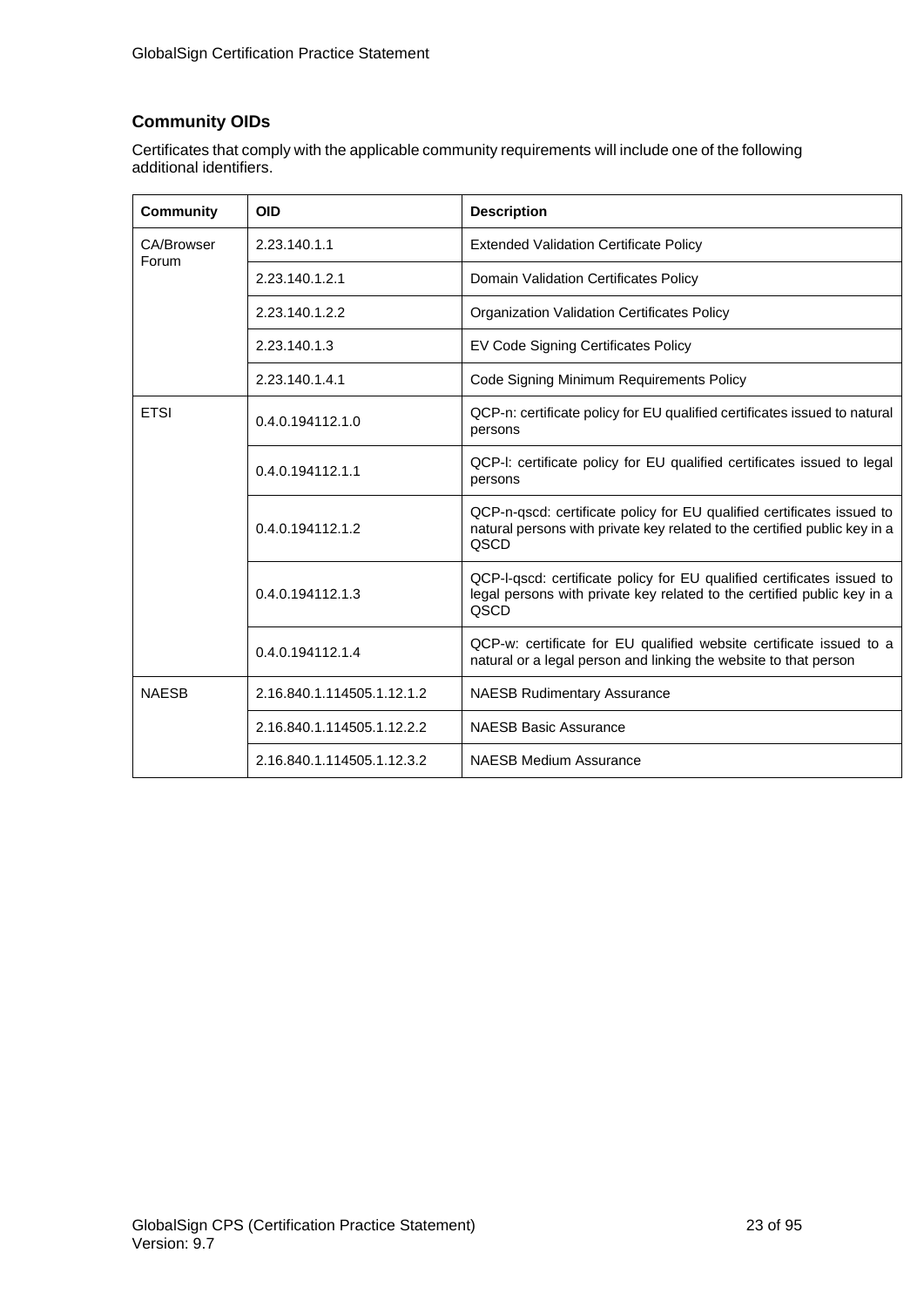## Community OIDs

Certificates that comply with the applicable community requirements will include one of the following additional identifiers.

| Community | OID | Description |
|---|---|---|
| CA/Browser Forum | 2.23.140.1.1 | Extended Validation Certificate Policy |
| | 2.23.140.1.2.1 | Domain Validation Certificates Policy |
| | 2.23.140.1.2.2 | Organization Validation Certificates Policy |
| | 2.23.140.1.3 | EV Code Signing Certificates Policy |
| | 2.23.140.1.4.1 | Code Signing Minimum Requirements Policy |
| ETSI | 0.4.0.194112.1.0 | QCP-n: certificate policy for EU qualified certificates issued to natural persons |
| | 0.4.0.194112.1.1 | QCP-l: certificate policy for EU qualified certificates issued to legal persons |
| | 0.4.0.194112.1.2 | QCP-n-qscd: certificate policy for EU qualified certificates issued to natural persons with private key related to the certified public key in a QSCD |
| | 0.4.0.194112.1.3 | QCP-l-qscd: certificate policy for EU qualified certificates issued to legal persons with private key related to the certified public key in a QSCD |
| | 0.4.0.194112.1.4 | QCP-w: certificate for EU qualified website certificate issued to a natural or a legal person and linking the website to that person |
| NAESB | 2.16.840.1.114505.1.12.1.2 | NAESB Rudimentary Assurance |
| | 2.16.840.1.114505.1.12.2.2 | NAESB Basic Assurance |
| | 2.16.840.1.114505.1.12.3.2 | NAESB Medium Assurance |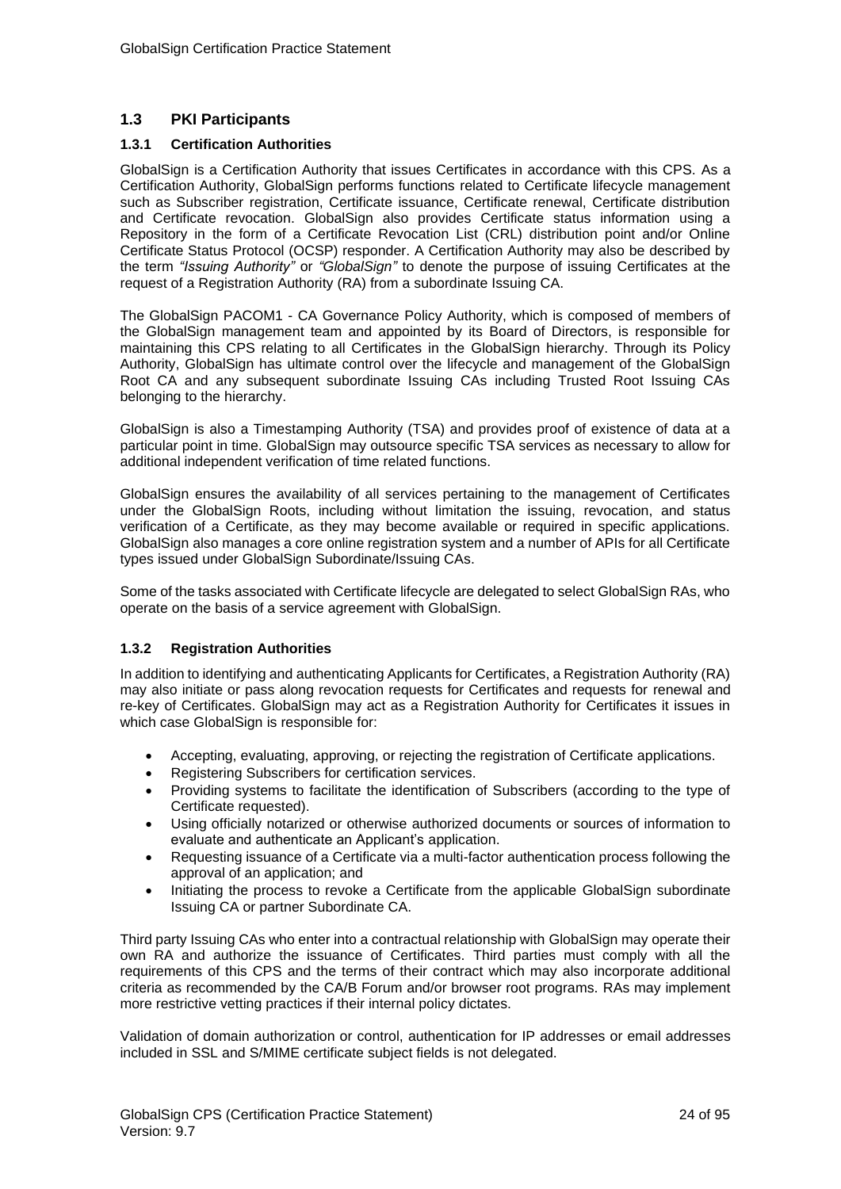## 1.3 PKI Participants

### 1.3.1 Certification Authorities

GlobalSign is a Certification Authority that issues Certificates in accordance with this CPS. As a Certification Authority, GlobalSign performs functions related to Certificate lifecycle management such as Subscriber registration, Certificate issuance, Certificate renewal, Certificate distribution and Certificate revocation. GlobalSign also provides Certificate status information using a Repository in the form of a Certificate Revocation List (CRL) distribution point and/or Online Certificate Status Protocol (OCSP) responder. A Certification Authority may also be described by the term *"Issuing Authority"* or *"GlobalSign"* to denote the purpose of issuing Certificates at the request of a Registration Authority (RA) from a subordinate Issuing CA.

The GlobalSign PACOM1 - CA Governance Policy Authority, which is composed of members of the GlobalSign management team and appointed by its Board of Directors, is responsible for maintaining this CPS relating to all Certificates in the GlobalSign hierarchy. Through its Policy Authority, GlobalSign has ultimate control over the lifecycle and management of the GlobalSign Root CA and any subsequent subordinate Issuing CAs including Trusted Root Issuing CAs belonging to the hierarchy.

GlobalSign is also a Timestamping Authority (TSA) and provides proof of existence of data at a particular point in time. GlobalSign may outsource specific TSA services as necessary to allow for additional independent verification of time related functions.

GlobalSign ensures the availability of all services pertaining to the management of Certificates under the GlobalSign Roots, including without limitation the issuing, revocation, and status verification of a Certificate, as they may become available or required in specific applications. GlobalSign also manages a core online registration system and a number of APIs for all Certificate types issued under GlobalSign Subordinate/Issuing CAs.

Some of the tasks associated with Certificate lifecycle are delegated to select GlobalSign RAs, who operate on the basis of a service agreement with GlobalSign.

### 1.3.2 Registration Authorities

In addition to identifying and authenticating Applicants for Certificates, a Registration Authority (RA) may also initiate or pass along revocation requests for Certificates and requests for renewal and re-key of Certificates. GlobalSign may act as a Registration Authority for Certificates it issues in which case GlobalSign is responsible for:

- Accepting, evaluating, approving, or rejecting the registration of Certificate applications.
- Registering Subscribers for certification services.
- Providing systems to facilitate the identification of Subscribers (according to the type of Certificate requested).
- Using officially notarized or otherwise authorized documents or sources of information to evaluate and authenticate an Applicant's application.
- Requesting issuance of a Certificate via a multi-factor authentication process following the approval of an application; and
- Initiating the process to revoke a Certificate from the applicable GlobalSign subordinate Issuing CA or partner Subordinate CA.

Third party Issuing CAs who enter into a contractual relationship with GlobalSign may operate their own RA and authorize the issuance of Certificates. Third parties must comply with all the requirements of this CPS and the terms of their contract which may also incorporate additional criteria as recommended by the CA/B Forum and/or browser root programs. RAs may implement more restrictive vetting practices if their internal policy dictates.

Validation of domain authorization or control, authentication for IP addresses or email addresses included in SSL and S/MIME certificate subject fields is not delegated.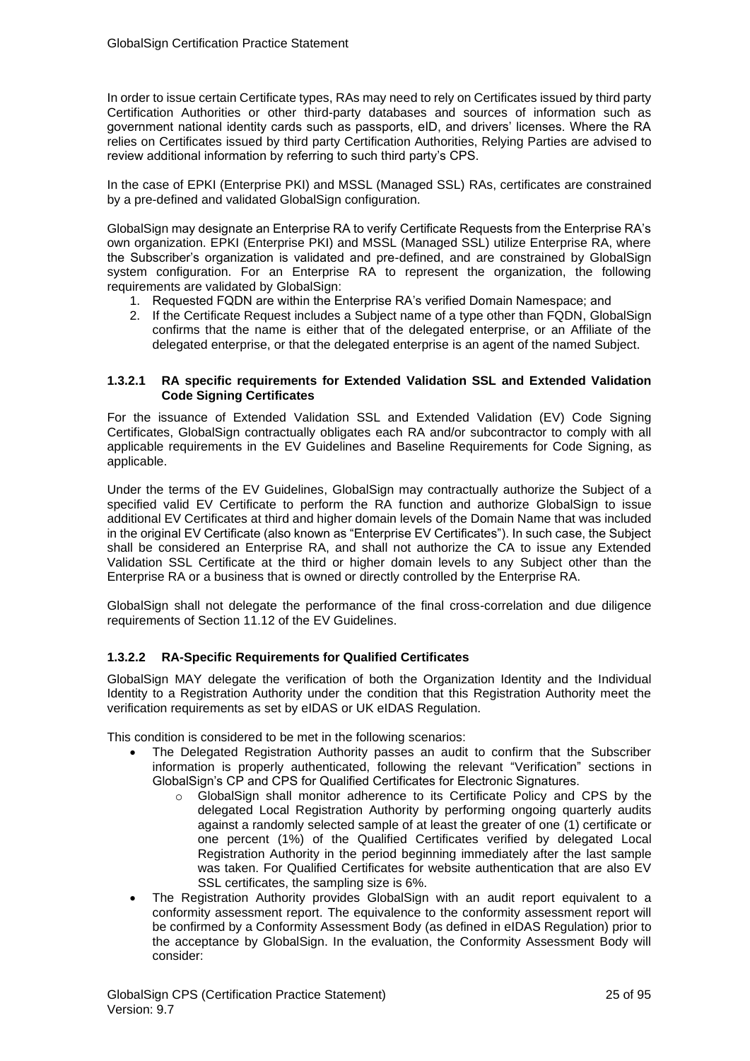In order to issue certain Certificate types, RAs may need to rely on Certificates issued by third party Certification Authorities or other third-party databases and sources of information such as government national identity cards such as passports, eID, and drivers' licenses. Where the RA relies on Certificates issued by third party Certification Authorities, Relying Parties are advised to review additional information by referring to such third party's CPS.

In the case of EPKI (Enterprise PKI) and MSSL (Managed SSL) RAs, certificates are constrained by a pre-defined and validated GlobalSign configuration.

GlobalSign may designate an Enterprise RA to verify Certificate Requests from the Enterprise RA's own organization. EPKI (Enterprise PKI) and MSSL (Managed SSL) utilize Enterprise RA, where the Subscriber's organization is validated and pre-defined, and are constrained by GlobalSign system configuration. For an Enterprise RA to represent the organization, the following requirements are validated by GlobalSign:

1. Requested FQDN are within the Enterprise RA's verified Domain Namespace; and
2. If the Certificate Request includes a Subject name of a type other than FQDN, GlobalSign confirms that the name is either that of the delegated enterprise, or an Affiliate of the delegated enterprise, or that the delegated enterprise is an agent of the named Subject.

#### 1.3.2.1 RA specific requirements for Extended Validation SSL and Extended Validation Code Signing Certificates

For the issuance of Extended Validation SSL and Extended Validation (EV) Code Signing Certificates, GlobalSign contractually obligates each RA and/or subcontractor to comply with all applicable requirements in the EV Guidelines and Baseline Requirements for Code Signing, as applicable.

Under the terms of the EV Guidelines, GlobalSign may contractually authorize the Subject of a specified valid EV Certificate to perform the RA function and authorize GlobalSign to issue additional EV Certificates at third and higher domain levels of the Domain Name that was included in the original EV Certificate (also known as "Enterprise EV Certificates"). In such case, the Subject shall be considered an Enterprise RA, and shall not authorize the CA to issue any Extended Validation SSL Certificate at the third or higher domain levels to any Subject other than the Enterprise RA or a business that is owned or directly controlled by the Enterprise RA.

GlobalSign shall not delegate the performance of the final cross-correlation and due diligence requirements of Section 11.12 of the EV Guidelines.

#### 1.3.2.2 RA-Specific Requirements for Qualified Certificates

GlobalSign MAY delegate the verification of both the Organization Identity and the Individual Identity to a Registration Authority under the condition that this Registration Authority meet the verification requirements as set by eIDAS or UK eIDAS Regulation.

This condition is considered to be met in the following scenarios:

- The Delegated Registration Authority passes an audit to confirm that the Subscriber information is properly authenticated, following the relevant "Verification" sections in GlobalSign's CP and CPS for Qualified Certificates for Electronic Signatures.
  - GlobalSign shall monitor adherence to its Certificate Policy and CPS by the delegated Local Registration Authority by performing ongoing quarterly audits against a randomly selected sample of at least the greater of one (1) certificate or one percent (1%) of the Qualified Certificates verified by delegated Local Registration Authority in the period beginning immediately after the last sample was taken. For Qualified Certificates for website authentication that are also EV SSL certificates, the sampling size is 6%.
- The Registration Authority provides GlobalSign with an audit report equivalent to a conformity assessment report. The equivalence to the conformity assessment report will be confirmed by a Conformity Assessment Body (as defined in eIDAS Regulation) prior to the acceptance by GlobalSign. In the evaluation, the Conformity Assessment Body will consider: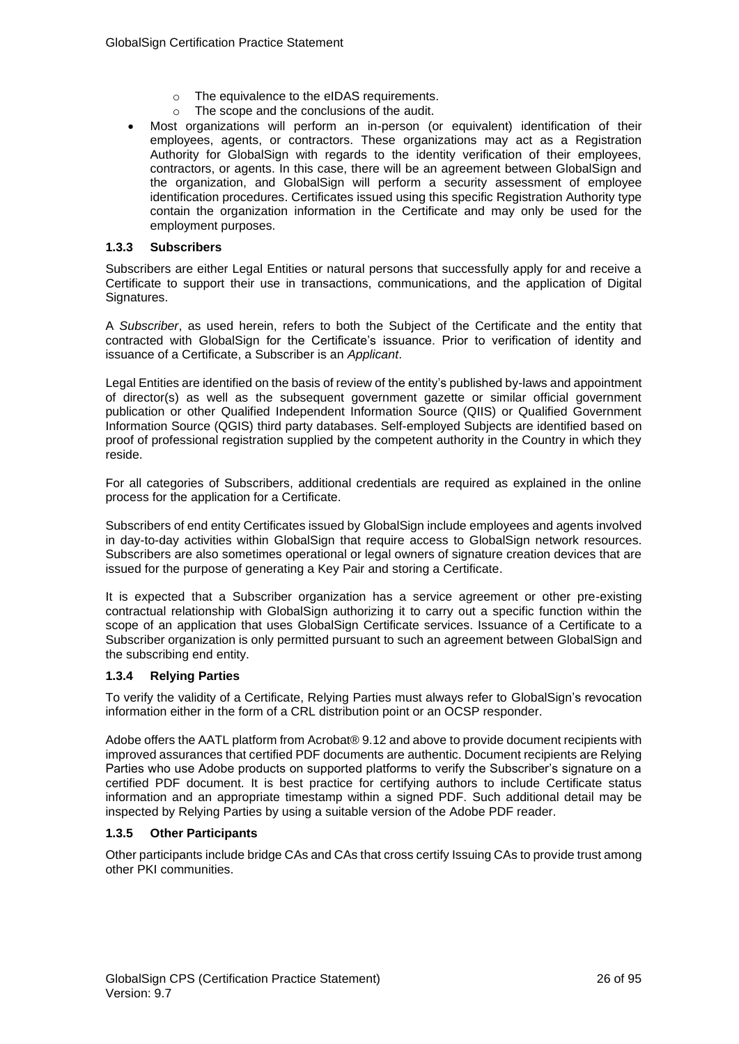- The equivalence to the eIDAS requirements.
  - The scope and the conclusions of the audit.
- Most organizations will perform an in-person (or equivalent) identification of their employees, agents, or contractors. These organizations may act as a Registration Authority for GlobalSign with regards to the identity verification of their employees, contractors, or agents. In this case, there will be an agreement between GlobalSign and the organization, and GlobalSign will perform a security assessment of employee identification procedures. Certificates issued using this specific Registration Authority type contain the organization information in the Certificate and may only be used for the employment purposes.

### 1.3.3 Subscribers

Subscribers are either Legal Entities or natural persons that successfully apply for and receive a Certificate to support their use in transactions, communications, and the application of Digital Signatures.

A *Subscriber*, as used herein, refers to both the Subject of the Certificate and the entity that contracted with GlobalSign for the Certificate's issuance. Prior to verification of identity and issuance of a Certificate, a Subscriber is an *Applicant*.

Legal Entities are identified on the basis of review of the entity's published by-laws and appointment of director(s) as well as the subsequent government gazette or similar official government publication or other Qualified Independent Information Source (QIIS) or Qualified Government Information Source (QGIS) third party databases. Self-employed Subjects are identified based on proof of professional registration supplied by the competent authority in the Country in which they reside.

For all categories of Subscribers, additional credentials are required as explained in the online process for the application for a Certificate.

Subscribers of end entity Certificates issued by GlobalSign include employees and agents involved in day-to-day activities within GlobalSign that require access to GlobalSign network resources. Subscribers are also sometimes operational or legal owners of signature creation devices that are issued for the purpose of generating a Key Pair and storing a Certificate.

It is expected that a Subscriber organization has a service agreement or other pre-existing contractual relationship with GlobalSign authorizing it to carry out a specific function within the scope of an application that uses GlobalSign Certificate services. Issuance of a Certificate to a Subscriber organization is only permitted pursuant to such an agreement between GlobalSign and the subscribing end entity.

### 1.3.4 Relying Parties

To verify the validity of a Certificate, Relying Parties must always refer to GlobalSign's revocation information either in the form of a CRL distribution point or an OCSP responder.

Adobe offers the AATL platform from Acrobat® 9.12 and above to provide document recipients with improved assurances that certified PDF documents are authentic. Document recipients are Relying Parties who use Adobe products on supported platforms to verify the Subscriber's signature on a certified PDF document. It is best practice for certifying authors to include Certificate status information and an appropriate timestamp within a signed PDF. Such additional detail may be inspected by Relying Parties by using a suitable version of the Adobe PDF reader.

### 1.3.5 Other Participants

Other participants include bridge CAs and CAs that cross certify Issuing CAs to provide trust among other PKI communities.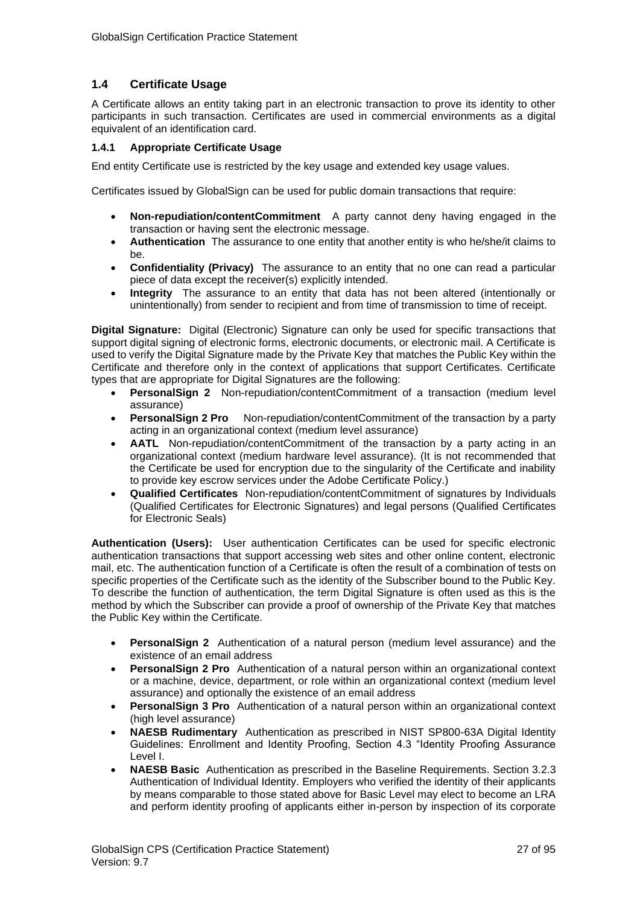## 1.4 Certificate Usage

A Certificate allows an entity taking part in an electronic transaction to prove its identity to other participants in such transaction. Certificates are used in commercial environments as a digital equivalent of an identification card.

### 1.4.1 Appropriate Certificate Usage

End entity Certificate use is restricted by the key usage and extended key usage values.

Certificates issued by GlobalSign can be used for public domain transactions that require:

- **Non-repudiation/contentCommitment** A party cannot deny having engaged in the transaction or having sent the electronic message.
- **Authentication** The assurance to one entity that another entity is who he/she/it claims to be.
- **Confidentiality (Privacy)** The assurance to an entity that no one can read a particular piece of data except the receiver(s) explicitly intended.
- **Integrity** The assurance to an entity that data has not been altered (intentionally or unintentionally) from sender to recipient and from time of transmission to time of receipt.

**Digital Signature:** Digital (Electronic) Signature can only be used for specific transactions that support digital signing of electronic forms, electronic documents, or electronic mail. A Certificate is used to verify the Digital Signature made by the Private Key that matches the Public Key within the Certificate and therefore only in the context of applications that support Certificates. Certificate types that are appropriate for Digital Signatures are the following:

- **PersonalSign 2** Non-repudiation/contentCommitment of a transaction (medium level assurance)
- **PersonalSign 2 Pro** Non-repudiation/contentCommitment of the transaction by a party acting in an organizational context (medium level assurance)
- **AATL** Non-repudiation/contentCommitment of the transaction by a party acting in an organizational context (medium hardware level assurance). (It is not recommended that the Certificate be used for encryption due to the singularity of the Certificate and inability to provide key escrow services under the Adobe Certificate Policy.)
- **Qualified Certificates** Non-repudiation/contentCommitment of signatures by Individuals (Qualified Certificates for Electronic Signatures) and legal persons (Qualified Certificates for Electronic Seals)

**Authentication (Users):** User authentication Certificates can be used for specific electronic authentication transactions that support accessing web sites and other online content, electronic mail, etc. The authentication function of a Certificate is often the result of a combination of tests on specific properties of the Certificate such as the identity of the Subscriber bound to the Public Key. To describe the function of authentication, the term Digital Signature is often used as this is the method by which the Subscriber can provide a proof of ownership of the Private Key that matches the Public Key within the Certificate.

- **PersonalSign 2** Authentication of a natural person (medium level assurance) and the existence of an email address
- **PersonalSign 2 Pro** Authentication of a natural person within an organizational context or a machine, device, department, or role within an organizational context (medium level assurance) and optionally the existence of an email address
- **PersonalSign 3 Pro** Authentication of a natural person within an organizational context (high level assurance)
- **NAESB Rudimentary** Authentication as prescribed in NIST SP800-63A Digital Identity Guidelines: Enrollment and Identity Proofing, Section 4.3 "Identity Proofing Assurance Level I.
- **NAESB Basic** Authentication as prescribed in the Baseline Requirements. Section 3.2.3 Authentication of Individual Identity. Employers who verified the identity of their applicants by means comparable to those stated above for Basic Level may elect to become an LRA and perform identity proofing of applicants either in-person by inspection of its corporate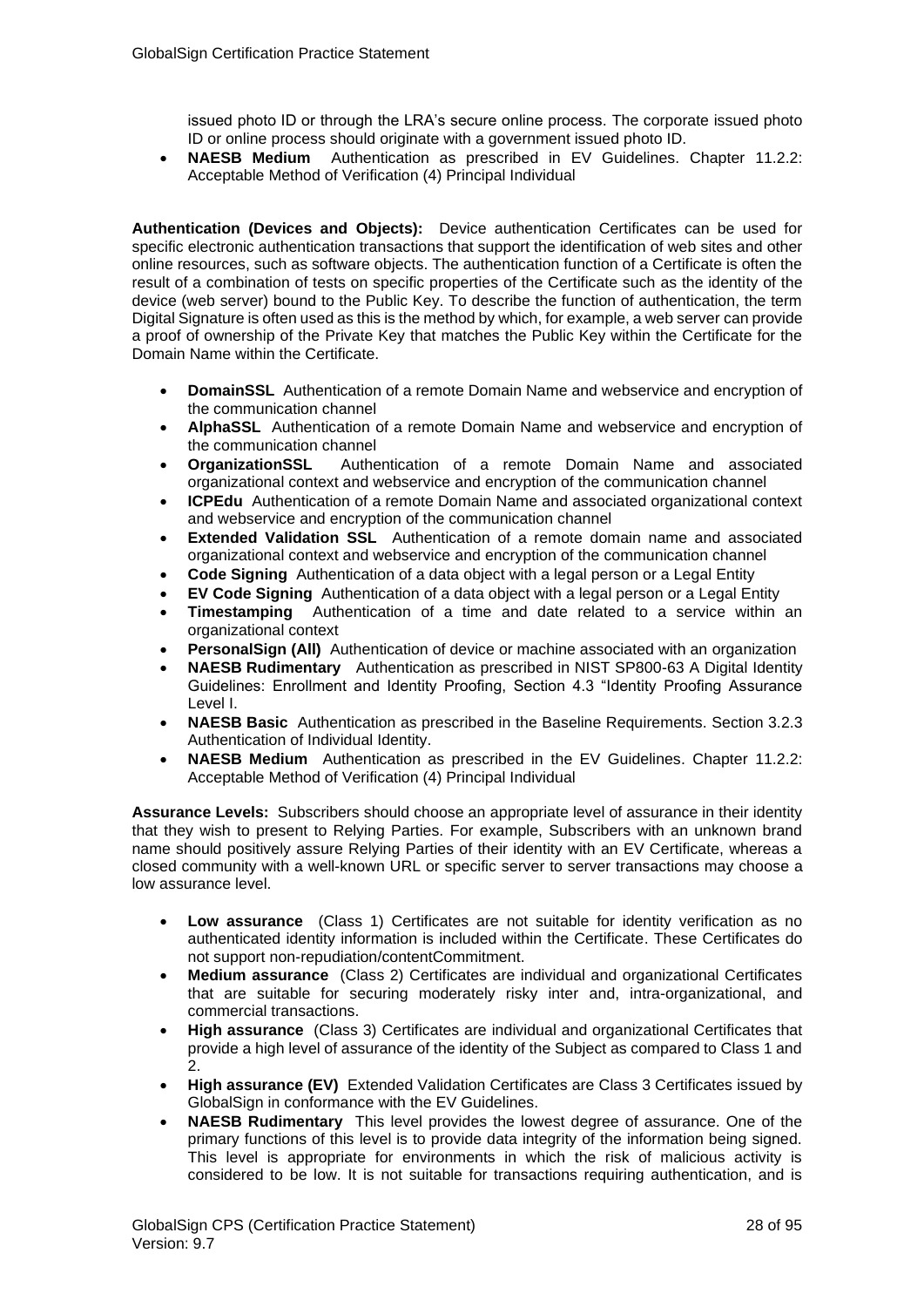issued photo ID or through the LRA's secure online process. The corporate issued photo ID or online process should originate with a government issued photo ID.

- **NAESB Medium** Authentication as prescribed in EV Guidelines. Chapter 11.2.2: Acceptable Method of Verification (4) Principal Individual

**Authentication (Devices and Objects):** Device authentication Certificates can be used for specific electronic authentication transactions that support the identification of web sites and other online resources, such as software objects. The authentication function of a Certificate is often the result of a combination of tests on specific properties of the Certificate such as the identity of the device (web server) bound to the Public Key. To describe the function of authentication, the term Digital Signature is often used as this is the method by which, for example, a web server can provide a proof of ownership of the Private Key that matches the Public Key within the Certificate for the Domain Name within the Certificate.

- **DomainSSL** Authentication of a remote Domain Name and webservice and encryption of the communication channel
- **AlphaSSL** Authentication of a remote Domain Name and webservice and encryption of the communication channel
- **OrganizationSSL** Authentication of a remote Domain Name and associated organizational context and webservice and encryption of the communication channel
- **ICPEdu** Authentication of a remote Domain Name and associated organizational context and webservice and encryption of the communication channel
- **Extended Validation SSL** Authentication of a remote domain name and associated organizational context and webservice and encryption of the communication channel
- **Code Signing** Authentication of a data object with a legal person or a Legal Entity
- **EV Code Signing** Authentication of a data object with a legal person or a Legal Entity
- **Timestamping** Authentication of a time and date related to a service within an organizational context
- **PersonalSign (All)** Authentication of device or machine associated with an organization
- **NAESB Rudimentary** Authentication as prescribed in NIST SP800-63 A Digital Identity Guidelines: Enrollment and Identity Proofing, Section 4.3 "Identity Proofing Assurance Level I.
- **NAESB Basic** Authentication as prescribed in the Baseline Requirements. Section 3.2.3 Authentication of Individual Identity.
- **NAESB Medium** Authentication as prescribed in the EV Guidelines. Chapter 11.2.2: Acceptable Method of Verification (4) Principal Individual

**Assurance Levels:** Subscribers should choose an appropriate level of assurance in their identity that they wish to present to Relying Parties. For example, Subscribers with an unknown brand name should positively assure Relying Parties of their identity with an EV Certificate, whereas a closed community with a well-known URL or specific server to server transactions may choose a low assurance level.

- **Low assurance** (Class 1) Certificates are not suitable for identity verification as no authenticated identity information is included within the Certificate. These Certificates do not support non-repudiation/contentCommitment.
- **Medium assurance** (Class 2) Certificates are individual and organizational Certificates that are suitable for securing moderately risky inter and, intra-organizational, and commercial transactions.
- **High assurance** (Class 3) Certificates are individual and organizational Certificates that provide a high level of assurance of the identity of the Subject as compared to Class 1 and 2.
- **High assurance (EV)** Extended Validation Certificates are Class 3 Certificates issued by GlobalSign in conformance with the EV Guidelines.
- **NAESB Rudimentary** This level provides the lowest degree of assurance. One of the primary functions of this level is to provide data integrity of the information being signed. This level is appropriate for environments in which the risk of malicious activity is considered to be low. It is not suitable for transactions requiring authentication, and is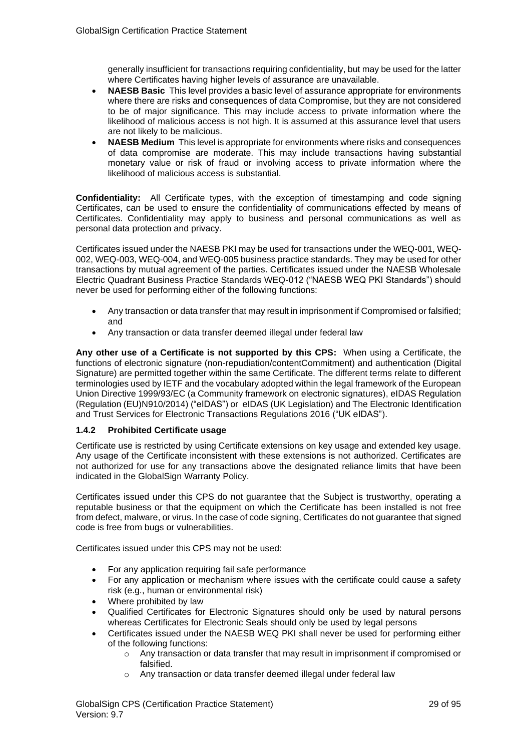generally insufficient for transactions requiring confidentiality, but may be used for the latter where Certificates having higher levels of assurance are unavailable.

- **NAESB Basic** This level provides a basic level of assurance appropriate for environments where there are risks and consequences of data Compromise, but they are not considered to be of major significance. This may include access to private information where the likelihood of malicious access is not high. It is assumed at this assurance level that users are not likely to be malicious.
- **NAESB Medium** This level is appropriate for environments where risks and consequences of data compromise are moderate. This may include transactions having substantial monetary value or risk of fraud or involving access to private information where the likelihood of malicious access is substantial.

**Confidentiality:** All Certificate types, with the exception of timestamping and code signing Certificates, can be used to ensure the confidentiality of communications effected by means of Certificates. Confidentiality may apply to business and personal communications as well as personal data protection and privacy.

Certificates issued under the NAESB PKI may be used for transactions under the WEQ-001, WEQ-002, WEQ-003, WEQ-004, and WEQ-005 business practice standards. They may be used for other transactions by mutual agreement of the parties. Certificates issued under the NAESB Wholesale Electric Quadrant Business Practice Standards WEQ-012 ("NAESB WEQ PKI Standards") should never be used for performing either of the following functions:

- Any transaction or data transfer that may result in imprisonment if Compromised or falsified; and
- Any transaction or data transfer deemed illegal under federal law

**Any other use of a Certificate is not supported by this CPS:** When using a Certificate, the functions of electronic signature (non-repudiation/contentCommitment) and authentication (Digital Signature) are permitted together within the same Certificate. The different terms relate to different terminologies used by IETF and the vocabulary adopted within the legal framework of the European Union Directive 1999/93/EC (a Community framework on electronic signatures), eIDAS Regulation (Regulation (EU)N910/2014) ("eIDAS") or eIDAS (UK Legislation) and The Electronic Identification and Trust Services for Electronic Transactions Regulations 2016 ("UK eIDAS").

### 1.4.2 Prohibited Certificate usage

Certificate use is restricted by using Certificate extensions on key usage and extended key usage. Any usage of the Certificate inconsistent with these extensions is not authorized. Certificates are not authorized for use for any transactions above the designated reliance limits that have been indicated in the GlobalSign Warranty Policy.

Certificates issued under this CPS do not guarantee that the Subject is trustworthy, operating a reputable business or that the equipment on which the Certificate has been installed is not free from defect, malware, or virus. In the case of code signing, Certificates do not guarantee that signed code is free from bugs or vulnerabilities.

Certificates issued under this CPS may not be used:

- For any application requiring fail safe performance
- For any application or mechanism where issues with the certificate could cause a safety risk (e.g., human or environmental risk)
- Where prohibited by law
- Qualified Certificates for Electronic Signatures should only be used by natural persons whereas Certificates for Electronic Seals should only be used by legal persons
- Certificates issued under the NAESB WEQ PKI shall never be used for performing either of the following functions:
    - Any transaction or data transfer that may result in imprisonment if compromised or falsified.
    - Any transaction or data transfer deemed illegal under federal law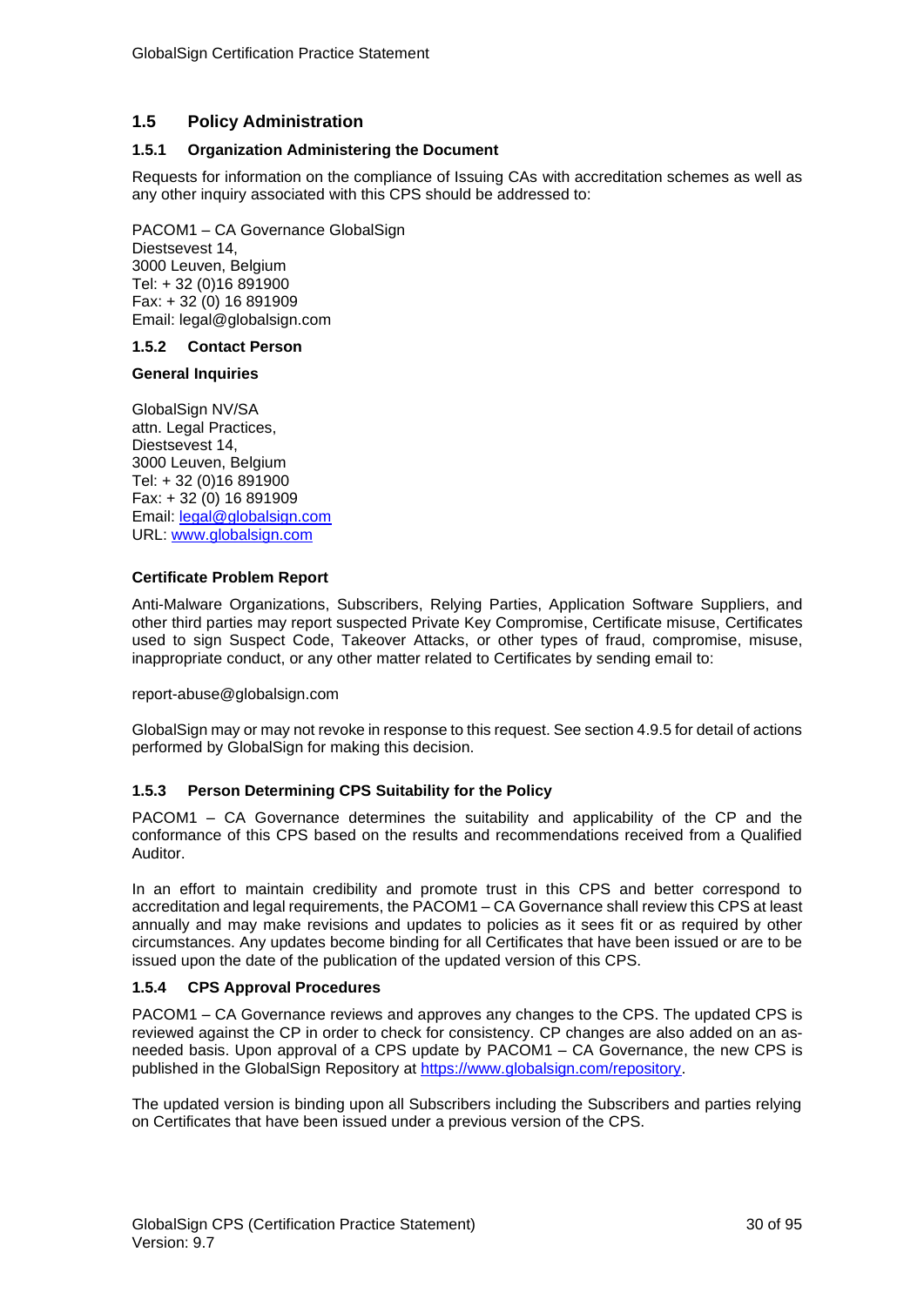## 1.5 Policy Administration

### 1.5.1 Organization Administering the Document

Requests for information on the compliance of Issuing CAs with accreditation schemes as well as any other inquiry associated with this CPS should be addressed to:

PACOM1 – CA Governance GlobalSign
Diestsevest 14,
3000 Leuven, Belgium
Tel: + 32 (0)16 891900
Fax: + 32 (0) 16 891909
Email: legal@globalsign.com

### 1.5.2 Contact Person

**General Inquiries**

GlobalSign NV/SA
attn. Legal Practices,
Diestsevest 14,
3000 Leuven, Belgium
Tel: + 32 (0)16 891900
Fax: + 32 (0) 16 891909
Email: [legal@globalsign.com](mailto:legal@globalsign.com)
URL: [www.globalsign.com](http://www.globalsign.com)

**Certificate Problem Report**

Anti-Malware Organizations, Subscribers, Relying Parties, Application Software Suppliers, and other third parties may report suspected Private Key Compromise, Certificate misuse, Certificates used to sign Suspect Code, Takeover Attacks, or other types of fraud, compromise, misuse, inappropriate conduct, or any other matter related to Certificates by sending email to:

report-abuse@globalsign.com

GlobalSign may or may not revoke in response to this request. See section 4.9.5 for detail of actions performed by GlobalSign for making this decision.

### 1.5.3 Person Determining CPS Suitability for the Policy

PACOM1 – CA Governance determines the suitability and applicability of the CP and the conformance of this CPS based on the results and recommendations received from a Qualified Auditor.

In an effort to maintain credibility and promote trust in this CPS and better correspond to accreditation and legal requirements, the PACOM1 – CA Governance shall review this CPS at least annually and may make revisions and updates to policies as it sees fit or as required by other circumstances. Any updates become binding for all Certificates that have been issued or are to be issued upon the date of the publication of the updated version of this CPS.

### 1.5.4 CPS Approval Procedures

PACOM1 – CA Governance reviews and approves any changes to the CPS. The updated CPS is reviewed against the CP in order to check for consistency. CP changes are also added on an as-needed basis. Upon approval of a CPS update by PACOM1 – CA Governance, the new CPS is published in the GlobalSign Repository at [https://www.globalsign.com/repository](https://www.globalsign.com/repository).

The updated version is binding upon all Subscribers including the Subscribers and parties relying on Certificates that have been issued under a previous version of the CPS.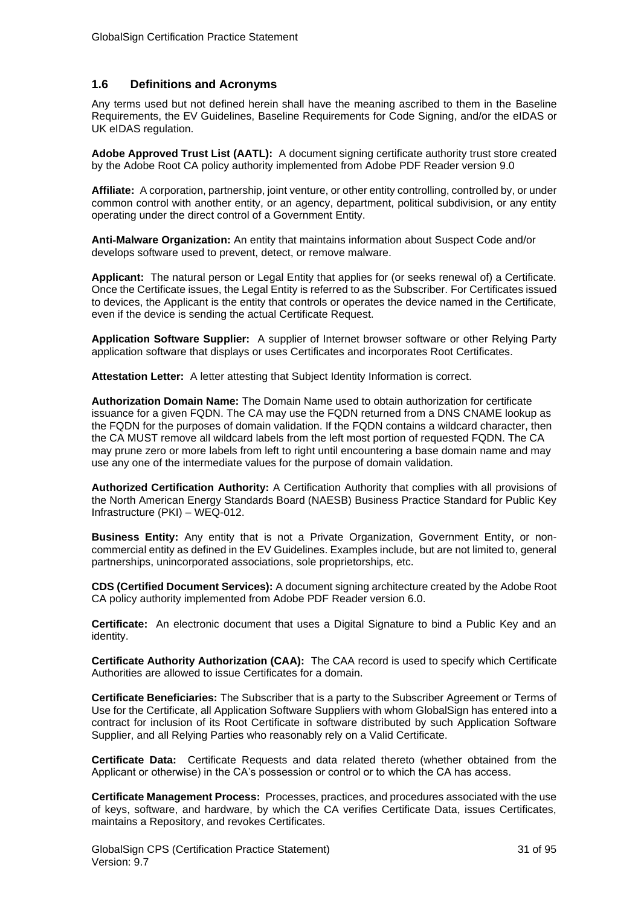## 1.6 Definitions and Acronyms

Any terms used but not defined herein shall have the meaning ascribed to them in the Baseline Requirements, the EV Guidelines, Baseline Requirements for Code Signing, and/or the eIDAS or UK eIDAS regulation.

**Adobe Approved Trust List (AATL):** A document signing certificate authority trust store created by the Adobe Root CA policy authority implemented from Adobe PDF Reader version 9.0

**Affiliate:** A corporation, partnership, joint venture, or other entity controlling, controlled by, or under common control with another entity, or an agency, department, political subdivision, or any entity operating under the direct control of a Government Entity.

**Anti-Malware Organization:** An entity that maintains information about Suspect Code and/or develops software used to prevent, detect, or remove malware.

**Applicant:** The natural person or Legal Entity that applies for (or seeks renewal of) a Certificate. Once the Certificate issues, the Legal Entity is referred to as the Subscriber. For Certificates issued to devices, the Applicant is the entity that controls or operates the device named in the Certificate, even if the device is sending the actual Certificate Request.

**Application Software Supplier:** A supplier of Internet browser software or other Relying Party application software that displays or uses Certificates and incorporates Root Certificates.

**Attestation Letter:** A letter attesting that Subject Identity Information is correct.

**Authorization Domain Name:** The Domain Name used to obtain authorization for certificate issuance for a given FQDN. The CA may use the FQDN returned from a DNS CNAME lookup as the FQDN for the purposes of domain validation. If the FQDN contains a wildcard character, then the CA MUST remove all wildcard labels from the left most portion of requested FQDN. The CA may prune zero or more labels from left to right until encountering a base domain name and may use any one of the intermediate values for the purpose of domain validation.

**Authorized Certification Authority:** A Certification Authority that complies with all provisions of the North American Energy Standards Board (NAESB) Business Practice Standard for Public Key Infrastructure (PKI) – WEQ-012.

**Business Entity:** Any entity that is not a Private Organization, Government Entity, or non-commercial entity as defined in the EV Guidelines. Examples include, but are not limited to, general partnerships, unincorporated associations, sole proprietorships, etc.

**CDS (Certified Document Services):** A document signing architecture created by the Adobe Root CA policy authority implemented from Adobe PDF Reader version 6.0.

**Certificate:** An electronic document that uses a Digital Signature to bind a Public Key and an identity.

**Certificate Authority Authorization (CAA):** The CAA record is used to specify which Certificate Authorities are allowed to issue Certificates for a domain.

**Certificate Beneficiaries:** The Subscriber that is a party to the Subscriber Agreement or Terms of Use for the Certificate, all Application Software Suppliers with whom GlobalSign has entered into a contract for inclusion of its Root Certificate in software distributed by such Application Software Supplier, and all Relying Parties who reasonably rely on a Valid Certificate.

**Certificate Data:** Certificate Requests and data related thereto (whether obtained from the Applicant or otherwise) in the CA's possession or control or to which the CA has access.

**Certificate Management Process:** Processes, practices, and procedures associated with the use of keys, software, and hardware, by which the CA verifies Certificate Data, issues Certificates, maintains a Repository, and revokes Certificates.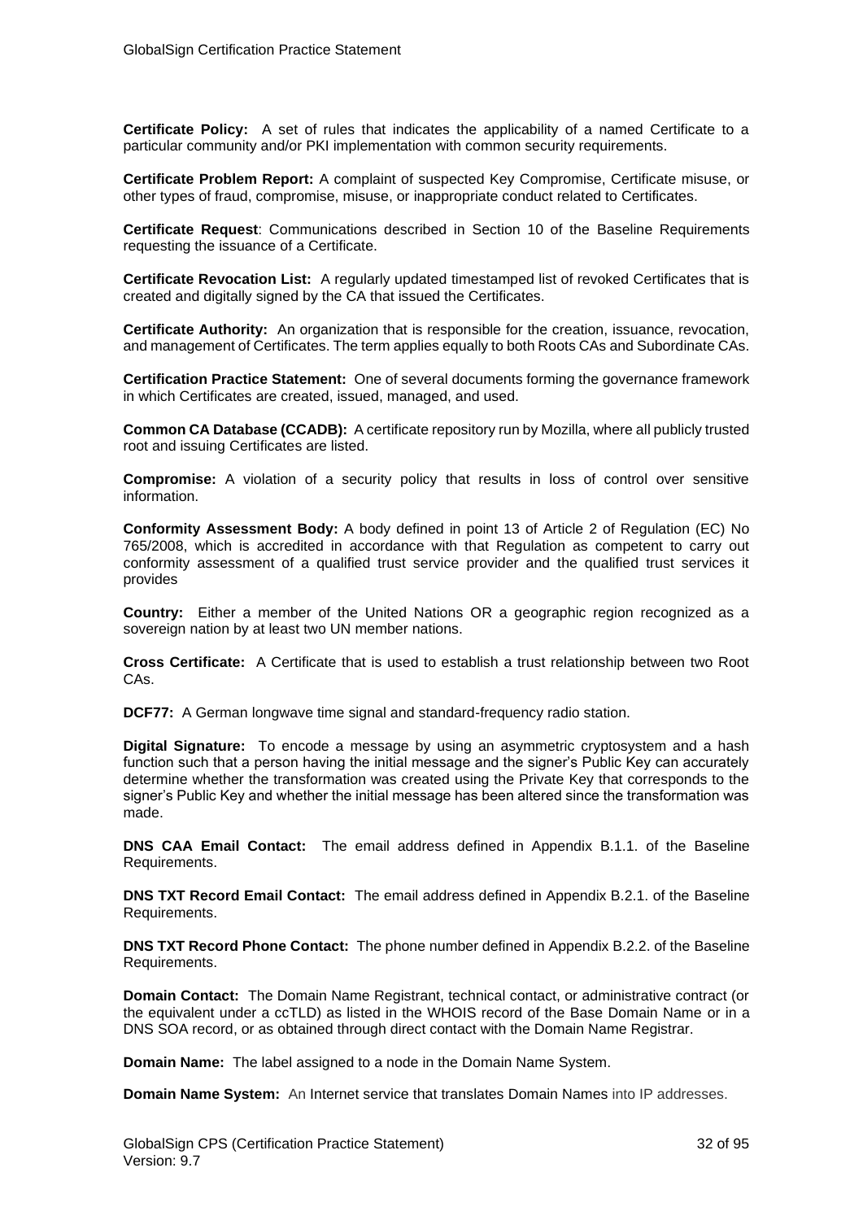**Certificate Policy:** A set of rules that indicates the applicability of a named Certificate to a particular community and/or PKI implementation with common security requirements.

**Certificate Problem Report:** A complaint of suspected Key Compromise, Certificate misuse, or other types of fraud, compromise, misuse, or inappropriate conduct related to Certificates.

**Certificate Request**: Communications described in Section 10 of the Baseline Requirements requesting the issuance of a Certificate.

**Certificate Revocation List:** A regularly updated timestamped list of revoked Certificates that is created and digitally signed by the CA that issued the Certificates.

**Certificate Authority:** An organization that is responsible for the creation, issuance, revocation, and management of Certificates. The term applies equally to both Roots CAs and Subordinate CAs.

**Certification Practice Statement:** One of several documents forming the governance framework in which Certificates are created, issued, managed, and used.

**Common CA Database (CCADB):** A certificate repository run by Mozilla, where all publicly trusted root and issuing Certificates are listed.

**Compromise:** A violation of a security policy that results in loss of control over sensitive information.

**Conformity Assessment Body:** A body defined in point 13 of Article 2 of Regulation (EC) No 765/2008, which is accredited in accordance with that Regulation as competent to carry out conformity assessment of a qualified trust service provider and the qualified trust services it provides

**Country:** Either a member of the United Nations OR a geographic region recognized as a sovereign nation by at least two UN member nations.

**Cross Certificate:** A Certificate that is used to establish a trust relationship between two Root CAs.

**DCF77:** A German longwave time signal and standard-frequency radio station.

**Digital Signature:** To encode a message by using an asymmetric cryptosystem and a hash function such that a person having the initial message and the signer's Public Key can accurately determine whether the transformation was created using the Private Key that corresponds to the signer's Public Key and whether the initial message has been altered since the transformation was made.

**DNS CAA Email Contact:** The email address defined in Appendix B.1.1. of the Baseline Requirements.

**DNS TXT Record Email Contact:** The email address defined in Appendix B.2.1. of the Baseline Requirements.

**DNS TXT Record Phone Contact:** The phone number defined in Appendix B.2.2. of the Baseline Requirements.

**Domain Contact:** The Domain Name Registrant, technical contact, or administrative contract (or the equivalent under a ccTLD) as listed in the WHOIS record of the Base Domain Name or in a DNS SOA record, or as obtained through direct contact with the Domain Name Registrar.

**Domain Name:** The label assigned to a node in the Domain Name System.

**Domain Name System:** An Internet service that translates Domain Names into IP addresses.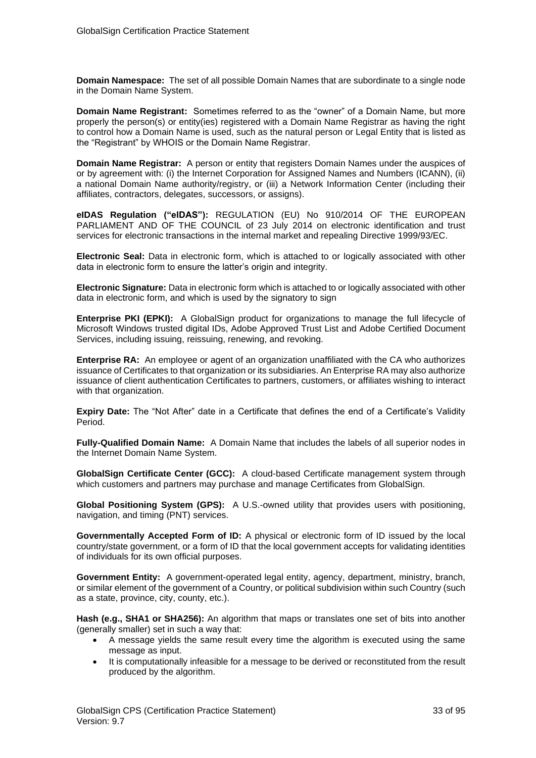**Domain Namespace:** The set of all possible Domain Names that are subordinate to a single node in the Domain Name System.

**Domain Name Registrant:** Sometimes referred to as the "owner" of a Domain Name, but more properly the person(s) or entity(ies) registered with a Domain Name Registrar as having the right to control how a Domain Name is used, such as the natural person or Legal Entity that is listed as the "Registrant" by WHOIS or the Domain Name Registrar.

**Domain Name Registrar:** A person or entity that registers Domain Names under the auspices of or by agreement with: (i) the Internet Corporation for Assigned Names and Numbers (ICANN), (ii) a national Domain Name authority/registry, or (iii) a Network Information Center (including their affiliates, contractors, delegates, successors, or assigns).

**eIDAS Regulation ("eIDAS"):** REGULATION (EU) No 910/2014 OF THE EUROPEAN PARLIAMENT AND OF THE COUNCIL of 23 July 2014 on electronic identification and trust services for electronic transactions in the internal market and repealing Directive 1999/93/EC.

**Electronic Seal:** Data in electronic form, which is attached to or logically associated with other data in electronic form to ensure the latter's origin and integrity.

**Electronic Signature:** Data in electronic form which is attached to or logically associated with other data in electronic form, and which is used by the signatory to sign

**Enterprise PKI (EPKI):** A GlobalSign product for organizations to manage the full lifecycle of Microsoft Windows trusted digital IDs, Adobe Approved Trust List and Adobe Certified Document Services, including issuing, reissuing, renewing, and revoking.

**Enterprise RA:** An employee or agent of an organization unaffiliated with the CA who authorizes issuance of Certificates to that organization or its subsidiaries. An Enterprise RA may also authorize issuance of client authentication Certificates to partners, customers, or affiliates wishing to interact with that organization.

**Expiry Date:** The "Not After" date in a Certificate that defines the end of a Certificate's Validity Period.

**Fully-Qualified Domain Name:** A Domain Name that includes the labels of all superior nodes in the Internet Domain Name System.

**GlobalSign Certificate Center (GCC):** A cloud-based Certificate management system through which customers and partners may purchase and manage Certificates from GlobalSign.

**Global Positioning System (GPS):** A U.S.-owned utility that provides users with positioning, navigation, and timing (PNT) services.

**Governmentally Accepted Form of ID:** A physical or electronic form of ID issued by the local country/state government, or a form of ID that the local government accepts for validating identities of individuals for its own official purposes.

**Government Entity:** A government-operated legal entity, agency, department, ministry, branch, or similar element of the government of a Country, or political subdivision within such Country (such as a state, province, city, county, etc.).

**Hash (e.g., SHA1 or SHA256):** An algorithm that maps or translates one set of bits into another (generally smaller) set in such a way that:

- A message yields the same result every time the algorithm is executed using the same message as input.
- It is computationally infeasible for a message to be derived or reconstituted from the result produced by the algorithm.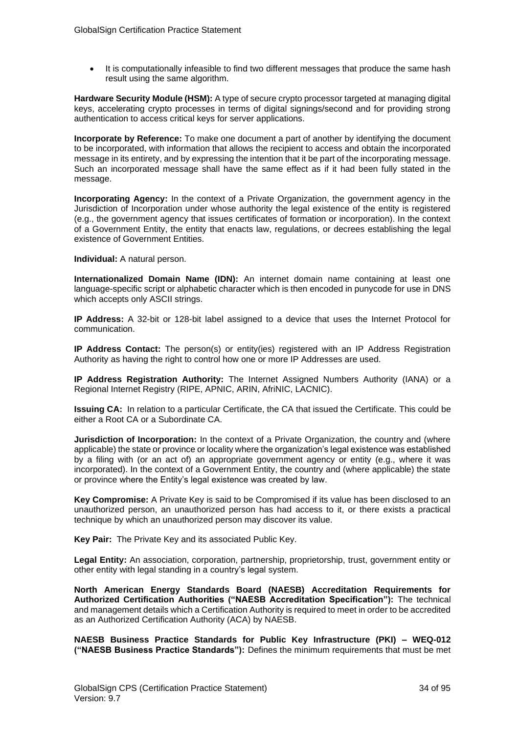- It is computationally infeasible to find two different messages that produce the same hash result using the same algorithm.

**Hardware Security Module (HSM):** A type of secure crypto processor targeted at managing digital keys, accelerating crypto processes in terms of digital signings/second and for providing strong authentication to access critical keys for server applications.

**Incorporate by Reference:** To make one document a part of another by identifying the document to be incorporated, with information that allows the recipient to access and obtain the incorporated message in its entirety, and by expressing the intention that it be part of the incorporating message. Such an incorporated message shall have the same effect as if it had been fully stated in the message.

**Incorporating Agency:** In the context of a Private Organization, the government agency in the Jurisdiction of Incorporation under whose authority the legal existence of the entity is registered (e.g., the government agency that issues certificates of formation or incorporation). In the context of a Government Entity, the entity that enacts law, regulations, or decrees establishing the legal existence of Government Entities.

**Individual:** A natural person.

**Internationalized Domain Name (IDN):** An internet domain name containing at least one language-specific script or alphabetic character which is then encoded in punycode for use in DNS which accepts only ASCII strings.

**IP Address:** A 32-bit or 128-bit label assigned to a device that uses the Internet Protocol for communication.

**IP Address Contact:** The person(s) or entity(ies) registered with an IP Address Registration Authority as having the right to control how one or more IP Addresses are used.

**IP Address Registration Authority:** The Internet Assigned Numbers Authority (IANA) or a Regional Internet Registry (RIPE, APNIC, ARIN, AfriNIC, LACNIC).

**Issuing CA:** In relation to a particular Certificate, the CA that issued the Certificate. This could be either a Root CA or a Subordinate CA.

**Jurisdiction of Incorporation:** In the context of a Private Organization, the country and (where applicable) the state or province or locality where the organization's legal existence was established by a filing with (or an act of) an appropriate government agency or entity (e.g., where it was incorporated). In the context of a Government Entity, the country and (where applicable) the state or province where the Entity's legal existence was created by law.

**Key Compromise:** A Private Key is said to be Compromised if its value has been disclosed to an unauthorized person, an unauthorized person has had access to it, or there exists a practical technique by which an unauthorized person may discover its value.

**Key Pair:** The Private Key and its associated Public Key.

**Legal Entity:** An association, corporation, partnership, proprietorship, trust, government entity or other entity with legal standing in a country's legal system.

**North American Energy Standards Board (NAESB) Accreditation Requirements for Authorized Certification Authorities ("NAESB Accreditation Specification"):** The technical and management details which a Certification Authority is required to meet in order to be accredited as an Authorized Certification Authority (ACA) by NAESB.

**NAESB Business Practice Standards for Public Key Infrastructure (PKI) – WEQ-012 ("NAESB Business Practice Standards"):** Defines the minimum requirements that must be met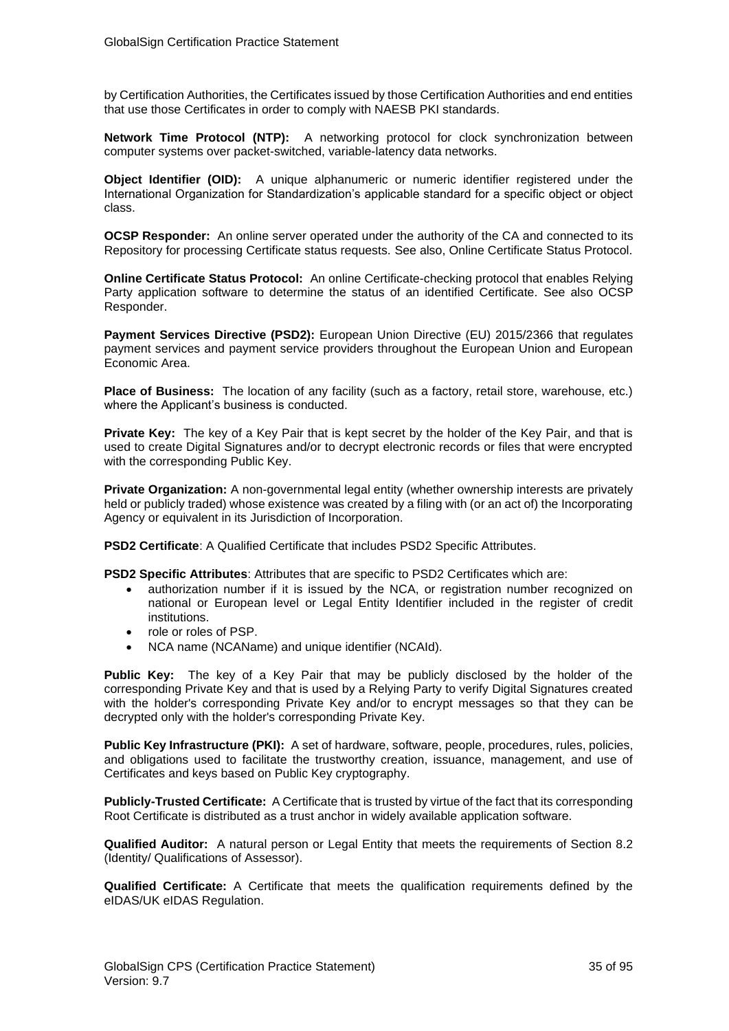by Certification Authorities, the Certificates issued by those Certification Authorities and end entities that use those Certificates in order to comply with NAESB PKI standards.

**Network Time Protocol (NTP):** A networking protocol for clock synchronization between computer systems over packet-switched, variable-latency data networks.

**Object Identifier (OID):** A unique alphanumeric or numeric identifier registered under the International Organization for Standardization's applicable standard for a specific object or object class.

**OCSP Responder:** An online server operated under the authority of the CA and connected to its Repository for processing Certificate status requests. See also, Online Certificate Status Protocol.

**Online Certificate Status Protocol:** An online Certificate-checking protocol that enables Relying Party application software to determine the status of an identified Certificate. See also OCSP Responder.

**Payment Services Directive (PSD2):** European Union Directive (EU) 2015/2366 that regulates payment services and payment service providers throughout the European Union and European Economic Area.

**Place of Business:** The location of any facility (such as a factory, retail store, warehouse, etc.) where the Applicant's business is conducted.

**Private Key:** The key of a Key Pair that is kept secret by the holder of the Key Pair, and that is used to create Digital Signatures and/or to decrypt electronic records or files that were encrypted with the corresponding Public Key.

**Private Organization:** A non-governmental legal entity (whether ownership interests are privately held or publicly traded) whose existence was created by a filing with (or an act of) the Incorporating Agency or equivalent in its Jurisdiction of Incorporation.

**PSD2 Certificate**: A Qualified Certificate that includes PSD2 Specific Attributes.

**PSD2 Specific Attributes**: Attributes that are specific to PSD2 Certificates which are:

- authorization number if it is issued by the NCA, or registration number recognized on national or European level or Legal Entity Identifier included in the register of credit institutions.
- role or roles of PSP.
- NCA name (NCAName) and unique identifier (NCAId).

**Public Key:** The key of a Key Pair that may be publicly disclosed by the holder of the corresponding Private Key and that is used by a Relying Party to verify Digital Signatures created with the holder's corresponding Private Key and/or to encrypt messages so that they can be decrypted only with the holder's corresponding Private Key.

**Public Key Infrastructure (PKI):** A set of hardware, software, people, procedures, rules, policies, and obligations used to facilitate the trustworthy creation, issuance, management, and use of Certificates and keys based on Public Key cryptography.

**Publicly-Trusted Certificate:** A Certificate that is trusted by virtue of the fact that its corresponding Root Certificate is distributed as a trust anchor in widely available application software.

**Qualified Auditor:** A natural person or Legal Entity that meets the requirements of Section 8.2 (Identity/ Qualifications of Assessor).

**Qualified Certificate:** A Certificate that meets the qualification requirements defined by the eIDAS/UK eIDAS Regulation.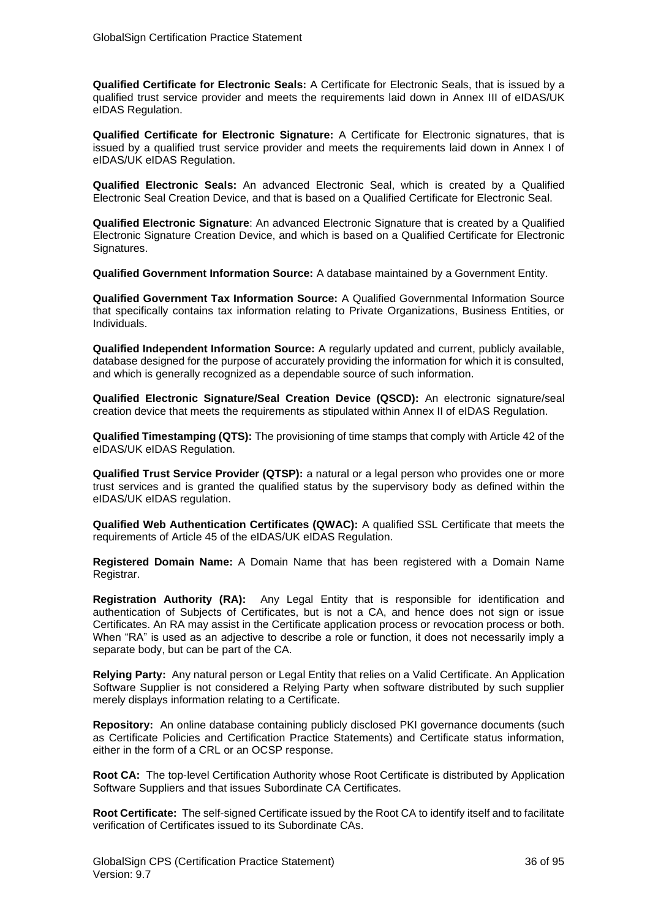**Qualified Certificate for Electronic Seals:** A Certificate for Electronic Seals, that is issued by a qualified trust service provider and meets the requirements laid down in Annex III of eIDAS/UK eIDAS Regulation.

**Qualified Certificate for Electronic Signature:** A Certificate for Electronic signatures, that is issued by a qualified trust service provider and meets the requirements laid down in Annex I of eIDAS/UK eIDAS Regulation.

**Qualified Electronic Seals:** An advanced Electronic Seal, which is created by a Qualified Electronic Seal Creation Device, and that is based on a Qualified Certificate for Electronic Seal.

**Qualified Electronic Signature**: An advanced Electronic Signature that is created by a Qualified Electronic Signature Creation Device, and which is based on a Qualified Certificate for Electronic Signatures.

**Qualified Government Information Source:** A database maintained by a Government Entity.

**Qualified Government Tax Information Source:** A Qualified Governmental Information Source that specifically contains tax information relating to Private Organizations, Business Entities, or Individuals.

**Qualified Independent Information Source:** A regularly updated and current, publicly available, database designed for the purpose of accurately providing the information for which it is consulted, and which is generally recognized as a dependable source of such information.

**Qualified Electronic Signature/Seal Creation Device (QSCD):** An electronic signature/seal creation device that meets the requirements as stipulated within Annex II of eIDAS Regulation.

**Qualified Timestamping (QTS):** The provisioning of time stamps that comply with Article 42 of the eIDAS/UK eIDAS Regulation.

**Qualified Trust Service Provider (QTSP):** a natural or a legal person who provides one or more trust services and is granted the qualified status by the supervisory body as defined within the eIDAS/UK eIDAS regulation.

**Qualified Web Authentication Certificates (QWAC):** A qualified SSL Certificate that meets the requirements of Article 45 of the eIDAS/UK eIDAS Regulation.

**Registered Domain Name:** A Domain Name that has been registered with a Domain Name Registrar.

**Registration Authority (RA):** Any Legal Entity that is responsible for identification and authentication of Subjects of Certificates, but is not a CA, and hence does not sign or issue Certificates. An RA may assist in the Certificate application process or revocation process or both. When "RA" is used as an adjective to describe a role or function, it does not necessarily imply a separate body, but can be part of the CA.

**Relying Party:** Any natural person or Legal Entity that relies on a Valid Certificate. An Application Software Supplier is not considered a Relying Party when software distributed by such supplier merely displays information relating to a Certificate.

**Repository:** An online database containing publicly disclosed PKI governance documents (such as Certificate Policies and Certification Practice Statements) and Certificate status information, either in the form of a CRL or an OCSP response.

**Root CA:** The top-level Certification Authority whose Root Certificate is distributed by Application Software Suppliers and that issues Subordinate CA Certificates.

**Root Certificate:** The self-signed Certificate issued by the Root CA to identify itself and to facilitate verification of Certificates issued to its Subordinate CAs.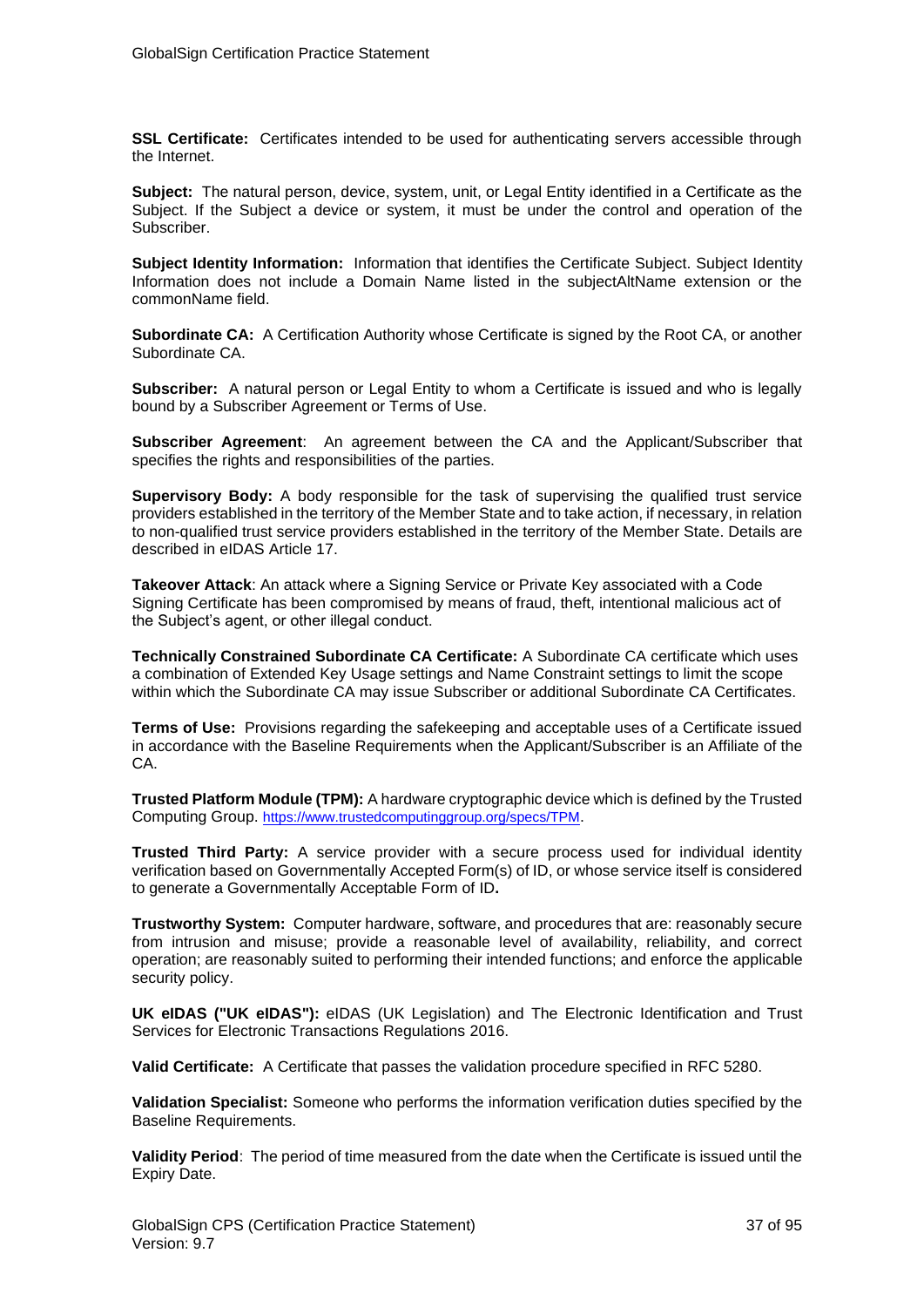**SSL Certificate:** Certificates intended to be used for authenticating servers accessible through the Internet.

**Subject:** The natural person, device, system, unit, or Legal Entity identified in a Certificate as the Subject. If the Subject a device or system, it must be under the control and operation of the Subscriber.

**Subject Identity Information:** Information that identifies the Certificate Subject. Subject Identity Information does not include a Domain Name listed in the subjectAltName extension or the commonName field.

**Subordinate CA:** A Certification Authority whose Certificate is signed by the Root CA, or another Subordinate CA.

**Subscriber:** A natural person or Legal Entity to whom a Certificate is issued and who is legally bound by a Subscriber Agreement or Terms of Use.

**Subscriber Agreement**: An agreement between the CA and the Applicant/Subscriber that specifies the rights and responsibilities of the parties.

**Supervisory Body:** A body responsible for the task of supervising the qualified trust service providers established in the territory of the Member State and to take action, if necessary, in relation to non-qualified trust service providers established in the territory of the Member State. Details are described in eIDAS Article 17.

**Takeover Attack**: An attack where a Signing Service or Private Key associated with a Code Signing Certificate has been compromised by means of fraud, theft, intentional malicious act of the Subject's agent, or other illegal conduct.

**Technically Constrained Subordinate CA Certificate:** A Subordinate CA certificate which uses a combination of Extended Key Usage settings and Name Constraint settings to limit the scope within which the Subordinate CA may issue Subscriber or additional Subordinate CA Certificates.

**Terms of Use:** Provisions regarding the safekeeping and acceptable uses of a Certificate issued in accordance with the Baseline Requirements when the Applicant/Subscriber is an Affiliate of the CA.

**Trusted Platform Module (TPM):** A hardware cryptographic device which is defined by the Trusted Computing Group. https://www.trustedcomputinggroup.org/specs/TPM.

**Trusted Third Party:** A service provider with a secure process used for individual identity verification based on Governmentally Accepted Form(s) of ID, or whose service itself is considered to generate a Governmentally Acceptable Form of ID**.**

**Trustworthy System:** Computer hardware, software, and procedures that are: reasonably secure from intrusion and misuse; provide a reasonable level of availability, reliability, and correct operation; are reasonably suited to performing their intended functions; and enforce the applicable security policy.

**UK eIDAS ("UK eIDAS"):** eIDAS (UK Legislation) and The Electronic Identification and Trust Services for Electronic Transactions Regulations 2016.

**Valid Certificate:** A Certificate that passes the validation procedure specified in RFC 5280.

**Validation Specialist:** Someone who performs the information verification duties specified by the Baseline Requirements.

**Validity Period**: The period of time measured from the date when the Certificate is issued until the Expiry Date.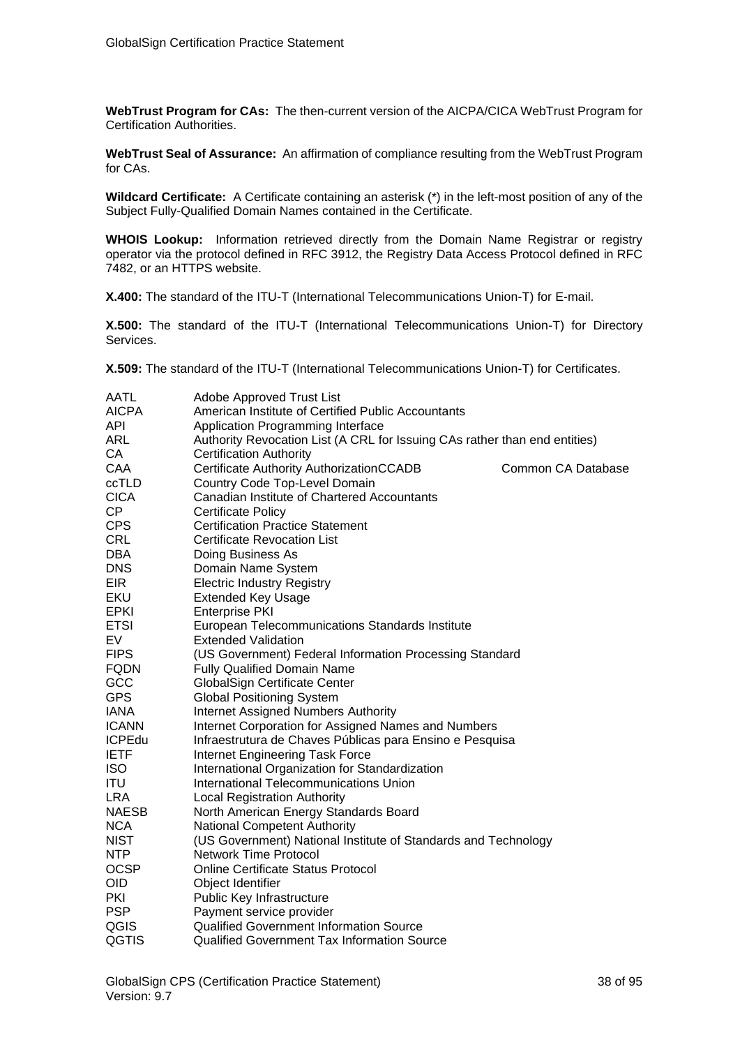**WebTrust Program for CAs:** The then-current version of the AICPA/CICA WebTrust Program for Certification Authorities.

**WebTrust Seal of Assurance:** An affirmation of compliance resulting from the WebTrust Program for CAs.

**Wildcard Certificate:** A Certificate containing an asterisk (*) in the left-most position of any of the Subject Fully-Qualified Domain Names contained in the Certificate.

**WHOIS Lookup:** Information retrieved directly from the Domain Name Registrar or registry operator via the protocol defined in RFC 3912, the Registry Data Access Protocol defined in RFC 7482, or an HTTPS website.

**X.400:** The standard of the ITU-T (International Telecommunications Union-T) for E-mail.

**X.500:** The standard of the ITU-T (International Telecommunications Union-T) for Directory Services.

**X.509:** The standard of the ITU-T (International Telecommunications Union-T) for Certificates.

| | |
|---|---|
| AATL | Adobe Approved Trust List |
| AICPA | American Institute of Certified Public Accountants |
| API | Application Programming Interface |
| ARL | Authority Revocation List (A CRL for Issuing CAs rather than end entities) |
| CA | Certification Authority |
| CAA | Certificate Authority AuthorizationCCADB Common CA Database |
| ccTLD | Country Code Top-Level Domain |
| CICA | Canadian Institute of Chartered Accountants |
| CP | Certificate Policy |
| CPS | Certification Practice Statement |
| CRL | Certificate Revocation List |
| DBA | Doing Business As |
| DNS | Domain Name System |
| EIR | Electric Industry Registry |
| EKU | Extended Key Usage |
| EPKI | Enterprise PKI |
| ETSI | European Telecommunications Standards Institute |
| EV | Extended Validation |
| FIPS | (US Government) Federal Information Processing Standard |
| FQDN | Fully Qualified Domain Name |
| GCC | GlobalSign Certificate Center |
| GPS | Global Positioning System |
| IANA | Internet Assigned Numbers Authority |
| ICANN | Internet Corporation for Assigned Names and Numbers |
| ICPEdu | Infraestrutura de Chaves Públicas para Ensino e Pesquisa |
| IETF | Internet Engineering Task Force |
| ISO | International Organization for Standardization |
| ITU | International Telecommunications Union |
| LRA | Local Registration Authority |
| NAESB | North American Energy Standards Board |
| NCA | National Competent Authority |
| NIST | (US Government) National Institute of Standards and Technology |
| NTP | Network Time Protocol |
| OCSP | Online Certificate Status Protocol |
| OID | Object Identifier |
| PKI | Public Key Infrastructure |
| PSP | Payment service provider |
| QGIS | Qualified Government Information Source |
| QGTIS | Qualified Government Tax Information Source |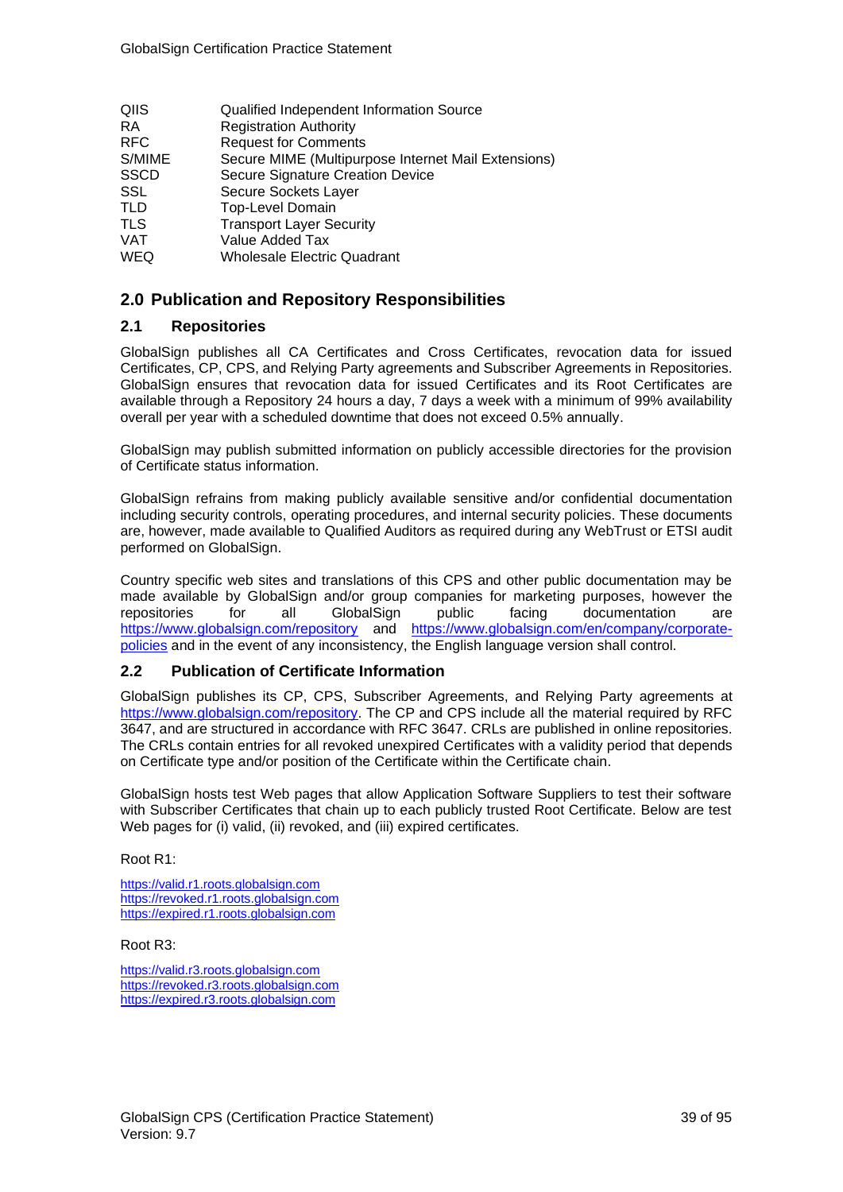| | |
|---|---|
| QIIS | Qualified Independent Information Source |
| RA | Registration Authority |
| RFC | Request for Comments |
| S/MIME | Secure MIME (Multipurpose Internet Mail Extensions) |
| SSCD | Secure Signature Creation Device |
| SSL | Secure Sockets Layer |
| TLD | Top-Level Domain |
| TLS | Transport Layer Security |
| VAT | Value Added Tax |
| WEQ | Wholesale Electric Quadrant |

## 2.0 Publication and Repository Responsibilities

### 2.1 Repositories

GlobalSign publishes all CA Certificates and Cross Certificates, revocation data for issued Certificates, CP, CPS, and Relying Party agreements and Subscriber Agreements in Repositories. GlobalSign ensures that revocation data for issued Certificates and its Root Certificates are available through a Repository 24 hours a day, 7 days a week with a minimum of 99% availability overall per year with a scheduled downtime that does not exceed 0.5% annually.

GlobalSign may publish submitted information on publicly accessible directories for the provision of Certificate status information.

GlobalSign refrains from making publicly available sensitive and/or confidential documentation including security controls, operating procedures, and internal security policies. These documents are, however, made available to Qualified Auditors as required during any WebTrust or ETSI audit performed on GlobalSign.

Country specific web sites and translations of this CPS and other public documentation may be made available by GlobalSign and/or group companies for marketing purposes, however the repositories for all GlobalSign public facing documentation are https://www.globalsign.com/repository and https://www.globalsign.com/en/company/corporate-policies and in the event of any inconsistency, the English language version shall control.

### 2.2 Publication of Certificate Information

GlobalSign publishes its CP, CPS, Subscriber Agreements, and Relying Party agreements at https://www.globalsign.com/repository. The CP and CPS include all the material required by RFC 3647, and are structured in accordance with RFC 3647. CRLs are published in online repositories. The CRLs contain entries for all revoked unexpired Certificates with a validity period that depends on Certificate type and/or position of the Certificate within the Certificate chain.

GlobalSign hosts test Web pages that allow Application Software Suppliers to test their software with Subscriber Certificates that chain up to each publicly trusted Root Certificate. Below are test Web pages for (i) valid, (ii) revoked, and (iii) expired certificates.

Root R1:

https://valid.r1.roots.globalsign.com
https://revoked.r1.roots.globalsign.com
https://expired.r1.roots.globalsign.com

Root R3:

https://valid.r3.roots.globalsign.com
https://revoked.r3.roots.globalsign.com
https://expired.r3.roots.globalsign.com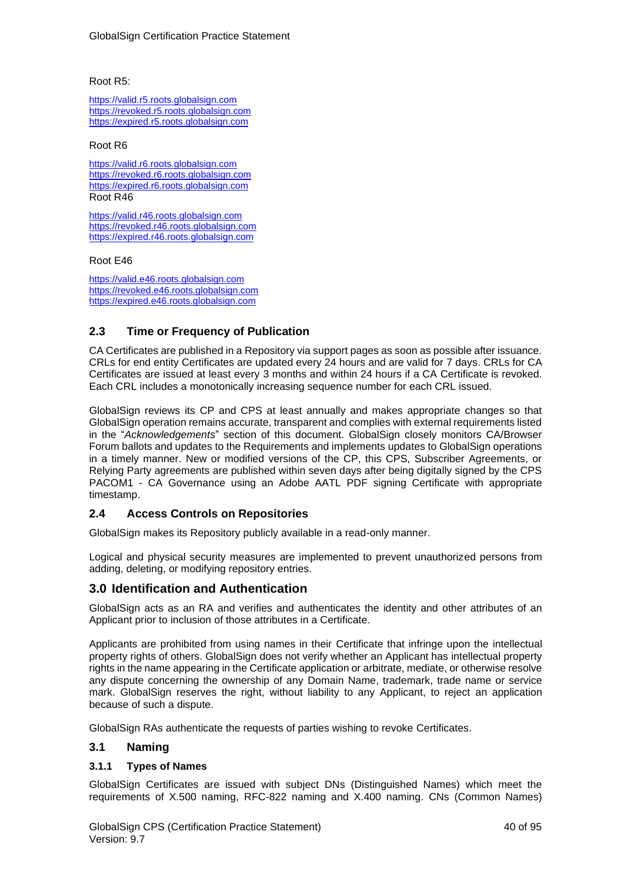Root R5:

https://valid.r5.roots.globalsign.com
https://revoked.r5.roots.globalsign.com
https://expired.r5.roots.globalsign.com

Root R6

https://valid.r6.roots.globalsign.com
https://revoked.r6.roots.globalsign.com
https://expired.r6.roots.globalsign.com

Root R46

https://valid.r46.roots.globalsign.com
https://revoked.r46.roots.globalsign.com
https://expired.r46.roots.globalsign.com

Root E46

https://valid.e46.roots.globalsign.com
https://revoked.e46.roots.globalsign.com
https://expired.e46.roots.globalsign.com

## 2.3 Time or Frequency of Publication

CA Certificates are published in a Repository via support pages as soon as possible after issuance. CRLs for end entity Certificates are updated every 24 hours and are valid for 7 days. CRLs for CA Certificates are issued at least every 3 months and within 24 hours if a CA Certificate is revoked. Each CRL includes a monotonically increasing sequence number for each CRL issued.

GlobalSign reviews its CP and CPS at least annually and makes appropriate changes so that GlobalSign operation remains accurate, transparent and complies with external requirements listed in the "*Acknowledgements*" section of this document. GlobalSign closely monitors CA/Browser Forum ballots and updates to the Requirements and implements updates to GlobalSign operations in a timely manner. New or modified versions of the CP, this CPS, Subscriber Agreements, or Relying Party agreements are published within seven days after being digitally signed by the CPS PACOM1 - CA Governance using an Adobe AATL PDF signing Certificate with appropriate timestamp.

## 2.4 Access Controls on Repositories

GlobalSign makes its Repository publicly available in a read-only manner.

Logical and physical security measures are implemented to prevent unauthorized persons from adding, deleting, or modifying repository entries.

# 3.0 Identification and Authentication

GlobalSign acts as an RA and verifies and authenticates the identity and other attributes of an Applicant prior to inclusion of those attributes in a Certificate.

Applicants are prohibited from using names in their Certificate that infringe upon the intellectual property rights of others. GlobalSign does not verify whether an Applicant has intellectual property rights in the name appearing in the Certificate application or arbitrate, mediate, or otherwise resolve any dispute concerning the ownership of any Domain Name, trademark, trade name or service mark. GlobalSign reserves the right, without liability to any Applicant, to reject an application because of such a dispute.

GlobalSign RAs authenticate the requests of parties wishing to revoke Certificates.

## 3.1 Naming

### 3.1.1 Types of Names

GlobalSign Certificates are issued with subject DNs (Distinguished Names) which meet the requirements of X.500 naming, RFC-822 naming and X.400 naming. CNs (Common Names)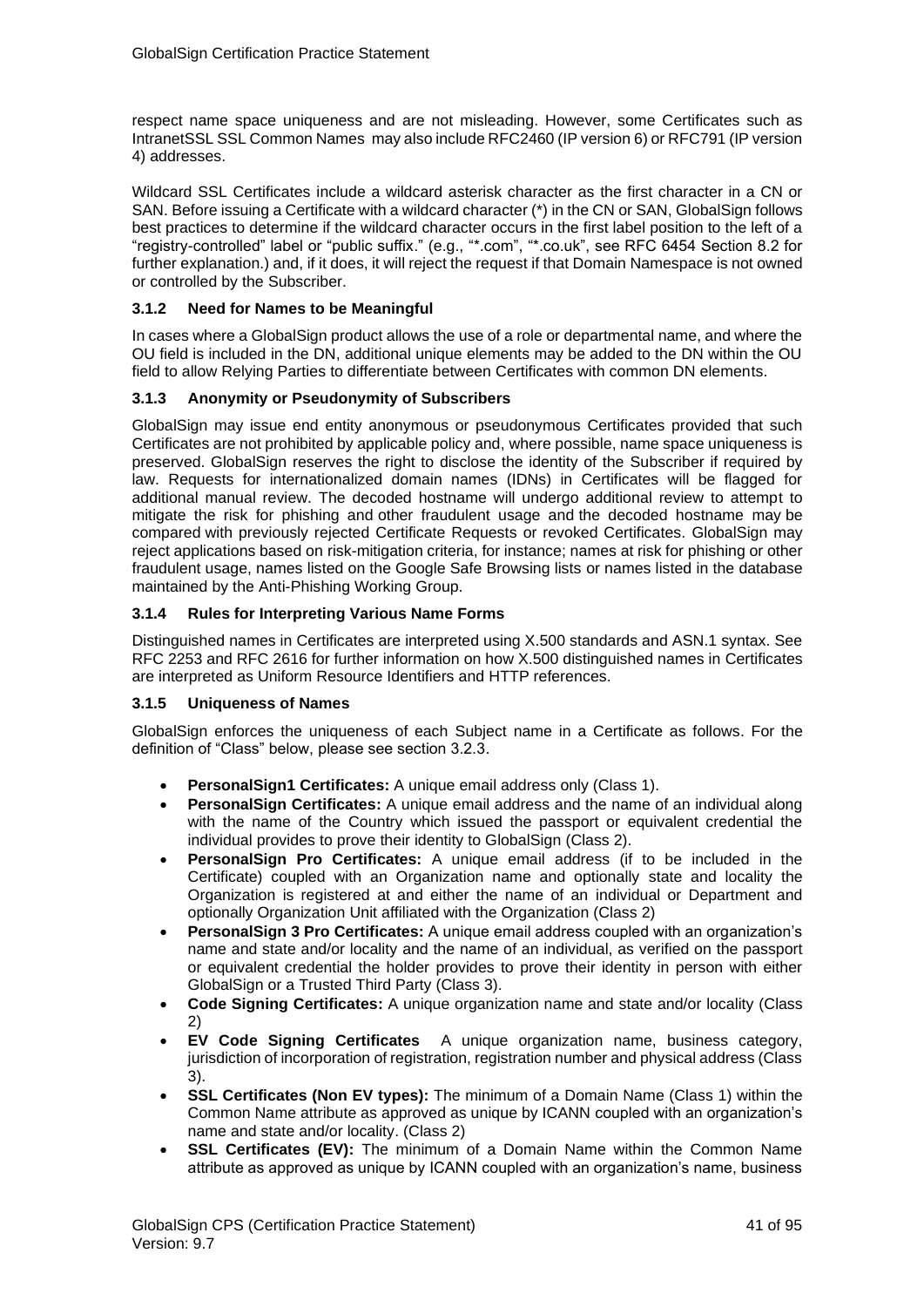respect name space uniqueness and are not misleading. However, some Certificates such as IntranetSSL SSL Common Names may also include RFC2460 (IP version 6) or RFC791 (IP version 4) addresses.

Wildcard SSL Certificates include a wildcard asterisk character as the first character in a CN or SAN. Before issuing a Certificate with a wildcard character (*) in the CN or SAN, GlobalSign follows best practices to determine if the wildcard character occurs in the first label position to the left of a "registry-controlled" label or "public suffix." (e.g., "*.com", "*.co.uk", see RFC 6454 Section 8.2 for further explanation.) and, if it does, it will reject the request if that Domain Namespace is not owned or controlled by the Subscriber.

### 3.1.2 Need for Names to be Meaningful

In cases where a GlobalSign product allows the use of a role or departmental name, and where the OU field is included in the DN, additional unique elements may be added to the DN within the OU field to allow Relying Parties to differentiate between Certificates with common DN elements.

### 3.1.3 Anonymity or Pseudonymity of Subscribers

GlobalSign may issue end entity anonymous or pseudonymous Certificates provided that such Certificates are not prohibited by applicable policy and, where possible, name space uniqueness is preserved. GlobalSign reserves the right to disclose the identity of the Subscriber if required by law. Requests for internationalized domain names (IDNs) in Certificates will be flagged for additional manual review. The decoded hostname will undergo additional review to attempt to mitigate the risk for phishing and other fraudulent usage and the decoded hostname may be compared with previously rejected Certificate Requests or revoked Certificates. GlobalSign may reject applications based on risk-mitigation criteria, for instance; names at risk for phishing or other fraudulent usage, names listed on the Google Safe Browsing lists or names listed in the database maintained by the Anti-Phishing Working Group.

### 3.1.4 Rules for Interpreting Various Name Forms

Distinguished names in Certificates are interpreted using X.500 standards and ASN.1 syntax. See RFC 2253 and RFC 2616 for further information on how X.500 distinguished names in Certificates are interpreted as Uniform Resource Identifiers and HTTP references.

### 3.1.5 Uniqueness of Names

GlobalSign enforces the uniqueness of each Subject name in a Certificate as follows. For the definition of "Class" below, please see section 3.2.3.

- **PersonalSign1 Certificates:** A unique email address only (Class 1).
- **PersonalSign Certificates:** A unique email address and the name of an individual along with the name of the Country which issued the passport or equivalent credential the individual provides to prove their identity to GlobalSign (Class 2).
- **PersonalSign Pro Certificates:** A unique email address (if to be included in the Certificate) coupled with an Organization name and optionally state and locality the Organization is registered at and either the name of an individual or Department and optionally Organization Unit affiliated with the Organization (Class 2)
- **PersonalSign 3 Pro Certificates:** A unique email address coupled with an organization's name and state and/or locality and the name of an individual, as verified on the passport or equivalent credential the holder provides to prove their identity in person with either GlobalSign or a Trusted Third Party (Class 3).
- **Code Signing Certificates:** A unique organization name and state and/or locality (Class 2)
- **EV Code Signing Certificates** A unique organization name, business category, jurisdiction of incorporation of registration, registration number and physical address (Class 3).
- **SSL Certificates (Non EV types):** The minimum of a Domain Name (Class 1) within the Common Name attribute as approved as unique by ICANN coupled with an organization's name and state and/or locality. (Class 2)
- **SSL Certificates (EV):** The minimum of a Domain Name within the Common Name attribute as approved as unique by ICANN coupled with an organization's name, business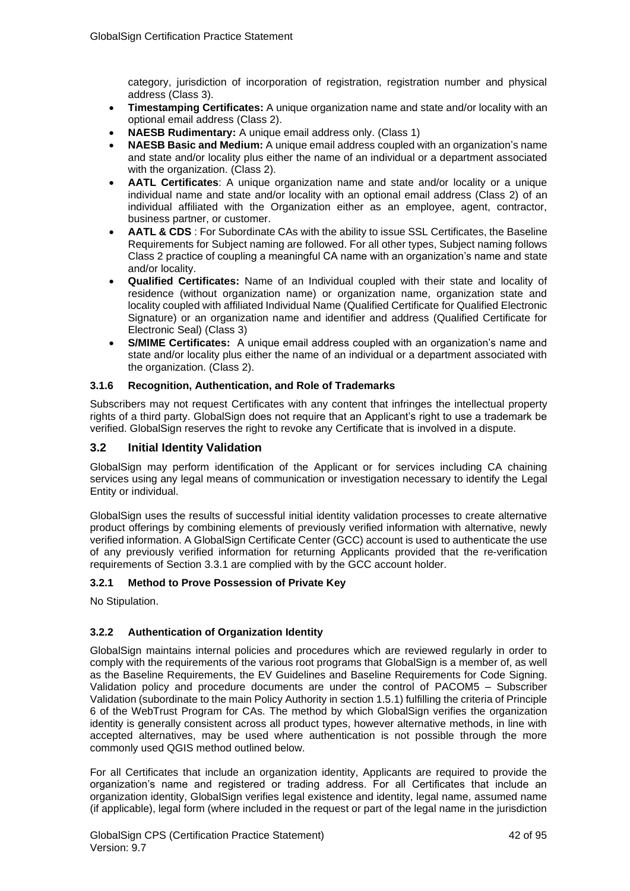category, jurisdiction of incorporation of registration, registration number and physical address (Class 3).

- **Timestamping Certificates:** A unique organization name and state and/or locality with an optional email address (Class 2).
- **NAESB Rudimentary:** A unique email address only. (Class 1)
- **NAESB Basic and Medium:** A unique email address coupled with an organization's name and state and/or locality plus either the name of an individual or a department associated with the organization. (Class 2).
- **AATL Certificates**: A unique organization name and state and/or locality or a unique individual name and state and/or locality with an optional email address (Class 2) of an individual affiliated with the Organization either as an employee, agent, contractor, business partner, or customer.
- **AATL & CDS** : For Subordinate CAs with the ability to issue SSL Certificates, the Baseline Requirements for Subject naming are followed. For all other types, Subject naming follows Class 2 practice of coupling a meaningful CA name with an organization's name and state and/or locality.
- **Qualified Certificates:** Name of an Individual coupled with their state and locality of residence (without organization name) or organization name, organization state and locality coupled with affiliated Individual Name (Qualified Certificate for Qualified Electronic Signature) or an organization name and identifier and address (Qualified Certificate for Electronic Seal) (Class 3)
- **S/MIME Certificates:** A unique email address coupled with an organization's name and state and/or locality plus either the name of an individual or a department associated with the organization. (Class 2).

#### 3.1.6 Recognition, Authentication, and Role of Trademarks

Subscribers may not request Certificates with any content that infringes the intellectual property rights of a third party. GlobalSign does not require that an Applicant's right to use a trademark be verified. GlobalSign reserves the right to revoke any Certificate that is involved in a dispute.

### 3.2 Initial Identity Validation

GlobalSign may perform identification of the Applicant or for services including CA chaining services using any legal means of communication or investigation necessary to identify the Legal Entity or individual.

GlobalSign uses the results of successful initial identity validation processes to create alternative product offerings by combining elements of previously verified information with alternative, newly verified information. A GlobalSign Certificate Center (GCC) account is used to authenticate the use of any previously verified information for returning Applicants provided that the re-verification requirements of Section 3.3.1 are complied with by the GCC account holder.

#### 3.2.1 Method to Prove Possession of Private Key

No Stipulation.

#### 3.2.2 Authentication of Organization Identity

GlobalSign maintains internal policies and procedures which are reviewed regularly in order to comply with the requirements of the various root programs that GlobalSign is a member of, as well as the Baseline Requirements, the EV Guidelines and Baseline Requirements for Code Signing. Validation policy and procedure documents are under the control of PACOM5 – Subscriber Validation (subordinate to the main Policy Authority in section 1.5.1) fulfilling the criteria of Principle 6 of the WebTrust Program for CAs. The method by which GlobalSign verifies the organization identity is generally consistent across all product types, however alternative methods, in line with accepted alternatives, may be used where authentication is not possible through the more commonly used QGIS method outlined below.

For all Certificates that include an organization identity, Applicants are required to provide the organization's name and registered or trading address. For all Certificates that include an organization identity, GlobalSign verifies legal existence and identity, legal name, assumed name (if applicable), legal form (where included in the request or part of the legal name in the jurisdiction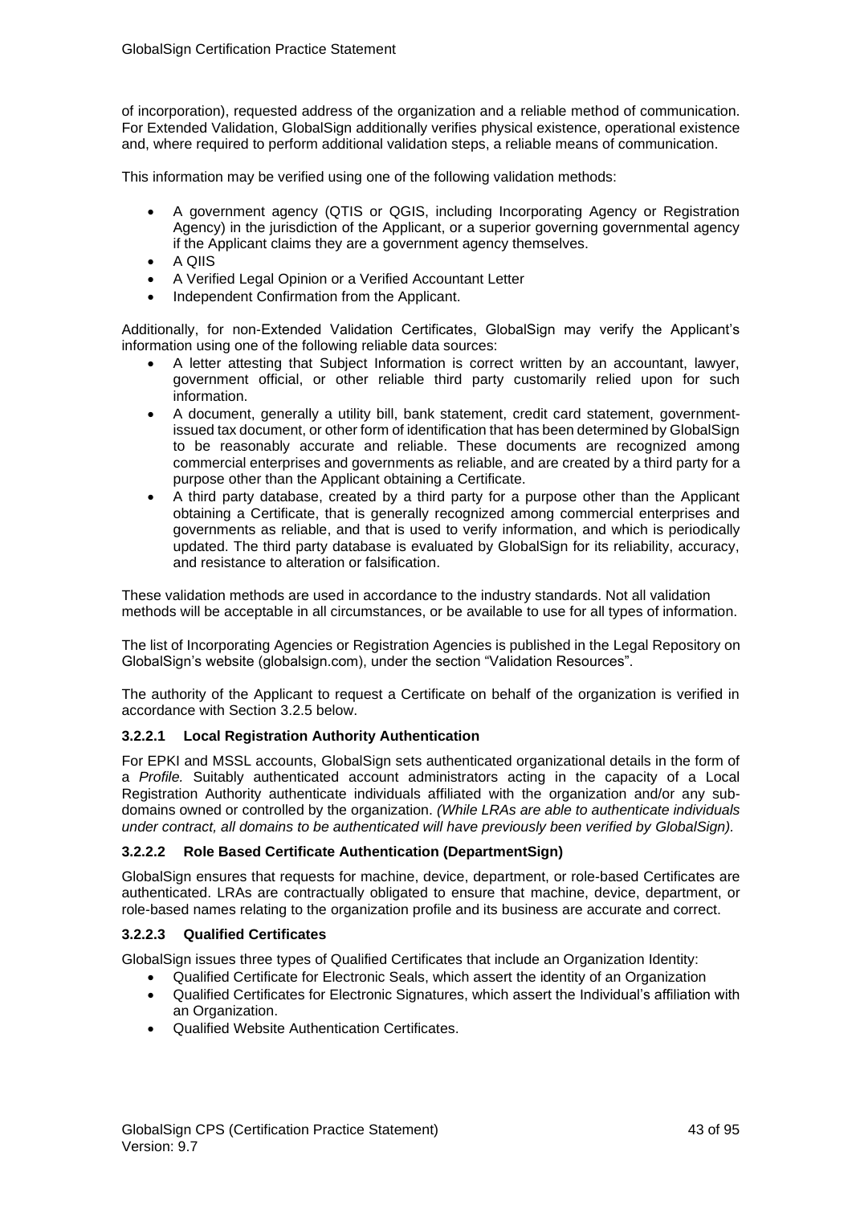of incorporation), requested address of the organization and a reliable method of communication. For Extended Validation, GlobalSign additionally verifies physical existence, operational existence and, where required to perform additional validation steps, a reliable means of communication.

This information may be verified using one of the following validation methods:

- A government agency (QTIS or QGIS, including Incorporating Agency or Registration Agency) in the jurisdiction of the Applicant, or a superior governing governmental agency if the Applicant claims they are a government agency themselves.
- A QIIS
- A Verified Legal Opinion or a Verified Accountant Letter
- Independent Confirmation from the Applicant.

Additionally, for non-Extended Validation Certificates, GlobalSign may verify the Applicant's information using one of the following reliable data sources:

- A letter attesting that Subject Information is correct written by an accountant, lawyer, government official, or other reliable third party customarily relied upon for such information.
- A document, generally a utility bill, bank statement, credit card statement, government-issued tax document, or other form of identification that has been determined by GlobalSign to be reasonably accurate and reliable. These documents are recognized among commercial enterprises and governments as reliable, and are created by a third party for a purpose other than the Applicant obtaining a Certificate.
- A third party database, created by a third party for a purpose other than the Applicant obtaining a Certificate, that is generally recognized among commercial enterprises and governments as reliable, and that is used to verify information, and which is periodically updated. The third party database is evaluated by GlobalSign for its reliability, accuracy, and resistance to alteration or falsification.

These validation methods are used in accordance to the industry standards. Not all validation methods will be acceptable in all circumstances, or be available to use for all types of information.

The list of Incorporating Agencies or Registration Agencies is published in the Legal Repository on GlobalSign's website (globalsign.com), under the section "Validation Resources".

The authority of the Applicant to request a Certificate on behalf of the organization is verified in accordance with Section 3.2.5 below.

#### 3.2.2.1 Local Registration Authority Authentication

For EPKI and MSSL accounts, GlobalSign sets authenticated organizational details in the form of a *Profile.* Suitably authenticated account administrators acting in the capacity of a Local Registration Authority authenticate individuals affiliated with the organization and/or any sub-domains owned or controlled by the organization. *(While LRAs are able to authenticate individuals under contract, all domains to be authenticated will have previously been verified by GlobalSign).*

#### 3.2.2.2 Role Based Certificate Authentication (DepartmentSign)

GlobalSign ensures that requests for machine, device, department, or role-based Certificates are authenticated. LRAs are contractually obligated to ensure that machine, device, department, or role-based names relating to the organization profile and its business are accurate and correct.

#### 3.2.2.3 Qualified Certificates

GlobalSign issues three types of Qualified Certificates that include an Organization Identity:

- Qualified Certificate for Electronic Seals, which assert the identity of an Organization
- Qualified Certificates for Electronic Signatures, which assert the Individual's affiliation with an Organization.
- Qualified Website Authentication Certificates.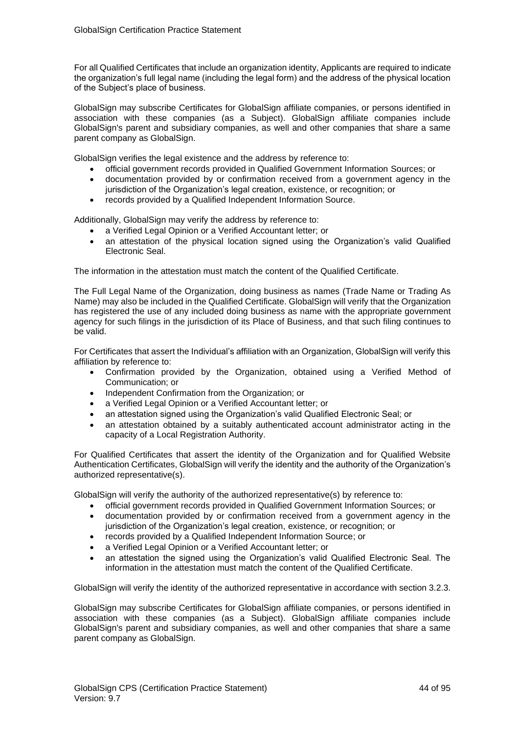For all Qualified Certificates that include an organization identity, Applicants are required to indicate the organization's full legal name (including the legal form) and the address of the physical location of the Subject's place of business.

GlobalSign may subscribe Certificates for GlobalSign affiliate companies, or persons identified in association with these companies (as a Subject). GlobalSign affiliate companies include GlobalSign's parent and subsidiary companies, as well and other companies that share a same parent company as GlobalSign.

GlobalSign verifies the legal existence and the address by reference to:

- official government records provided in Qualified Government Information Sources; or
- documentation provided by or confirmation received from a government agency in the jurisdiction of the Organization's legal creation, existence, or recognition; or
- records provided by a Qualified Independent Information Source.

Additionally, GlobalSign may verify the address by reference to:

- a Verified Legal Opinion or a Verified Accountant letter; or
- an attestation of the physical location signed using the Organization's valid Qualified Electronic Seal.

The information in the attestation must match the content of the Qualified Certificate.

The Full Legal Name of the Organization, doing business as names (Trade Name or Trading As Name) may also be included in the Qualified Certificate. GlobalSign will verify that the Organization has registered the use of any included doing business as name with the appropriate government agency for such filings in the jurisdiction of its Place of Business, and that such filing continues to be valid.

For Certificates that assert the Individual's affiliation with an Organization, GlobalSign will verify this affiliation by reference to:

- Confirmation provided by the Organization, obtained using a Verified Method of Communication; or
- Independent Confirmation from the Organization; or
- a Verified Legal Opinion or a Verified Accountant letter; or
- an attestation signed using the Organization's valid Qualified Electronic Seal; or
- an attestation obtained by a suitably authenticated account administrator acting in the capacity of a Local Registration Authority.

For Qualified Certificates that assert the identity of the Organization and for Qualified Website Authentication Certificates, GlobalSign will verify the identity and the authority of the Organization's authorized representative(s).

GlobalSign will verify the authority of the authorized representative(s) by reference to:

- official government records provided in Qualified Government Information Sources; or
- documentation provided by or confirmation received from a government agency in the jurisdiction of the Organization's legal creation, existence, or recognition; or
- records provided by a Qualified Independent Information Source; or
- a Verified Legal Opinion or a Verified Accountant letter; or
- an attestation the signed using the Organization's valid Qualified Electronic Seal. The information in the attestation must match the content of the Qualified Certificate.

GlobalSign will verify the identity of the authorized representative in accordance with section 3.2.3.

GlobalSign may subscribe Certificates for GlobalSign affiliate companies, or persons identified in association with these companies (as a Subject). GlobalSign affiliate companies include GlobalSign's parent and subsidiary companies, as well and other companies that share a same parent company as GlobalSign.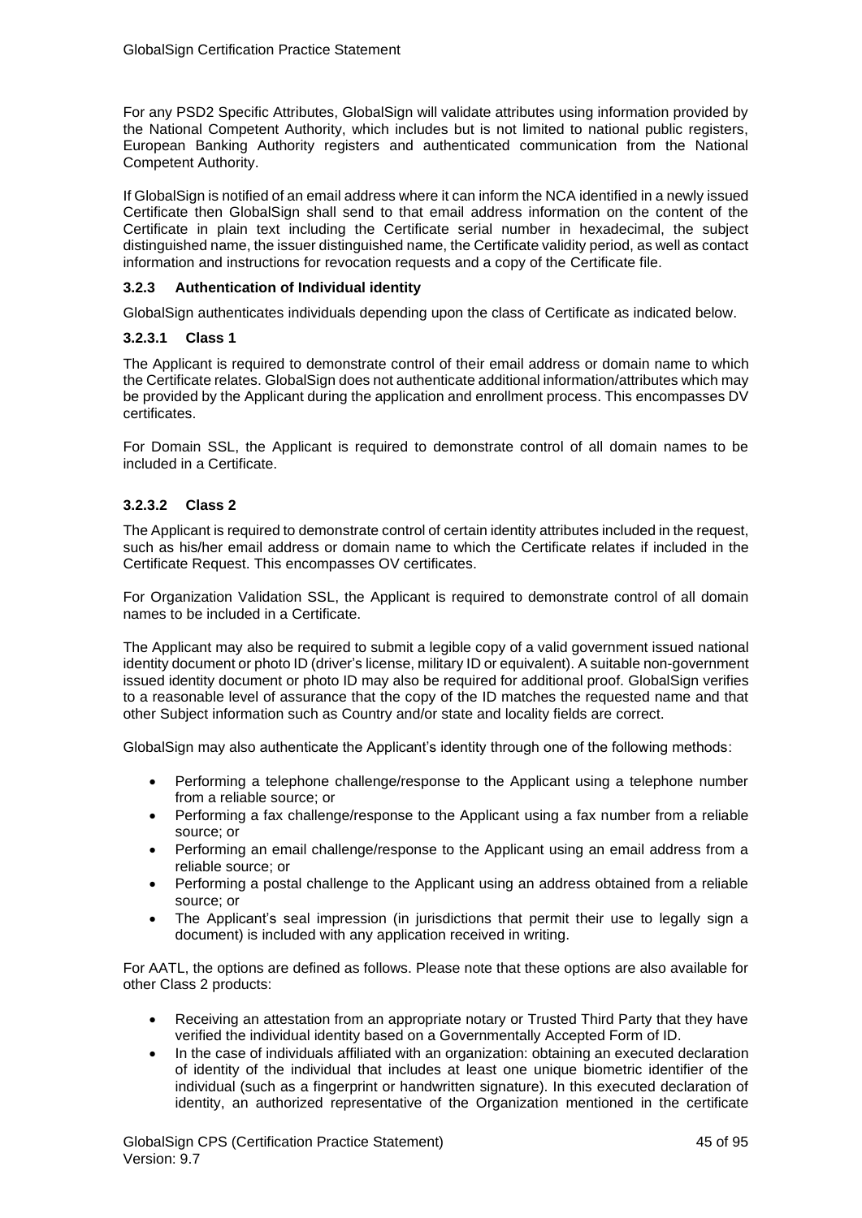For any PSD2 Specific Attributes, GlobalSign will validate attributes using information provided by the National Competent Authority, which includes but is not limited to national public registers, European Banking Authority registers and authenticated communication from the National Competent Authority.

If GlobalSign is notified of an email address where it can inform the NCA identified in a newly issued Certificate then GlobalSign shall send to that email address information on the content of the Certificate in plain text including the Certificate serial number in hexadecimal, the subject distinguished name, the issuer distinguished name, the Certificate validity period, as well as contact information and instructions for revocation requests and a copy of the Certificate file.

### 3.2.3 Authentication of Individual identity

GlobalSign authenticates individuals depending upon the class of Certificate as indicated below.

#### 3.2.3.1 Class 1

The Applicant is required to demonstrate control of their email address or domain name to which the Certificate relates. GlobalSign does not authenticate additional information/attributes which may be provided by the Applicant during the application and enrollment process. This encompasses DV certificates.

For Domain SSL, the Applicant is required to demonstrate control of all domain names to be included in a Certificate.

#### 3.2.3.2 Class 2

The Applicant is required to demonstrate control of certain identity attributes included in the request, such as his/her email address or domain name to which the Certificate relates if included in the Certificate Request. This encompasses OV certificates.

For Organization Validation SSL, the Applicant is required to demonstrate control of all domain names to be included in a Certificate.

The Applicant may also be required to submit a legible copy of a valid government issued national identity document or photo ID (driver's license, military ID or equivalent). A suitable non-government issued identity document or photo ID may also be required for additional proof. GlobalSign verifies to a reasonable level of assurance that the copy of the ID matches the requested name and that other Subject information such as Country and/or state and locality fields are correct.

GlobalSign may also authenticate the Applicant's identity through one of the following methods:

- Performing a telephone challenge/response to the Applicant using a telephone number from a reliable source; or
- Performing a fax challenge/response to the Applicant using a fax number from a reliable source; or
- Performing an email challenge/response to the Applicant using an email address from a reliable source; or
- Performing a postal challenge to the Applicant using an address obtained from a reliable source; or
- The Applicant's seal impression (in jurisdictions that permit their use to legally sign a document) is included with any application received in writing.

For AATL, the options are defined as follows. Please note that these options are also available for other Class 2 products:

- Receiving an attestation from an appropriate notary or Trusted Third Party that they have verified the individual identity based on a Governmentally Accepted Form of ID.
- In the case of individuals affiliated with an organization: obtaining an executed declaration of identity of the individual that includes at least one unique biometric identifier of the individual (such as a fingerprint or handwritten signature). In this executed declaration of identity, an authorized representative of the Organization mentioned in the certificate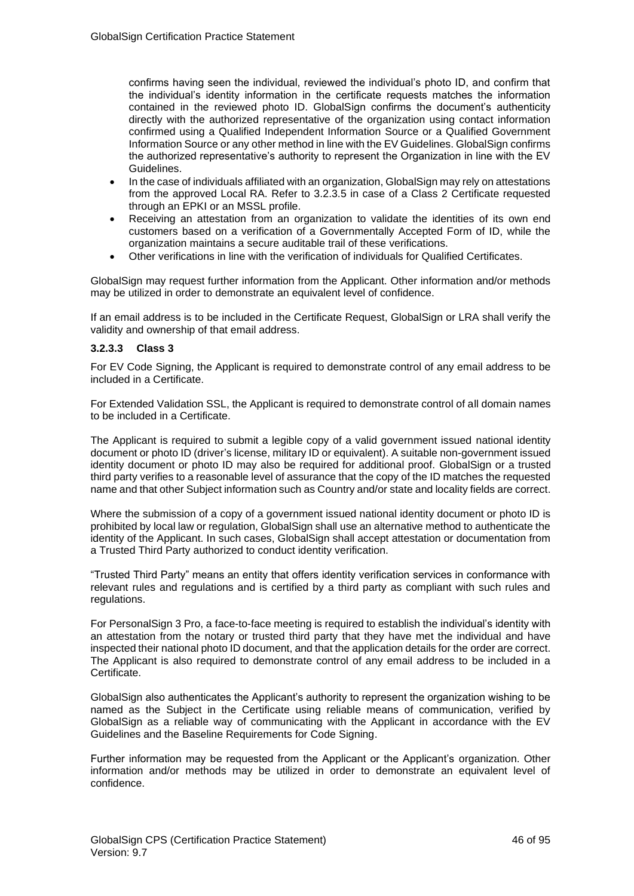confirms having seen the individual, reviewed the individual's photo ID, and confirm that the individual's identity information in the certificate requests matches the information contained in the reviewed photo ID. GlobalSign confirms the document's authenticity directly with the authorized representative of the organization using contact information confirmed using a Qualified Independent Information Source or a Qualified Government Information Source or any other method in line with the EV Guidelines. GlobalSign confirms the authorized representative's authority to represent the Organization in line with the EV Guidelines.

- In the case of individuals affiliated with an organization, GlobalSign may rely on attestations from the approved Local RA. Refer to 3.2.3.5 in case of a Class 2 Certificate requested through an EPKI or an MSSL profile.
- Receiving an attestation from an organization to validate the identities of its own end customers based on a verification of a Governmentally Accepted Form of ID, while the organization maintains a secure auditable trail of these verifications.
- Other verifications in line with the verification of individuals for Qualified Certificates.

GlobalSign may request further information from the Applicant. Other information and/or methods may be utilized in order to demonstrate an equivalent level of confidence.

If an email address is to be included in the Certificate Request, GlobalSign or LRA shall verify the validity and ownership of that email address.

#### 3.2.3.3 Class 3

For EV Code Signing, the Applicant is required to demonstrate control of any email address to be included in a Certificate.

For Extended Validation SSL, the Applicant is required to demonstrate control of all domain names to be included in a Certificate.

The Applicant is required to submit a legible copy of a valid government issued national identity document or photo ID (driver's license, military ID or equivalent). A suitable non-government issued identity document or photo ID may also be required for additional proof. GlobalSign or a trusted third party verifies to a reasonable level of assurance that the copy of the ID matches the requested name and that other Subject information such as Country and/or state and locality fields are correct.

Where the submission of a copy of a government issued national identity document or photo ID is prohibited by local law or regulation, GlobalSign shall use an alternative method to authenticate the identity of the Applicant. In such cases, GlobalSign shall accept attestation or documentation from a Trusted Third Party authorized to conduct identity verification.

"Trusted Third Party" means an entity that offers identity verification services in conformance with relevant rules and regulations and is certified by a third party as compliant with such rules and regulations.

For PersonalSign 3 Pro, a face-to-face meeting is required to establish the individual's identity with an attestation from the notary or trusted third party that they have met the individual and have inspected their national photo ID document, and that the application details for the order are correct. The Applicant is also required to demonstrate control of any email address to be included in a Certificate.

GlobalSign also authenticates the Applicant's authority to represent the organization wishing to be named as the Subject in the Certificate using reliable means of communication, verified by GlobalSign as a reliable way of communicating with the Applicant in accordance with the EV Guidelines and the Baseline Requirements for Code Signing.

Further information may be requested from the Applicant or the Applicant's organization. Other information and/or methods may be utilized in order to demonstrate an equivalent level of confidence.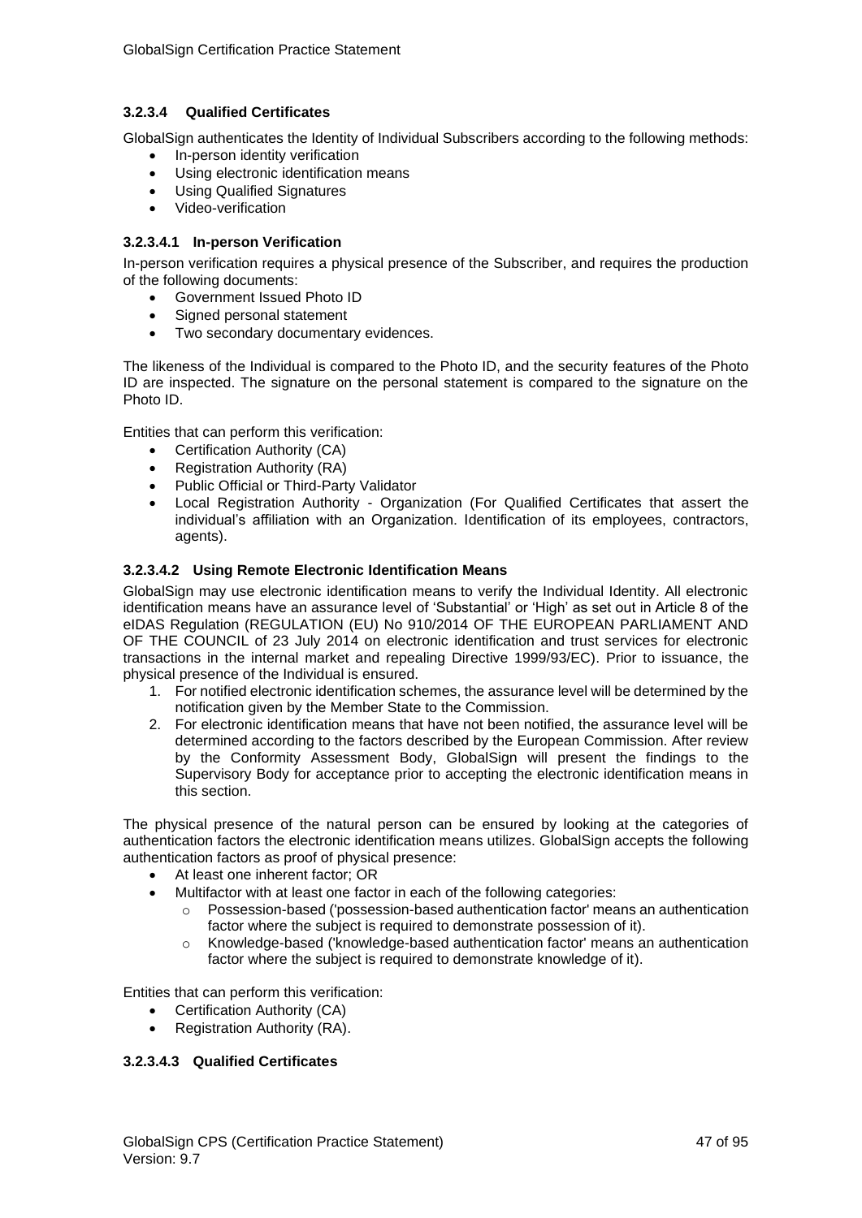#### 3.2.3.4 Qualified Certificates

GlobalSign authenticates the Identity of Individual Subscribers according to the following methods:

- In-person identity verification
- Using electronic identification means
- Using Qualified Signatures
- Video-verification

##### 3.2.3.4.1 In-person Verification

In-person verification requires a physical presence of the Subscriber, and requires the production of the following documents:

- Government Issued Photo ID
- Signed personal statement
- Two secondary documentary evidences.

The likeness of the Individual is compared to the Photo ID, and the security features of the Photo ID are inspected. The signature on the personal statement is compared to the signature on the Photo ID.

Entities that can perform this verification:

- Certification Authority (CA)
- Registration Authority (RA)
- Public Official or Third-Party Validator
- Local Registration Authority - Organization (For Qualified Certificates that assert the individual's affiliation with an Organization. Identification of its employees, contractors, agents).

##### 3.2.3.4.2 Using Remote Electronic Identification Means

GlobalSign may use electronic identification means to verify the Individual Identity. All electronic identification means have an assurance level of 'Substantial' or 'High' as set out in Article 8 of the eIDAS Regulation (REGULATION (EU) No 910/2014 OF THE EUROPEAN PARLIAMENT AND OF THE COUNCIL of 23 July 2014 on electronic identification and trust services for electronic transactions in the internal market and repealing Directive 1999/93/EC). Prior to issuance, the physical presence of the Individual is ensured.

1. For notified electronic identification schemes, the assurance level will be determined by the notification given by the Member State to the Commission.
2. For electronic identification means that have not been notified, the assurance level will be determined according to the factors described by the European Commission. After review by the Conformity Assessment Body, GlobalSign will present the findings to the Supervisory Body for acceptance prior to accepting the electronic identification means in this section.

The physical presence of the natural person can be ensured by looking at the categories of authentication factors the electronic identification means utilizes. GlobalSign accepts the following authentication factors as proof of physical presence:

- At least one inherent factor; OR
- Multifactor with at least one factor in each of the following categories:
  - Possession-based ('possession-based authentication factor' means an authentication factor where the subject is required to demonstrate possession of it).
  - Knowledge-based ('knowledge-based authentication factor' means an authentication factor where the subject is required to demonstrate knowledge of it).

Entities that can perform this verification:

- Certification Authority (CA)
- Registration Authority (RA).

##### 3.2.3.4.3 Qualified Certificates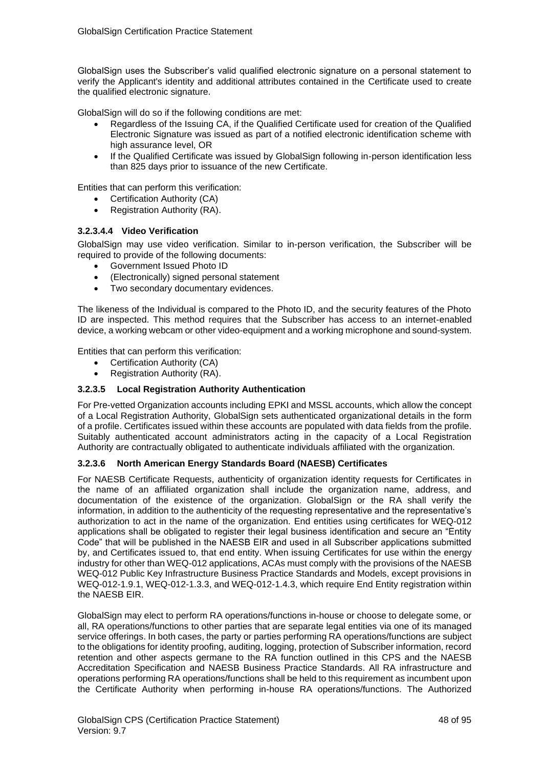GlobalSign uses the Subscriber's valid qualified electronic signature on a personal statement to verify the Applicant's identity and additional attributes contained in the Certificate used to create the qualified electronic signature.

GlobalSign will do so if the following conditions are met:

- Regardless of the Issuing CA, if the Qualified Certificate used for creation of the Qualified Electronic Signature was issued as part of a notified electronic identification scheme with high assurance level, OR
- If the Qualified Certificate was issued by GlobalSign following in-person identification less than 825 days prior to issuance of the new Certificate.

Entities that can perform this verification:

- Certification Authority (CA)
- Registration Authority (RA).

#### 3.2.3.4.4 Video Verification

GlobalSign may use video verification. Similar to in-person verification, the Subscriber will be required to provide of the following documents:

- Government Issued Photo ID
- (Electronically) signed personal statement
- Two secondary documentary evidences.

The likeness of the Individual is compared to the Photo ID, and the security features of the Photo ID are inspected. This method requires that the Subscriber has access to an internet-enabled device, a working webcam or other video-equipment and a working microphone and sound-system.

Entities that can perform this verification:

- Certification Authority (CA)
- Registration Authority (RA).

### 3.2.3.5 Local Registration Authority Authentication

For Pre-vetted Organization accounts including EPKI and MSSL accounts, which allow the concept of a Local Registration Authority, GlobalSign sets authenticated organizational details in the form of a profile. Certificates issued within these accounts are populated with data fields from the profile. Suitably authenticated account administrators acting in the capacity of a Local Registration Authority are contractually obligated to authenticate individuals affiliated with the organization.

### 3.2.3.6 North American Energy Standards Board (NAESB) Certificates

For NAESB Certificate Requests, authenticity of organization identity requests for Certificates in the name of an affiliated organization shall include the organization name, address, and documentation of the existence of the organization. GlobalSign or the RA shall verify the information, in addition to the authenticity of the requesting representative and the representative's authorization to act in the name of the organization. End entities using certificates for WEQ-012 applications shall be obligated to register their legal business identification and secure an "Entity Code" that will be published in the NAESB EIR and used in all Subscriber applications submitted by, and Certificates issued to, that end entity. When issuing Certificates for use within the energy industry for other than WEQ-012 applications, ACAs must comply with the provisions of the NAESB WEQ-012 Public Key Infrastructure Business Practice Standards and Models, except provisions in WEQ-012-1.9.1, WEQ-012-1.3.3, and WEQ-012-1.4.3, which require End Entity registration within the NAESB EIR.

GlobalSign may elect to perform RA operations/functions in-house or choose to delegate some, or all, RA operations/functions to other parties that are separate legal entities via one of its managed service offerings. In both cases, the party or parties performing RA operations/functions are subject to the obligations for identity proofing, auditing, logging, protection of Subscriber information, record retention and other aspects germane to the RA function outlined in this CPS and the NAESB Accreditation Specification and NAESB Business Practice Standards. All RA infrastructure and operations performing RA operations/functions shall be held to this requirement as incumbent upon the Certificate Authority when performing in-house RA operations/functions. The Authorized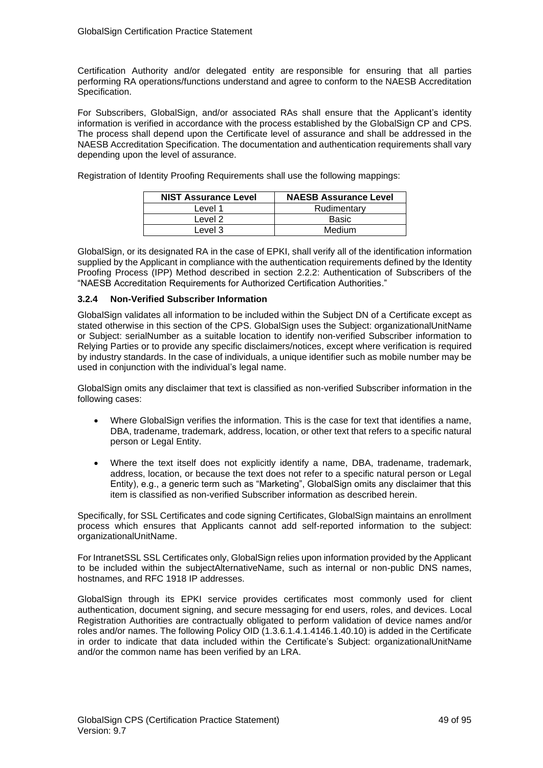Certification Authority and/or delegated entity are responsible for ensuring that all parties performing RA operations/functions understand and agree to conform to the NAESB Accreditation Specification.

For Subscribers, GlobalSign, and/or associated RAs shall ensure that the Applicant's identity information is verified in accordance with the process established by the GlobalSign CP and CPS. The process shall depend upon the Certificate level of assurance and shall be addressed in the NAESB Accreditation Specification. The documentation and authentication requirements shall vary depending upon the level of assurance.

Registration of Identity Proofing Requirements shall use the following mappings:

| NIST Assurance Level | NAESB Assurance Level |
| --- | --- |
| Level 1 | Rudimentary |
| Level 2 | Basic |
| Level 3 | Medium |

GlobalSign, or its designated RA in the case of EPKI, shall verify all of the identification information supplied by the Applicant in compliance with the authentication requirements defined by the Identity Proofing Process (IPP) Method described in section 2.2.2: Authentication of Subscribers of the "NAESB Accreditation Requirements for Authorized Certification Authorities."

### 3.2.4 Non-Verified Subscriber Information

GlobalSign validates all information to be included within the Subject DN of a Certificate except as stated otherwise in this section of the CPS. GlobalSign uses the Subject: organizationalUnitName or Subject: serialNumber as a suitable location to identify non-verified Subscriber information to Relying Parties or to provide any specific disclaimers/notices, except where verification is required by industry standards. In the case of individuals, a unique identifier such as mobile number may be used in conjunction with the individual's legal name.

GlobalSign omits any disclaimer that text is classified as non-verified Subscriber information in the following cases:

- Where GlobalSign verifies the information. This is the case for text that identifies a name, DBA, tradename, trademark, address, location, or other text that refers to a specific natural person or Legal Entity.
- Where the text itself does not explicitly identify a name, DBA, tradename, trademark, address, location, or because the text does not refer to a specific natural person or Legal Entity), e.g., a generic term such as "Marketing", GlobalSign omits any disclaimer that this item is classified as non-verified Subscriber information as described herein.

Specifically, for SSL Certificates and code signing Certificates, GlobalSign maintains an enrollment process which ensures that Applicants cannot add self-reported information to the subject: organizationalUnitName.

For IntranetSSL SSL Certificates only, GlobalSign relies upon information provided by the Applicant to be included within the subjectAlternativeName, such as internal or non-public DNS names, hostnames, and RFC 1918 IP addresses.

GlobalSign through its EPKI service provides certificates most commonly used for client authentication, document signing, and secure messaging for end users, roles, and devices. Local Registration Authorities are contractually obligated to perform validation of device names and/or roles and/or names. The following Policy OID (1.3.6.1.4.1.4146.1.40.10) is added in the Certificate in order to indicate that data included within the Certificate's Subject: organizationalUnitName and/or the common name has been verified by an LRA.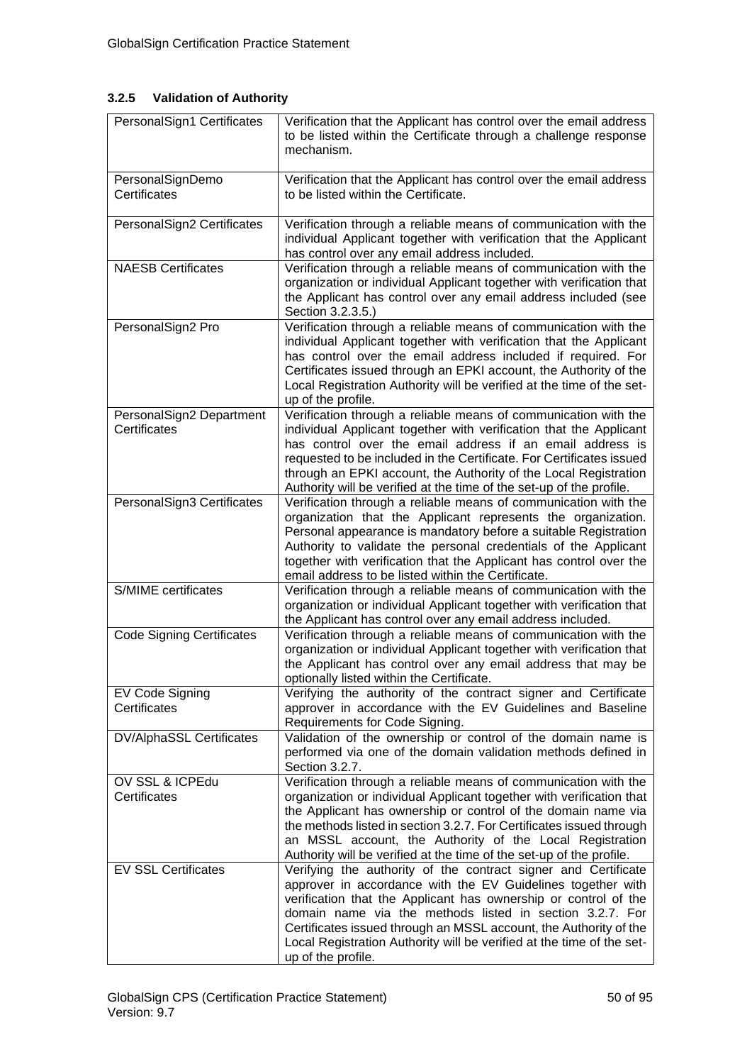### 3.2.5 Validation of Authority

| | |
|---|---|
| PersonalSign1 Certificates | Verification that the Applicant has control over the email address to be listed within the Certificate through a challenge response mechanism. |
| PersonalSignDemo Certificates | Verification that the Applicant has control over the email address to be listed within the Certificate. |
| PersonalSign2 Certificates | Verification through a reliable means of communication with the individual Applicant together with verification that the Applicant has control over any email address included. |
| NAESB Certificates | Verification through a reliable means of communication with the organization or individual Applicant together with verification that the Applicant has control over any email address included (see Section 3.2.3.5.) |
| PersonalSign2 Pro | Verification through a reliable means of communication with the individual Applicant together with verification that the Applicant has control over the email address included if required. For Certificates issued through an EPKI account, the Authority of the Local Registration Authority will be verified at the time of the set-up of the profile. |
| PersonalSign2 Department Certificates | Verification through a reliable means of communication with the individual Applicant together with verification that the Applicant has control over the email address if an email address is requested to be included in the Certificate. For Certificates issued through an EPKI account, the Authority of the Local Registration Authority will be verified at the time of the set-up of the profile. |
| PersonalSign3 Certificates | Verification through a reliable means of communication with the organization that the Applicant represents the organization. Personal appearance is mandatory before a suitable Registration Authority to validate the personal credentials of the Applicant together with verification that the Applicant has control over the email address to be listed within the Certificate. |
| S/MIME certificates | Verification through a reliable means of communication with the organization or individual Applicant together with verification that the Applicant has control over any email address included. |
| Code Signing Certificates | Verification through a reliable means of communication with the organization or individual Applicant together with verification that the Applicant has control over any email address that may be optionally listed within the Certificate. |
| EV Code Signing Certificates | Verifying the authority of the contract signer and Certificate approver in accordance with the EV Guidelines and Baseline Requirements for Code Signing. |
| DV/AlphaSSL Certificates | Validation of the ownership or control of the domain name is performed via one of the domain validation methods defined in Section 3.2.7. |
| OV SSL & ICPEdu Certificates | Verification through a reliable means of communication with the organization or individual Applicant together with verification that the Applicant has ownership or control of the domain name via the methods listed in section 3.2.7. For Certificates issued through an MSSL account, the Authority of the Local Registration Authority will be verified at the time of the set-up of the profile. |
| EV SSL Certificates | Verifying the authority of the contract signer and Certificate approver in accordance with the EV Guidelines together with verification that the Applicant has ownership or control of the domain name via the methods listed in section 3.2.7. For Certificates issued through an MSSL account, the Authority of the Local Registration Authority will be verified at the time of the set-up of the profile. |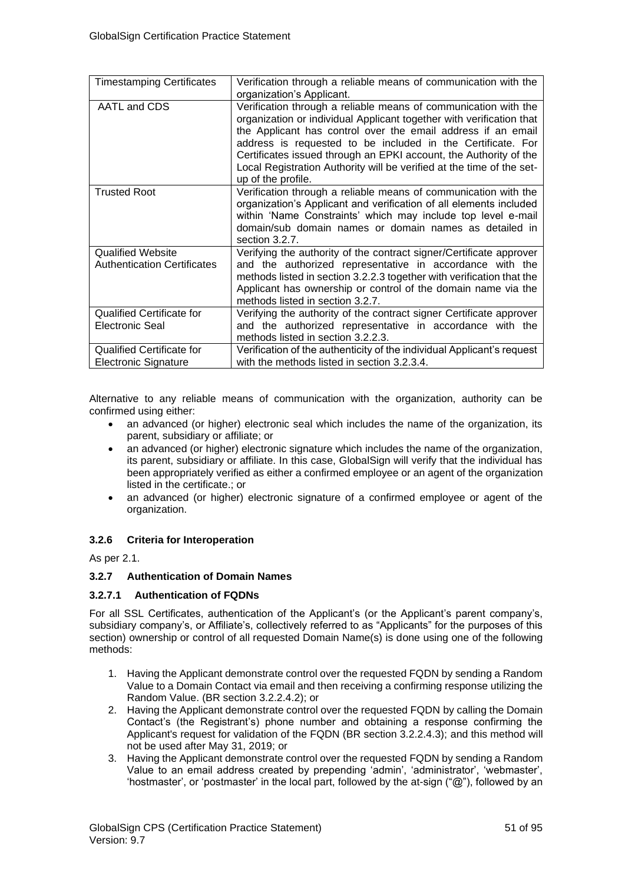| Timestamping Certificates | Verification through a reliable means of communication with the organization's Applicant. |
|---|---|
| AATL and CDS | Verification through a reliable means of communication with the organization or individual Applicant together with verification that the Applicant has control over the email address if an email address is requested to be included in the Certificate. For Certificates issued through an EPKI account, the Authority of the Local Registration Authority will be verified at the time of the set-up of the profile. |
| Trusted Root | Verification through a reliable means of communication with the organization's Applicant and verification of all elements included within 'Name Constraints' which may include top level e-mail domain/sub domain names or domain names as detailed in section 3.2.7. |
| Qualified Website Authentication Certificates | Verifying the authority of the contract signer/Certificate approver and the authorized representative in accordance with the methods listed in section 3.2.2.3 together with verification that the Applicant has ownership or control of the domain name via the methods listed in section 3.2.7. |
| Qualified Certificate for Electronic Seal | Verifying the authority of the contract signer Certificate approver and the authorized representative in accordance with the methods listed in section 3.2.2.3. |
| Qualified Certificate for Electronic Signature | Verification of the authenticity of the individual Applicant's request with the methods listed in section 3.2.3.4. |

Alternative to any reliable means of communication with the organization, authority can be confirmed using either:

- an advanced (or higher) electronic seal which includes the name of the organization, its parent, subsidiary or affiliate; or
- an advanced (or higher) electronic signature which includes the name of the organization, its parent, subsidiary or affiliate. In this case, GlobalSign will verify that the individual has been appropriately verified as either a confirmed employee or an agent of the organization listed in the certificate.; or
- an advanced (or higher) electronic signature of a confirmed employee or agent of the organization.

### 3.2.6 Criteria for Interoperation

As per 2.1.

### 3.2.7 Authentication of Domain Names

#### 3.2.7.1 Authentication of FQDNs

For all SSL Certificates, authentication of the Applicant's (or the Applicant's parent company's, subsidiary company's, or Affiliate's, collectively referred to as "Applicants" for the purposes of this section) ownership or control of all requested Domain Name(s) is done using one of the following methods:

1. Having the Applicant demonstrate control over the requested FQDN by sending a Random Value to a Domain Contact via email and then receiving a confirming response utilizing the Random Value. (BR section 3.2.2.4.2); or
2. Having the Applicant demonstrate control over the requested FQDN by calling the Domain Contact's (the Registrant's) phone number and obtaining a response confirming the Applicant's request for validation of the FQDN (BR section 3.2.2.4.3); and this method will not be used after May 31, 2019; or
3. Having the Applicant demonstrate control over the requested FQDN by sending a Random Value to an email address created by prepending 'admin', 'administrator', 'webmaster', 'hostmaster', or 'postmaster' in the local part, followed by the at-sign ("@"), followed by an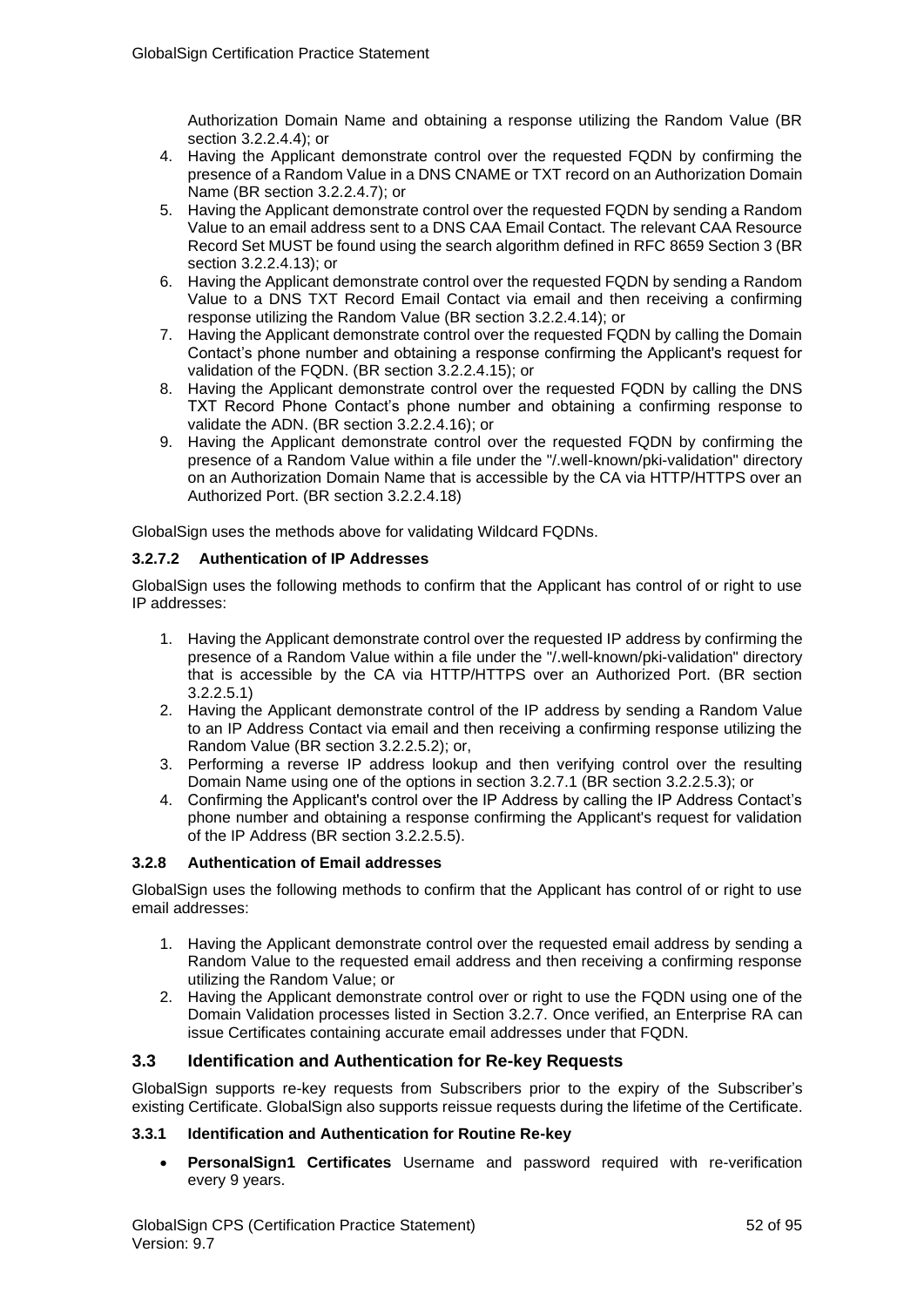Authorization Domain Name and obtaining a response utilizing the Random Value (BR section 3.2.2.4.4); or

4. Having the Applicant demonstrate control over the requested FQDN by confirming the presence of a Random Value in a DNS CNAME or TXT record on an Authorization Domain Name (BR section 3.2.2.4.7); or
5. Having the Applicant demonstrate control over the requested FQDN by sending a Random Value to an email address sent to a DNS CAA Email Contact. The relevant CAA Resource Record Set MUST be found using the search algorithm defined in RFC 8659 Section 3 (BR section 3.2.2.4.13); or
6. Having the Applicant demonstrate control over the requested FQDN by sending a Random Value to a DNS TXT Record Email Contact via email and then receiving a confirming response utilizing the Random Value (BR section 3.2.2.4.14); or
7. Having the Applicant demonstrate control over the requested FQDN by calling the Domain Contact's phone number and obtaining a response confirming the Applicant's request for validation of the FQDN. (BR section 3.2.2.4.15); or
8. Having the Applicant demonstrate control over the requested FQDN by calling the DNS TXT Record Phone Contact's phone number and obtaining a confirming response to validate the ADN. (BR section 3.2.2.4.16); or
9. Having the Applicant demonstrate control over the requested FQDN by confirming the presence of a Random Value within a file under the "/.well-known/pki-validation" directory on an Authorization Domain Name that is accessible by the CA via HTTP/HTTPS over an Authorized Port. (BR section 3.2.2.4.18)

GlobalSign uses the methods above for validating Wildcard FQDNs.

#### 3.2.7.2 Authentication of IP Addresses

GlobalSign uses the following methods to confirm that the Applicant has control of or right to use IP addresses:

1. Having the Applicant demonstrate control over the requested IP address by confirming the presence of a Random Value within a file under the "/.well-known/pki-validation" directory that is accessible by the CA via HTTP/HTTPS over an Authorized Port. (BR section 3.2.2.5.1)
2. Having the Applicant demonstrate control of the IP address by sending a Random Value to an IP Address Contact via email and then receiving a confirming response utilizing the Random Value (BR section 3.2.2.5.2); or,
3. Performing a reverse IP address lookup and then verifying control over the resulting Domain Name using one of the options in section 3.2.7.1 (BR section 3.2.2.5.3); or
4. Confirming the Applicant's control over the IP Address by calling the IP Address Contact's phone number and obtaining a response confirming the Applicant's request for validation of the IP Address (BR section 3.2.2.5.5).

### 3.2.8 Authentication of Email addresses

GlobalSign uses the following methods to confirm that the Applicant has control of or right to use email addresses:

1. Having the Applicant demonstrate control over the requested email address by sending a Random Value to the requested email address and then receiving a confirming response utilizing the Random Value; or
2. Having the Applicant demonstrate control over or right to use the FQDN using one of the Domain Validation processes listed in Section 3.2.7. Once verified, an Enterprise RA can issue Certificates containing accurate email addresses under that FQDN.

## 3.3 Identification and Authentication for Re-key Requests

GlobalSign supports re-key requests from Subscribers prior to the expiry of the Subscriber's existing Certificate. GlobalSign also supports reissue requests during the lifetime of the Certificate.

### 3.3.1 Identification and Authentication for Routine Re-key

- **PersonalSign1 Certificates** Username and password required with re-verification every 9 years.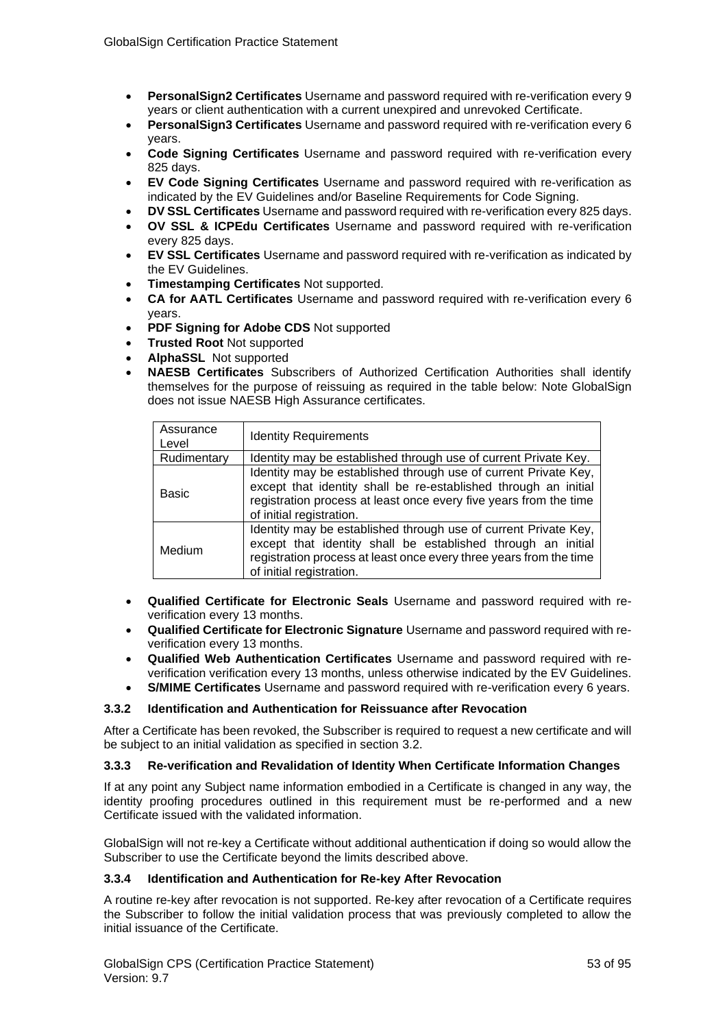- **PersonalSign2 Certificates** Username and password required with re-verification every 9 years or client authentication with a current unexpired and unrevoked Certificate.
- **PersonalSign3 Certificates** Username and password required with re-verification every 6 years.
- **Code Signing Certificates** Username and password required with re-verification every 825 days.
- **EV Code Signing Certificates** Username and password required with re-verification as indicated by the EV Guidelines and/or Baseline Requirements for Code Signing.
- **DV SSL Certificates** Username and password required with re-verification every 825 days.
- **OV SSL & ICPEdu Certificates** Username and password required with re-verification every 825 days.
- **EV SSL Certificates** Username and password required with re-verification as indicated by the EV Guidelines.
- **Timestamping Certificates** Not supported.
- **CA for AATL Certificates** Username and password required with re-verification every 6 years.
- **PDF Signing for Adobe CDS** Not supported
- **Trusted Root** Not supported
- **AlphaSSL** Not supported
- **NAESB Certificates** Subscribers of Authorized Certification Authorities shall identify themselves for the purpose of reissuing as required in the table below: Note GlobalSign does not issue NAESB High Assurance certificates.

| Assurance Level | Identity Requirements |
|---|---|
| Rudimentary | Identity may be established through use of current Private Key. |
| Basic | Identity may be established through use of current Private Key, except that identity shall be re-established through an initial registration process at least once every five years from the time of initial registration. |
| Medium | Identity may be established through use of current Private Key, except that identity shall be established through an initial registration process at least once every three years from the time of initial registration. |

- **Qualified Certificate for Electronic Seals** Username and password required with re-verification every 13 months.
- **Qualified Certificate for Electronic Signature** Username and password required with re-verification every 13 months.
- **Qualified Web Authentication Certificates** Username and password required with re-verification verification every 13 months, unless otherwise indicated by the EV Guidelines.
- **S/MIME Certificates** Username and password required with re-verification every 6 years.

### 3.3.2 Identification and Authentication for Reissuance after Revocation

After a Certificate has been revoked, the Subscriber is required to request a new certificate and will be subject to an initial validation as specified in section 3.2.

### 3.3.3 Re-verification and Revalidation of Identity When Certificate Information Changes

If at any point any Subject name information embodied in a Certificate is changed in any way, the identity proofing procedures outlined in this requirement must be re-performed and a new Certificate issued with the validated information.

GlobalSign will not re-key a Certificate without additional authentication if doing so would allow the Subscriber to use the Certificate beyond the limits described above.

### 3.3.4 Identification and Authentication for Re-key After Revocation

A routine re-key after revocation is not supported. Re-key after revocation of a Certificate requires the Subscriber to follow the initial validation process that was previously completed to allow the initial issuance of the Certificate.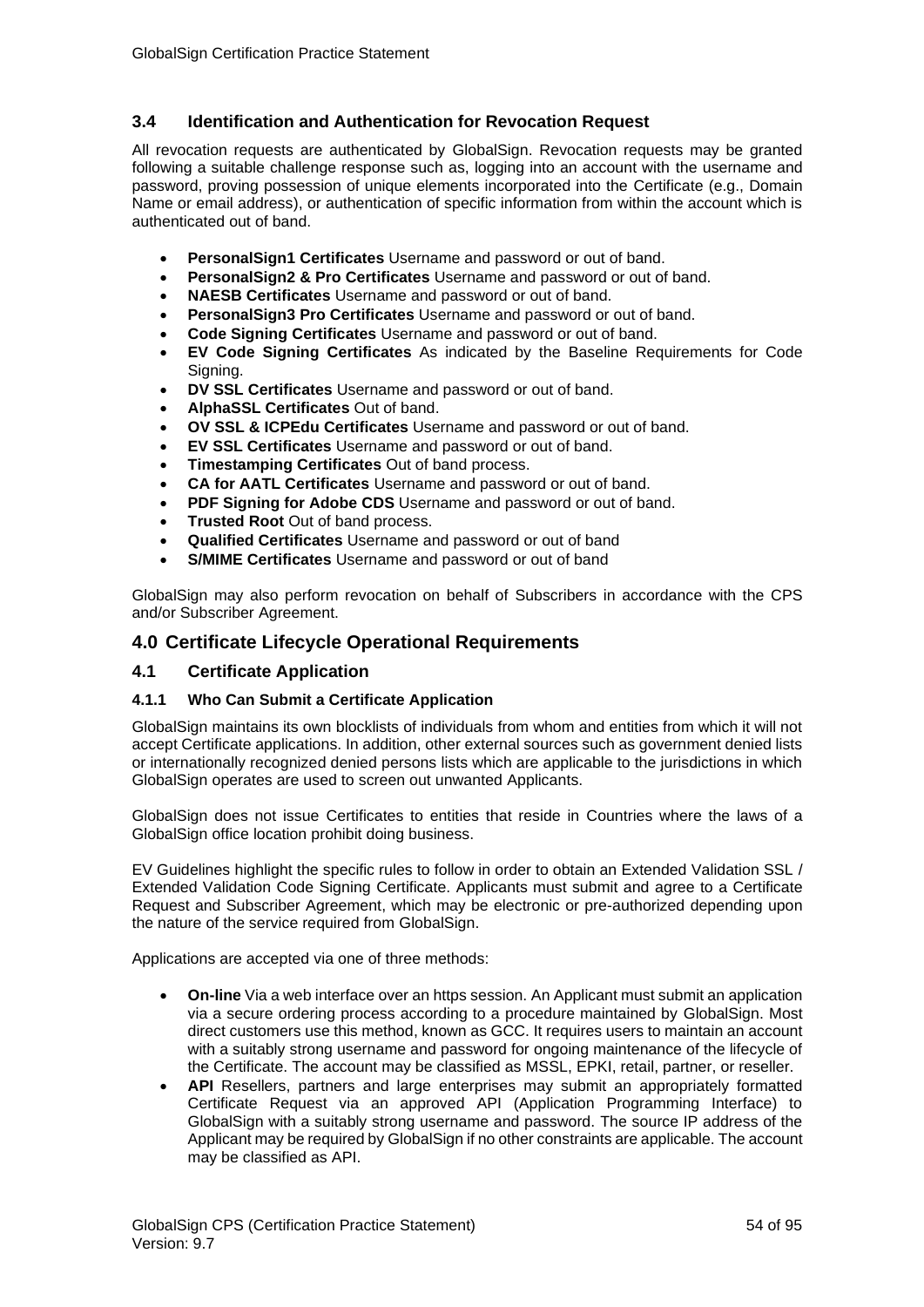### 3.4 Identification and Authentication for Revocation Request

All revocation requests are authenticated by GlobalSign. Revocation requests may be granted following a suitable challenge response such as, logging into an account with the username and password, proving possession of unique elements incorporated into the Certificate (e.g., Domain Name or email address), or authentication of specific information from within the account which is authenticated out of band.

- **PersonalSign1 Certificates** Username and password or out of band.
- **PersonalSign2 & Pro Certificates** Username and password or out of band.
- **NAESB Certificates** Username and password or out of band.
- **PersonalSign3 Pro Certificates** Username and password or out of band.
- **Code Signing Certificates** Username and password or out of band.
- **EV Code Signing Certificates** As indicated by the Baseline Requirements for Code Signing.
- **DV SSL Certificates** Username and password or out of band.
- **AlphaSSL Certificates** Out of band.
- **OV SSL & ICPEdu Certificates** Username and password or out of band.
- **EV SSL Certificates** Username and password or out of band.
- **Timestamping Certificates** Out of band process.
- **CA for AATL Certificates** Username and password or out of band.
- **PDF Signing for Adobe CDS** Username and password or out of band.
- **Trusted Root** Out of band process.
- **Qualified Certificates** Username and password or out of band
- **S/MIME Certificates** Username and password or out of band

GlobalSign may also perform revocation on behalf of Subscribers in accordance with the CPS and/or Subscriber Agreement.

## 4.0 Certificate Lifecycle Operational Requirements

### 4.1 Certificate Application

#### 4.1.1 Who Can Submit a Certificate Application

GlobalSign maintains its own blocklists of individuals from whom and entities from which it will not accept Certificate applications. In addition, other external sources such as government denied lists or internationally recognized denied persons lists which are applicable to the jurisdictions in which GlobalSign operates are used to screen out unwanted Applicants.

GlobalSign does not issue Certificates to entities that reside in Countries where the laws of a GlobalSign office location prohibit doing business.

EV Guidelines highlight the specific rules to follow in order to obtain an Extended Validation SSL / Extended Validation Code Signing Certificate. Applicants must submit and agree to a Certificate Request and Subscriber Agreement, which may be electronic or pre-authorized depending upon the nature of the service required from GlobalSign.

Applications are accepted via one of three methods:

- **On-line** Via a web interface over an https session. An Applicant must submit an application via a secure ordering process according to a procedure maintained by GlobalSign. Most direct customers use this method, known as GCC. It requires users to maintain an account with a suitably strong username and password for ongoing maintenance of the lifecycle of the Certificate. The account may be classified as MSSL, EPKI, retail, partner, or reseller.
- **API** Resellers, partners and large enterprises may submit an appropriately formatted Certificate Request via an approved API (Application Programming Interface) to GlobalSign with a suitably strong username and password. The source IP address of the Applicant may be required by GlobalSign if no other constraints are applicable. The account may be classified as API.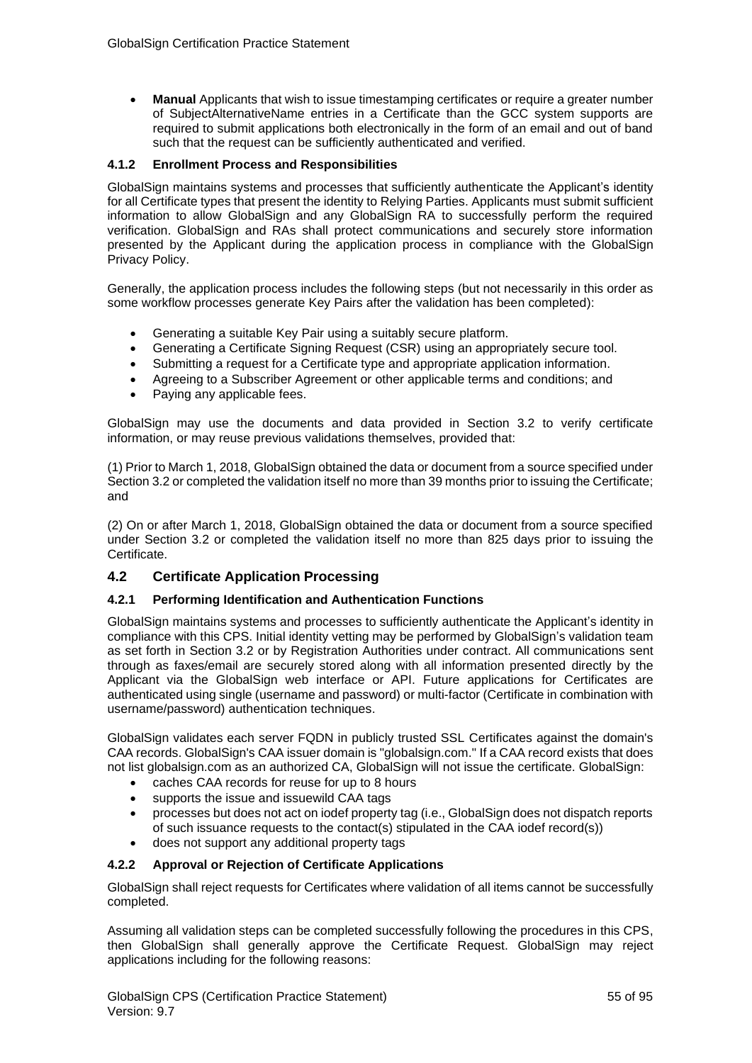- **Manual** Applicants that wish to issue timestamping certificates or require a greater number of SubjectAlternativeName entries in a Certificate than the GCC system supports are required to submit applications both electronically in the form of an email and out of band such that the request can be sufficiently authenticated and verified.

#### 4.1.2 Enrollment Process and Responsibilities

GlobalSign maintains systems and processes that sufficiently authenticate the Applicant's identity for all Certificate types that present the identity to Relying Parties. Applicants must submit sufficient information to allow GlobalSign and any GlobalSign RA to successfully perform the required verification. GlobalSign and RAs shall protect communications and securely store information presented by the Applicant during the application process in compliance with the GlobalSign Privacy Policy.

Generally, the application process includes the following steps (but not necessarily in this order as some workflow processes generate Key Pairs after the validation has been completed):

- Generating a suitable Key Pair using a suitably secure platform.
- Generating a Certificate Signing Request (CSR) using an appropriately secure tool.
- Submitting a request for a Certificate type and appropriate application information.
- Agreeing to a Subscriber Agreement or other applicable terms and conditions; and
- Paying any applicable fees.

GlobalSign may use the documents and data provided in Section 3.2 to verify certificate information, or may reuse previous validations themselves, provided that:

(1) Prior to March 1, 2018, GlobalSign obtained the data or document from a source specified under Section 3.2 or completed the validation itself no more than 39 months prior to issuing the Certificate; and

(2) On or after March 1, 2018, GlobalSign obtained the data or document from a source specified under Section 3.2 or completed the validation itself no more than 825 days prior to issuing the Certificate.

### 4.2 Certificate Application Processing

#### 4.2.1 Performing Identification and Authentication Functions

GlobalSign maintains systems and processes to sufficiently authenticate the Applicant's identity in compliance with this CPS. Initial identity vetting may be performed by GlobalSign's validation team as set forth in Section 3.2 or by Registration Authorities under contract. All communications sent through as faxes/email are securely stored along with all information presented directly by the Applicant via the GlobalSign web interface or API. Future applications for Certificates are authenticated using single (username and password) or multi-factor (Certificate in combination with username/password) authentication techniques.

GlobalSign validates each server FQDN in publicly trusted SSL Certificates against the domain's CAA records. GlobalSign's CAA issuer domain is "globalsign.com." If a CAA record exists that does not list globalsign.com as an authorized CA, GlobalSign will not issue the certificate. GlobalSign:

- caches CAA records for reuse for up to 8 hours
- supports the issue and issuewild CAA tags
- processes but does not act on iodef property tag (i.e., GlobalSign does not dispatch reports of such issuance requests to the contact(s) stipulated in the CAA iodef record(s))
- does not support any additional property tags

#### 4.2.2 Approval or Rejection of Certificate Applications

GlobalSign shall reject requests for Certificates where validation of all items cannot be successfully completed.

Assuming all validation steps can be completed successfully following the procedures in this CPS, then GlobalSign shall generally approve the Certificate Request. GlobalSign may reject applications including for the following reasons: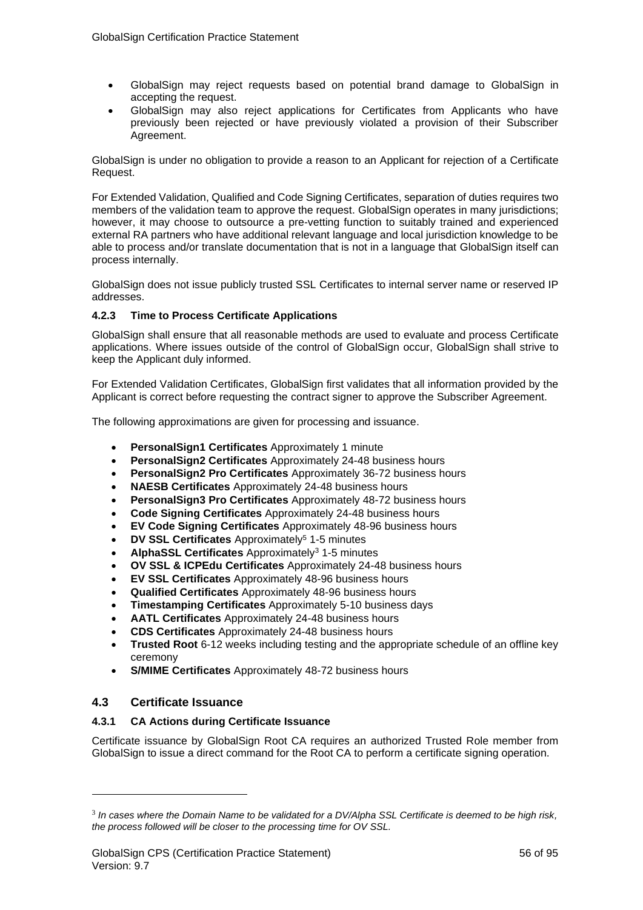- GlobalSign may reject requests based on potential brand damage to GlobalSign in accepting the request.
- GlobalSign may also reject applications for Certificates from Applicants who have previously been rejected or have previously violated a provision of their Subscriber Agreement.

GlobalSign is under no obligation to provide a reason to an Applicant for rejection of a Certificate Request.

For Extended Validation, Qualified and Code Signing Certificates, separation of duties requires two members of the validation team to approve the request. GlobalSign operates in many jurisdictions; however, it may choose to outsource a pre-vetting function to suitably trained and experienced external RA partners who have additional relevant language and local jurisdiction knowledge to be able to process and/or translate documentation that is not in a language that GlobalSign itself can process internally.

GlobalSign does not issue publicly trusted SSL Certificates to internal server name or reserved IP addresses.

#### 4.2.3 Time to Process Certificate Applications

GlobalSign shall ensure that all reasonable methods are used to evaluate and process Certificate applications. Where issues outside of the control of GlobalSign occur, GlobalSign shall strive to keep the Applicant duly informed.

For Extended Validation Certificates, GlobalSign first validates that all information provided by the Applicant is correct before requesting the contract signer to approve the Subscriber Agreement.

The following approximations are given for processing and issuance.

- **PersonalSign1 Certificates** Approximately 1 minute
- **PersonalSign2 Certificates** Approximately 24-48 business hours
- **PersonalSign2 Pro Certificates** Approximately 36-72 business hours
- **NAESB Certificates** Approximately 24-48 business hours
- **PersonalSign3 Pro Certificates** Approximately 48-72 business hours
- **Code Signing Certificates** Approximately 24-48 business hours
- **EV Code Signing Certificates** Approximately 48-96 business hours
- **DV SSL Certificates** Approximately[5] 1-5 minutes
- **AlphaSSL Certificates** Approximately[3] 1-5 minutes
- **OV SSL & ICPEdu Certificates** Approximately 24-48 business hours
- **EV SSL Certificates** Approximately 48-96 business hours
- **Qualified Certificates** Approximately 48-96 business hours
- **Timestamping Certificates** Approximately 5-10 business days
- **AATL Certificates** Approximately 24-48 business hours
- **CDS Certificates** Approximately 24-48 business hours
- **Trusted Root** 6-12 weeks including testing and the appropriate schedule of an offline key ceremony
- **S/MIME Certificates** Approximately 48-72 business hours

### 4.3 Certificate Issuance

#### 4.3.1 CA Actions during Certificate Issuance

Certificate issuance by GlobalSign Root CA requires an authorized Trusted Role member from GlobalSign to issue a direct command for the Root CA to perform a certificate signing operation.

---

[3] *In cases where the Domain Name to be validated for a DV/Alpha SSL Certificate is deemed to be high risk, the process followed will be closer to the processing time for OV SSL.*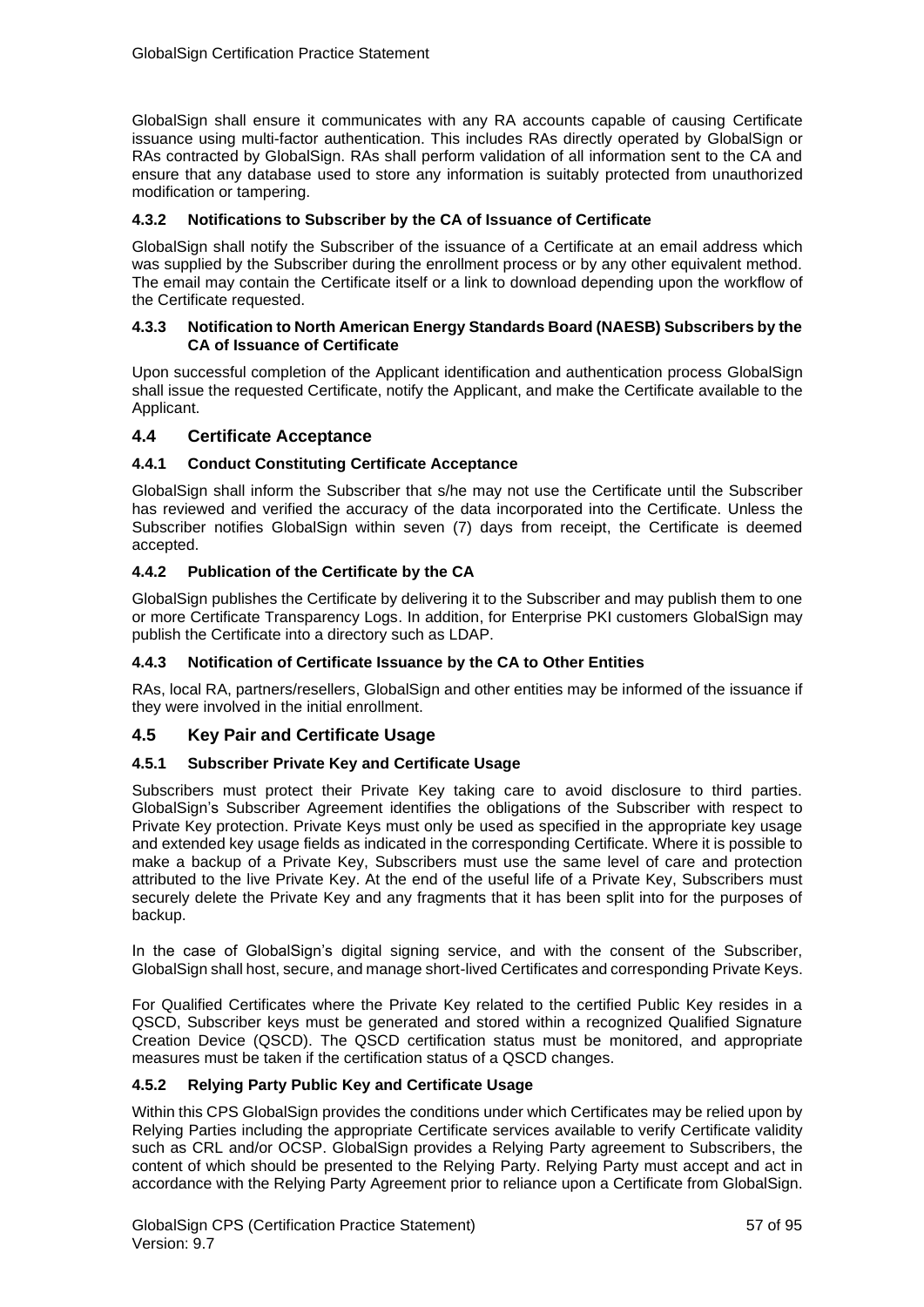GlobalSign shall ensure it communicates with any RA accounts capable of causing Certificate issuance using multi-factor authentication. This includes RAs directly operated by GlobalSign or RAs contracted by GlobalSign. RAs shall perform validation of all information sent to the CA and ensure that any database used to store any information is suitably protected from unauthorized modification or tampering.

### 4.3.2 Notifications to Subscriber by the CA of Issuance of Certificate

GlobalSign shall notify the Subscriber of the issuance of a Certificate at an email address which was supplied by the Subscriber during the enrollment process or by any other equivalent method. The email may contain the Certificate itself or a link to download depending upon the workflow of the Certificate requested.

### 4.3.3 Notification to North American Energy Standards Board (NAESB) Subscribers by the CA of Issuance of Certificate

Upon successful completion of the Applicant identification and authentication process GlobalSign shall issue the requested Certificate, notify the Applicant, and make the Certificate available to the Applicant.

## 4.4 Certificate Acceptance

### 4.4.1 Conduct Constituting Certificate Acceptance

GlobalSign shall inform the Subscriber that s/he may not use the Certificate until the Subscriber has reviewed and verified the accuracy of the data incorporated into the Certificate. Unless the Subscriber notifies GlobalSign within seven (7) days from receipt, the Certificate is deemed accepted.

### 4.4.2 Publication of the Certificate by the CA

GlobalSign publishes the Certificate by delivering it to the Subscriber and may publish them to one or more Certificate Transparency Logs. In addition, for Enterprise PKI customers GlobalSign may publish the Certificate into a directory such as LDAP.

### 4.4.3 Notification of Certificate Issuance by the CA to Other Entities

RAs, local RA, partners/resellers, GlobalSign and other entities may be informed of the issuance if they were involved in the initial enrollment.

## 4.5 Key Pair and Certificate Usage

### 4.5.1 Subscriber Private Key and Certificate Usage

Subscribers must protect their Private Key taking care to avoid disclosure to third parties. GlobalSign's Subscriber Agreement identifies the obligations of the Subscriber with respect to Private Key protection. Private Keys must only be used as specified in the appropriate key usage and extended key usage fields as indicated in the corresponding Certificate. Where it is possible to make a backup of a Private Key, Subscribers must use the same level of care and protection attributed to the live Private Key. At the end of the useful life of a Private Key, Subscribers must securely delete the Private Key and any fragments that it has been split into for the purposes of backup.

In the case of GlobalSign's digital signing service, and with the consent of the Subscriber, GlobalSign shall host, secure, and manage short-lived Certificates and corresponding Private Keys.

For Qualified Certificates where the Private Key related to the certified Public Key resides in a QSCD, Subscriber keys must be generated and stored within a recognized Qualified Signature Creation Device (QSCD). The QSCD certification status must be monitored, and appropriate measures must be taken if the certification status of a QSCD changes.

### 4.5.2 Relying Party Public Key and Certificate Usage

Within this CPS GlobalSign provides the conditions under which Certificates may be relied upon by Relying Parties including the appropriate Certificate services available to verify Certificate validity such as CRL and/or OCSP. GlobalSign provides a Relying Party agreement to Subscribers, the content of which should be presented to the Relying Party. Relying Party must accept and act in accordance with the Relying Party Agreement prior to reliance upon a Certificate from GlobalSign.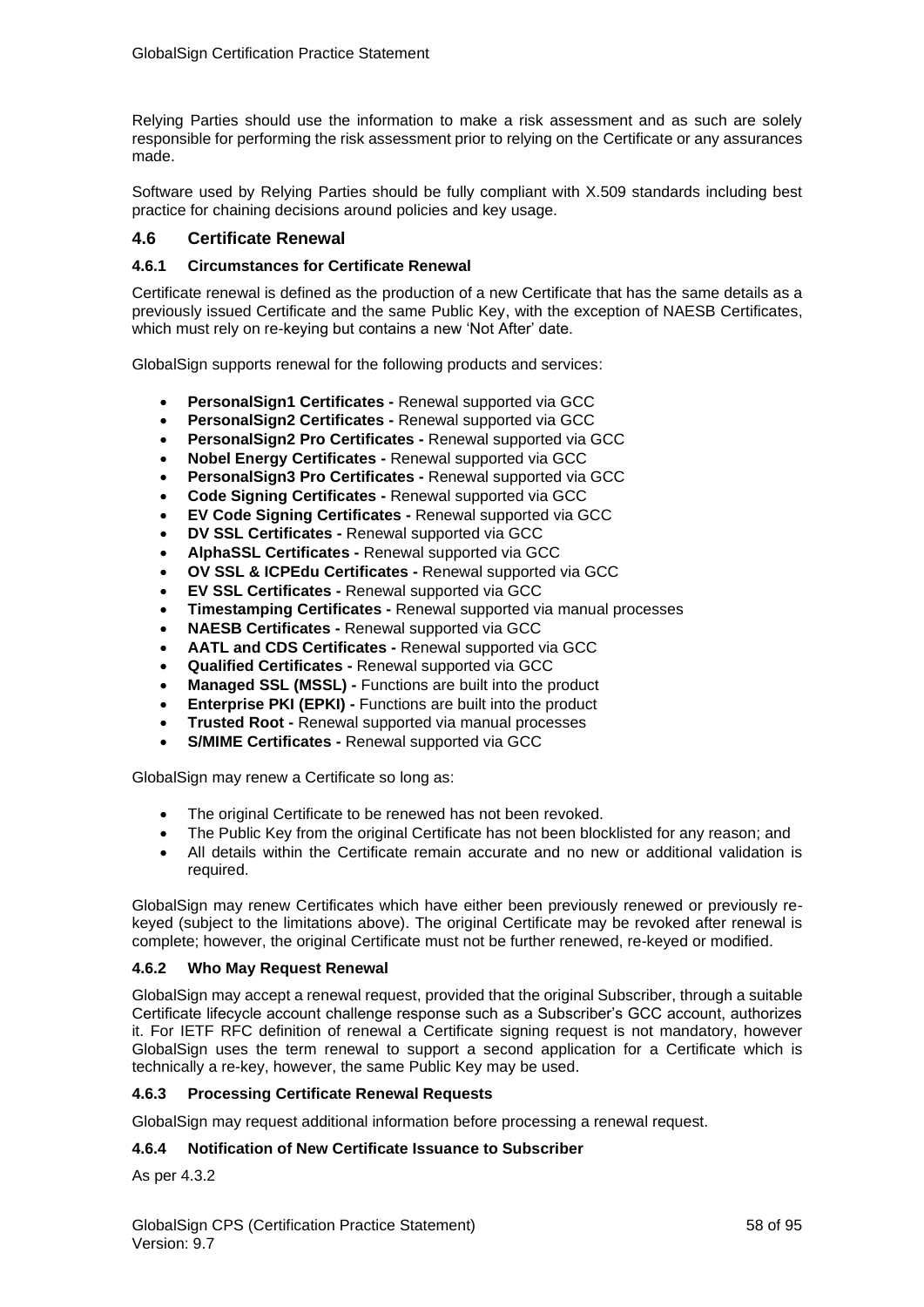Relying Parties should use the information to make a risk assessment and as such are solely responsible for performing the risk assessment prior to relying on the Certificate or any assurances made.

Software used by Relying Parties should be fully compliant with X.509 standards including best practice for chaining decisions around policies and key usage.

## 4.6 Certificate Renewal

### 4.6.1 Circumstances for Certificate Renewal

Certificate renewal is defined as the production of a new Certificate that has the same details as a previously issued Certificate and the same Public Key, with the exception of NAESB Certificates, which must rely on re-keying but contains a new 'Not After' date.

GlobalSign supports renewal for the following products and services:

- **PersonalSign1 Certificates -** Renewal supported via GCC
- **PersonalSign2 Certificates -** Renewal supported via GCC
- **PersonalSign2 Pro Certificates -** Renewal supported via GCC
- **Nobel Energy Certificates -** Renewal supported via GCC
- **PersonalSign3 Pro Certificates -** Renewal supported via GCC
- **Code Signing Certificates -** Renewal supported via GCC
- **EV Code Signing Certificates -** Renewal supported via GCC
- **DV SSL Certificates -** Renewal supported via GCC
- **AlphaSSL Certificates -** Renewal supported via GCC
- **OV SSL & ICPEdu Certificates -** Renewal supported via GCC
- **EV SSL Certificates -** Renewal supported via GCC
- **Timestamping Certificates -** Renewal supported via manual processes
- **NAESB Certificates -** Renewal supported via GCC
- **AATL and CDS Certificates -** Renewal supported via GCC
- **Qualified Certificates -** Renewal supported via GCC
- **Managed SSL (MSSL) -** Functions are built into the product
- **Enterprise PKI (EPKI) -** Functions are built into the product
- **Trusted Root -** Renewal supported via manual processes
- **S/MIME Certificates -** Renewal supported via GCC

GlobalSign may renew a Certificate so long as:

- The original Certificate to be renewed has not been revoked.
- The Public Key from the original Certificate has not been blocklisted for any reason; and
- All details within the Certificate remain accurate and no new or additional validation is required.

GlobalSign may renew Certificates which have either been previously renewed or previously re-keyed (subject to the limitations above). The original Certificate may be revoked after renewal is complete; however, the original Certificate must not be further renewed, re-keyed or modified.

### 4.6.2 Who May Request Renewal

GlobalSign may accept a renewal request, provided that the original Subscriber, through a suitable Certificate lifecycle account challenge response such as a Subscriber's GCC account, authorizes it. For IETF RFC definition of renewal a Certificate signing request is not mandatory, however GlobalSign uses the term renewal to support a second application for a Certificate which is technically a re-key, however, the same Public Key may be used.

### 4.6.3 Processing Certificate Renewal Requests

GlobalSign may request additional information before processing a renewal request.

### 4.6.4 Notification of New Certificate Issuance to Subscriber

As per 4.3.2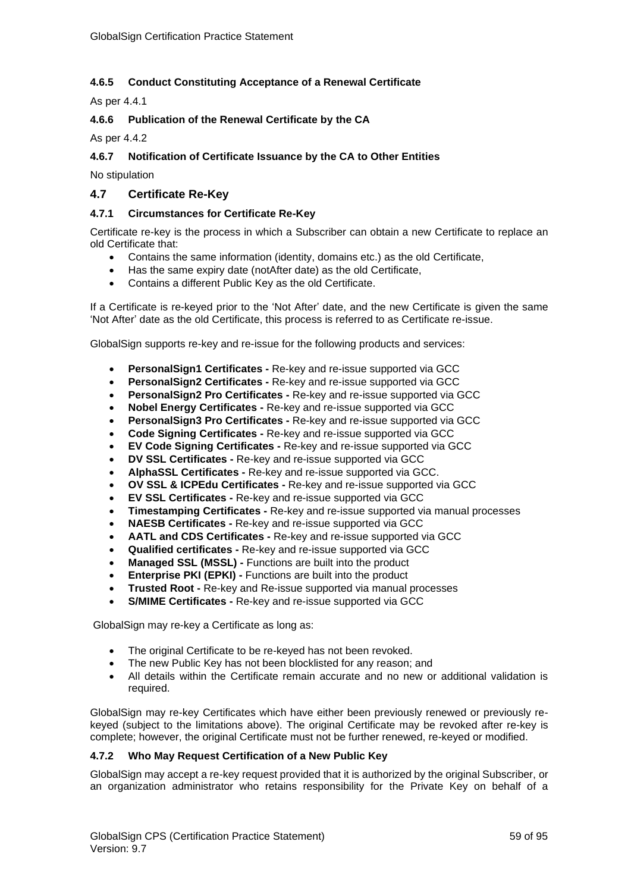#### 4.6.5 Conduct Constituting Acceptance of a Renewal Certificate

As per 4.4.1

#### 4.6.6 Publication of the Renewal Certificate by the CA

As per 4.4.2

#### 4.6.7 Notification of Certificate Issuance by the CA to Other Entities

No stipulation

### 4.7 Certificate Re-Key

#### 4.7.1 Circumstances for Certificate Re-Key

Certificate re-key is the process in which a Subscriber can obtain a new Certificate to replace an old Certificate that:

- Contains the same information (identity, domains etc.) as the old Certificate,
- Has the same expiry date (notAfter date) as the old Certificate,
- Contains a different Public Key as the old Certificate.

If a Certificate is re-keyed prior to the 'Not After' date, and the new Certificate is given the same 'Not After' date as the old Certificate, this process is referred to as Certificate re-issue.

GlobalSign supports re-key and re-issue for the following products and services:

- **PersonalSign1 Certificates -** Re-key and re-issue supported via GCC
- **PersonalSign2 Certificates -** Re-key and re-issue supported via GCC
- **PersonalSign2 Pro Certificates -** Re-key and re-issue supported via GCC
- **Nobel Energy Certificates -** Re-key and re-issue supported via GCC
- **PersonalSign3 Pro Certificates -** Re-key and re-issue supported via GCC
- **Code Signing Certificates -** Re-key and re-issue supported via GCC
- **EV Code Signing Certificates -** Re-key and re-issue supported via GCC
- **DV SSL Certificates -** Re-key and re-issue supported via GCC
- **AlphaSSL Certificates -** Re-key and re-issue supported via GCC.
- **OV SSL & ICPEdu Certificates -** Re-key and re-issue supported via GCC
- **EV SSL Certificates -** Re-key and re-issue supported via GCC
- **Timestamping Certificates -** Re-key and re-issue supported via manual processes
- **NAESB Certificates -** Re-key and re-issue supported via GCC
- **AATL and CDS Certificates -** Re-key and re-issue supported via GCC
- **Qualified certificates -** Re-key and re-issue supported via GCC
- **Managed SSL (MSSL) -** Functions are built into the product
- **Enterprise PKI (EPKI) -** Functions are built into the product
- **Trusted Root -** Re-key and Re-issue supported via manual processes
- **S/MIME Certificates -** Re-key and re-issue supported via GCC

GlobalSign may re-key a Certificate as long as:

- The original Certificate to be re-keyed has not been revoked.
- The new Public Key has not been blocklisted for any reason; and
- All details within the Certificate remain accurate and no new or additional validation is required.

GlobalSign may re-key Certificates which have either been previously renewed or previously re-keyed (subject to the limitations above). The original Certificate may be revoked after re-key is complete; however, the original Certificate must not be further renewed, re-keyed or modified.

#### 4.7.2 Who May Request Certification of a New Public Key

GlobalSign may accept a re-key request provided that it is authorized by the original Subscriber, or an organization administrator who retains responsibility for the Private Key on behalf of a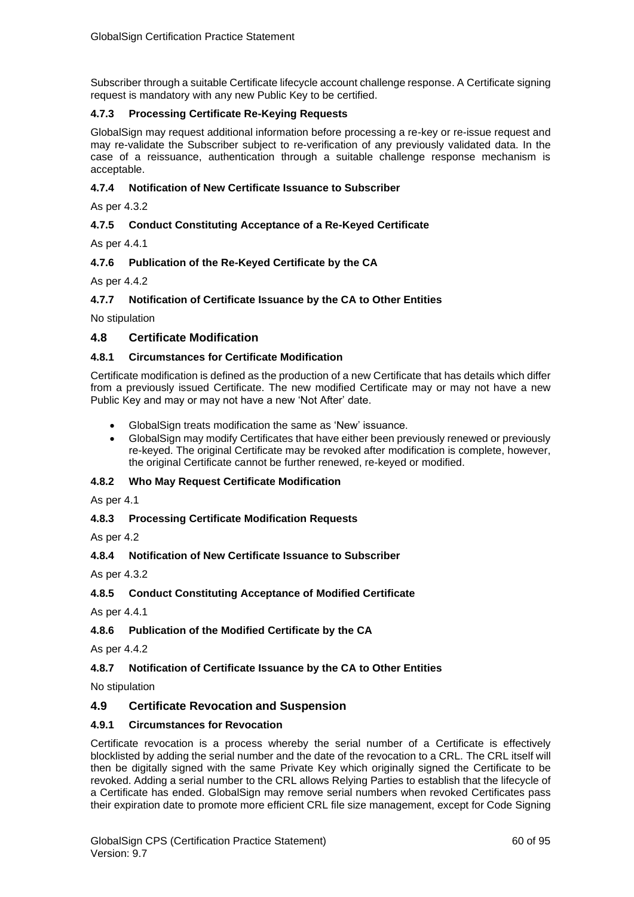Subscriber through a suitable Certificate lifecycle account challenge response. A Certificate signing request is mandatory with any new Public Key to be certified.

#### 4.7.3 Processing Certificate Re-Keying Requests

GlobalSign may request additional information before processing a re-key or re-issue request and may re-validate the Subscriber subject to re-verification of any previously validated data. In the case of a reissuance, authentication through a suitable challenge response mechanism is acceptable.

#### 4.7.4 Notification of New Certificate Issuance to Subscriber

As per 4.3.2

#### 4.7.5 Conduct Constituting Acceptance of a Re-Keyed Certificate

As per 4.4.1

#### 4.7.6 Publication of the Re-Keyed Certificate by the CA

As per 4.4.2

#### 4.7.7 Notification of Certificate Issuance by the CA to Other Entities

No stipulation

### 4.8 Certificate Modification

#### 4.8.1 Circumstances for Certificate Modification

Certificate modification is defined as the production of a new Certificate that has details which differ from a previously issued Certificate. The new modified Certificate may or may not have a new Public Key and may or may not have a new 'Not After' date.

- GlobalSign treats modification the same as 'New' issuance.
- GlobalSign may modify Certificates that have either been previously renewed or previously re-keyed. The original Certificate may be revoked after modification is complete, however, the original Certificate cannot be further renewed, re-keyed or modified.

#### 4.8.2 Who May Request Certificate Modification

As per 4.1

#### 4.8.3 Processing Certificate Modification Requests

As per 4.2

#### 4.8.4 Notification of New Certificate Issuance to Subscriber

As per 4.3.2

#### 4.8.5 Conduct Constituting Acceptance of Modified Certificate

As per 4.4.1

#### 4.8.6 Publication of the Modified Certificate by the CA

As per 4.4.2

#### 4.8.7 Notification of Certificate Issuance by the CA to Other Entities

No stipulation

### 4.9 Certificate Revocation and Suspension

#### 4.9.1 Circumstances for Revocation

Certificate revocation is a process whereby the serial number of a Certificate is effectively blocklisted by adding the serial number and the date of the revocation to a CRL. The CRL itself will then be digitally signed with the same Private Key which originally signed the Certificate to be revoked. Adding a serial number to the CRL allows Relying Parties to establish that the lifecycle of a Certificate has ended. GlobalSign may remove serial numbers when revoked Certificates pass their expiration date to promote more efficient CRL file size management, except for Code Signing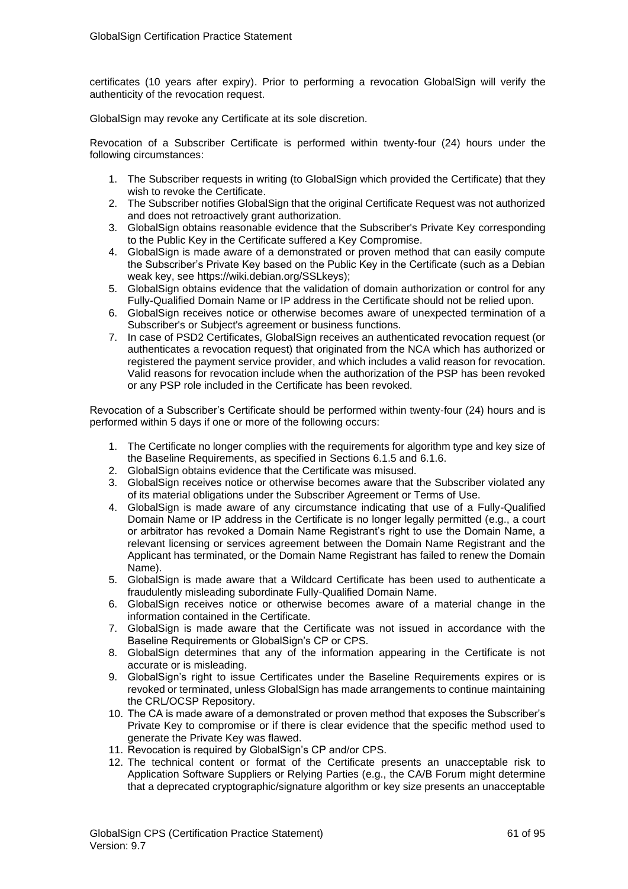certificates (10 years after expiry). Prior to performing a revocation GlobalSign will verify the authenticity of the revocation request.

GlobalSign may revoke any Certificate at its sole discretion.

Revocation of a Subscriber Certificate is performed within twenty-four (24) hours under the following circumstances:

1. The Subscriber requests in writing (to GlobalSign which provided the Certificate) that they wish to revoke the Certificate.
2. The Subscriber notifies GlobalSign that the original Certificate Request was not authorized and does not retroactively grant authorization.
3. GlobalSign obtains reasonable evidence that the Subscriber's Private Key corresponding to the Public Key in the Certificate suffered a Key Compromise.
4. GlobalSign is made aware of a demonstrated or proven method that can easily compute the Subscriber's Private Key based on the Public Key in the Certificate (such as a Debian weak key, see https://wiki.debian.org/SSLkeys);
5. GlobalSign obtains evidence that the validation of domain authorization or control for any Fully-Qualified Domain Name or IP address in the Certificate should not be relied upon.
6. GlobalSign receives notice or otherwise becomes aware of unexpected termination of a Subscriber's or Subject's agreement or business functions.
7. In case of PSD2 Certificates, GlobalSign receives an authenticated revocation request (or authenticates a revocation request) that originated from the NCA which has authorized or registered the payment service provider, and which includes a valid reason for revocation. Valid reasons for revocation include when the authorization of the PSP has been revoked or any PSP role included in the Certificate has been revoked.

Revocation of a Subscriber's Certificate should be performed within twenty-four (24) hours and is performed within 5 days if one or more of the following occurs:

1. The Certificate no longer complies with the requirements for algorithm type and key size of the Baseline Requirements, as specified in Sections 6.1.5 and 6.1.6.
2. GlobalSign obtains evidence that the Certificate was misused.
3. GlobalSign receives notice or otherwise becomes aware that the Subscriber violated any of its material obligations under the Subscriber Agreement or Terms of Use.
4. GlobalSign is made aware of any circumstance indicating that use of a Fully-Qualified Domain Name or IP address in the Certificate is no longer legally permitted (e.g., a court or arbitrator has revoked a Domain Name Registrant's right to use the Domain Name, a relevant licensing or services agreement between the Domain Name Registrant and the Applicant has terminated, or the Domain Name Registrant has failed to renew the Domain Name).
5. GlobalSign is made aware that a Wildcard Certificate has been used to authenticate a fraudulently misleading subordinate Fully-Qualified Domain Name.
6. GlobalSign receives notice or otherwise becomes aware of a material change in the information contained in the Certificate.
7. GlobalSign is made aware that the Certificate was not issued in accordance with the Baseline Requirements or GlobalSign's CP or CPS.
8. GlobalSign determines that any of the information appearing in the Certificate is not accurate or is misleading.
9. GlobalSign's right to issue Certificates under the Baseline Requirements expires or is revoked or terminated, unless GlobalSign has made arrangements to continue maintaining the CRL/OCSP Repository.
10. The CA is made aware of a demonstrated or proven method that exposes the Subscriber's Private Key to compromise or if there is clear evidence that the specific method used to generate the Private Key was flawed.
11. Revocation is required by GlobalSign's CP and/or CPS.
12. The technical content or format of the Certificate presents an unacceptable risk to Application Software Suppliers or Relying Parties (e.g., the CA/B Forum might determine that a deprecated cryptographic/signature algorithm or key size presents an unacceptable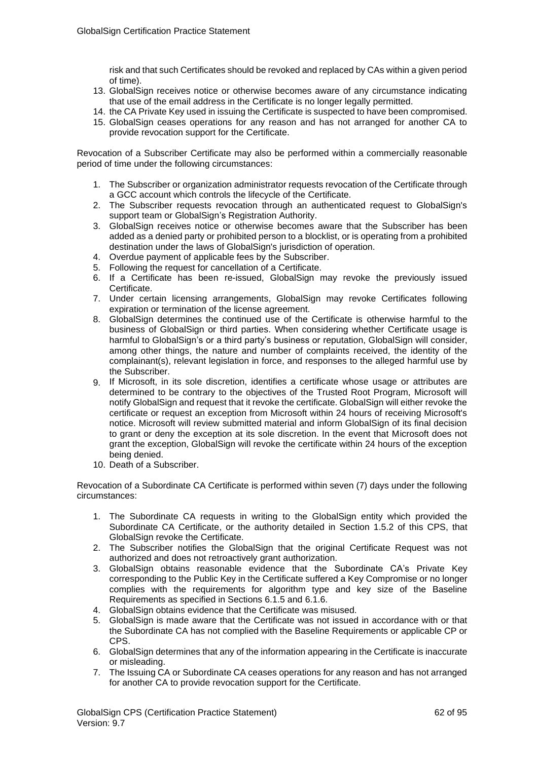risk and that such Certificates should be revoked and replaced by CAs within a given period of time).

13. GlobalSign receives notice or otherwise becomes aware of any circumstance indicating that use of the email address in the Certificate is no longer legally permitted.
14. the CA Private Key used in issuing the Certificate is suspected to have been compromised.
15. GlobalSign ceases operations for any reason and has not arranged for another CA to provide revocation support for the Certificate.

Revocation of a Subscriber Certificate may also be performed within a commercially reasonable period of time under the following circumstances:

1. The Subscriber or organization administrator requests revocation of the Certificate through a GCC account which controls the lifecycle of the Certificate.
2. The Subscriber requests revocation through an authenticated request to GlobalSign's support team or GlobalSign's Registration Authority.
3. GlobalSign receives notice or otherwise becomes aware that the Subscriber has been added as a denied party or prohibited person to a blocklist, or is operating from a prohibited destination under the laws of GlobalSign's jurisdiction of operation.
4. Overdue payment of applicable fees by the Subscriber.
5. Following the request for cancellation of a Certificate.
6. If a Certificate has been re-issued, GlobalSign may revoke the previously issued Certificate.
7. Under certain licensing arrangements, GlobalSign may revoke Certificates following expiration or termination of the license agreement.
8. GlobalSign determines the continued use of the Certificate is otherwise harmful to the business of GlobalSign or third parties. When considering whether Certificate usage is harmful to GlobalSign's or a third party's business or reputation, GlobalSign will consider, among other things, the nature and number of complaints received, the identity of the complainant(s), relevant legislation in force, and responses to the alleged harmful use by the Subscriber.
9. If Microsoft, in its sole discretion, identifies a certificate whose usage or attributes are determined to be contrary to the objectives of the Trusted Root Program, Microsoft will notify GlobalSign and request that it revoke the certificate. GlobalSign will either revoke the certificate or request an exception from Microsoft within 24 hours of receiving Microsoft's notice. Microsoft will review submitted material and inform GlobalSign of its final decision to grant or deny the exception at its sole discretion. In the event that Microsoft does not grant the exception, GlobalSign will revoke the certificate within 24 hours of the exception being denied.
10. Death of a Subscriber.

Revocation of a Subordinate CA Certificate is performed within seven (7) days under the following circumstances:

1. The Subordinate CA requests in writing to the GlobalSign entity which provided the Subordinate CA Certificate, or the authority detailed in Section 1.5.2 of this CPS, that GlobalSign revoke the Certificate.
2. The Subscriber notifies the GlobalSign that the original Certificate Request was not authorized and does not retroactively grant authorization.
3. GlobalSign obtains reasonable evidence that the Subordinate CA's Private Key corresponding to the Public Key in the Certificate suffered a Key Compromise or no longer complies with the requirements for algorithm type and key size of the Baseline Requirements as specified in Sections 6.1.5 and 6.1.6.
4. GlobalSign obtains evidence that the Certificate was misused.
5. GlobalSign is made aware that the Certificate was not issued in accordance with or that the Subordinate CA has not complied with the Baseline Requirements or applicable CP or CPS.
6. GlobalSign determines that any of the information appearing in the Certificate is inaccurate or misleading.
7. The Issuing CA or Subordinate CA ceases operations for any reason and has not arranged for another CA to provide revocation support for the Certificate.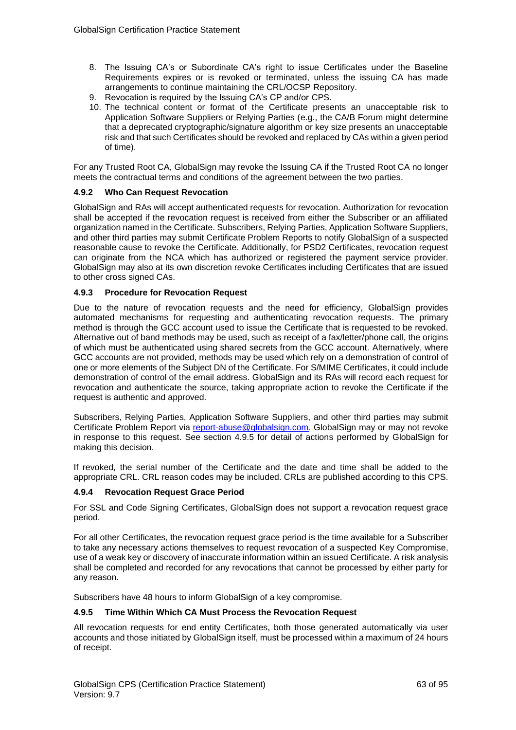8. The Issuing CA's or Subordinate CA's right to issue Certificates under the Baseline Requirements expires or is revoked or terminated, unless the issuing CA has made arrangements to continue maintaining the CRL/OCSP Repository.
9. Revocation is required by the Issuing CA's CP and/or CPS.
10. The technical content or format of the Certificate presents an unacceptable risk to Application Software Suppliers or Relying Parties (e.g., the CA/B Forum might determine that a deprecated cryptographic/signature algorithm or key size presents an unacceptable risk and that such Certificates should be revoked and replaced by CAs within a given period of time).

For any Trusted Root CA, GlobalSign may revoke the Issuing CA if the Trusted Root CA no longer meets the contractual terms and conditions of the agreement between the two parties.

### 4.9.2 Who Can Request Revocation

GlobalSign and RAs will accept authenticated requests for revocation. Authorization for revocation shall be accepted if the revocation request is received from either the Subscriber or an affiliated organization named in the Certificate. Subscribers, Relying Parties, Application Software Suppliers, and other third parties may submit Certificate Problem Reports to notify GlobalSign of a suspected reasonable cause to revoke the Certificate. Additionally, for PSD2 Certificates, revocation request can originate from the NCA which has authorized or registered the payment service provider. GlobalSign may also at its own discretion revoke Certificates including Certificates that are issued to other cross signed CAs.

### 4.9.3 Procedure for Revocation Request

Due to the nature of revocation requests and the need for efficiency, GlobalSign provides automated mechanisms for requesting and authenticating revocation requests. The primary method is through the GCC account used to issue the Certificate that is requested to be revoked. Alternative out of band methods may be used, such as receipt of a fax/letter/phone call, the origins of which must be authenticated using shared secrets from the GCC account. Alternatively, where GCC accounts are not provided, methods may be used which rely on a demonstration of control of one or more elements of the Subject DN of the Certificate. For S/MIME Certificates, it could include demonstration of control of the email address. GlobalSign and its RAs will record each request for revocation and authenticate the source, taking appropriate action to revoke the Certificate if the request is authentic and approved.

Subscribers, Relying Parties, Application Software Suppliers, and other third parties may submit Certificate Problem Report via report-abuse@globalsign.com. GlobalSign may or may not revoke in response to this request. See section 4.9.5 for detail of actions performed by GlobalSign for making this decision.

If revoked, the serial number of the Certificate and the date and time shall be added to the appropriate CRL. CRL reason codes may be included. CRLs are published according to this CPS.

### 4.9.4 Revocation Request Grace Period

For SSL and Code Signing Certificates, GlobalSign does not support a revocation request grace period.

For all other Certificates, the revocation request grace period is the time available for a Subscriber to take any necessary actions themselves to request revocation of a suspected Key Compromise, use of a weak key or discovery of inaccurate information within an issued Certificate. A risk analysis shall be completed and recorded for any revocations that cannot be processed by either party for any reason.

Subscribers have 48 hours to inform GlobalSign of a key compromise.

### 4.9.5 Time Within Which CA Must Process the Revocation Request

All revocation requests for end entity Certificates, both those generated automatically via user accounts and those initiated by GlobalSign itself, must be processed within a maximum of 24 hours of receipt.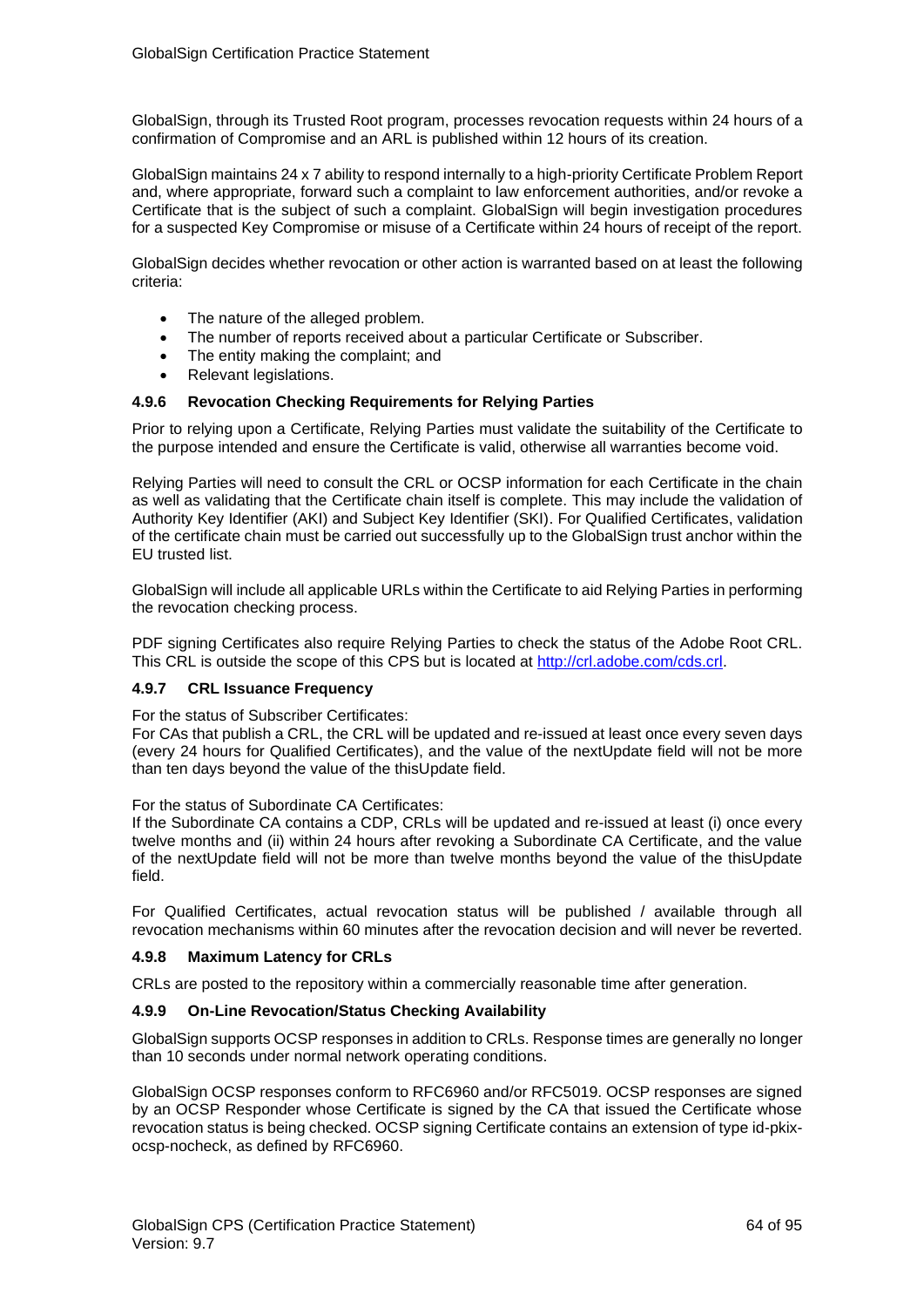GlobalSign, through its Trusted Root program, processes revocation requests within 24 hours of a confirmation of Compromise and an ARL is published within 12 hours of its creation.

GlobalSign maintains 24 x 7 ability to respond internally to a high-priority Certificate Problem Report and, where appropriate, forward such a complaint to law enforcement authorities, and/or revoke a Certificate that is the subject of such a complaint. GlobalSign will begin investigation procedures for a suspected Key Compromise or misuse of a Certificate within 24 hours of receipt of the report.

GlobalSign decides whether revocation or other action is warranted based on at least the following criteria:

- The nature of the alleged problem.
- The number of reports received about a particular Certificate or Subscriber.
- The entity making the complaint; and
- Relevant legislations.

#### 4.9.6 Revocation Checking Requirements for Relying Parties

Prior to relying upon a Certificate, Relying Parties must validate the suitability of the Certificate to the purpose intended and ensure the Certificate is valid, otherwise all warranties become void.

Relying Parties will need to consult the CRL or OCSP information for each Certificate in the chain as well as validating that the Certificate chain itself is complete. This may include the validation of Authority Key Identifier (AKI) and Subject Key Identifier (SKI). For Qualified Certificates, validation of the certificate chain must be carried out successfully up to the GlobalSign trust anchor within the EU trusted list.

GlobalSign will include all applicable URLs within the Certificate to aid Relying Parties in performing the revocation checking process.

PDF signing Certificates also require Relying Parties to check the status of the Adobe Root CRL. This CRL is outside the scope of this CPS but is located at http://crl.adobe.com/cds.crl.

#### 4.9.7 CRL Issuance Frequency

For the status of Subscriber Certificates:
For CAs that publish a CRL, the CRL will be updated and re-issued at least once every seven days (every 24 hours for Qualified Certificates), and the value of the nextUpdate field will not be more than ten days beyond the value of the thisUpdate field.

For the status of Subordinate CA Certificates:
If the Subordinate CA contains a CDP, CRLs will be updated and re-issued at least (i) once every twelve months and (ii) within 24 hours after revoking a Subordinate CA Certificate, and the value of the nextUpdate field will not be more than twelve months beyond the value of the thisUpdate field.

For Qualified Certificates, actual revocation status will be published / available through all revocation mechanisms within 60 minutes after the revocation decision and will never be reverted.

#### 4.9.8 Maximum Latency for CRLs

CRLs are posted to the repository within a commercially reasonable time after generation.

#### 4.9.9 On-Line Revocation/Status Checking Availability

GlobalSign supports OCSP responses in addition to CRLs. Response times are generally no longer than 10 seconds under normal network operating conditions.

GlobalSign OCSP responses conform to RFC6960 and/or RFC5019. OCSP responses are signed by an OCSP Responder whose Certificate is signed by the CA that issued the Certificate whose revocation status is being checked. OCSP signing Certificate contains an extension of type id-pkix-ocsp-nocheck, as defined by RFC6960.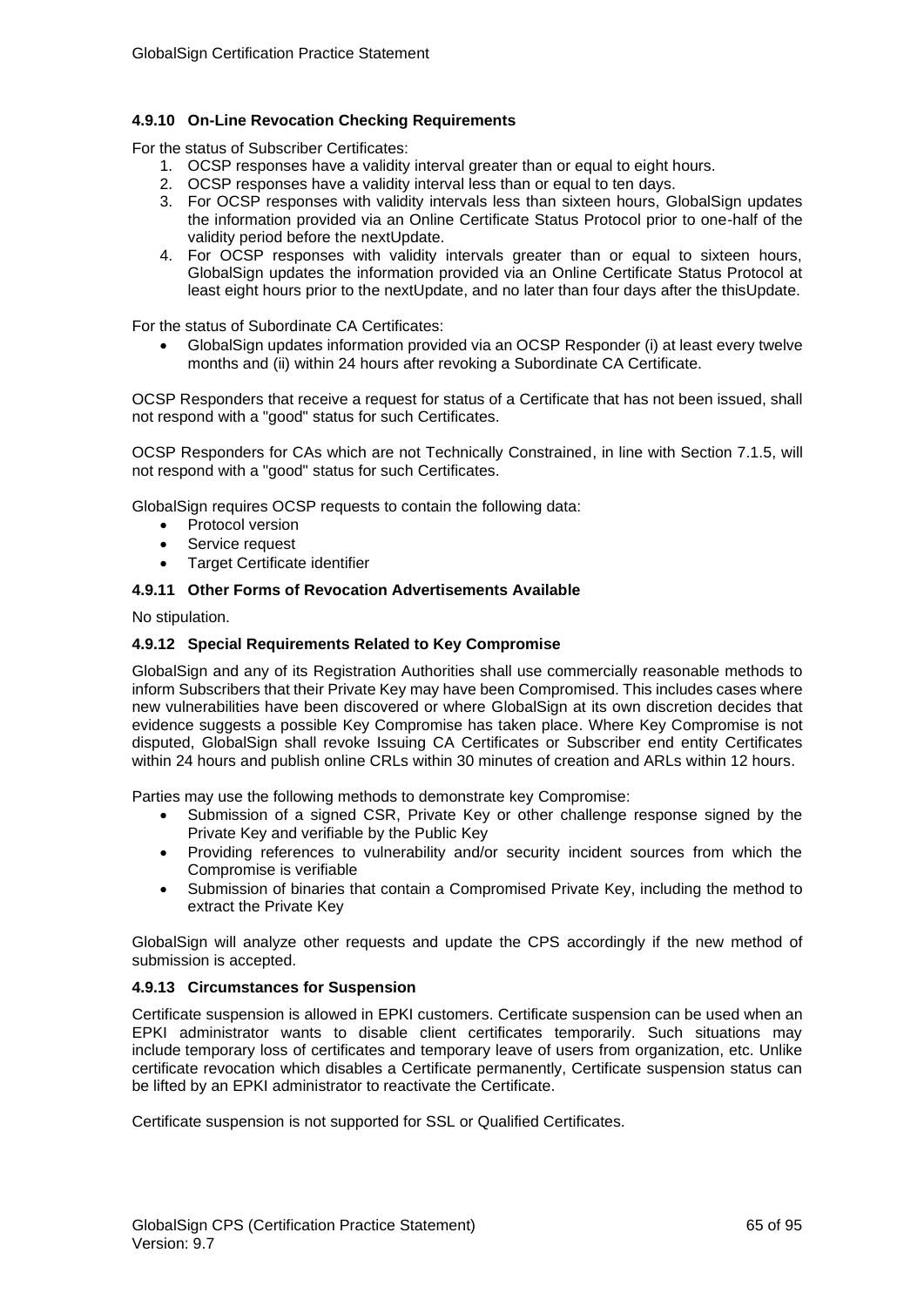#### 4.9.10 On-Line Revocation Checking Requirements

For the status of Subscriber Certificates:

1. OCSP responses have a validity interval greater than or equal to eight hours.
2. OCSP responses have a validity interval less than or equal to ten days.
3. For OCSP responses with validity intervals less than sixteen hours, GlobalSign updates the information provided via an Online Certificate Status Protocol prior to one-half of the validity period before the nextUpdate.
4. For OCSP responses with validity intervals greater than or equal to sixteen hours, GlobalSign updates the information provided via an Online Certificate Status Protocol at least eight hours prior to the nextUpdate, and no later than four days after the thisUpdate.

For the status of Subordinate CA Certificates:

- GlobalSign updates information provided via an OCSP Responder (i) at least every twelve months and (ii) within 24 hours after revoking a Subordinate CA Certificate.

OCSP Responders that receive a request for status of a Certificate that has not been issued, shall not respond with a "good" status for such Certificates.

OCSP Responders for CAs which are not Technically Constrained, in line with Section 7.1.5, will not respond with a "good" status for such Certificates.

GlobalSign requires OCSP requests to contain the following data:

- Protocol version
- Service request
- Target Certificate identifier

#### 4.9.11 Other Forms of Revocation Advertisements Available

No stipulation.

#### 4.9.12 Special Requirements Related to Key Compromise

GlobalSign and any of its Registration Authorities shall use commercially reasonable methods to inform Subscribers that their Private Key may have been Compromised. This includes cases where new vulnerabilities have been discovered or where GlobalSign at its own discretion decides that evidence suggests a possible Key Compromise has taken place. Where Key Compromise is not disputed, GlobalSign shall revoke Issuing CA Certificates or Subscriber end entity Certificates within 24 hours and publish online CRLs within 30 minutes of creation and ARLs within 12 hours.

Parties may use the following methods to demonstrate key Compromise:

- Submission of a signed CSR, Private Key or other challenge response signed by the Private Key and verifiable by the Public Key
- Providing references to vulnerability and/or security incident sources from which the Compromise is verifiable
- Submission of binaries that contain a Compromised Private Key, including the method to extract the Private Key

GlobalSign will analyze other requests and update the CPS accordingly if the new method of submission is accepted.

#### 4.9.13 Circumstances for Suspension

Certificate suspension is allowed in EPKI customers. Certificate suspension can be used when an EPKI administrator wants to disable client certificates temporarily. Such situations may include temporary loss of certificates and temporary leave of users from organization, etc. Unlike certificate revocation which disables a Certificate permanently, Certificate suspension status can be lifted by an EPKI administrator to reactivate the Certificate.

Certificate suspension is not supported for SSL or Qualified Certificates.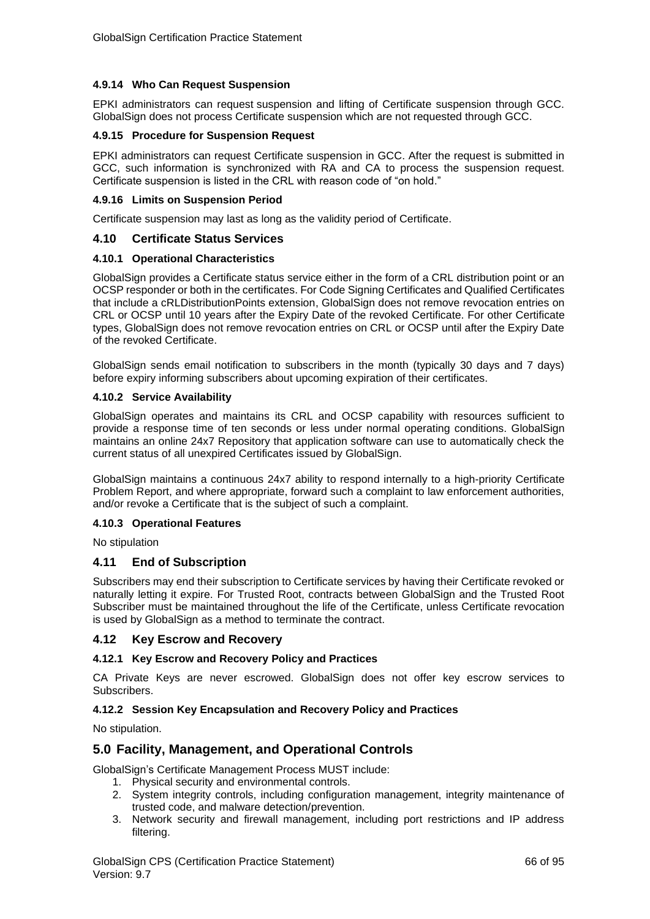#### 4.9.14 Who Can Request Suspension

EPKI administrators can request suspension and lifting of Certificate suspension through GCC. GlobalSign does not process Certificate suspension which are not requested through GCC.

#### 4.9.15 Procedure for Suspension Request

EPKI administrators can request Certificate suspension in GCC. After the request is submitted in GCC, such information is synchronized with RA and CA to process the suspension request. Certificate suspension is listed in the CRL with reason code of "on hold."

#### 4.9.16 Limits on Suspension Period

Certificate suspension may last as long as the validity period of Certificate.

### 4.10 Certificate Status Services

#### 4.10.1 Operational Characteristics

GlobalSign provides a Certificate status service either in the form of a CRL distribution point or an OCSP responder or both in the certificates. For Code Signing Certificates and Qualified Certificates that include a cRLDistributionPoints extension, GlobalSign does not remove revocation entries on CRL or OCSP until 10 years after the Expiry Date of the revoked Certificate. For other Certificate types, GlobalSign does not remove revocation entries on CRL or OCSP until after the Expiry Date of the revoked Certificate.

GlobalSign sends email notification to subscribers in the month (typically 30 days and 7 days) before expiry informing subscribers about upcoming expiration of their certificates.

#### 4.10.2 Service Availability

GlobalSign operates and maintains its CRL and OCSP capability with resources sufficient to provide a response time of ten seconds or less under normal operating conditions. GlobalSign maintains an online 24x7 Repository that application software can use to automatically check the current status of all unexpired Certificates issued by GlobalSign.

GlobalSign maintains a continuous 24x7 ability to respond internally to a high-priority Certificate Problem Report, and where appropriate, forward such a complaint to law enforcement authorities, and/or revoke a Certificate that is the subject of such a complaint.

#### 4.10.3 Operational Features

No stipulation

### 4.11 End of Subscription

Subscribers may end their subscription to Certificate services by having their Certificate revoked or naturally letting it expire. For Trusted Root, contracts between GlobalSign and the Trusted Root Subscriber must be maintained throughout the life of the Certificate, unless Certificate revocation is used by GlobalSign as a method to terminate the contract.

### 4.12 Key Escrow and Recovery

#### 4.12.1 Key Escrow and Recovery Policy and Practices

CA Private Keys are never escrowed. GlobalSign does not offer key escrow services to Subscribers.

#### 4.12.2 Session Key Encapsulation and Recovery Policy and Practices

No stipulation.

## 5.0 Facility, Management, and Operational Controls

GlobalSign's Certificate Management Process MUST include:

1. Physical security and environmental controls.
2. System integrity controls, including configuration management, integrity maintenance of trusted code, and malware detection/prevention.
3. Network security and firewall management, including port restrictions and IP address filtering.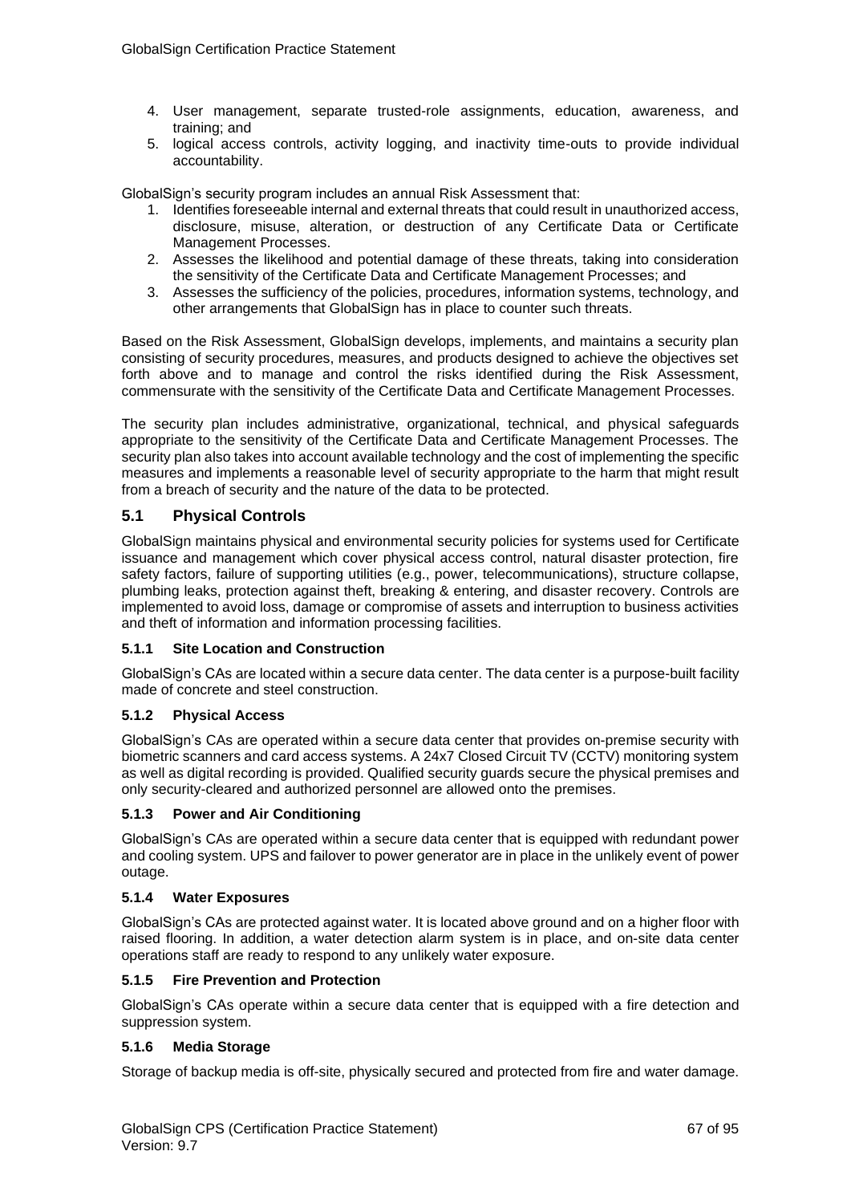4. User management, separate trusted-role assignments, education, awareness, and training; and
5. logical access controls, activity logging, and inactivity time-outs to provide individual accountability.

GlobalSign's security program includes an annual Risk Assessment that:

1. Identifies foreseeable internal and external threats that could result in unauthorized access, disclosure, misuse, alteration, or destruction of any Certificate Data or Certificate Management Processes.
2. Assesses the likelihood and potential damage of these threats, taking into consideration the sensitivity of the Certificate Data and Certificate Management Processes; and
3. Assesses the sufficiency of the policies, procedures, information systems, technology, and other arrangements that GlobalSign has in place to counter such threats.

Based on the Risk Assessment, GlobalSign develops, implements, and maintains a security plan consisting of security procedures, measures, and products designed to achieve the objectives set forth above and to manage and control the risks identified during the Risk Assessment, commensurate with the sensitivity of the Certificate Data and Certificate Management Processes.

The security plan includes administrative, organizational, technical, and physical safeguards appropriate to the sensitivity of the Certificate Data and Certificate Management Processes. The security plan also takes into account available technology and the cost of implementing the specific measures and implements a reasonable level of security appropriate to the harm that might result from a breach of security and the nature of the data to be protected.

## 5.1 Physical Controls

GlobalSign maintains physical and environmental security policies for systems used for Certificate issuance and management which cover physical access control, natural disaster protection, fire safety factors, failure of supporting utilities (e.g., power, telecommunications), structure collapse, plumbing leaks, protection against theft, breaking & entering, and disaster recovery. Controls are implemented to avoid loss, damage or compromise of assets and interruption to business activities and theft of information and information processing facilities.

### 5.1.1 Site Location and Construction

GlobalSign's CAs are located within a secure data center. The data center is a purpose-built facility made of concrete and steel construction.

### 5.1.2 Physical Access

GlobalSign's CAs are operated within a secure data center that provides on-premise security with biometric scanners and card access systems. A 24x7 Closed Circuit TV (CCTV) monitoring system as well as digital recording is provided. Qualified security guards secure the physical premises and only security-cleared and authorized personnel are allowed onto the premises.

### 5.1.3 Power and Air Conditioning

GlobalSign's CAs are operated within a secure data center that is equipped with redundant power and cooling system. UPS and failover to power generator are in place in the unlikely event of power outage.

### 5.1.4 Water Exposures

GlobalSign's CAs are protected against water. It is located above ground and on a higher floor with raised flooring. In addition, a water detection alarm system is in place, and on-site data center operations staff are ready to respond to any unlikely water exposure.

### 5.1.5 Fire Prevention and Protection

GlobalSign's CAs operate within a secure data center that is equipped with a fire detection and suppression system.

### 5.1.6 Media Storage

Storage of backup media is off-site, physically secured and protected from fire and water damage.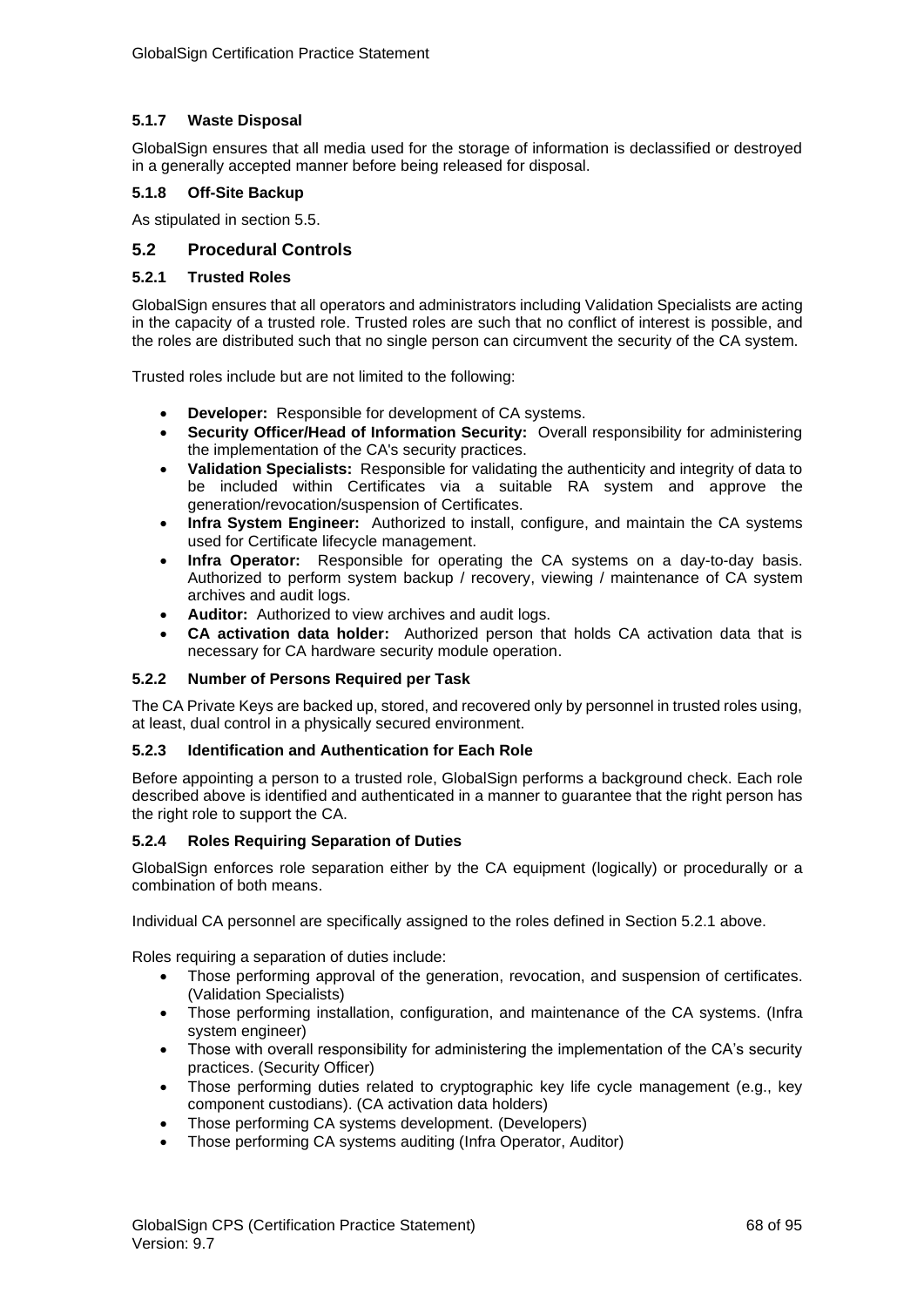#### 5.1.7 Waste Disposal

GlobalSign ensures that all media used for the storage of information is declassified or destroyed in a generally accepted manner before being released for disposal.

#### 5.1.8 Off-Site Backup

As stipulated in section 5.5.

### 5.2 Procedural Controls

#### 5.2.1 Trusted Roles

GlobalSign ensures that all operators and administrators including Validation Specialists are acting in the capacity of a trusted role. Trusted roles are such that no conflict of interest is possible, and the roles are distributed such that no single person can circumvent the security of the CA system.

Trusted roles include but are not limited to the following:

- **Developer:** Responsible for development of CA systems.
- **Security Officer/Head of Information Security:** Overall responsibility for administering the implementation of the CA's security practices.
- **Validation Specialists:** Responsible for validating the authenticity and integrity of data to be included within Certificates via a suitable RA system and approve the generation/revocation/suspension of Certificates.
- **Infra System Engineer:** Authorized to install, configure, and maintain the CA systems used for Certificate lifecycle management.
- **Infra Operator:** Responsible for operating the CA systems on a day-to-day basis. Authorized to perform system backup / recovery, viewing / maintenance of CA system archives and audit logs.
- **Auditor:** Authorized to view archives and audit logs.
- **CA activation data holder:** Authorized person that holds CA activation data that is necessary for CA hardware security module operation.

#### 5.2.2 Number of Persons Required per Task

The CA Private Keys are backed up, stored, and recovered only by personnel in trusted roles using, at least, dual control in a physically secured environment.

#### 5.2.3 Identification and Authentication for Each Role

Before appointing a person to a trusted role, GlobalSign performs a background check. Each role described above is identified and authenticated in a manner to guarantee that the right person has the right role to support the CA.

#### 5.2.4 Roles Requiring Separation of Duties

GlobalSign enforces role separation either by the CA equipment (logically) or procedurally or a combination of both means.

Individual CA personnel are specifically assigned to the roles defined in Section 5.2.1 above.

Roles requiring a separation of duties include:

- Those performing approval of the generation, revocation, and suspension of certificates. (Validation Specialists)
- Those performing installation, configuration, and maintenance of the CA systems. (Infra system engineer)
- Those with overall responsibility for administering the implementation of the CA's security practices. (Security Officer)
- Those performing duties related to cryptographic key life cycle management (e.g., key component custodians). (CA activation data holders)
- Those performing CA systems development. (Developers)
- Those performing CA systems auditing (Infra Operator, Auditor)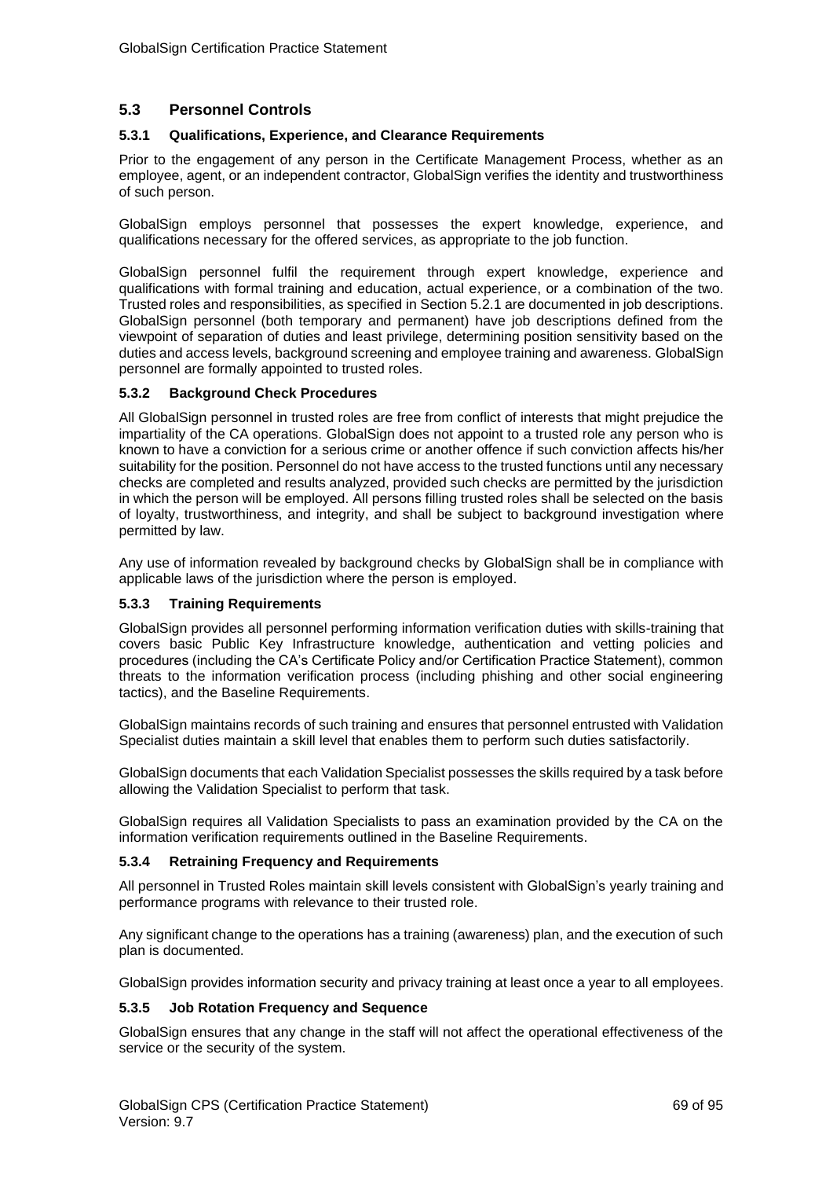## 5.3 Personnel Controls

### 5.3.1 Qualifications, Experience, and Clearance Requirements

Prior to the engagement of any person in the Certificate Management Process, whether as an employee, agent, or an independent contractor, GlobalSign verifies the identity and trustworthiness of such person.

GlobalSign employs personnel that possesses the expert knowledge, experience, and qualifications necessary for the offered services, as appropriate to the job function.

GlobalSign personnel fulfil the requirement through expert knowledge, experience and qualifications with formal training and education, actual experience, or a combination of the two. Trusted roles and responsibilities, as specified in Section 5.2.1 are documented in job descriptions. GlobalSign personnel (both temporary and permanent) have job descriptions defined from the viewpoint of separation of duties and least privilege, determining position sensitivity based on the duties and access levels, background screening and employee training and awareness. GlobalSign personnel are formally appointed to trusted roles.

### 5.3.2 Background Check Procedures

All GlobalSign personnel in trusted roles are free from conflict of interests that might prejudice the impartiality of the CA operations. GlobalSign does not appoint to a trusted role any person who is known to have a conviction for a serious crime or another offence if such conviction affects his/her suitability for the position. Personnel do not have access to the trusted functions until any necessary checks are completed and results analyzed, provided such checks are permitted by the jurisdiction in which the person will be employed. All persons filling trusted roles shall be selected on the basis of loyalty, trustworthiness, and integrity, and shall be subject to background investigation where permitted by law.

Any use of information revealed by background checks by GlobalSign shall be in compliance with applicable laws of the jurisdiction where the person is employed.

### 5.3.3 Training Requirements

GlobalSign provides all personnel performing information verification duties with skills-training that covers basic Public Key Infrastructure knowledge, authentication and vetting policies and procedures (including the CA's Certificate Policy and/or Certification Practice Statement), common threats to the information verification process (including phishing and other social engineering tactics), and the Baseline Requirements.

GlobalSign maintains records of such training and ensures that personnel entrusted with Validation Specialist duties maintain a skill level that enables them to perform such duties satisfactorily.

GlobalSign documents that each Validation Specialist possesses the skills required by a task before allowing the Validation Specialist to perform that task.

GlobalSign requires all Validation Specialists to pass an examination provided by the CA on the information verification requirements outlined in the Baseline Requirements.

### 5.3.4 Retraining Frequency and Requirements

All personnel in Trusted Roles maintain skill levels consistent with GlobalSign's yearly training and performance programs with relevance to their trusted role.

Any significant change to the operations has a training (awareness) plan, and the execution of such plan is documented.

GlobalSign provides information security and privacy training at least once a year to all employees.

### 5.3.5 Job Rotation Frequency and Sequence

GlobalSign ensures that any change in the staff will not affect the operational effectiveness of the service or the security of the system.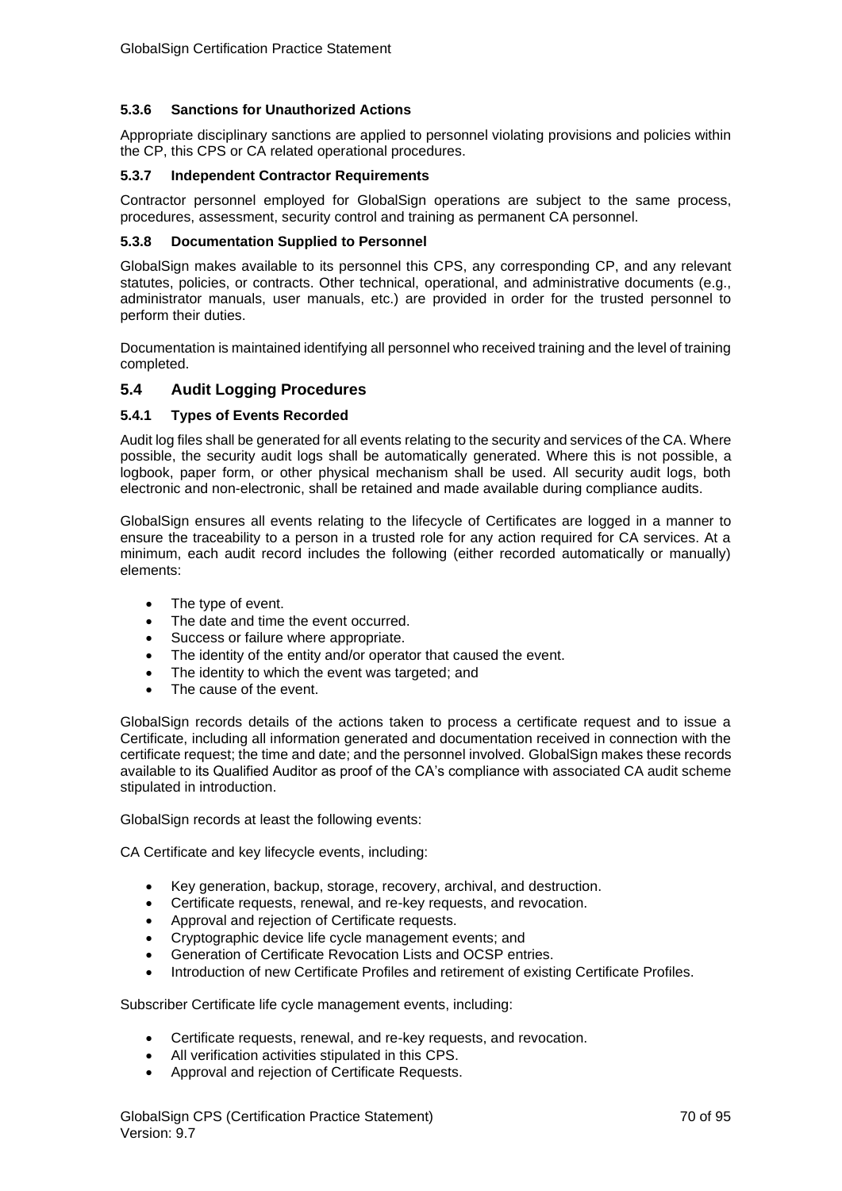#### 5.3.6 Sanctions for Unauthorized Actions

Appropriate disciplinary sanctions are applied to personnel violating provisions and policies within the CP, this CPS or CA related operational procedures.

#### 5.3.7 Independent Contractor Requirements

Contractor personnel employed for GlobalSign operations are subject to the same process, procedures, assessment, security control and training as permanent CA personnel.

#### 5.3.8 Documentation Supplied to Personnel

GlobalSign makes available to its personnel this CPS, any corresponding CP, and any relevant statutes, policies, or contracts. Other technical, operational, and administrative documents (e.g., administrator manuals, user manuals, etc.) are provided in order for the trusted personnel to perform their duties.

Documentation is maintained identifying all personnel who received training and the level of training completed.

### 5.4 Audit Logging Procedures

#### 5.4.1 Types of Events Recorded

Audit log files shall be generated for all events relating to the security and services of the CA. Where possible, the security audit logs shall be automatically generated. Where this is not possible, a logbook, paper form, or other physical mechanism shall be used. All security audit logs, both electronic and non-electronic, shall be retained and made available during compliance audits.

GlobalSign ensures all events relating to the lifecycle of Certificates are logged in a manner to ensure the traceability to a person in a trusted role for any action required for CA services. At a minimum, each audit record includes the following (either recorded automatically or manually) elements:

- The type of event.
- The date and time the event occurred.
- Success or failure where appropriate.
- The identity of the entity and/or operator that caused the event.
- The identity to which the event was targeted; and
- The cause of the event.

GlobalSign records details of the actions taken to process a certificate request and to issue a Certificate, including all information generated and documentation received in connection with the certificate request; the time and date; and the personnel involved. GlobalSign makes these records available to its Qualified Auditor as proof of the CA's compliance with associated CA audit scheme stipulated in introduction.

GlobalSign records at least the following events:

CA Certificate and key lifecycle events, including:

- Key generation, backup, storage, recovery, archival, and destruction.
- Certificate requests, renewal, and re-key requests, and revocation.
- Approval and rejection of Certificate requests.
- Cryptographic device life cycle management events; and
- Generation of Certificate Revocation Lists and OCSP entries.
- Introduction of new Certificate Profiles and retirement of existing Certificate Profiles.

Subscriber Certificate life cycle management events, including:

- Certificate requests, renewal, and re-key requests, and revocation.
- All verification activities stipulated in this CPS.
- Approval and rejection of Certificate Requests.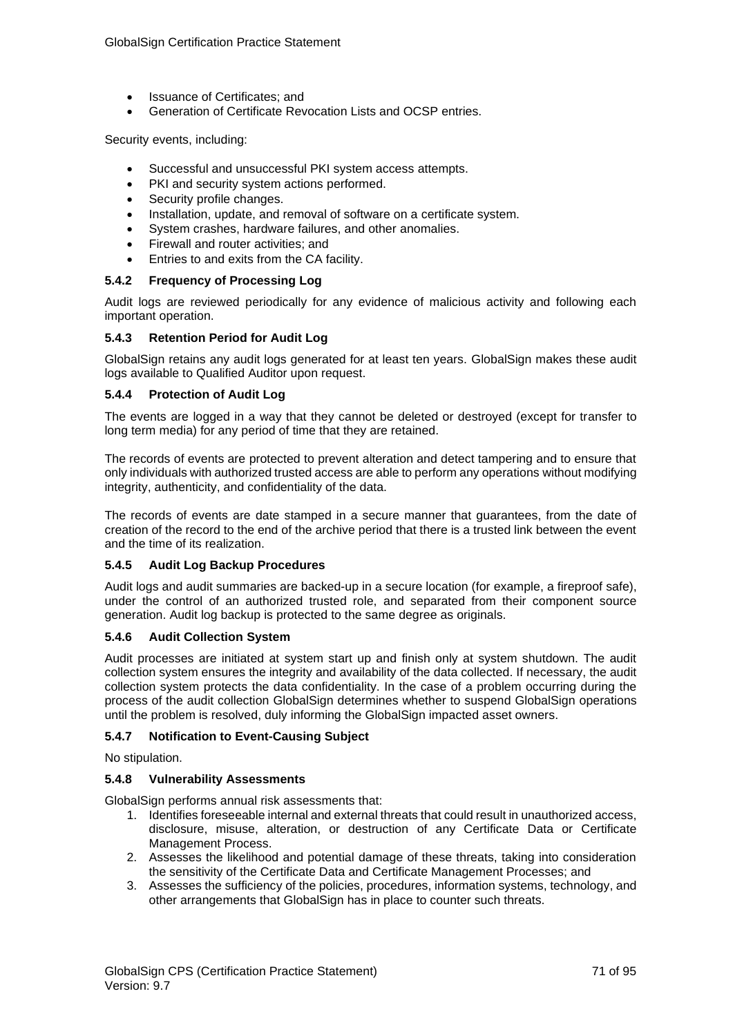- Issuance of Certificates; and
- Generation of Certificate Revocation Lists and OCSP entries.

Security events, including:

- Successful and unsuccessful PKI system access attempts.
- PKI and security system actions performed.
- Security profile changes.
- Installation, update, and removal of software on a certificate system.
- System crashes, hardware failures, and other anomalies.
- Firewall and router activities; and
- Entries to and exits from the CA facility.

### 5.4.2 Frequency of Processing Log

Audit logs are reviewed periodically for any evidence of malicious activity and following each important operation.

### 5.4.3 Retention Period for Audit Log

GlobalSign retains any audit logs generated for at least ten years. GlobalSign makes these audit logs available to Qualified Auditor upon request.

### 5.4.4 Protection of Audit Log

The events are logged in a way that they cannot be deleted or destroyed (except for transfer to long term media) for any period of time that they are retained.

The records of events are protected to prevent alteration and detect tampering and to ensure that only individuals with authorized trusted access are able to perform any operations without modifying integrity, authenticity, and confidentiality of the data.

The records of events are date stamped in a secure manner that guarantees, from the date of creation of the record to the end of the archive period that there is a trusted link between the event and the time of its realization.

### 5.4.5 Audit Log Backup Procedures

Audit logs and audit summaries are backed-up in a secure location (for example, a fireproof safe), under the control of an authorized trusted role, and separated from their component source generation. Audit log backup is protected to the same degree as originals.

### 5.4.6 Audit Collection System

Audit processes are initiated at system start up and finish only at system shutdown. The audit collection system ensures the integrity and availability of the data collected. If necessary, the audit collection system protects the data confidentiality. In the case of a problem occurring during the process of the audit collection GlobalSign determines whether to suspend GlobalSign operations until the problem is resolved, duly informing the GlobalSign impacted asset owners.

### 5.4.7 Notification to Event-Causing Subject

No stipulation.

### 5.4.8 Vulnerability Assessments

GlobalSign performs annual risk assessments that:

1. Identifies foreseeable internal and external threats that could result in unauthorized access, disclosure, misuse, alteration, or destruction of any Certificate Data or Certificate Management Process.
2. Assesses the likelihood and potential damage of these threats, taking into consideration the sensitivity of the Certificate Data and Certificate Management Processes; and
3. Assesses the sufficiency of the policies, procedures, information systems, technology, and other arrangements that GlobalSign has in place to counter such threats.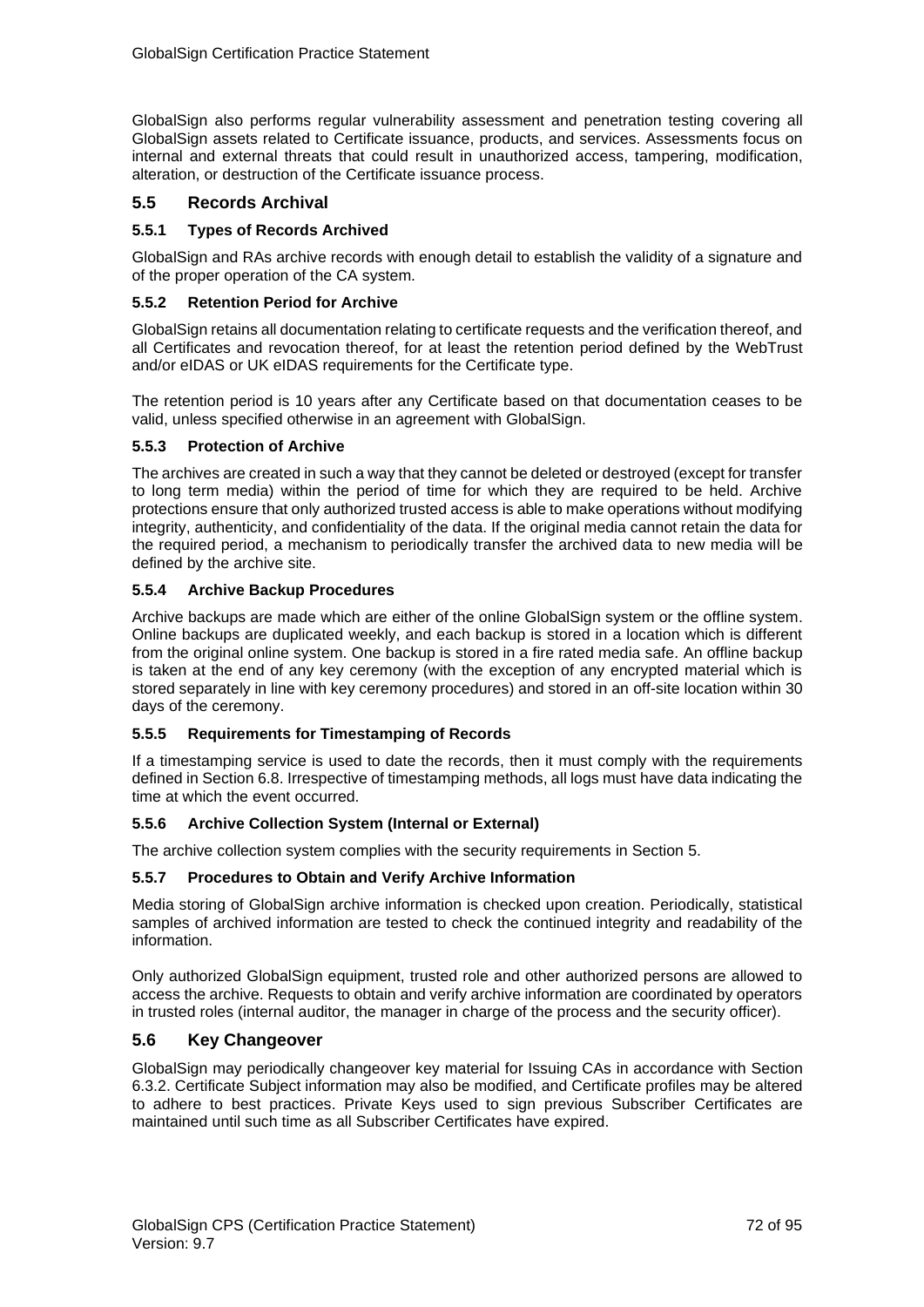GlobalSign also performs regular vulnerability assessment and penetration testing covering all GlobalSign assets related to Certificate issuance, products, and services. Assessments focus on internal and external threats that could result in unauthorized access, tampering, modification, alteration, or destruction of the Certificate issuance process.

## 5.5 Records Archival

### 5.5.1 Types of Records Archived

GlobalSign and RAs archive records with enough detail to establish the validity of a signature and of the proper operation of the CA system.

### 5.5.2 Retention Period for Archive

GlobalSign retains all documentation relating to certificate requests and the verification thereof, and all Certificates and revocation thereof, for at least the retention period defined by the WebTrust and/or eIDAS or UK eIDAS requirements for the Certificate type.

The retention period is 10 years after any Certificate based on that documentation ceases to be valid, unless specified otherwise in an agreement with GlobalSign.

### 5.5.3 Protection of Archive

The archives are created in such a way that they cannot be deleted or destroyed (except for transfer to long term media) within the period of time for which they are required to be held. Archive protections ensure that only authorized trusted access is able to make operations without modifying integrity, authenticity, and confidentiality of the data. If the original media cannot retain the data for the required period, a mechanism to periodically transfer the archived data to new media will be defined by the archive site.

### 5.5.4 Archive Backup Procedures

Archive backups are made which are either of the online GlobalSign system or the offline system. Online backups are duplicated weekly, and each backup is stored in a location which is different from the original online system. One backup is stored in a fire rated media safe. An offline backup is taken at the end of any key ceremony (with the exception of any encrypted material which is stored separately in line with key ceremony procedures) and stored in an off-site location within 30 days of the ceremony.

### 5.5.5 Requirements for Timestamping of Records

If a timestamping service is used to date the records, then it must comply with the requirements defined in Section 6.8. Irrespective of timestamping methods, all logs must have data indicating the time at which the event occurred.

### 5.5.6 Archive Collection System (Internal or External)

The archive collection system complies with the security requirements in Section 5.

### 5.5.7 Procedures to Obtain and Verify Archive Information

Media storing of GlobalSign archive information is checked upon creation. Periodically, statistical samples of archived information are tested to check the continued integrity and readability of the information.

Only authorized GlobalSign equipment, trusted role and other authorized persons are allowed to access the archive. Requests to obtain and verify archive information are coordinated by operators in trusted roles (internal auditor, the manager in charge of the process and the security officer).

## 5.6 Key Changeover

GlobalSign may periodically changeover key material for Issuing CAs in accordance with Section 6.3.2. Certificate Subject information may also be modified, and Certificate profiles may be altered to adhere to best practices. Private Keys used to sign previous Subscriber Certificates are maintained until such time as all Subscriber Certificates have expired.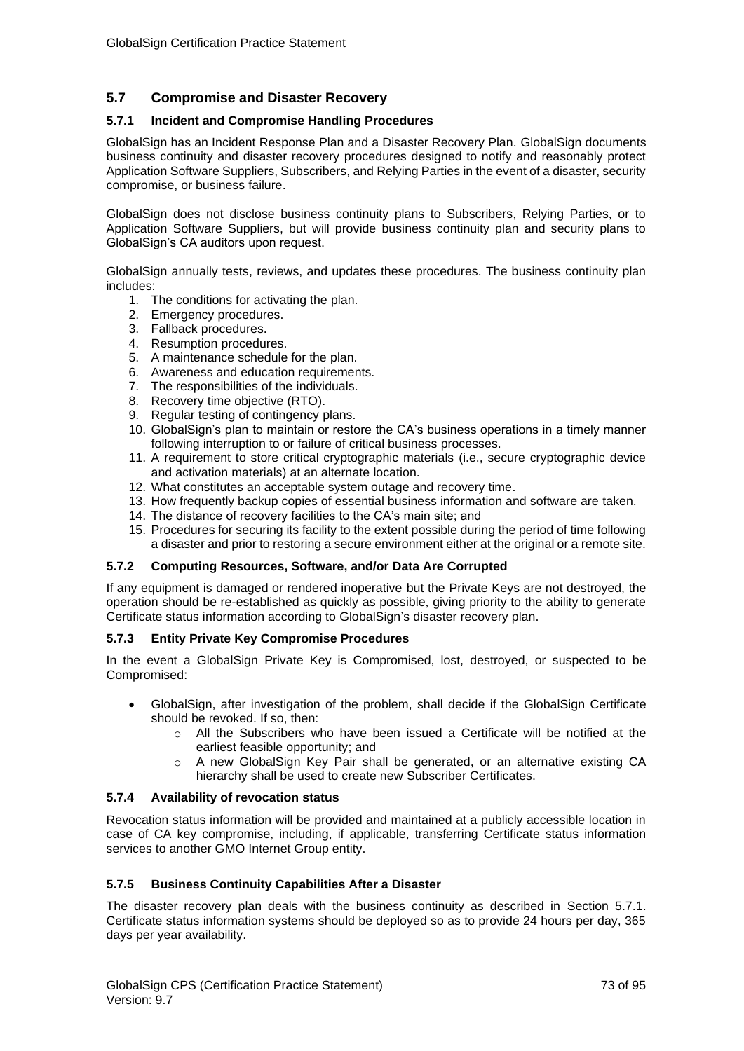## 5.7 Compromise and Disaster Recovery

### 5.7.1 Incident and Compromise Handling Procedures

GlobalSign has an Incident Response Plan and a Disaster Recovery Plan. GlobalSign documents business continuity and disaster recovery procedures designed to notify and reasonably protect Application Software Suppliers, Subscribers, and Relying Parties in the event of a disaster, security compromise, or business failure.

GlobalSign does not disclose business continuity plans to Subscribers, Relying Parties, or to Application Software Suppliers, but will provide business continuity plan and security plans to GlobalSign's CA auditors upon request.

GlobalSign annually tests, reviews, and updates these procedures. The business continuity plan includes:

1. The conditions for activating the plan.
2. Emergency procedures.
3. Fallback procedures.
4. Resumption procedures.
5. A maintenance schedule for the plan.
6. Awareness and education requirements.
7. The responsibilities of the individuals.
8. Recovery time objective (RTO).
9. Regular testing of contingency plans.
10. GlobalSign's plan to maintain or restore the CA's business operations in a timely manner following interruption to or failure of critical business processes.
11. A requirement to store critical cryptographic materials (i.e., secure cryptographic device and activation materials) at an alternate location.
12. What constitutes an acceptable system outage and recovery time.
13. How frequently backup copies of essential business information and software are taken.
14. The distance of recovery facilities to the CA's main site; and
15. Procedures for securing its facility to the extent possible during the period of time following a disaster and prior to restoring a secure environment either at the original or a remote site.

### 5.7.2 Computing Resources, Software, and/or Data Are Corrupted

If any equipment is damaged or rendered inoperative but the Private Keys are not destroyed, the operation should be re-established as quickly as possible, giving priority to the ability to generate Certificate status information according to GlobalSign's disaster recovery plan.

### 5.7.3 Entity Private Key Compromise Procedures

In the event a GlobalSign Private Key is Compromised, lost, destroyed, or suspected to be Compromised:

- GlobalSign, after investigation of the problem, shall decide if the GlobalSign Certificate should be revoked. If so, then:
  - All the Subscribers who have been issued a Certificate will be notified at the earliest feasible opportunity; and
  - A new GlobalSign Key Pair shall be generated, or an alternative existing CA hierarchy shall be used to create new Subscriber Certificates.

### 5.7.4 Availability of revocation status

Revocation status information will be provided and maintained at a publicly accessible location in case of CA key compromise, including, if applicable, transferring Certificate status information services to another GMO Internet Group entity.

### 5.7.5 Business Continuity Capabilities After a Disaster

The disaster recovery plan deals with the business continuity as described in Section 5.7.1. Certificate status information systems should be deployed so as to provide 24 hours per day, 365 days per year availability.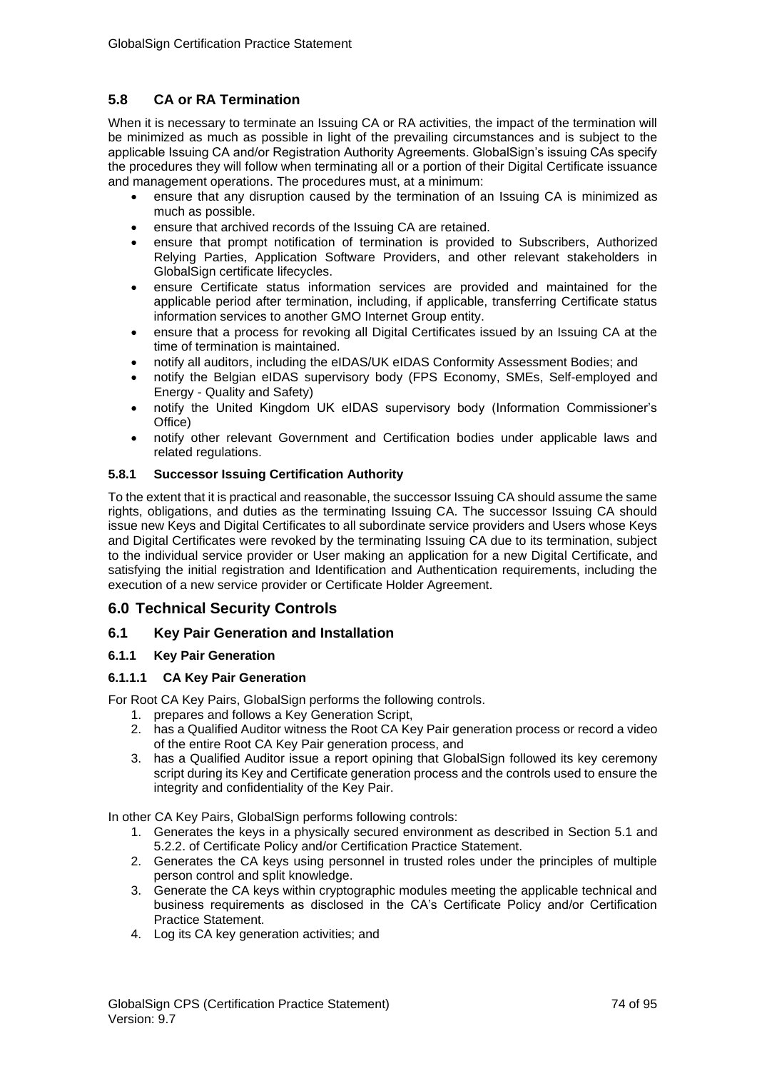## 5.8 CA or RA Termination

When it is necessary to terminate an Issuing CA or RA activities, the impact of the termination will be minimized as much as possible in light of the prevailing circumstances and is subject to the applicable Issuing CA and/or Registration Authority Agreements. GlobalSign's issuing CAs specify the procedures they will follow when terminating all or a portion of their Digital Certificate issuance and management operations. The procedures must, at a minimum:

- ensure that any disruption caused by the termination of an Issuing CA is minimized as much as possible.
- ensure that archived records of the Issuing CA are retained.
- ensure that prompt notification of termination is provided to Subscribers, Authorized Relying Parties, Application Software Providers, and other relevant stakeholders in GlobalSign certificate lifecycles.
- ensure Certificate status information services are provided and maintained for the applicable period after termination, including, if applicable, transferring Certificate status information services to another GMO Internet Group entity.
- ensure that a process for revoking all Digital Certificates issued by an Issuing CA at the time of termination is maintained.
- notify all auditors, including the eIDAS/UK eIDAS Conformity Assessment Bodies; and
- notify the Belgian eIDAS supervisory body (FPS Economy, SMEs, Self-employed and Energy - Quality and Safety)
- notify the United Kingdom UK eIDAS supervisory body (Information Commissioner's Office)
- notify other relevant Government and Certification bodies under applicable laws and related regulations.

### 5.8.1 Successor Issuing Certification Authority

To the extent that it is practical and reasonable, the successor Issuing CA should assume the same rights, obligations, and duties as the terminating Issuing CA. The successor Issuing CA should issue new Keys and Digital Certificates to all subordinate service providers and Users whose Keys and Digital Certificates were revoked by the terminating Issuing CA due to its termination, subject to the individual service provider or User making an application for a new Digital Certificate, and satisfying the initial registration and Identification and Authentication requirements, including the execution of a new service provider or Certificate Holder Agreement.

# 6.0 Technical Security Controls

## 6.1 Key Pair Generation and Installation

### 6.1.1 Key Pair Generation

#### 6.1.1.1 CA Key Pair Generation

For Root CA Key Pairs, GlobalSign performs the following controls.

1. prepares and follows a Key Generation Script,
2. has a Qualified Auditor witness the Root CA Key Pair generation process or record a video of the entire Root CA Key Pair generation process, and
3. has a Qualified Auditor issue a report opining that GlobalSign followed its key ceremony script during its Key and Certificate generation process and the controls used to ensure the integrity and confidentiality of the Key Pair.

In other CA Key Pairs, GlobalSign performs following controls:

1. Generates the keys in a physically secured environment as described in Section 5.1 and 5.2.2. of Certificate Policy and/or Certification Practice Statement.
2. Generates the CA keys using personnel in trusted roles under the principles of multiple person control and split knowledge.
3. Generate the CA keys within cryptographic modules meeting the applicable technical and business requirements as disclosed in the CA's Certificate Policy and/or Certification Practice Statement.
4. Log its CA key generation activities; and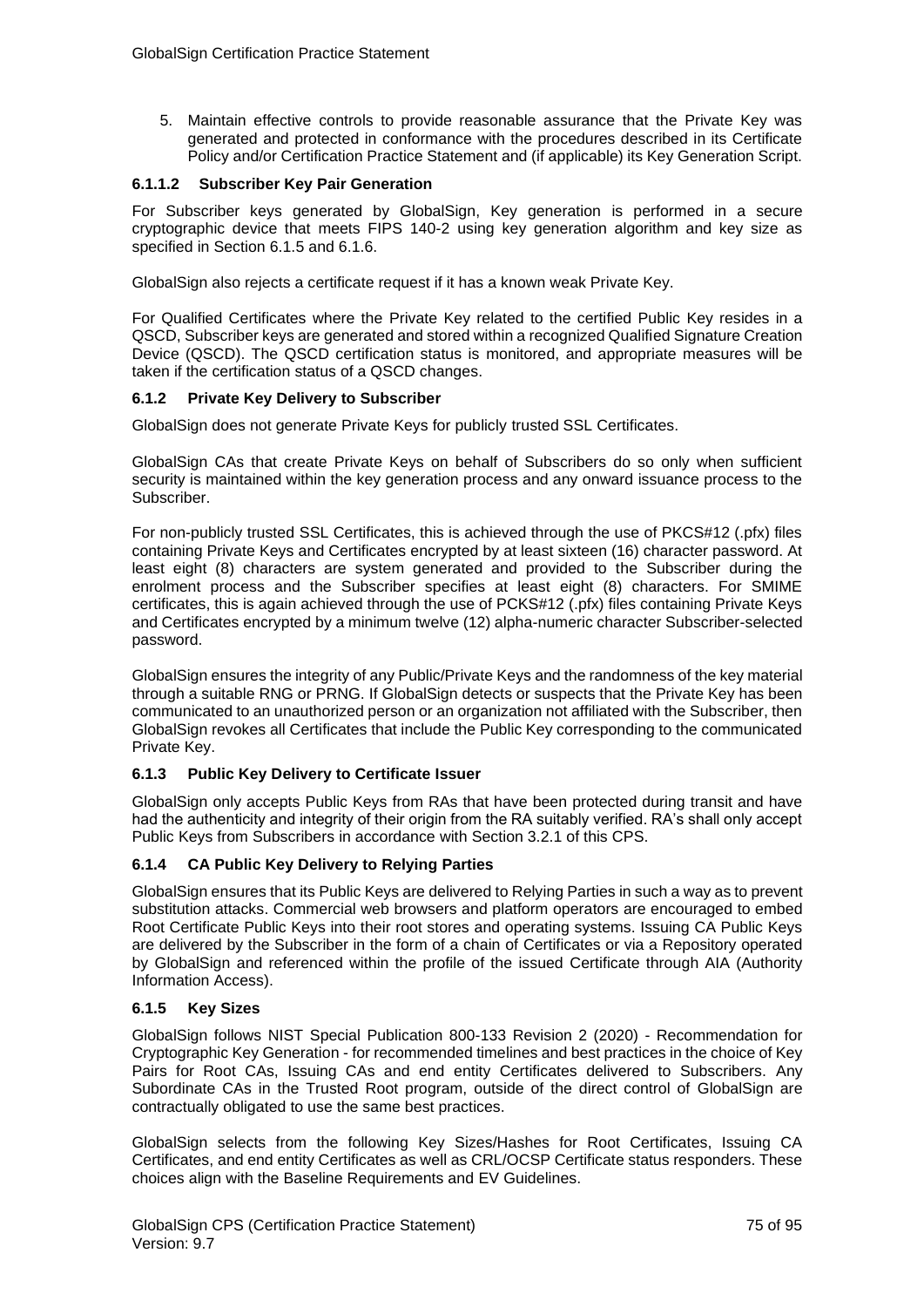5. Maintain effective controls to provide reasonable assurance that the Private Key was generated and protected in conformance with the procedures described in its Certificate Policy and/or Certification Practice Statement and (if applicable) its Key Generation Script.

#### 6.1.1.2 Subscriber Key Pair Generation

For Subscriber keys generated by GlobalSign, Key generation is performed in a secure cryptographic device that meets FIPS 140-2 using key generation algorithm and key size as specified in Section 6.1.5 and 6.1.6.

GlobalSign also rejects a certificate request if it has a known weak Private Key.

For Qualified Certificates where the Private Key related to the certified Public Key resides in a QSCD, Subscriber keys are generated and stored within a recognized Qualified Signature Creation Device (QSCD). The QSCD certification status is monitored, and appropriate measures will be taken if the certification status of a QSCD changes.

### 6.1.2 Private Key Delivery to Subscriber

GlobalSign does not generate Private Keys for publicly trusted SSL Certificates.

GlobalSign CAs that create Private Keys on behalf of Subscribers do so only when sufficient security is maintained within the key generation process and any onward issuance process to the Subscriber.

For non-publicly trusted SSL Certificates, this is achieved through the use of PKCS#12 (.pfx) files containing Private Keys and Certificates encrypted by at least sixteen (16) character password. At least eight (8) characters are system generated and provided to the Subscriber during the enrolment process and the Subscriber specifies at least eight (8) characters. For SMIME certificates, this is again achieved through the use of PCKS#12 (.pfx) files containing Private Keys and Certificates encrypted by a minimum twelve (12) alpha-numeric character Subscriber-selected password.

GlobalSign ensures the integrity of any Public/Private Keys and the randomness of the key material through a suitable RNG or PRNG. If GlobalSign detects or suspects that the Private Key has been communicated to an unauthorized person or an organization not affiliated with the Subscriber, then GlobalSign revokes all Certificates that include the Public Key corresponding to the communicated Private Key.

### 6.1.3 Public Key Delivery to Certificate Issuer

GlobalSign only accepts Public Keys from RAs that have been protected during transit and have had the authenticity and integrity of their origin from the RA suitably verified. RA's shall only accept Public Keys from Subscribers in accordance with Section 3.2.1 of this CPS.

### 6.1.4 CA Public Key Delivery to Relying Parties

GlobalSign ensures that its Public Keys are delivered to Relying Parties in such a way as to prevent substitution attacks. Commercial web browsers and platform operators are encouraged to embed Root Certificate Public Keys into their root stores and operating systems. Issuing CA Public Keys are delivered by the Subscriber in the form of a chain of Certificates or via a Repository operated by GlobalSign and referenced within the profile of the issued Certificate through AIA (Authority Information Access).

### 6.1.5 Key Sizes

GlobalSign follows NIST Special Publication 800-133 Revision 2 (2020) - Recommendation for Cryptographic Key Generation - for recommended timelines and best practices in the choice of Key Pairs for Root CAs, Issuing CAs and end entity Certificates delivered to Subscribers. Any Subordinate CAs in the Trusted Root program, outside of the direct control of GlobalSign are contractually obligated to use the same best practices.

GlobalSign selects from the following Key Sizes/Hashes for Root Certificates, Issuing CA Certificates, and end entity Certificates as well as CRL/OCSP Certificate status responders. These choices align with the Baseline Requirements and EV Guidelines.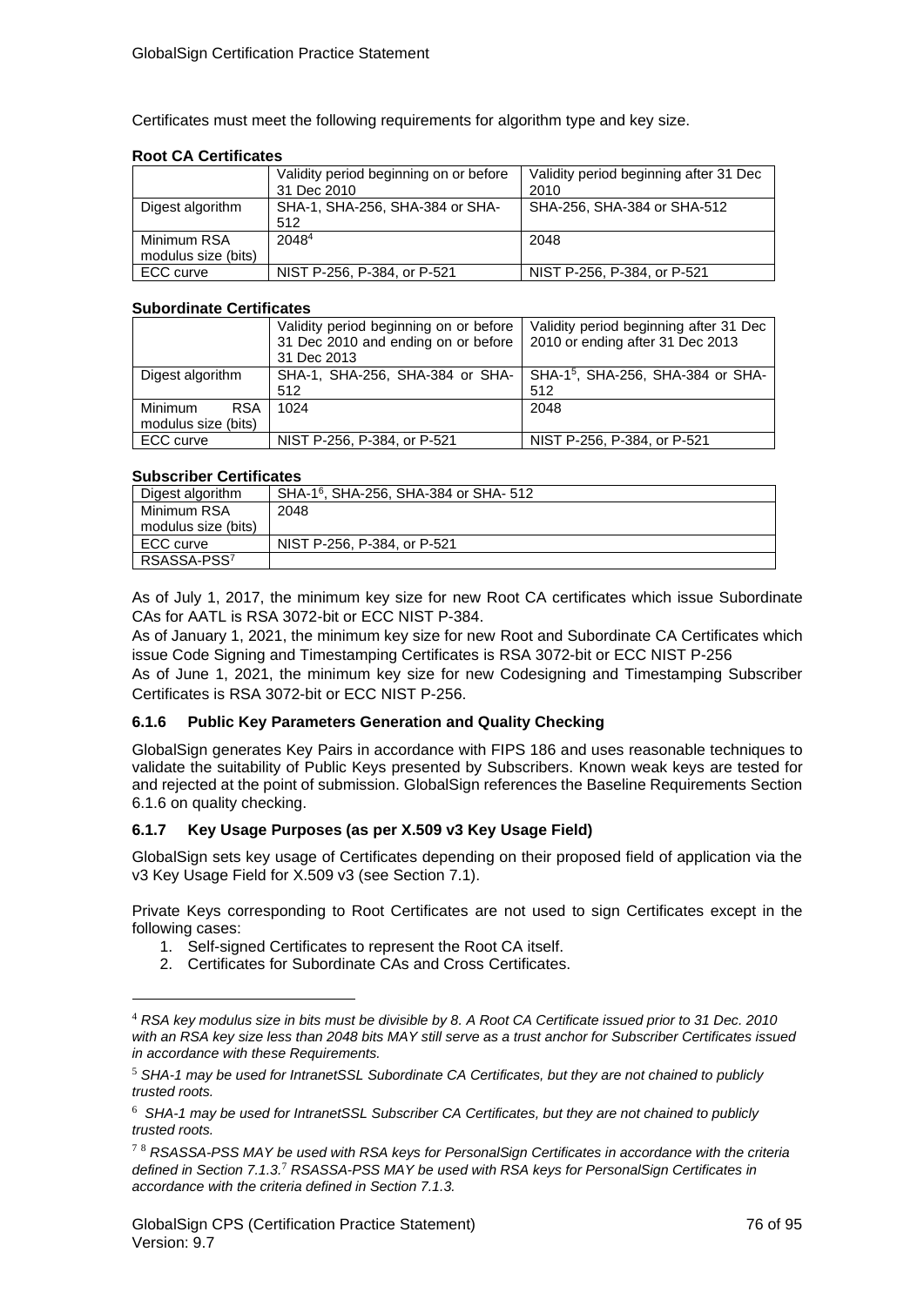Certificates must meet the following requirements for algorithm type and key size.

**Root CA Certificates**

| | Validity period beginning on or before 31 Dec 2010 | Validity period beginning after 31 Dec 2010 |
|---|---|---|
| Digest algorithm | SHA-1, SHA-256, SHA-384 or SHA-512 | SHA-256, SHA-384 or SHA-512 |
| Minimum RSA modulus size (bits) | 2048[4] | 2048 |
| ECC curve | NIST P-256, P-384, or P-521 | NIST P-256, P-384, or P-521 |

**Subordinate Certificates**

| | Validity period beginning on or before 31 Dec 2010 and ending on or before 31 Dec 2013 | Validity period beginning after 31 Dec 2010 or ending after 31 Dec 2013 |
|---|---|---|
| Digest algorithm | SHA-1, SHA-256, SHA-384 or SHA-512 | SHA-1[5], SHA-256, SHA-384 or SHA-512 |
| Minimum RSA modulus size (bits) | 1024 | 2048 |
| ECC curve | NIST P-256, P-384, or P-521 | NIST P-256, P-384, or P-521 |

**Subscriber Certificates**

| | |
|---|---|
| Digest algorithm | SHA-1[6], SHA-256, SHA-384 or SHA- 512 |
| Minimum RSA modulus size (bits) | 2048 |
| ECC curve | NIST P-256, P-384, or P-521 |
| RSASSA-PSS[7] | |

As of July 1, 2017, the minimum key size for new Root CA certificates which issue Subordinate CAs for AATL is RSA 3072-bit or ECC NIST P-384.
As of January 1, 2021, the minimum key size for new Root and Subordinate CA Certificates which issue Code Signing and Timestamping Certificates is RSA 3072-bit or ECC NIST P-256
As of June 1, 2021, the minimum key size for new Codesigning and Timestamping Subscriber Certificates is RSA 3072-bit or ECC NIST P-256.

### 6.1.6 Public Key Parameters Generation and Quality Checking

GlobalSign generates Key Pairs in accordance with FIPS 186 and uses reasonable techniques to validate the suitability of Public Keys presented by Subscribers. Known weak keys are tested for and rejected at the point of submission. GlobalSign references the Baseline Requirements Section 6.1.6 on quality checking.

### 6.1.7 Key Usage Purposes (as per X.509 v3 Key Usage Field)

GlobalSign sets key usage of Certificates depending on their proposed field of application via the v3 Key Usage Field for X.509 v3 (see Section 7.1).

Private Keys corresponding to Root Certificates are not used to sign Certificates except in the following cases:

1. Self-signed Certificates to represent the Root CA itself.
2. Certificates for Subordinate CAs and Cross Certificates.

---

[4] *RSA key modulus size in bits must be divisible by 8. A Root CA Certificate issued prior to 31 Dec. 2010 with an RSA key size less than 2048 bits MAY still serve as a trust anchor for Subscriber Certificates issued in accordance with these Requirements.*

[5] *SHA-1 may be used for IntranetSSL Subordinate CA Certificates, but they are not chained to publicly trusted roots.*

[6] *SHA-1 may be used for IntranetSSL Subscriber CA Certificates, but they are not chained to publicly trusted roots.*

[7] [8] *RSASSA-PSS MAY be used with RSA keys for PersonalSign Certificates in accordance with the criteria defined in Section 7.1.3.*[7] *RSASSA-PSS MAY be used with RSA keys for PersonalSign Certificates in accordance with the criteria defined in Section 7.1.3.*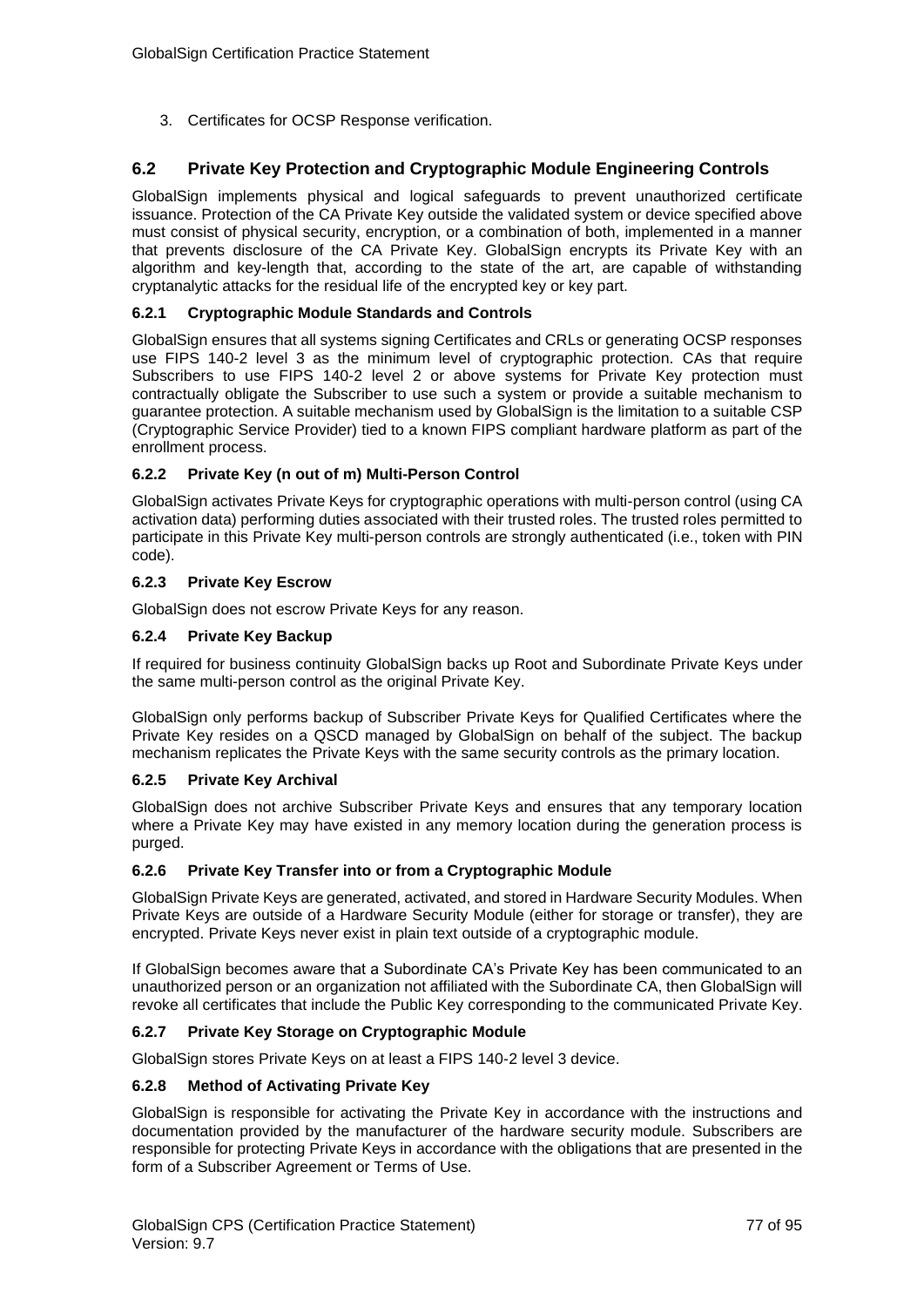3. Certificates for OCSP Response verification.

## 6.2 Private Key Protection and Cryptographic Module Engineering Controls

GlobalSign implements physical and logical safeguards to prevent unauthorized certificate issuance. Protection of the CA Private Key outside the validated system or device specified above must consist of physical security, encryption, or a combination of both, implemented in a manner that prevents disclosure of the CA Private Key. GlobalSign encrypts its Private Key with an algorithm and key-length that, according to the state of the art, are capable of withstanding cryptanalytic attacks for the residual life of the encrypted key or key part.

### 6.2.1 Cryptographic Module Standards and Controls

GlobalSign ensures that all systems signing Certificates and CRLs or generating OCSP responses use FIPS 140-2 level 3 as the minimum level of cryptographic protection. CAs that require Subscribers to use FIPS 140-2 level 2 or above systems for Private Key protection must contractually obligate the Subscriber to use such a system or provide a suitable mechanism to guarantee protection. A suitable mechanism used by GlobalSign is the limitation to a suitable CSP (Cryptographic Service Provider) tied to a known FIPS compliant hardware platform as part of the enrollment process.

### 6.2.2 Private Key (n out of m) Multi-Person Control

GlobalSign activates Private Keys for cryptographic operations with multi-person control (using CA activation data) performing duties associated with their trusted roles. The trusted roles permitted to participate in this Private Key multi-person controls are strongly authenticated (i.e., token with PIN code).

### 6.2.3 Private Key Escrow

GlobalSign does not escrow Private Keys for any reason.

### 6.2.4 Private Key Backup

If required for business continuity GlobalSign backs up Root and Subordinate Private Keys under the same multi-person control as the original Private Key.

GlobalSign only performs backup of Subscriber Private Keys for Qualified Certificates where the Private Key resides on a QSCD managed by GlobalSign on behalf of the subject. The backup mechanism replicates the Private Keys with the same security controls as the primary location.

### 6.2.5 Private Key Archival

GlobalSign does not archive Subscriber Private Keys and ensures that any temporary location where a Private Key may have existed in any memory location during the generation process is purged.

### 6.2.6 Private Key Transfer into or from a Cryptographic Module

GlobalSign Private Keys are generated, activated, and stored in Hardware Security Modules. When Private Keys are outside of a Hardware Security Module (either for storage or transfer), they are encrypted. Private Keys never exist in plain text outside of a cryptographic module.

If GlobalSign becomes aware that a Subordinate CA's Private Key has been communicated to an unauthorized person or an organization not affiliated with the Subordinate CA, then GlobalSign will revoke all certificates that include the Public Key corresponding to the communicated Private Key.

### 6.2.7 Private Key Storage on Cryptographic Module

GlobalSign stores Private Keys on at least a FIPS 140-2 level 3 device.

### 6.2.8 Method of Activating Private Key

GlobalSign is responsible for activating the Private Key in accordance with the instructions and documentation provided by the manufacturer of the hardware security module. Subscribers are responsible for protecting Private Keys in accordance with the obligations that are presented in the form of a Subscriber Agreement or Terms of Use.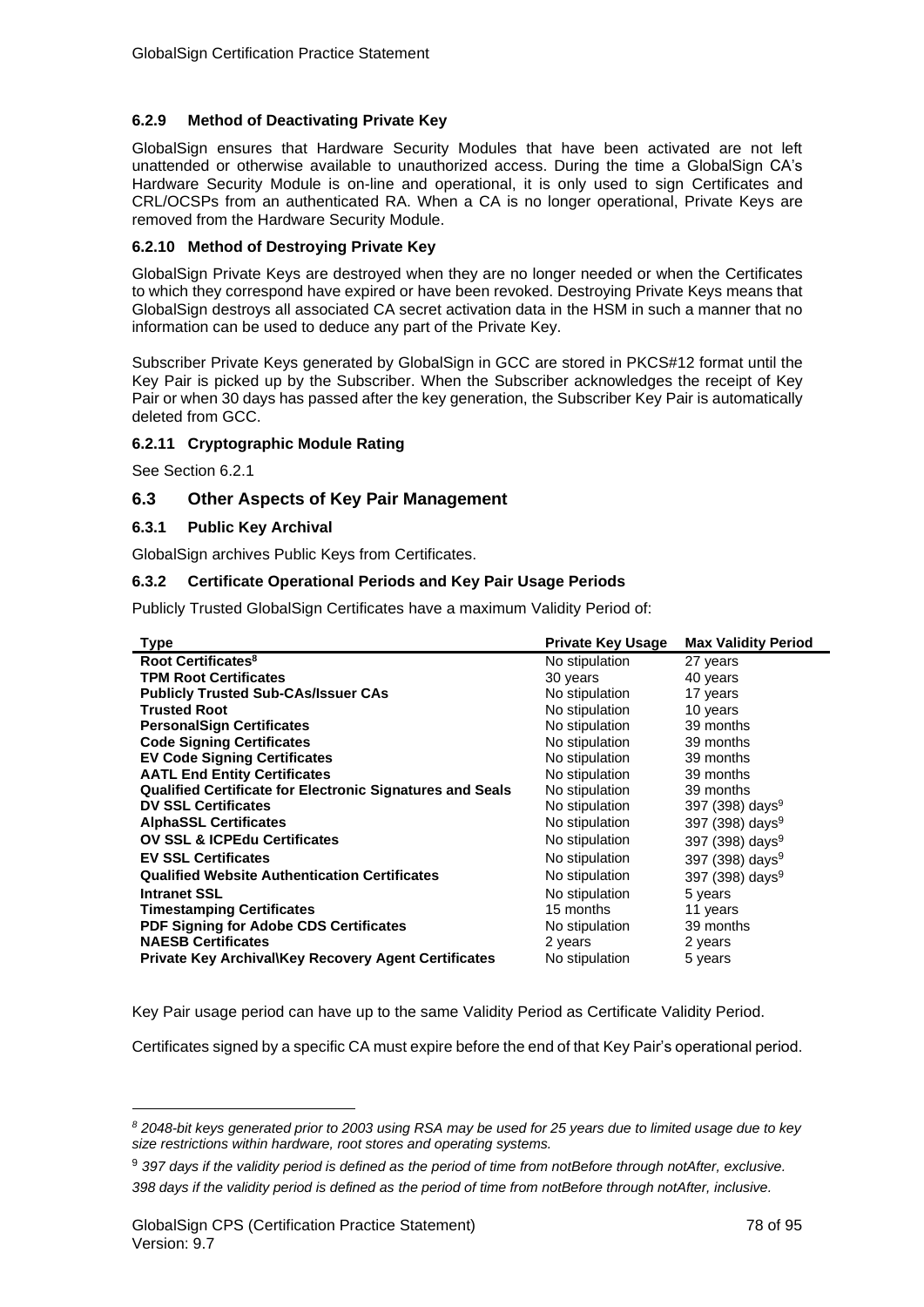### 6.2.9 Method of Deactivating Private Key

GlobalSign ensures that Hardware Security Modules that have been activated are not left unattended or otherwise available to unauthorized access. During the time a GlobalSign CA's Hardware Security Module is on-line and operational, it is only used to sign Certificates and CRL/OCSPs from an authenticated RA. When a CA is no longer operational, Private Keys are removed from the Hardware Security Module.

### 6.2.10 Method of Destroying Private Key

GlobalSign Private Keys are destroyed when they are no longer needed or when the Certificates to which they correspond have expired or have been revoked. Destroying Private Keys means that GlobalSign destroys all associated CA secret activation data in the HSM in such a manner that no information can be used to deduce any part of the Private Key.

Subscriber Private Keys generated by GlobalSign in GCC are stored in PKCS#12 format until the Key Pair is picked up by the Subscriber. When the Subscriber acknowledges the receipt of Key Pair or when 30 days has passed after the key generation, the Subscriber Key Pair is automatically deleted from GCC.

### 6.2.11 Cryptographic Module Rating

See Section 6.2.1

## 6.3 Other Aspects of Key Pair Management

### 6.3.1 Public Key Archival

GlobalSign archives Public Keys from Certificates.

### 6.3.2 Certificate Operational Periods and Key Pair Usage Periods

Publicly Trusted GlobalSign Certificates have a maximum Validity Period of:

| Type | Private Key Usage | Max Validity Period |
|---|---|---|
| **Root Certificates**[8] | No stipulation | 27 years |
| **TPM Root Certificates** | 30 years | 40 years |
| **Publicly Trusted Sub-CAs/Issuer CAs** | No stipulation | 17 years |
| **Trusted Root** | No stipulation | 10 years |
| **PersonalSign Certificates** | No stipulation | 39 months |
| **Code Signing Certificates** | No stipulation | 39 months |
| **EV Code Signing Certificates** | No stipulation | 39 months |
| **AATL End Entity Certificates** | No stipulation | 39 months |
| **Qualified Certificate for Electronic Signatures and Seals** | No stipulation | 39 months |
| **DV SSL Certificates** | No stipulation | 397 (398) days[9] |
| **AlphaSSL Certificates** | No stipulation | 397 (398) days[9] |
| **OV SSL & ICPEdu Certificates** | No stipulation | 397 (398) days[9] |
| **EV SSL Certificates** | No stipulation | 397 (398) days[9] |
| **Qualified Website Authentication Certificates** | No stipulation | 397 (398) days[9] |
| **Intranet SSL** | No stipulation | 5 years |
| **Timestamping Certificates** | 15 months | 11 years |
| **PDF Signing for Adobe CDS Certificates** | No stipulation | 39 months |
| **NAESB Certificates** | 2 years | 2 years |
| **Private Key Archival\Key Recovery Agent Certificates** | No stipulation | 5 years |

Key Pair usage period can have up to the same Validity Period as Certificate Validity Period.

Certificates signed by a specific CA must expire before the end of that Key Pair's operational period.

---

[8] *2048-bit keys generated prior to 2003 using RSA may be used for 25 years due to limited usage due to key size restrictions within hardware, root stores and operating systems.*

[9] *397 days if the validity period is defined as the period of time from notBefore through notAfter, exclusive. 398 days if the validity period is defined as the period of time from notBefore through notAfter, inclusive.*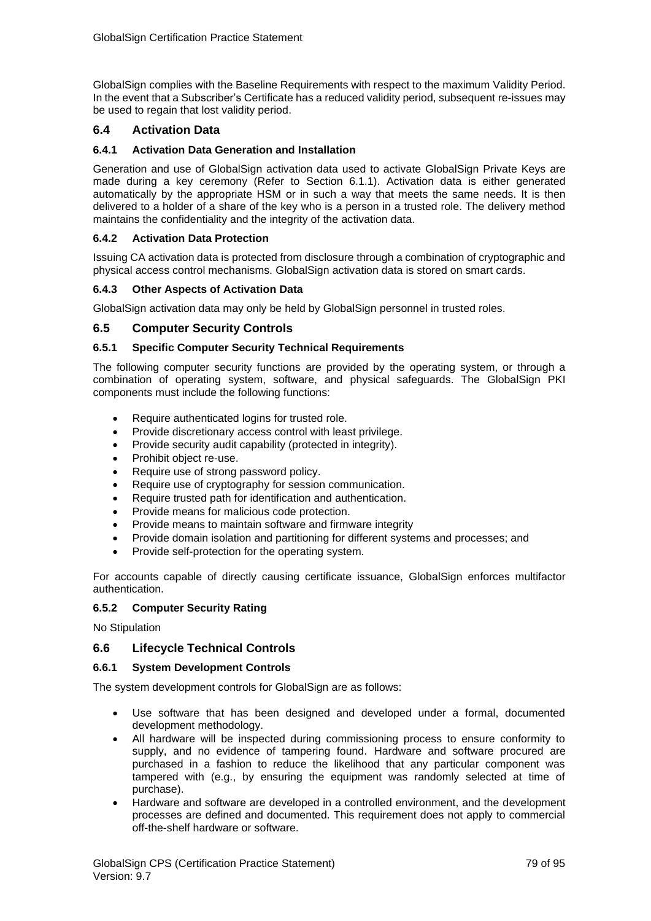GlobalSign complies with the Baseline Requirements with respect to the maximum Validity Period. In the event that a Subscriber's Certificate has a reduced validity period, subsequent re-issues may be used to regain that lost validity period.

## 6.4 Activation Data

### 6.4.1 Activation Data Generation and Installation

Generation and use of GlobalSign activation data used to activate GlobalSign Private Keys are made during a key ceremony (Refer to Section 6.1.1). Activation data is either generated automatically by the appropriate HSM or in such a way that meets the same needs. It is then delivered to a holder of a share of the key who is a person in a trusted role. The delivery method maintains the confidentiality and the integrity of the activation data.

### 6.4.2 Activation Data Protection

Issuing CA activation data is protected from disclosure through a combination of cryptographic and physical access control mechanisms. GlobalSign activation data is stored on smart cards.

### 6.4.3 Other Aspects of Activation Data

GlobalSign activation data may only be held by GlobalSign personnel in trusted roles.

## 6.5 Computer Security Controls

### 6.5.1 Specific Computer Security Technical Requirements

The following computer security functions are provided by the operating system, or through a combination of operating system, software, and physical safeguards. The GlobalSign PKI components must include the following functions:

- Require authenticated logins for trusted role.
- Provide discretionary access control with least privilege.
- Provide security audit capability (protected in integrity).
- Prohibit object re-use.
- Require use of strong password policy.
- Require use of cryptography for session communication.
- Require trusted path for identification and authentication.
- Provide means for malicious code protection.
- Provide means to maintain software and firmware integrity
- Provide domain isolation and partitioning for different systems and processes; and
- Provide self-protection for the operating system.

For accounts capable of directly causing certificate issuance, GlobalSign enforces multifactor authentication.

### 6.5.2 Computer Security Rating

No Stipulation

## 6.6 Lifecycle Technical Controls

### 6.6.1 System Development Controls

The system development controls for GlobalSign are as follows:

- Use software that has been designed and developed under a formal, documented development methodology.
- All hardware will be inspected during commissioning process to ensure conformity to supply, and no evidence of tampering found. Hardware and software procured are purchased in a fashion to reduce the likelihood that any particular component was tampered with (e.g., by ensuring the equipment was randomly selected at time of purchase).
- Hardware and software are developed in a controlled environment, and the development processes are defined and documented. This requirement does not apply to commercial off-the-shelf hardware or software.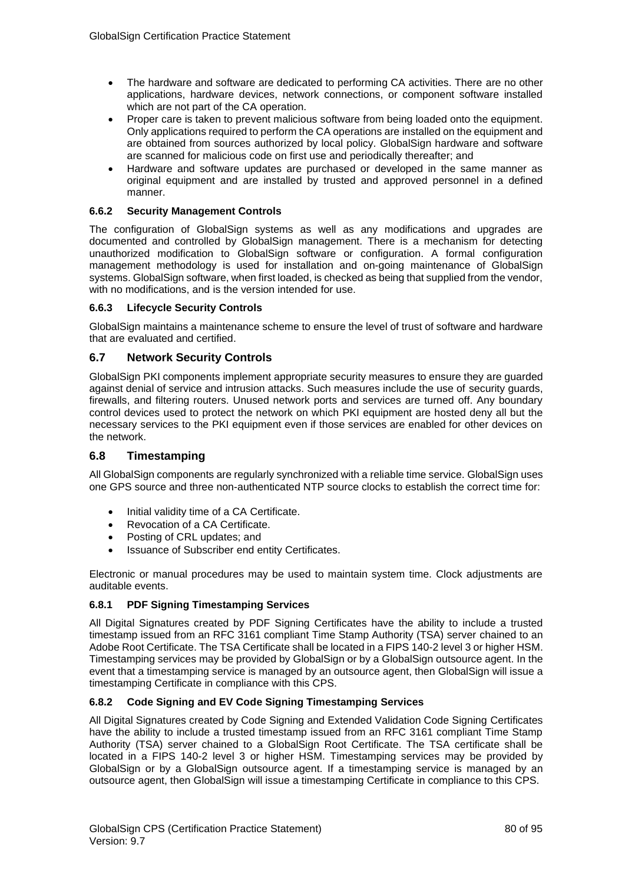- The hardware and software are dedicated to performing CA activities. There are no other applications, hardware devices, network connections, or component software installed which are not part of the CA operation.
- Proper care is taken to prevent malicious software from being loaded onto the equipment. Only applications required to perform the CA operations are installed on the equipment and are obtained from sources authorized by local policy. GlobalSign hardware and software are scanned for malicious code on first use and periodically thereafter; and
- Hardware and software updates are purchased or developed in the same manner as original equipment and are installed by trusted and approved personnel in a defined manner.

#### 6.6.2 Security Management Controls

The configuration of GlobalSign systems as well as any modifications and upgrades are documented and controlled by GlobalSign management. There is a mechanism for detecting unauthorized modification to GlobalSign software or configuration. A formal configuration management methodology is used for installation and on-going maintenance of GlobalSign systems. GlobalSign software, when first loaded, is checked as being that supplied from the vendor, with no modifications, and is the version intended for use.

#### 6.6.3 Lifecycle Security Controls

GlobalSign maintains a maintenance scheme to ensure the level of trust of software and hardware that are evaluated and certified.

### 6.7 Network Security Controls

GlobalSign PKI components implement appropriate security measures to ensure they are guarded against denial of service and intrusion attacks. Such measures include the use of security guards, firewalls, and filtering routers. Unused network ports and services are turned off. Any boundary control devices used to protect the network on which PKI equipment are hosted deny all but the necessary services to the PKI equipment even if those services are enabled for other devices on the network.

### 6.8 Timestamping

All GlobalSign components are regularly synchronized with a reliable time service. GlobalSign uses one GPS source and three non-authenticated NTP source clocks to establish the correct time for:

- Initial validity time of a CA Certificate.
- Revocation of a CA Certificate.
- Posting of CRL updates; and
- Issuance of Subscriber end entity Certificates.

Electronic or manual procedures may be used to maintain system time. Clock adjustments are auditable events.

#### 6.8.1 PDF Signing Timestamping Services

All Digital Signatures created by PDF Signing Certificates have the ability to include a trusted timestamp issued from an RFC 3161 compliant Time Stamp Authority (TSA) server chained to an Adobe Root Certificate. The TSA Certificate shall be located in a FIPS 140-2 level 3 or higher HSM. Timestamping services may be provided by GlobalSign or by a GlobalSign outsource agent. In the event that a timestamping service is managed by an outsource agent, then GlobalSign will issue a timestamping Certificate in compliance with this CPS.

#### 6.8.2 Code Signing and EV Code Signing Timestamping Services

All Digital Signatures created by Code Signing and Extended Validation Code Signing Certificates have the ability to include a trusted timestamp issued from an RFC 3161 compliant Time Stamp Authority (TSA) server chained to a GlobalSign Root Certificate. The TSA certificate shall be located in a FIPS 140-2 level 3 or higher HSM. Timestamping services may be provided by GlobalSign or by a GlobalSign outsource agent. If a timestamping service is managed by an outsource agent, then GlobalSign will issue a timestamping Certificate in compliance to this CPS.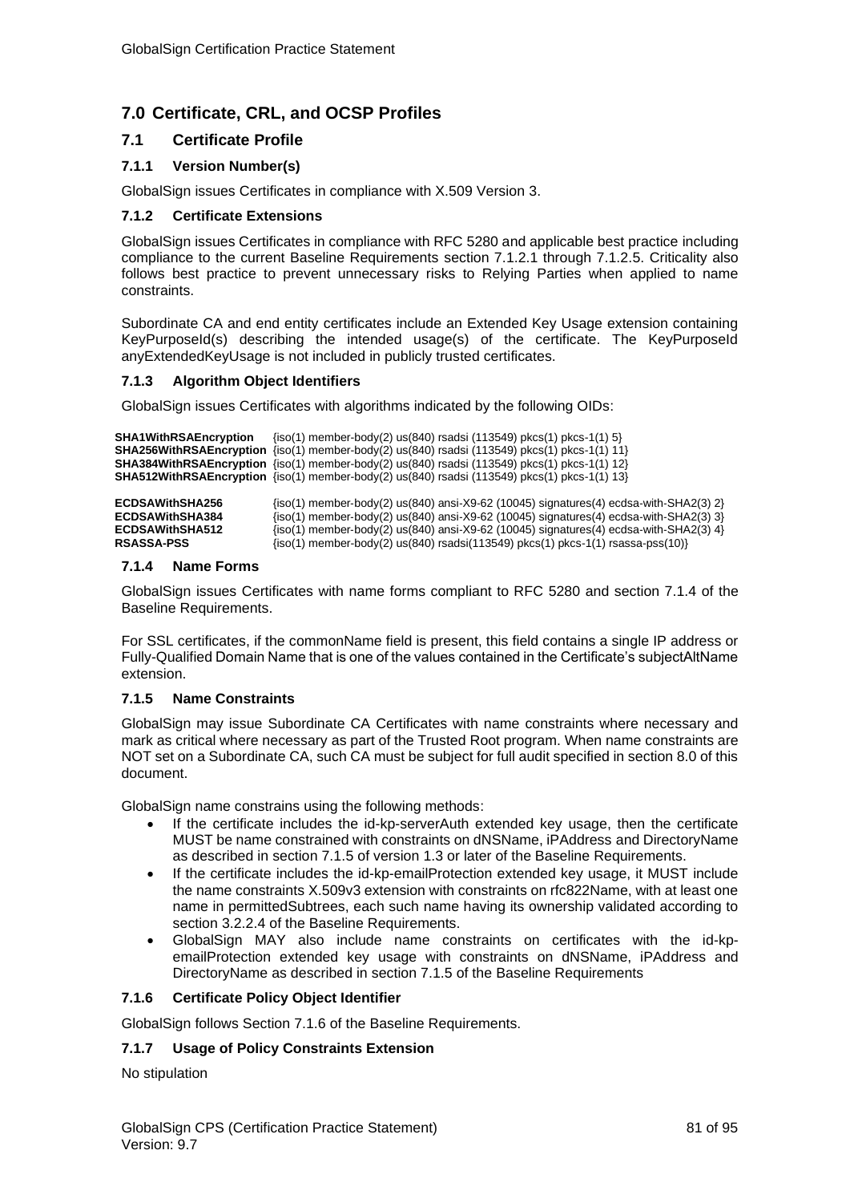# 7.0 Certificate, CRL, and OCSP Profiles

## 7.1 Certificate Profile

### 7.1.1 Version Number(s)

GlobalSign issues Certificates in compliance with X.509 Version 3.

### 7.1.2 Certificate Extensions

GlobalSign issues Certificates in compliance with RFC 5280 and applicable best practice including compliance to the current Baseline Requirements section 7.1.2.1 through 7.1.2.5. Criticality also follows best practice to prevent unnecessary risks to Relying Parties when applied to name constraints.

Subordinate CA and end entity certificates include an Extended Key Usage extension containing KeyPurposeId(s) describing the intended usage(s) of the certificate. The KeyPurposeId anyExtendedKeyUsage is not included in publicly trusted certificates.

### 7.1.3 Algorithm Object Identifiers

GlobalSign issues Certificates with algorithms indicated by the following OIDs:

| | |
|---|---|
| **SHA1WithRSAEncryption** | {iso(1) member-body(2) us(840) rsadsi (113549) pkcs(1) pkcs-1(1) 5} |
| **SHA256WithRSAEncryption** | {iso(1) member-body(2) us(840) rsadsi (113549) pkcs(1) pkcs-1(1) 11} |
| **SHA384WithRSAEncryption** | {iso(1) member-body(2) us(840) rsadsi (113549) pkcs(1) pkcs-1(1) 12} |
| **SHA512WithRSAEncryption** | {iso(1) member-body(2) us(840) rsadsi (113549) pkcs(1) pkcs-1(1) 13} |
| **ECDSAWithSHA256** | {iso(1) member-body(2) us(840) ansi-X9-62 (10045) signatures(4) ecdsa-with-SHA2(3) 2} |
| **ECDSAWithSHA384** | {iso(1) member-body(2) us(840) ansi-X9-62 (10045) signatures(4) ecdsa-with-SHA2(3) 3} |
| **ECDSAWithSHA512** | {iso(1) member-body(2) us(840) ansi-X9-62 (10045) signatures(4) ecdsa-with-SHA2(3) 4} |
| **RSASSA-PSS** | {iso(1) member-body(2) us(840) rsadsi(113549) pkcs(1) pkcs-1(1) rsassa-pss(10)} |

### 7.1.4 Name Forms

GlobalSign issues Certificates with name forms compliant to RFC 5280 and section 7.1.4 of the Baseline Requirements.

For SSL certificates, if the commonName field is present, this field contains a single IP address or Fully-Qualified Domain Name that is one of the values contained in the Certificate's subjectAltName extension.

### 7.1.5 Name Constraints

GlobalSign may issue Subordinate CA Certificates with name constraints where necessary and mark as critical where necessary as part of the Trusted Root program. When name constraints are NOT set on a Subordinate CA, such CA must be subject for full audit specified in section 8.0 of this document.

GlobalSign name constrains using the following methods:

- If the certificate includes the id-kp-serverAuth extended key usage, then the certificate MUST be name constrained with constraints on dNSName, iPAddress and DirectoryName as described in section 7.1.5 of version 1.3 or later of the Baseline Requirements.
- If the certificate includes the id-kp-emailProtection extended key usage, it MUST include the name constraints X.509v3 extension with constraints on rfc822Name, with at least one name in permittedSubtrees, each such name having its ownership validated according to section 3.2.2.4 of the Baseline Requirements.
- GlobalSign MAY also include name constraints on certificates with the id-kp-emailProtection extended key usage with constraints on dNSName, iPAddress and DirectoryName as described in section 7.1.5 of the Baseline Requirements

### 7.1.6 Certificate Policy Object Identifier

GlobalSign follows Section 7.1.6 of the Baseline Requirements.

### 7.1.7 Usage of Policy Constraints Extension

No stipulation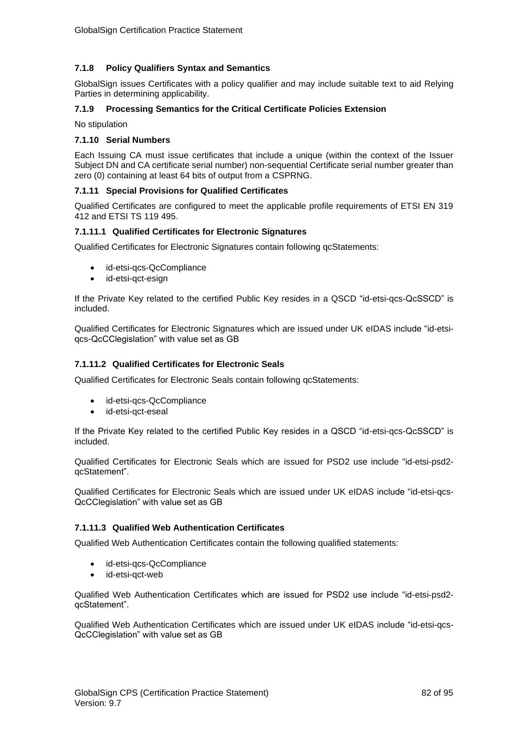### 7.1.8 Policy Qualifiers Syntax and Semantics

GlobalSign issues Certificates with a policy qualifier and may include suitable text to aid Relying Parties in determining applicability.

### 7.1.9 Processing Semantics for the Critical Certificate Policies Extension

No stipulation

### 7.1.10 Serial Numbers

Each Issuing CA must issue certificates that include a unique (within the context of the Issuer Subject DN and CA certificate serial number) non-sequential Certificate serial number greater than zero (0) containing at least 64 bits of output from a CSPRNG.

### 7.1.11 Special Provisions for Qualified Certificates

Qualified Certificates are configured to meet the applicable profile requirements of ETSI EN 319 412 and ETSI TS 119 495.

#### 7.1.11.1 Qualified Certificates for Electronic Signatures

Qualified Certificates for Electronic Signatures contain following qcStatements:

- id-etsi-qcs-QcCompliance
- id-etsi-qct-esign

If the Private Key related to the certified Public Key resides in a QSCD "id-etsi-qcs-QcSSCD" is included.

Qualified Certificates for Electronic Signatures which are issued under UK eIDAS include "id-etsi-qcs-QcCClegislation" with value set as GB

#### 7.1.11.2 Qualified Certificates for Electronic Seals

Qualified Certificates for Electronic Seals contain following qcStatements:

- id-etsi-qcs-QcCompliance
- id-etsi-qct-eseal

If the Private Key related to the certified Public Key resides in a QSCD "id-etsi-qcs-QcSSCD" is included.

Qualified Certificates for Electronic Seals which are issued for PSD2 use include "id-etsi-psd2-qcStatement".

Qualified Certificates for Electronic Seals which are issued under UK eIDAS include "id-etsi-qcs-QcCClegislation" with value set as GB

#### 7.1.11.3 Qualified Web Authentication Certificates

Qualified Web Authentication Certificates contain the following qualified statements:

- id-etsi-qcs-QcCompliance
- id-etsi-qct-web

Qualified Web Authentication Certificates which are issued for PSD2 use include "id-etsi-psd2-qcStatement".

Qualified Web Authentication Certificates which are issued under UK eIDAS include "id-etsi-qcs-QcCClegislation" with value set as GB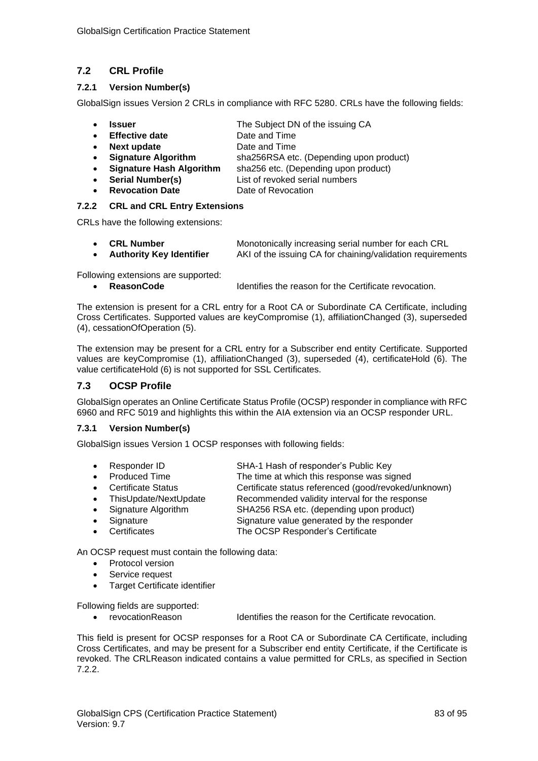## 7.2 CRL Profile

### 7.2.1 Version Number(s)

GlobalSign issues Version 2 CRLs in compliance with RFC 5280. CRLs have the following fields:

- **Issuer** The Subject DN of the issuing CA
- **Effective date** Date and Time
- **Next update** Date and Time
- **Signature Algorithm** sha256RSA etc. (Depending upon product)
- **Signature Hash Algorithm** sha256 etc. (Depending upon product)
- **Serial Number(s)** List of revoked serial numbers
- **Revocation Date** Date of Revocation

### 7.2.2 CRL and CRL Entry Extensions

CRLs have the following extensions:

- **CRL Number** Monotonically increasing serial number for each CRL
- **Authority Key Identifier** AKI of the issuing CA for chaining/validation requirements

Following extensions are supported:

- **ReasonCode** Identifies the reason for the Certificate revocation.

The extension is present for a CRL entry for a Root CA or Subordinate CA Certificate, including Cross Certificates. Supported values are keyCompromise (1), affiliationChanged (3), superseded (4), cessationOfOperation (5).

The extension may be present for a CRL entry for a Subscriber end entity Certificate. Supported values are keyCompromise (1), affiliationChanged (3), superseded (4), certificateHold (6). The value certificateHold (6) is not supported for SSL Certificates.

## 7.3 OCSP Profile

GlobalSign operates an Online Certificate Status Profile (OCSP) responder in compliance with RFC 6960 and RFC 5019 and highlights this within the AIA extension via an OCSP responder URL.

### 7.3.1 Version Number(s)

GlobalSign issues Version 1 OCSP responses with following fields:

- Responder ID SHA-1 Hash of responder's Public Key
- Produced Time The time at which this response was signed
- Certificate Status Certificate status referenced (good/revoked/unknown)
- ThisUpdate/NextUpdate Recommended validity interval for the response
- Signature Algorithm SHA256 RSA etc. (depending upon product)
- Signature Signature value generated by the responder
- Certificates The OCSP Responder's Certificate

An OCSP request must contain the following data:

- Protocol version
- Service request
- Target Certificate identifier

Following fields are supported:

- revocationReason Identifies the reason for the Certificate revocation.

This field is present for OCSP responses for a Root CA or Subordinate CA Certificate, including Cross Certificates, and may be present for a Subscriber end entity Certificate, if the Certificate is revoked. The CRLReason indicated contains a value permitted for CRLs, as specified in Section 7.2.2.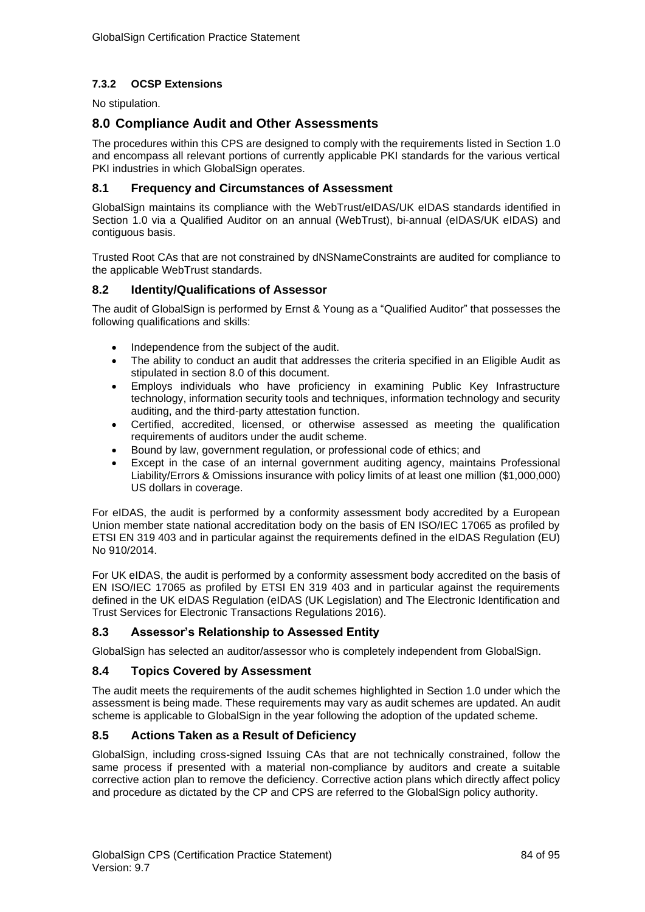#### 7.3.2 OCSP Extensions

No stipulation.

## 8.0 Compliance Audit and Other Assessments

The procedures within this CPS are designed to comply with the requirements listed in Section 1.0 and encompass all relevant portions of currently applicable PKI standards for the various vertical PKI industries in which GlobalSign operates.

### 8.1 Frequency and Circumstances of Assessment

GlobalSign maintains its compliance with the WebTrust/eIDAS/UK eIDAS standards identified in Section 1.0 via a Qualified Auditor on an annual (WebTrust), bi-annual (eIDAS/UK eIDAS) and contiguous basis.

Trusted Root CAs that are not constrained by dNSNameConstraints are audited for compliance to the applicable WebTrust standards.

### 8.2 Identity/Qualifications of Assessor

The audit of GlobalSign is performed by Ernst & Young as a "Qualified Auditor" that possesses the following qualifications and skills:

- Independence from the subject of the audit.
- The ability to conduct an audit that addresses the criteria specified in an Eligible Audit as stipulated in section 8.0 of this document.
- Employs individuals who have proficiency in examining Public Key Infrastructure technology, information security tools and techniques, information technology and security auditing, and the third-party attestation function.
- Certified, accredited, licensed, or otherwise assessed as meeting the qualification requirements of auditors under the audit scheme.
- Bound by law, government regulation, or professional code of ethics; and
- Except in the case of an internal government auditing agency, maintains Professional Liability/Errors & Omissions insurance with policy limits of at least one million ($1,000,000) US dollars in coverage.

For eIDAS, the audit is performed by a conformity assessment body accredited by a European Union member state national accreditation body on the basis of EN ISO/IEC 17065 as profiled by ETSI EN 319 403 and in particular against the requirements defined in the eIDAS Regulation (EU) No 910/2014.

For UK eIDAS, the audit is performed by a conformity assessment body accredited on the basis of EN ISO/IEC 17065 as profiled by ETSI EN 319 403 and in particular against the requirements defined in the UK eIDAS Regulation (eIDAS (UK Legislation) and The Electronic Identification and Trust Services for Electronic Transactions Regulations 2016).

### 8.3 Assessor's Relationship to Assessed Entity

GlobalSign has selected an auditor/assessor who is completely independent from GlobalSign.

### 8.4 Topics Covered by Assessment

The audit meets the requirements of the audit schemes highlighted in Section 1.0 under which the assessment is being made. These requirements may vary as audit schemes are updated. An audit scheme is applicable to GlobalSign in the year following the adoption of the updated scheme.

### 8.5 Actions Taken as a Result of Deficiency

GlobalSign, including cross-signed Issuing CAs that are not technically constrained, follow the same process if presented with a material non-compliance by auditors and create a suitable corrective action plan to remove the deficiency. Corrective action plans which directly affect policy and procedure as dictated by the CP and CPS are referred to the GlobalSign policy authority.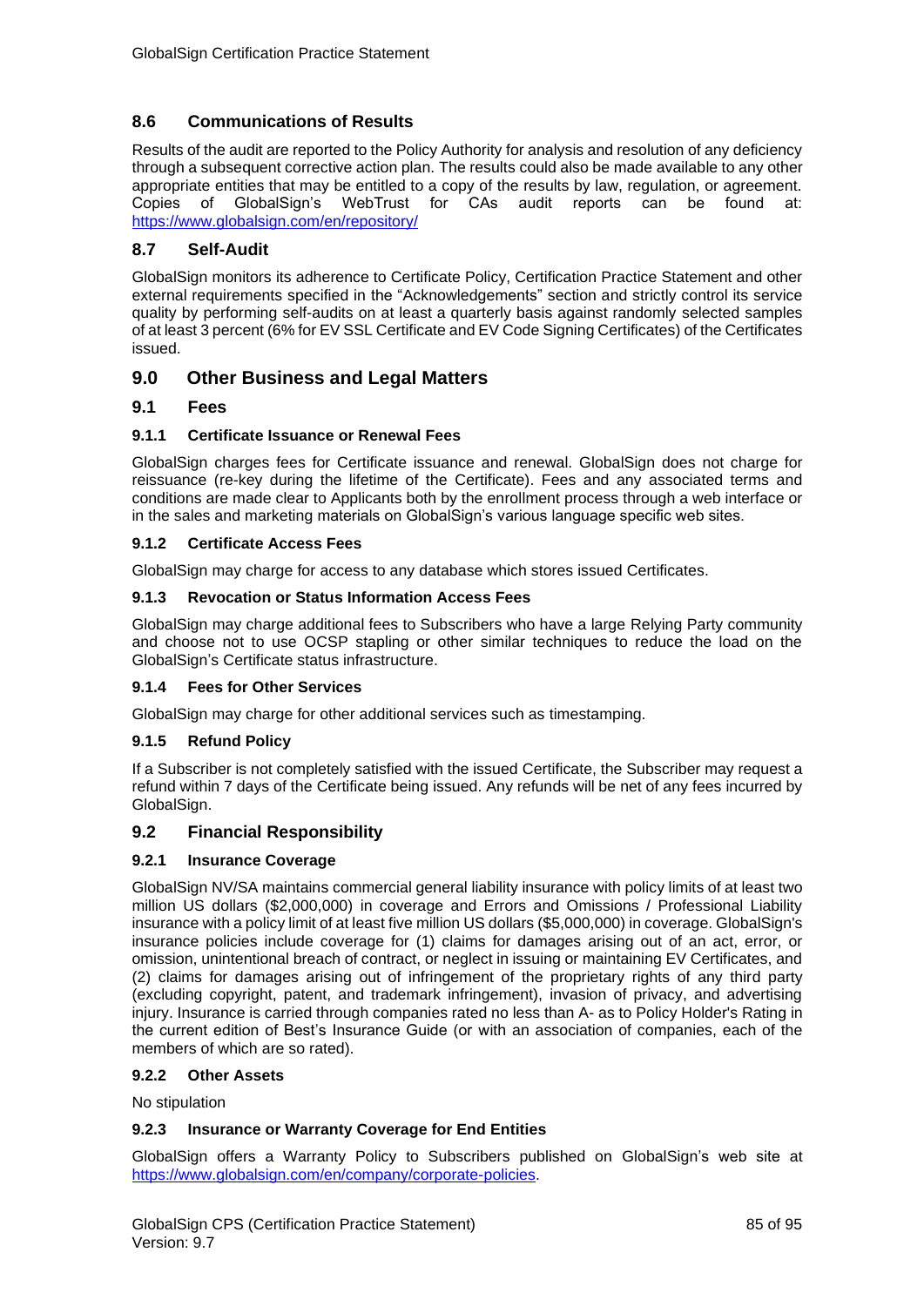## 8.6 Communications of Results

Results of the audit are reported to the Policy Authority for analysis and resolution of any deficiency through a subsequent corrective action plan. The results could also be made available to any other appropriate entities that may be entitled to a copy of the results by law, regulation, or agreement. Copies of GlobalSign's WebTrust for CAs audit reports can be found at: https://www.globalsign.com/en/repository/

## 8.7 Self-Audit

GlobalSign monitors its adherence to Certificate Policy, Certification Practice Statement and other external requirements specified in the "Acknowledgements" section and strictly control its service quality by performing self-audits on at least a quarterly basis against randomly selected samples of at least 3 percent (6% for EV SSL Certificate and EV Code Signing Certificates) of the Certificates issued.

# 9.0 Other Business and Legal Matters

## 9.1 Fees

### 9.1.1 Certificate Issuance or Renewal Fees

GlobalSign charges fees for Certificate issuance and renewal. GlobalSign does not charge for reissuance (re-key during the lifetime of the Certificate). Fees and any associated terms and conditions are made clear to Applicants both by the enrollment process through a web interface or in the sales and marketing materials on GlobalSign's various language specific web sites.

### 9.1.2 Certificate Access Fees

GlobalSign may charge for access to any database which stores issued Certificates.

### 9.1.3 Revocation or Status Information Access Fees

GlobalSign may charge additional fees to Subscribers who have a large Relying Party community and choose not to use OCSP stapling or other similar techniques to reduce the load on the GlobalSign's Certificate status infrastructure.

### 9.1.4 Fees for Other Services

GlobalSign may charge for other additional services such as timestamping.

### 9.1.5 Refund Policy

If a Subscriber is not completely satisfied with the issued Certificate, the Subscriber may request a refund within 7 days of the Certificate being issued. Any refunds will be net of any fees incurred by GlobalSign.

## 9.2 Financial Responsibility

### 9.2.1 Insurance Coverage

GlobalSign NV/SA maintains commercial general liability insurance with policy limits of at least two million US dollars ($2,000,000) in coverage and Errors and Omissions / Professional Liability insurance with a policy limit of at least five million US dollars ($5,000,000) in coverage. GlobalSign's insurance policies include coverage for (1) claims for damages arising out of an act, error, or omission, unintentional breach of contract, or neglect in issuing or maintaining EV Certificates, and (2) claims for damages arising out of infringement of the proprietary rights of any third party (excluding copyright, patent, and trademark infringement), invasion of privacy, and advertising injury. Insurance is carried through companies rated no less than A- as to Policy Holder's Rating in the current edition of Best's Insurance Guide (or with an association of companies, each of the members of which are so rated).

### 9.2.2 Other Assets

No stipulation

### 9.2.3 Insurance or Warranty Coverage for End Entities

GlobalSign offers a Warranty Policy to Subscribers published on GlobalSign's web site at https://www.globalsign.com/en/company/corporate-policies.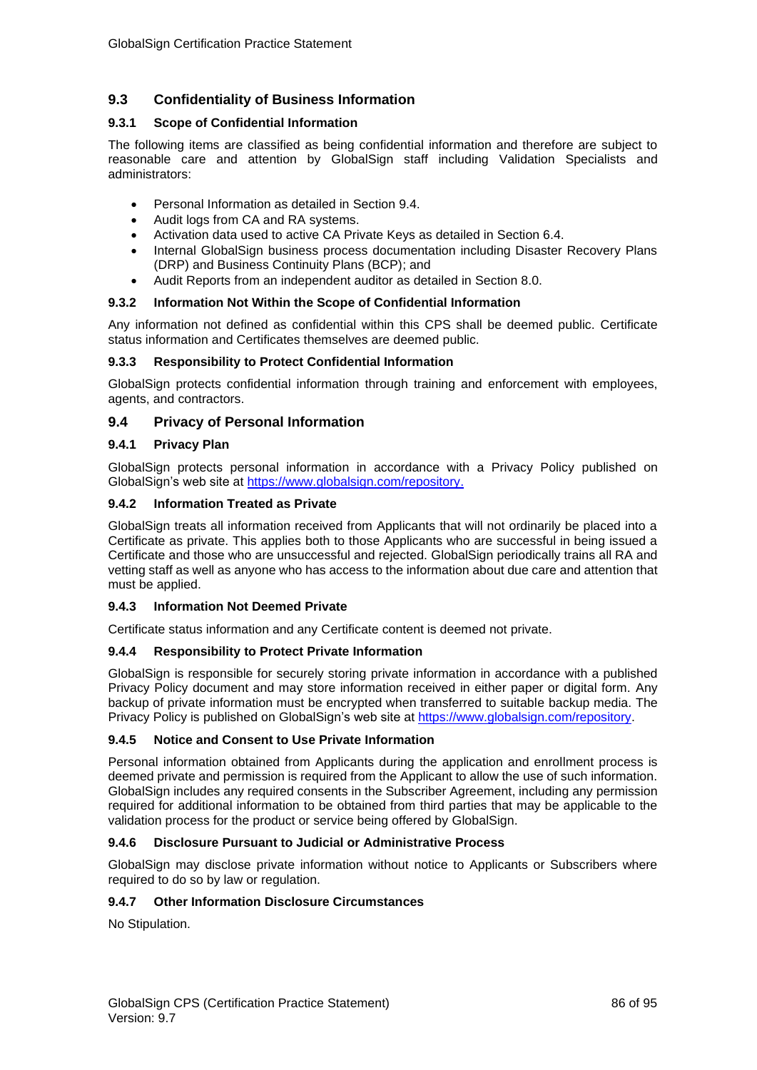## 9.3 Confidentiality of Business Information

### 9.3.1 Scope of Confidential Information

The following items are classified as being confidential information and therefore are subject to reasonable care and attention by GlobalSign staff including Validation Specialists and administrators:

- Personal Information as detailed in Section 9.4.
- Audit logs from CA and RA systems.
- Activation data used to active CA Private Keys as detailed in Section 6.4.
- Internal GlobalSign business process documentation including Disaster Recovery Plans (DRP) and Business Continuity Plans (BCP); and
- Audit Reports from an independent auditor as detailed in Section 8.0.

### 9.3.2 Information Not Within the Scope of Confidential Information

Any information not defined as confidential within this CPS shall be deemed public. Certificate status information and Certificates themselves are deemed public.

### 9.3.3 Responsibility to Protect Confidential Information

GlobalSign protects confidential information through training and enforcement with employees, agents, and contractors.

## 9.4 Privacy of Personal Information

### 9.4.1 Privacy Plan

GlobalSign protects personal information in accordance with a Privacy Policy published on GlobalSign's web site at https://www.globalsign.com/repository.

### 9.4.2 Information Treated as Private

GlobalSign treats all information received from Applicants that will not ordinarily be placed into a Certificate as private. This applies both to those Applicants who are successful in being issued a Certificate and those who are unsuccessful and rejected. GlobalSign periodically trains all RA and vetting staff as well as anyone who has access to the information about due care and attention that must be applied.

### 9.4.3 Information Not Deemed Private

Certificate status information and any Certificate content is deemed not private.

### 9.4.4 Responsibility to Protect Private Information

GlobalSign is responsible for securely storing private information in accordance with a published Privacy Policy document and may store information received in either paper or digital form. Any backup of private information must be encrypted when transferred to suitable backup media. The Privacy Policy is published on GlobalSign's web site at https://www.globalsign.com/repository.

### 9.4.5 Notice and Consent to Use Private Information

Personal information obtained from Applicants during the application and enrollment process is deemed private and permission is required from the Applicant to allow the use of such information. GlobalSign includes any required consents in the Subscriber Agreement, including any permission required for additional information to be obtained from third parties that may be applicable to the validation process for the product or service being offered by GlobalSign.

### 9.4.6 Disclosure Pursuant to Judicial or Administrative Process

GlobalSign may disclose private information without notice to Applicants or Subscribers where required to do so by law or regulation.

### 9.4.7 Other Information Disclosure Circumstances

No Stipulation.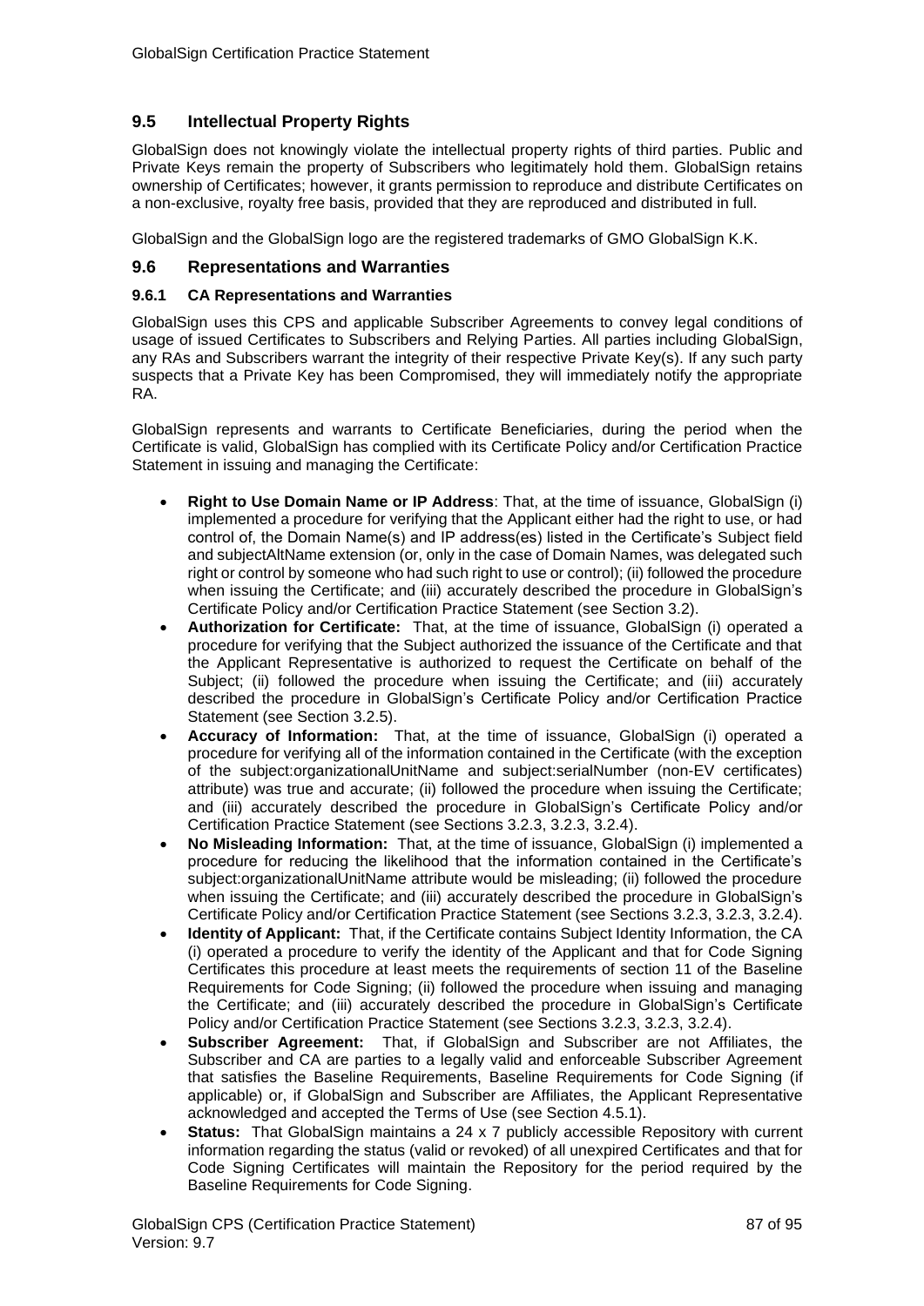## 9.5 Intellectual Property Rights

GlobalSign does not knowingly violate the intellectual property rights of third parties. Public and Private Keys remain the property of Subscribers who legitimately hold them. GlobalSign retains ownership of Certificates; however, it grants permission to reproduce and distribute Certificates on a non-exclusive, royalty free basis, provided that they are reproduced and distributed in full.

GlobalSign and the GlobalSign logo are the registered trademarks of GMO GlobalSign K.K.

## 9.6 Representations and Warranties

### 9.6.1 CA Representations and Warranties

GlobalSign uses this CPS and applicable Subscriber Agreements to convey legal conditions of usage of issued Certificates to Subscribers and Relying Parties. All parties including GlobalSign, any RAs and Subscribers warrant the integrity of their respective Private Key(s). If any such party suspects that a Private Key has been Compromised, they will immediately notify the appropriate RA.

GlobalSign represents and warrants to Certificate Beneficiaries, during the period when the Certificate is valid, GlobalSign has complied with its Certificate Policy and/or Certification Practice Statement in issuing and managing the Certificate:

- **Right to Use Domain Name or IP Address**: That, at the time of issuance, GlobalSign (i) implemented a procedure for verifying that the Applicant either had the right to use, or had control of, the Domain Name(s) and IP address(es) listed in the Certificate's Subject field and subjectAltName extension (or, only in the case of Domain Names, was delegated such right or control by someone who had such right to use or control); (ii) followed the procedure when issuing the Certificate; and (iii) accurately described the procedure in GlobalSign's Certificate Policy and/or Certification Practice Statement (see Section 3.2).
- **Authorization for Certificate:** That, at the time of issuance, GlobalSign (i) operated a procedure for verifying that the Subject authorized the issuance of the Certificate and that the Applicant Representative is authorized to request the Certificate on behalf of the Subject; (ii) followed the procedure when issuing the Certificate; and (iii) accurately described the procedure in GlobalSign's Certificate Policy and/or Certification Practice Statement (see Section 3.2.5).
- **Accuracy of Information:** That, at the time of issuance, GlobalSign (i) operated a procedure for verifying all of the information contained in the Certificate (with the exception of the subject:organizationalUnitName and subject:serialNumber (non-EV certificates) attribute) was true and accurate; (ii) followed the procedure when issuing the Certificate; and (iii) accurately described the procedure in GlobalSign's Certificate Policy and/or Certification Practice Statement (see Sections 3.2.3, 3.2.3, 3.2.4).
- **No Misleading Information:** That, at the time of issuance, GlobalSign (i) implemented a procedure for reducing the likelihood that the information contained in the Certificate's subject:organizationalUnitName attribute would be misleading; (ii) followed the procedure when issuing the Certificate; and (iii) accurately described the procedure in GlobalSign's Certificate Policy and/or Certification Practice Statement (see Sections 3.2.3, 3.2.3, 3.2.4).
- **Identity of Applicant:** That, if the Certificate contains Subject Identity Information, the CA (i) operated a procedure to verify the identity of the Applicant and that for Code Signing Certificates this procedure at least meets the requirements of section 11 of the Baseline Requirements for Code Signing; (ii) followed the procedure when issuing and managing the Certificate; and (iii) accurately described the procedure in GlobalSign's Certificate Policy and/or Certification Practice Statement (see Sections 3.2.3, 3.2.3, 3.2.4).
- **Subscriber Agreement:** That, if GlobalSign and Subscriber are not Affiliates, the Subscriber and CA are parties to a legally valid and enforceable Subscriber Agreement that satisfies the Baseline Requirements, Baseline Requirements for Code Signing (if applicable) or, if GlobalSign and Subscriber are Affiliates, the Applicant Representative acknowledged and accepted the Terms of Use (see Section 4.5.1).
- **Status:** That GlobalSign maintains a 24 x 7 publicly accessible Repository with current information regarding the status (valid or revoked) of all unexpired Certificates and that for Code Signing Certificates will maintain the Repository for the period required by the Baseline Requirements for Code Signing.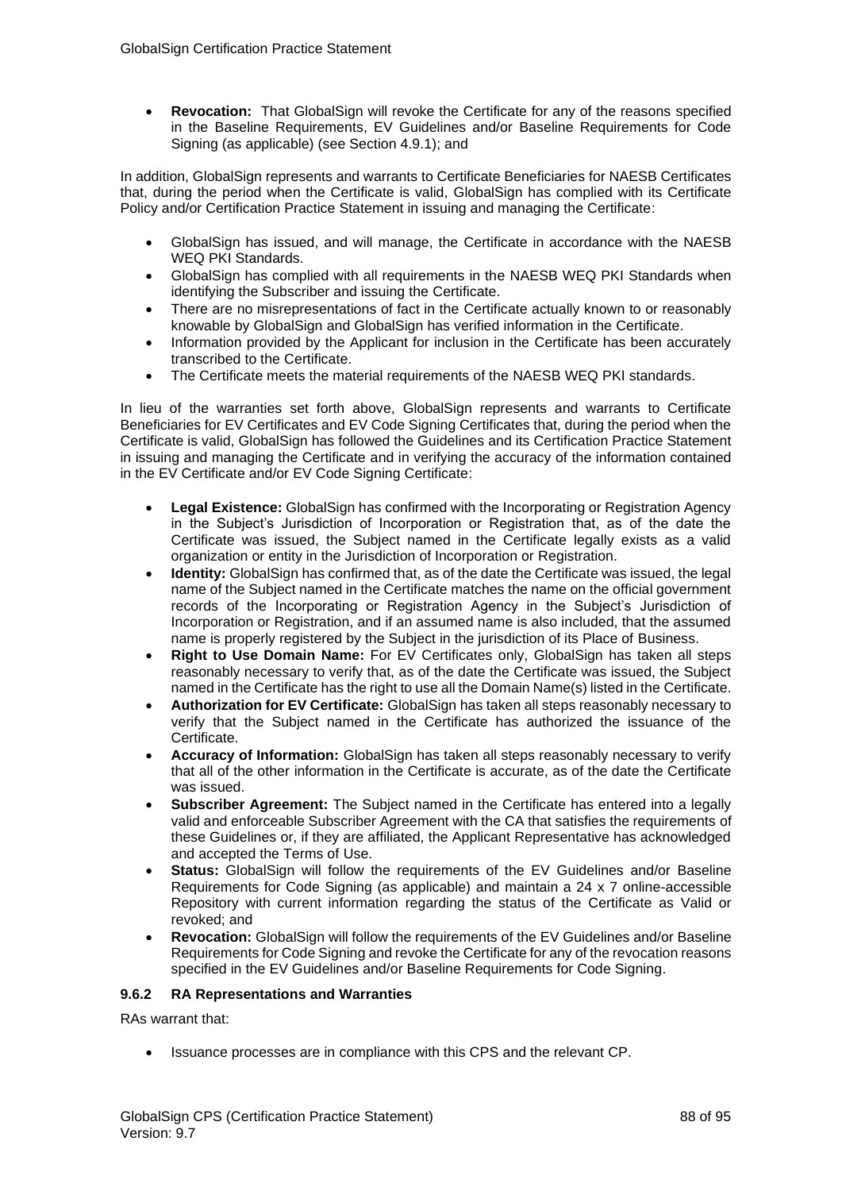- **Revocation:** That GlobalSign will revoke the Certificate for any of the reasons specified in the Baseline Requirements, EV Guidelines and/or Baseline Requirements for Code Signing (as applicable) (see Section 4.9.1); and

In addition, GlobalSign represents and warrants to Certificate Beneficiaries for NAESB Certificates that, during the period when the Certificate is valid, GlobalSign has complied with its Certificate Policy and/or Certification Practice Statement in issuing and managing the Certificate:

- GlobalSign has issued, and will manage, the Certificate in accordance with the NAESB WEQ PKI Standards.
- GlobalSign has complied with all requirements in the NAESB WEQ PKI Standards when identifying the Subscriber and issuing the Certificate.
- There are no misrepresentations of fact in the Certificate actually known to or reasonably knowable by GlobalSign and GlobalSign has verified information in the Certificate.
- Information provided by the Applicant for inclusion in the Certificate has been accurately transcribed to the Certificate.
- The Certificate meets the material requirements of the NAESB WEQ PKI standards.

In lieu of the warranties set forth above, GlobalSign represents and warrants to Certificate Beneficiaries for EV Certificates and EV Code Signing Certificates that, during the period when the Certificate is valid, GlobalSign has followed the Guidelines and its Certification Practice Statement in issuing and managing the Certificate and in verifying the accuracy of the information contained in the EV Certificate and/or EV Code Signing Certificate:

- **Legal Existence:** GlobalSign has confirmed with the Incorporating or Registration Agency in the Subject's Jurisdiction of Incorporation or Registration that, as of the date the Certificate was issued, the Subject named in the Certificate legally exists as a valid organization or entity in the Jurisdiction of Incorporation or Registration.
- **Identity:** GlobalSign has confirmed that, as of the date the Certificate was issued, the legal name of the Subject named in the Certificate matches the name on the official government records of the Incorporating or Registration Agency in the Subject's Jurisdiction of Incorporation or Registration, and if an assumed name is also included, that the assumed name is properly registered by the Subject in the jurisdiction of its Place of Business.
- **Right to Use Domain Name:** For EV Certificates only, GlobalSign has taken all steps reasonably necessary to verify that, as of the date the Certificate was issued, the Subject named in the Certificate has the right to use all the Domain Name(s) listed in the Certificate.
- **Authorization for EV Certificate:** GlobalSign has taken all steps reasonably necessary to verify that the Subject named in the Certificate has authorized the issuance of the Certificate.
- **Accuracy of Information:** GlobalSign has taken all steps reasonably necessary to verify that all of the other information in the Certificate is accurate, as of the date the Certificate was issued.
- **Subscriber Agreement:** The Subject named in the Certificate has entered into a legally valid and enforceable Subscriber Agreement with the CA that satisfies the requirements of these Guidelines or, if they are affiliated, the Applicant Representative has acknowledged and accepted the Terms of Use.
- **Status:** GlobalSign will follow the requirements of the EV Guidelines and/or Baseline Requirements for Code Signing (as applicable) and maintain a 24 x 7 online-accessible Repository with current information regarding the status of the Certificate as Valid or revoked; and
- **Revocation:** GlobalSign will follow the requirements of the EV Guidelines and/or Baseline Requirements for Code Signing and revoke the Certificate for any of the revocation reasons specified in the EV Guidelines and/or Baseline Requirements for Code Signing.

### 9.6.2 RA Representations and Warranties

RAs warrant that:

- Issuance processes are in compliance with this CPS and the relevant CP.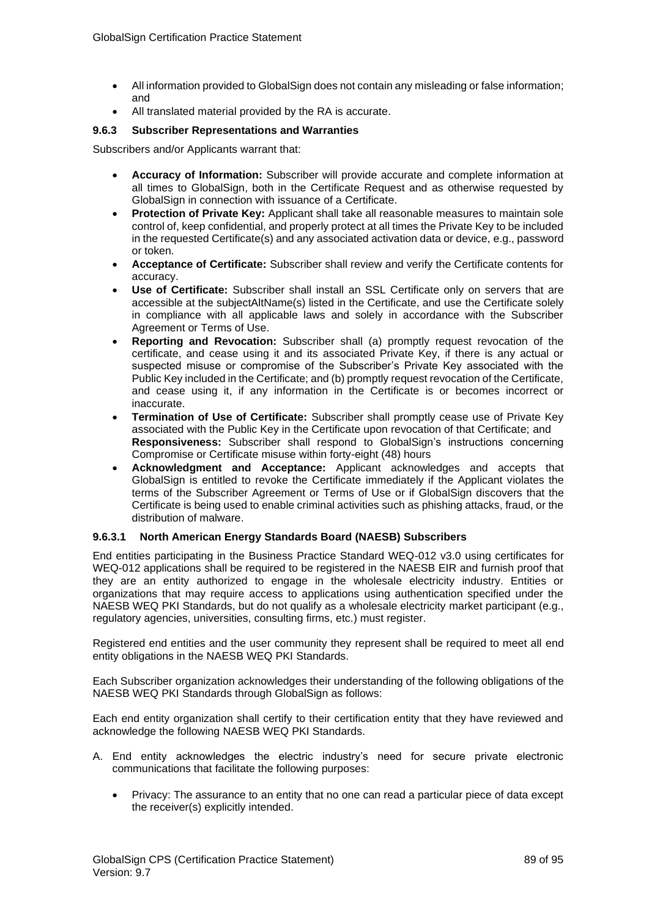- All information provided to GlobalSign does not contain any misleading or false information; and
- All translated material provided by the RA is accurate.

### 9.6.3 Subscriber Representations and Warranties

Subscribers and/or Applicants warrant that:

- **Accuracy of Information:** Subscriber will provide accurate and complete information at all times to GlobalSign, both in the Certificate Request and as otherwise requested by GlobalSign in connection with issuance of a Certificate.
- **Protection of Private Key:** Applicant shall take all reasonable measures to maintain sole control of, keep confidential, and properly protect at all times the Private Key to be included in the requested Certificate(s) and any associated activation data or device, e.g., password or token.
- **Acceptance of Certificate:** Subscriber shall review and verify the Certificate contents for accuracy.
- **Use of Certificate:** Subscriber shall install an SSL Certificate only on servers that are accessible at the subjectAltName(s) listed in the Certificate, and use the Certificate solely in compliance with all applicable laws and solely in accordance with the Subscriber Agreement or Terms of Use.
- **Reporting and Revocation:** Subscriber shall (a) promptly request revocation of the certificate, and cease using it and its associated Private Key, if there is any actual or suspected misuse or compromise of the Subscriber's Private Key associated with the Public Key included in the Certificate; and (b) promptly request revocation of the Certificate, and cease using it, if any information in the Certificate is or becomes incorrect or inaccurate.
- **Termination of Use of Certificate:** Subscriber shall promptly cease use of Private Key associated with the Public Key in the Certificate upon revocation of that Certificate; and **Responsiveness:** Subscriber shall respond to GlobalSign's instructions concerning Compromise or Certificate misuse within forty-eight (48) hours
- **Acknowledgment and Acceptance:** Applicant acknowledges and accepts that GlobalSign is entitled to revoke the Certificate immediately if the Applicant violates the terms of the Subscriber Agreement or Terms of Use or if GlobalSign discovers that the Certificate is being used to enable criminal activities such as phishing attacks, fraud, or the distribution of malware.

#### 9.6.3.1 North American Energy Standards Board (NAESB) Subscribers

End entities participating in the Business Practice Standard WEQ-012 v3.0 using certificates for WEQ-012 applications shall be required to be registered in the NAESB EIR and furnish proof that they are an entity authorized to engage in the wholesale electricity industry. Entities or organizations that may require access to applications using authentication specified under the NAESB WEQ PKI Standards, but do not qualify as a wholesale electricity market participant (e.g., regulatory agencies, universities, consulting firms, etc.) must register.

Registered end entities and the user community they represent shall be required to meet all end entity obligations in the NAESB WEQ PKI Standards.

Each Subscriber organization acknowledges their understanding of the following obligations of the NAESB WEQ PKI Standards through GlobalSign as follows:

Each end entity organization shall certify to their certification entity that they have reviewed and acknowledge the following NAESB WEQ PKI Standards.

A. End entity acknowledges the electric industry's need for secure private electronic communications that facilitate the following purposes:

    - Privacy: The assurance to an entity that no one can read a particular piece of data except the receiver(s) explicitly intended.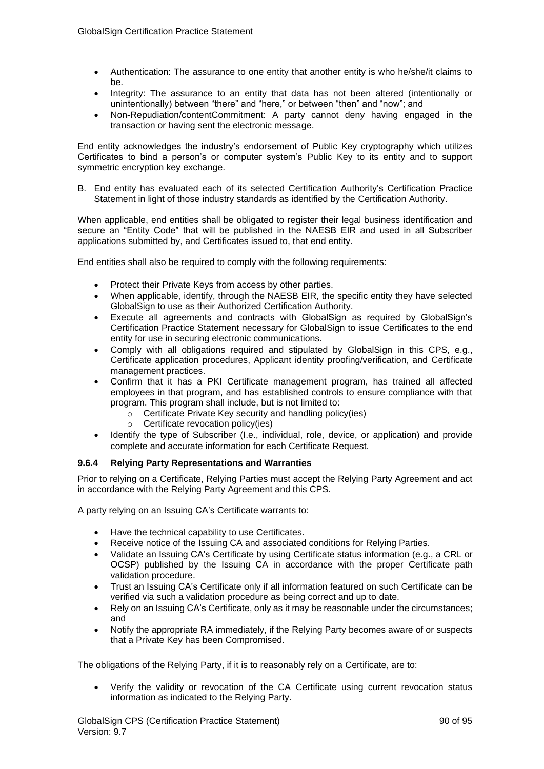- Authentication: The assurance to one entity that another entity is who he/she/it claims to be.
- Integrity: The assurance to an entity that data has not been altered (intentionally or unintentionally) between "there" and "here," or between "then" and "now"; and
- Non-Repudiation/contentCommitment: A party cannot deny having engaged in the transaction or having sent the electronic message.

End entity acknowledges the industry's endorsement of Public Key cryptography which utilizes Certificates to bind a person's or computer system's Public Key to its entity and to support symmetric encryption key exchange.

B. End entity has evaluated each of its selected Certification Authority's Certification Practice Statement in light of those industry standards as identified by the Certification Authority.

When applicable, end entities shall be obligated to register their legal business identification and secure an "Entity Code" that will be published in the NAESB EIR and used in all Subscriber applications submitted by, and Certificates issued to, that end entity.

End entities shall also be required to comply with the following requirements:

- Protect their Private Keys from access by other parties.
- When applicable, identify, through the NAESB EIR, the specific entity they have selected GlobalSign to use as their Authorized Certification Authority.
- Execute all agreements and contracts with GlobalSign as required by GlobalSign's Certification Practice Statement necessary for GlobalSign to issue Certificates to the end entity for use in securing electronic communications.
- Comply with all obligations required and stipulated by GlobalSign in this CPS, e.g., Certificate application procedures, Applicant identity proofing/verification, and Certificate management practices.
- Confirm that it has a PKI Certificate management program, has trained all affected employees in that program, and has established controls to ensure compliance with that program. This program shall include, but is not limited to:
  - Certificate Private Key security and handling policy(ies)
  - Certificate revocation policy(ies)
- Identify the type of Subscriber (I.e., individual, role, device, or application) and provide complete and accurate information for each Certificate Request.

### 9.6.4 Relying Party Representations and Warranties

Prior to relying on a Certificate, Relying Parties must accept the Relying Party Agreement and act in accordance with the Relying Party Agreement and this CPS.

A party relying on an Issuing CA's Certificate warrants to:

- Have the technical capability to use Certificates.
- Receive notice of the Issuing CA and associated conditions for Relying Parties.
- Validate an Issuing CA's Certificate by using Certificate status information (e.g., a CRL or OCSP) published by the Issuing CA in accordance with the proper Certificate path validation procedure.
- Trust an Issuing CA's Certificate only if all information featured on such Certificate can be verified via such a validation procedure as being correct and up to date.
- Rely on an Issuing CA's Certificate, only as it may be reasonable under the circumstances; and
- Notify the appropriate RA immediately, if the Relying Party becomes aware of or suspects that a Private Key has been Compromised.

The obligations of the Relying Party, if it is to reasonably rely on a Certificate, are to:

- Verify the validity or revocation of the CA Certificate using current revocation status information as indicated to the Relying Party.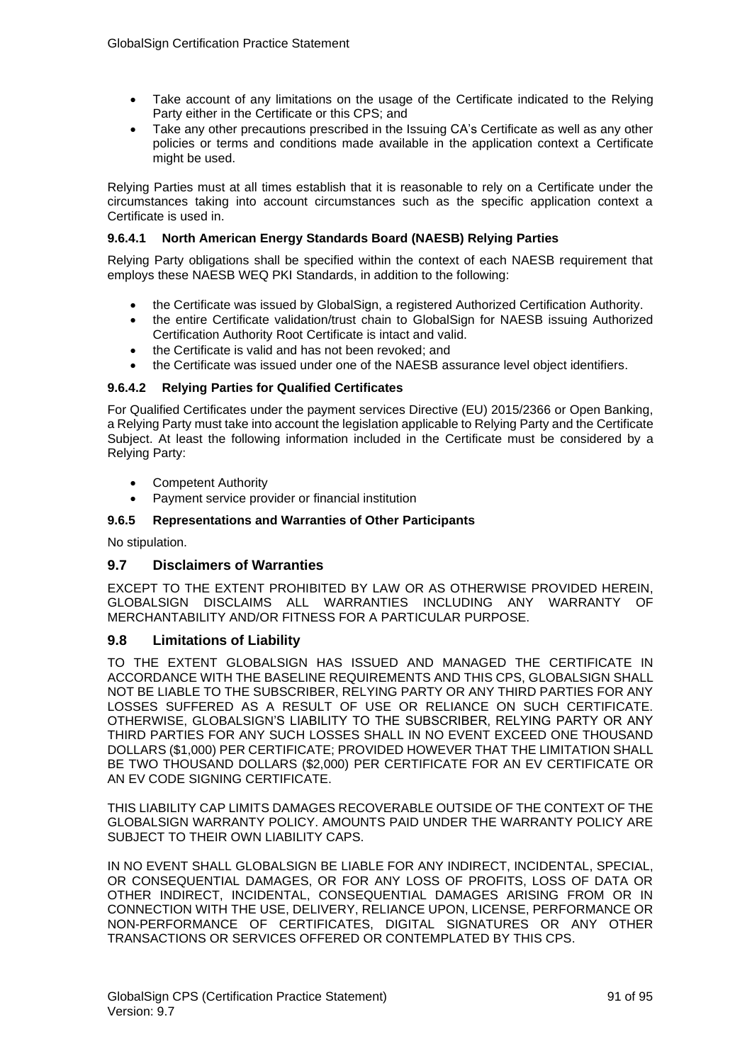- Take account of any limitations on the usage of the Certificate indicated to the Relying Party either in the Certificate or this CPS; and
- Take any other precautions prescribed in the Issuing CA's Certificate as well as any other policies or terms and conditions made available in the application context a Certificate might be used.

Relying Parties must at all times establish that it is reasonable to rely on a Certificate under the circumstances taking into account circumstances such as the specific application context a Certificate is used in.

#### 9.6.4.1 North American Energy Standards Board (NAESB) Relying Parties

Relying Party obligations shall be specified within the context of each NAESB requirement that employs these NAESB WEQ PKI Standards, in addition to the following:

- the Certificate was issued by GlobalSign, a registered Authorized Certification Authority.
- the entire Certificate validation/trust chain to GlobalSign for NAESB issuing Authorized Certification Authority Root Certificate is intact and valid.
- the Certificate is valid and has not been revoked; and
- the Certificate was issued under one of the NAESB assurance level object identifiers.

#### 9.6.4.2 Relying Parties for Qualified Certificates

For Qualified Certificates under the payment services Directive (EU) 2015/2366 or Open Banking, a Relying Party must take into account the legislation applicable to Relying Party and the Certificate Subject. At least the following information included in the Certificate must be considered by a Relying Party:

- Competent Authority
- Payment service provider or financial institution

### 9.6.5 Representations and Warranties of Other Participants

No stipulation.

## 9.7 Disclaimers of Warranties

EXCEPT TO THE EXTENT PROHIBITED BY LAW OR AS OTHERWISE PROVIDED HEREIN, GLOBALSIGN DISCLAIMS ALL WARRANTIES INCLUDING ANY WARRANTY OF MERCHANTABILITY AND/OR FITNESS FOR A PARTICULAR PURPOSE.

## 9.8 Limitations of Liability

TO THE EXTENT GLOBALSIGN HAS ISSUED AND MANAGED THE CERTIFICATE IN ACCORDANCE WITH THE BASELINE REQUIREMENTS AND THIS CPS, GLOBALSIGN SHALL NOT BE LIABLE TO THE SUBSCRIBER, RELYING PARTY OR ANY THIRD PARTIES FOR ANY LOSSES SUFFERED AS A RESULT OF USE OR RELIANCE ON SUCH CERTIFICATE. OTHERWISE, GLOBALSIGN'S LIABILITY TO THE SUBSCRIBER, RELYING PARTY OR ANY THIRD PARTIES FOR ANY SUCH LOSSES SHALL IN NO EVENT EXCEED ONE THOUSAND DOLLARS ($1,000) PER CERTIFICATE; PROVIDED HOWEVER THAT THE LIMITATION SHALL BE TWO THOUSAND DOLLARS ($2,000) PER CERTIFICATE FOR AN EV CERTIFICATE OR AN EV CODE SIGNING CERTIFICATE.

THIS LIABILITY CAP LIMITS DAMAGES RECOVERABLE OUTSIDE OF THE CONTEXT OF THE GLOBALSIGN WARRANTY POLICY. AMOUNTS PAID UNDER THE WARRANTY POLICY ARE SUBJECT TO THEIR OWN LIABILITY CAPS.

IN NO EVENT SHALL GLOBALSIGN BE LIABLE FOR ANY INDIRECT, INCIDENTAL, SPECIAL, OR CONSEQUENTIAL DAMAGES, OR FOR ANY LOSS OF PROFITS, LOSS OF DATA OR OTHER INDIRECT, INCIDENTAL, CONSEQUENTIAL DAMAGES ARISING FROM OR IN CONNECTION WITH THE USE, DELIVERY, RELIANCE UPON, LICENSE, PERFORMANCE OR NON-PERFORMANCE OF CERTIFICATES, DIGITAL SIGNATURES OR ANY OTHER TRANSACTIONS OR SERVICES OFFERED OR CONTEMPLATED BY THIS CPS.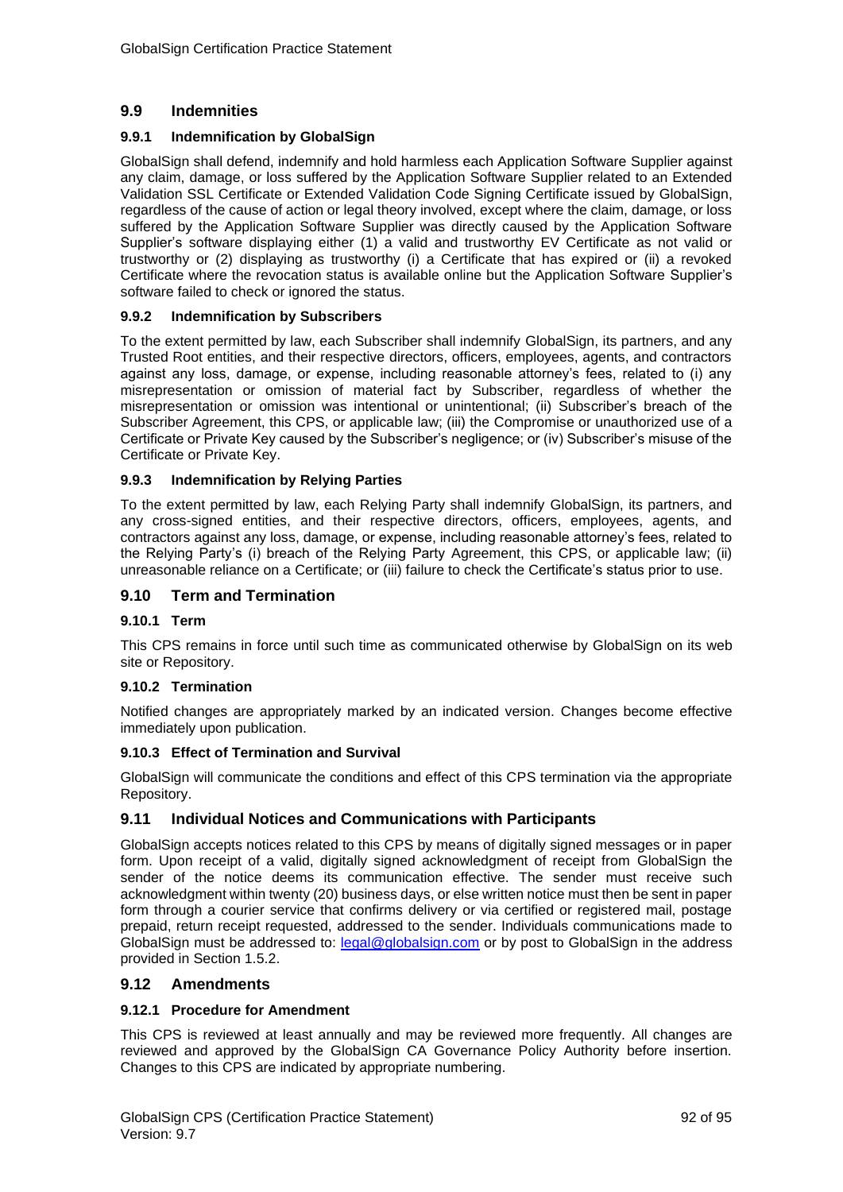## 9.9 Indemnities

### 9.9.1 Indemnification by GlobalSign

GlobalSign shall defend, indemnify and hold harmless each Application Software Supplier against any claim, damage, or loss suffered by the Application Software Supplier related to an Extended Validation SSL Certificate or Extended Validation Code Signing Certificate issued by GlobalSign, regardless of the cause of action or legal theory involved, except where the claim, damage, or loss suffered by the Application Software Supplier was directly caused by the Application Software Supplier's software displaying either (1) a valid and trustworthy EV Certificate as not valid or trustworthy or (2) displaying as trustworthy (i) a Certificate that has expired or (ii) a revoked Certificate where the revocation status is available online but the Application Software Supplier's software failed to check or ignored the status.

### 9.9.2 Indemnification by Subscribers

To the extent permitted by law, each Subscriber shall indemnify GlobalSign, its partners, and any Trusted Root entities, and their respective directors, officers, employees, agents, and contractors against any loss, damage, or expense, including reasonable attorney's fees, related to (i) any misrepresentation or omission of material fact by Subscriber, regardless of whether the misrepresentation or omission was intentional or unintentional; (ii) Subscriber's breach of the Subscriber Agreement, this CPS, or applicable law; (iii) the Compromise or unauthorized use of a Certificate or Private Key caused by the Subscriber's negligence; or (iv) Subscriber's misuse of the Certificate or Private Key.

### 9.9.3 Indemnification by Relying Parties

To the extent permitted by law, each Relying Party shall indemnify GlobalSign, its partners, and any cross-signed entities, and their respective directors, officers, employees, agents, and contractors against any loss, damage, or expense, including reasonable attorney's fees, related to the Relying Party's (i) breach of the Relying Party Agreement, this CPS, or applicable law; (ii) unreasonable reliance on a Certificate; or (iii) failure to check the Certificate's status prior to use.

## 9.10 Term and Termination

### 9.10.1 Term

This CPS remains in force until such time as communicated otherwise by GlobalSign on its web site or Repository.

### 9.10.2 Termination

Notified changes are appropriately marked by an indicated version. Changes become effective immediately upon publication.

### 9.10.3 Effect of Termination and Survival

GlobalSign will communicate the conditions and effect of this CPS termination via the appropriate Repository.

## 9.11 Individual Notices and Communications with Participants

GlobalSign accepts notices related to this CPS by means of digitally signed messages or in paper form. Upon receipt of a valid, digitally signed acknowledgment of receipt from GlobalSign the sender of the notice deems its communication effective. The sender must receive such acknowledgment within twenty (20) business days, or else written notice must then be sent in paper form through a courier service that confirms delivery or via certified or registered mail, postage prepaid, return receipt requested, addressed to the sender. Individuals communications made to GlobalSign must be addressed to: legal@globalsign.com or by post to GlobalSign in the address provided in Section 1.5.2.

## 9.12 Amendments

### 9.12.1 Procedure for Amendment

This CPS is reviewed at least annually and may be reviewed more frequently. All changes are reviewed and approved by the GlobalSign CA Governance Policy Authority before insertion. Changes to this CPS are indicated by appropriate numbering.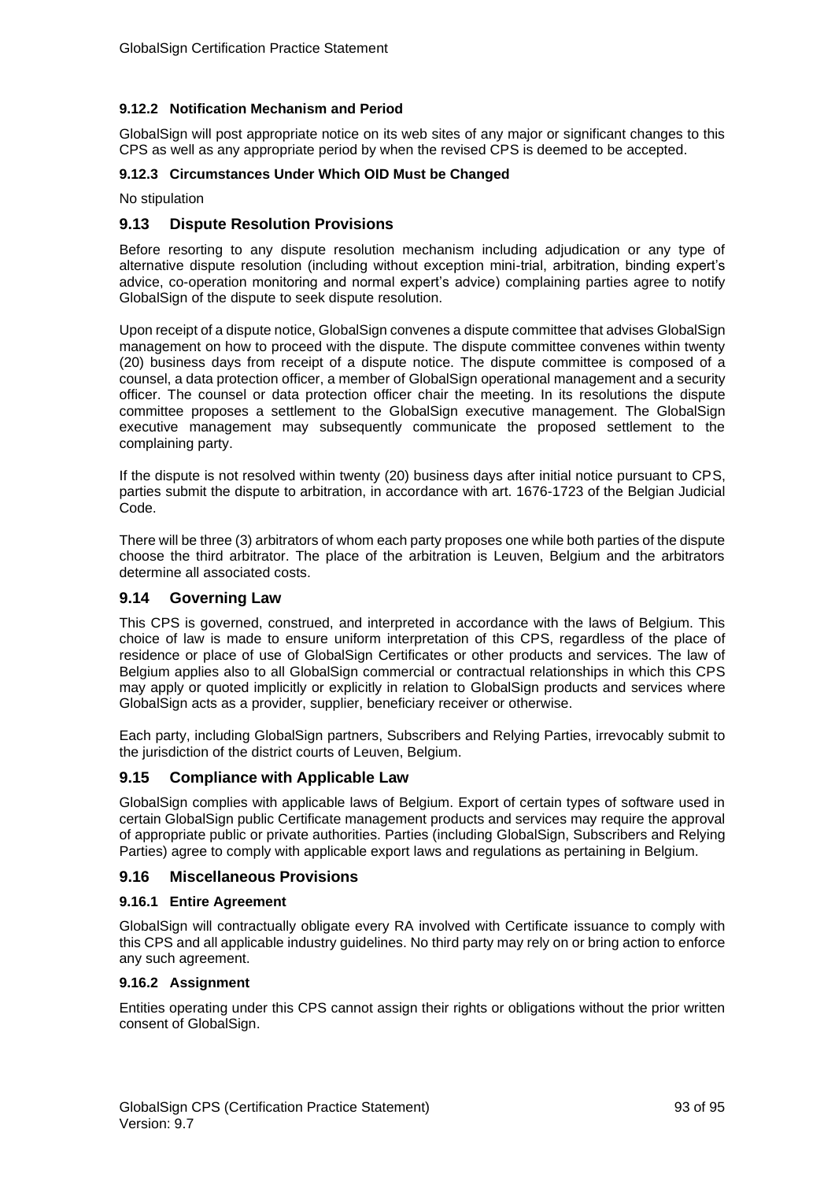#### 9.12.2 Notification Mechanism and Period

GlobalSign will post appropriate notice on its web sites of any major or significant changes to this CPS as well as any appropriate period by when the revised CPS is deemed to be accepted.

#### 9.12.3 Circumstances Under Which OID Must be Changed

No stipulation

### 9.13 Dispute Resolution Provisions

Before resorting to any dispute resolution mechanism including adjudication or any type of alternative dispute resolution (including without exception mini-trial, arbitration, binding expert's advice, co-operation monitoring and normal expert's advice) complaining parties agree to notify GlobalSign of the dispute to seek dispute resolution.

Upon receipt of a dispute notice, GlobalSign convenes a dispute committee that advises GlobalSign management on how to proceed with the dispute. The dispute committee convenes within twenty (20) business days from receipt of a dispute notice. The dispute committee is composed of a counsel, a data protection officer, a member of GlobalSign operational management and a security officer. The counsel or data protection officer chair the meeting. In its resolutions the dispute committee proposes a settlement to the GlobalSign executive management. The GlobalSign executive management may subsequently communicate the proposed settlement to the complaining party.

If the dispute is not resolved within twenty (20) business days after initial notice pursuant to CPS, parties submit the dispute to arbitration, in accordance with art. 1676-1723 of the Belgian Judicial Code.

There will be three (3) arbitrators of whom each party proposes one while both parties of the dispute choose the third arbitrator. The place of the arbitration is Leuven, Belgium and the arbitrators determine all associated costs.

### 9.14 Governing Law

This CPS is governed, construed, and interpreted in accordance with the laws of Belgium. This choice of law is made to ensure uniform interpretation of this CPS, regardless of the place of residence or place of use of GlobalSign Certificates or other products and services. The law of Belgium applies also to all GlobalSign commercial or contractual relationships in which this CPS may apply or quoted implicitly or explicitly in relation to GlobalSign products and services where GlobalSign acts as a provider, supplier, beneficiary receiver or otherwise.

Each party, including GlobalSign partners, Subscribers and Relying Parties, irrevocably submit to the jurisdiction of the district courts of Leuven, Belgium.

### 9.15 Compliance with Applicable Law

GlobalSign complies with applicable laws of Belgium. Export of certain types of software used in certain GlobalSign public Certificate management products and services may require the approval of appropriate public or private authorities. Parties (including GlobalSign, Subscribers and Relying Parties) agree to comply with applicable export laws and regulations as pertaining in Belgium.

### 9.16 Miscellaneous Provisions

#### 9.16.1 Entire Agreement

GlobalSign will contractually obligate every RA involved with Certificate issuance to comply with this CPS and all applicable industry guidelines. No third party may rely on or bring action to enforce any such agreement.

#### 9.16.2 Assignment

Entities operating under this CPS cannot assign their rights or obligations without the prior written consent of GlobalSign.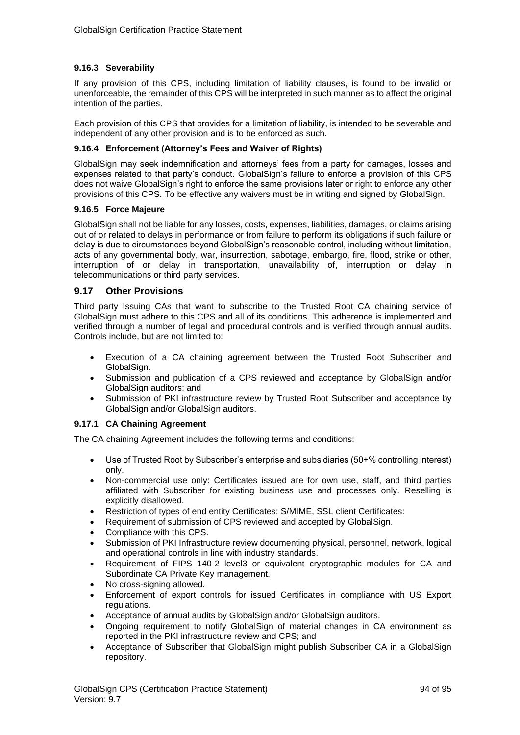### 9.16.3 Severability

If any provision of this CPS, including limitation of liability clauses, is found to be invalid or unenforceable, the remainder of this CPS will be interpreted in such manner as to affect the original intention of the parties.

Each provision of this CPS that provides for a limitation of liability, is intended to be severable and independent of any other provision and is to be enforced as such.

### 9.16.4 Enforcement (Attorney's Fees and Waiver of Rights)

GlobalSign may seek indemnification and attorneys' fees from a party for damages, losses and expenses related to that party's conduct. GlobalSign's failure to enforce a provision of this CPS does not waive GlobalSign's right to enforce the same provisions later or right to enforce any other provisions of this CPS. To be effective any waivers must be in writing and signed by GlobalSign.

### 9.16.5 Force Majeure

GlobalSign shall not be liable for any losses, costs, expenses, liabilities, damages, or claims arising out of or related to delays in performance or from failure to perform its obligations if such failure or delay is due to circumstances beyond GlobalSign's reasonable control, including without limitation, acts of any governmental body, war, insurrection, sabotage, embargo, fire, flood, strike or other, interruption of or delay in transportation, unavailability of, interruption or delay in telecommunications or third party services.

## 9.17 Other Provisions

Third party Issuing CAs that want to subscribe to the Trusted Root CA chaining service of GlobalSign must adhere to this CPS and all of its conditions. This adherence is implemented and verified through a number of legal and procedural controls and is verified through annual audits. Controls include, but are not limited to:

- Execution of a CA chaining agreement between the Trusted Root Subscriber and GlobalSign.
- Submission and publication of a CPS reviewed and acceptance by GlobalSign and/or GlobalSign auditors; and
- Submission of PKI infrastructure review by Trusted Root Subscriber and acceptance by GlobalSign and/or GlobalSign auditors.

### 9.17.1 CA Chaining Agreement

The CA chaining Agreement includes the following terms and conditions:

- Use of Trusted Root by Subscriber's enterprise and subsidiaries (50+% controlling interest) only.
- Non-commercial use only: Certificates issued are for own use, staff, and third parties affiliated with Subscriber for existing business use and processes only. Reselling is explicitly disallowed.
- Restriction of types of end entity Certificates: S/MIME, SSL client Certificates:
- Requirement of submission of CPS reviewed and accepted by GlobalSign.
- Compliance with this CPS.
- Submission of PKI Infrastructure review documenting physical, personnel, network, logical and operational controls in line with industry standards.
- Requirement of FIPS 140-2 level3 or equivalent cryptographic modules for CA and Subordinate CA Private Key management.
- No cross-signing allowed.
- Enforcement of export controls for issued Certificates in compliance with US Export regulations.
- Acceptance of annual audits by GlobalSign and/or GlobalSign auditors.
- Ongoing requirement to notify GlobalSign of material changes in CA environment as reported in the PKI infrastructure review and CPS; and
- Acceptance of Subscriber that GlobalSign might publish Subscriber CA in a GlobalSign repository.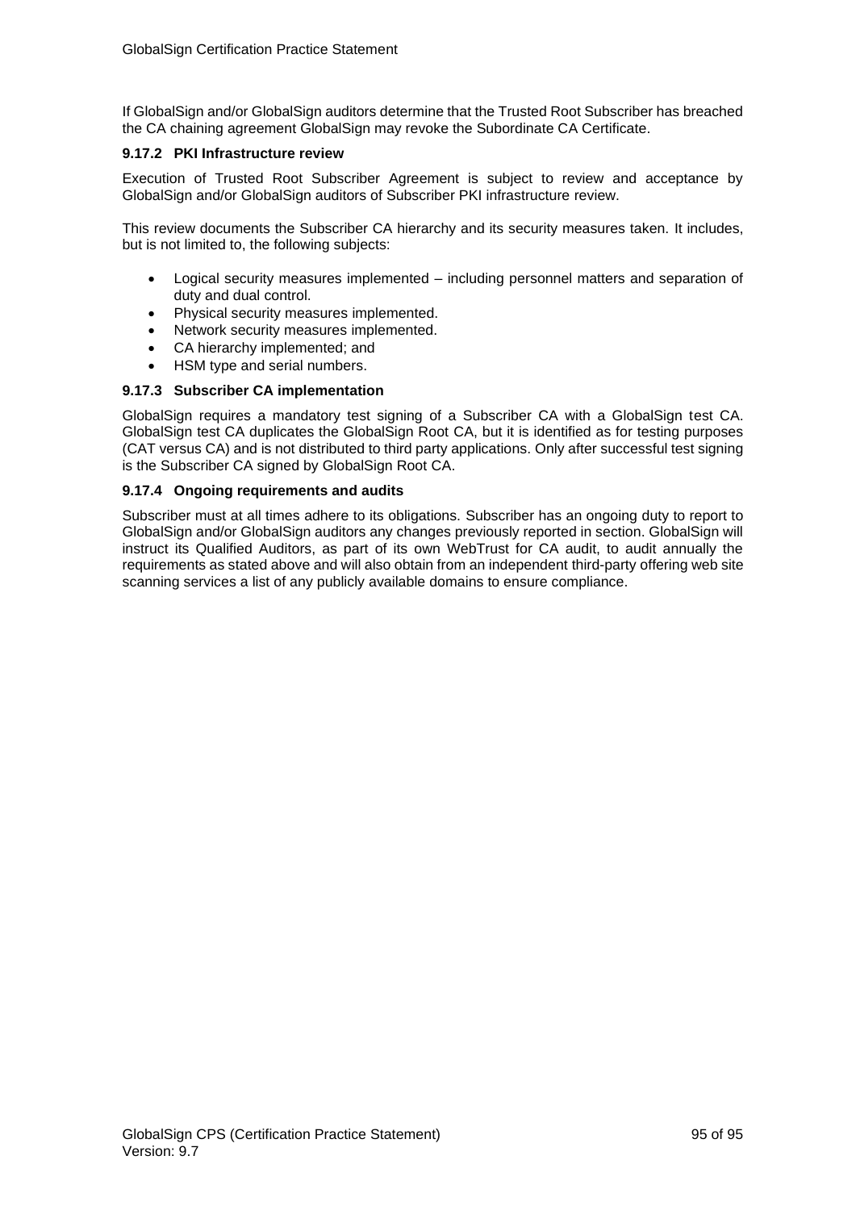If GlobalSign and/or GlobalSign auditors determine that the Trusted Root Subscriber has breached the CA chaining agreement GlobalSign may revoke the Subordinate CA Certificate.

### 9.17.2 PKI Infrastructure review

Execution of Trusted Root Subscriber Agreement is subject to review and acceptance by GlobalSign and/or GlobalSign auditors of Subscriber PKI infrastructure review.

This review documents the Subscriber CA hierarchy and its security measures taken. It includes, but is not limited to, the following subjects:

- Logical security measures implemented – including personnel matters and separation of duty and dual control.
- Physical security measures implemented.
- Network security measures implemented.
- CA hierarchy implemented; and
- HSM type and serial numbers.

### 9.17.3 Subscriber CA implementation

GlobalSign requires a mandatory test signing of a Subscriber CA with a GlobalSign test CA. GlobalSign test CA duplicates the GlobalSign Root CA, but it is identified as for testing purposes (CAT versus CA) and is not distributed to third party applications. Only after successful test signing is the Subscriber CA signed by GlobalSign Root CA.

### 9.17.4 Ongoing requirements and audits

Subscriber must at all times adhere to its obligations. Subscriber has an ongoing duty to report to GlobalSign and/or GlobalSign auditors any changes previously reported in section. GlobalSign will instruct its Qualified Auditors, as part of its own WebTrust for CA audit, to audit annually the requirements as stated above and will also obtain from an independent third-party offering web site scanning services a list of any publicly available domains to ensure compliance.